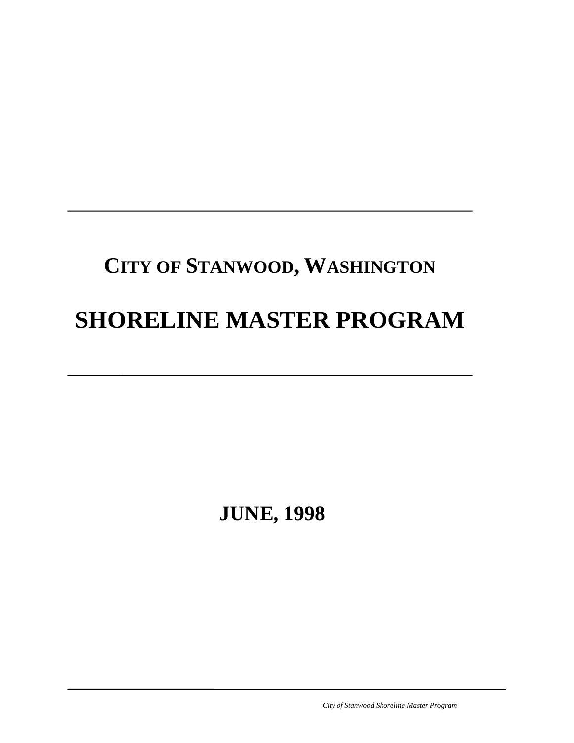# CITY OF STANWOOD, WASHINGTON

# SHORELINE MASTER PROGRAM

**JUNE, 1998**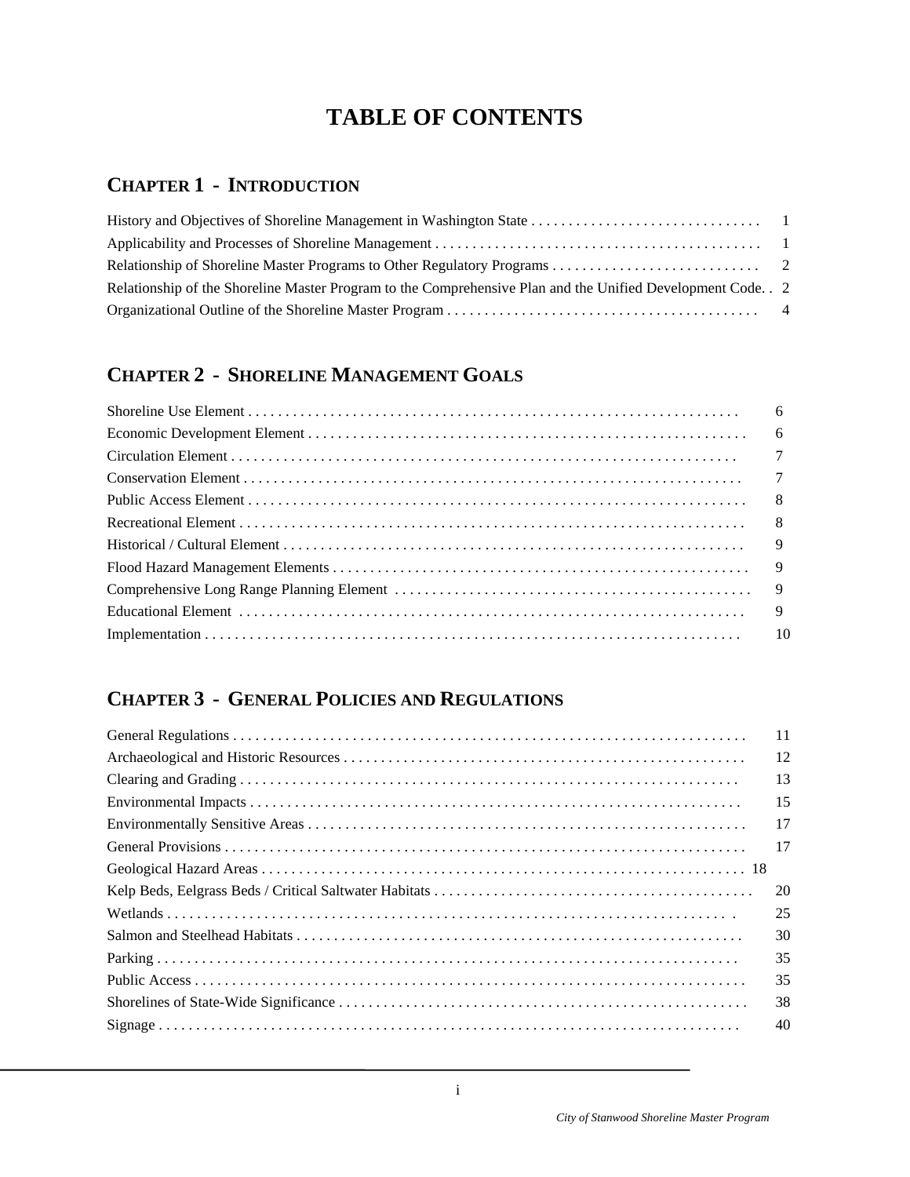# TABLE OF CONTENTS

## CHAPTER 1 - INTRODUCTION

History and Objectives of Shoreline Management in Washington State . . . . . . . . . . . . . . . . . . . . . . . . . . . . . . . 1
Applicability and Processes of Shoreline Management . . . . . . . . . . . . . . . . . . . . . . . . . . . . . . . . . . . . . . . . . . . 1
Relationship of Shoreline Master Programs to Other Regulatory Programs . . . . . . . . . . . . . . . . . . . . . . . . . . . . 2
Relationship of the Shoreline Master Program to the Comprehensive Plan and the Unified Development Code. . 2
Organizational Outline of the Shoreline Master Program . . . . . . . . . . . . . . . . . . . . . . . . . . . . . . . . . . . . . . . . . 4

## CHAPTER 2 - SHORELINE MANAGEMENT GOALS

Shoreline Use Element . . . . . . . . . . . . . . . . . . . . . . . . . . . . . . . . . . . . . . . . . . . . . . . . . . . . . . . . . . . . . . . . . 6
Economic Development Element . . . . . . . . . . . . . . . . . . . . . . . . . . . . . . . . . . . . . . . . . . . . . . . . . . . . . . . . . . 6
Circulation Element . . . . . . . . . . . . . . . . . . . . . . . . . . . . . . . . . . . . . . . . . . . . . . . . . . . . . . . . . . . . . . . . . . . 7
Conservation Element . . . . . . . . . . . . . . . . . . . . . . . . . . . . . . . . . . . . . . . . . . . . . . . . . . . . . . . . . . . . . . . . . 7
Public Access Element . . . . . . . . . . . . . . . . . . . . . . . . . . . . . . . . . . . . . . . . . . . . . . . . . . . . . . . . . . . . . . . . . 8
Recreational Element . . . . . . . . . . . . . . . . . . . . . . . . . . . . . . . . . . . . . . . . . . . . . . . . . . . . . . . . . . . . . . . . . . 8
Historical / Cultural Element . . . . . . . . . . . . . . . . . . . . . . . . . . . . . . . . . . . . . . . . . . . . . . . . . . . . . . . . . . . . 9
Flood Hazard Management Elements . . . . . . . . . . . . . . . . . . . . . . . . . . . . . . . . . . . . . . . . . . . . . . . . . . . . . . 9
Comprehensive Long Range Planning Element . . . . . . . . . . . . . . . . . . . . . . . . . . . . . . . . . . . . . . . . . . . . . . . 9
Educational Element . . . . . . . . . . . . . . . . . . . . . . . . . . . . . . . . . . . . . . . . . . . . . . . . . . . . . . . . . . . . . . . . . . 9
Implementation . . . . . . . . . . . . . . . . . . . . . . . . . . . . . . . . . . . . . . . . . . . . . . . . . . . . . . . . . . . . . . . . . . . . . . 10

## CHAPTER 3 - GENERAL POLICIES AND REGULATIONS

General Regulations . . . . . . . . . . . . . . . . . . . . . . . . . . . . . . . . . . . . . . . . . . . . . . . . . . . . . . . . . . . . . . . . . . . 11
Archaeological and Historic Resources . . . . . . . . . . . . . . . . . . . . . . . . . . . . . . . . . . . . . . . . . . . . . . . . . . . . . 12
Clearing and Grading . . . . . . . . . . . . . . . . . . . . . . . . . . . . . . . . . . . . . . . . . . . . . . . . . . . . . . . . . . . . . . . . . . 13
Environmental Impacts . . . . . . . . . . . . . . . . . . . . . . . . . . . . . . . . . . . . . . . . . . . . . . . . . . . . . . . . . . . . . . . . . 15
Environmentally Sensitive Areas . . . . . . . . . . . . . . . . . . . . . . . . . . . . . . . . . . . . . . . . . . . . . . . . . . . . . . . . . . 17
General Provisions . . . . . . . . . . . . . . . . . . . . . . . . . . . . . . . . . . . . . . . . . . . . . . . . . . . . . . . . . . . . . . . . . . . . 17
Geological Hazard Areas . . . . . . . . . . . . . . . . . . . . . . . . . . . . . . . . . . . . . . . . . . . . . . . . . . . . . . . . . . . . . . . 18
Kelp Beds, Eelgrass Beds / Critical Saltwater Habitats . . . . . . . . . . . . . . . . . . . . . . . . . . . . . . . . . . . . . . . . . 20
Wetlands . . . . . . . . . . . . . . . . . . . . . . . . . . . . . . . . . . . . . . . . . . . . . . . . . . . . . . . . . . . . . . . . . . . . . . . . . . . 25
Salmon and Steelhead Habitats . . . . . . . . . . . . . . . . . . . . . . . . . . . . . . . . . . . . . . . . . . . . . . . . . . . . . . . . . . . 30
Parking . . . . . . . . . . . . . . . . . . . . . . . . . . . . . . . . . . . . . . . . . . . . . . . . . . . . . . . . . . . . . . . . . . . . . . . . . . . . . 35
Public Access . . . . . . . . . . . . . . . . . . . . . . . . . . . . . . . . . . . . . . . . . . . . . . . . . . . . . . . . . . . . . . . . . . . . . . . . 35
Shorelines of State-Wide Significance . . . . . . . . . . . . . . . . . . . . . . . . . . . . . . . . . . . . . . . . . . . . . . . . . . . . . 38
Signage . . . . . . . . . . . . . . . . . . . . . . . . . . . . . . . . . . . . . . . . . . . . . . . . . . . . . . . . . . . . . . . . . . . . . . . . . . . . . 40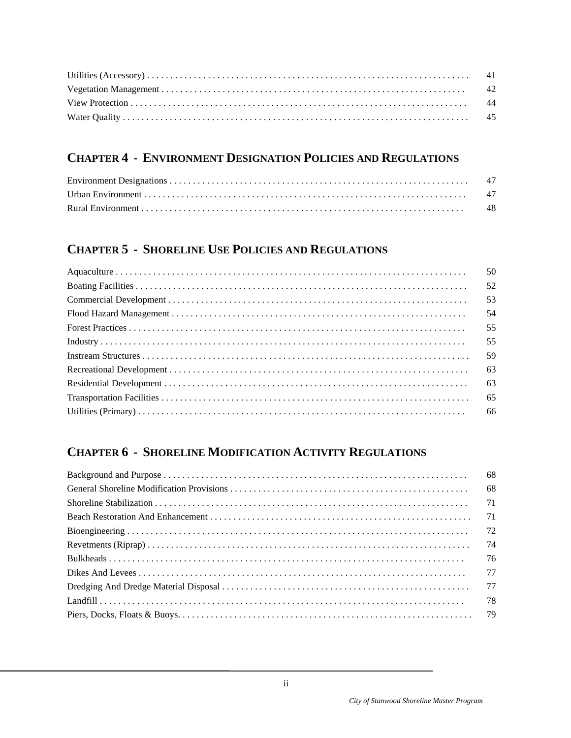| | |
|---|---|
| Utilities (Accessory) | 41 |
| Vegetation Management | 42 |
| View Protection | 44 |
| Water Quality | 45 |

## CHAPTER 4 - ENVIRONMENT DESIGNATION POLICIES AND REGULATIONS

| | |
|---|---|
| Environment Designations | 47 |
| Urban Environment | 47 |
| Rural Environment | 48 |

## CHAPTER 5 - SHORELINE USE POLICIES AND REGULATIONS

| | |
|---|---|
| Aquaculture | 50 |
| Boating Facilities | 52 |
| Commercial Development | 53 |
| Flood Hazard Management | 54 |
| Forest Practices | 55 |
| Industry | 55 |
| Instream Structures | 59 |
| Recreational Development | 63 |
| Residential Development | 63 |
| Transportation Facilities | 65 |
| Utilities (Primary) | 66 |

## CHAPTER 6 - SHORELINE MODIFICATION ACTIVITY REGULATIONS

| | |
|---|---|
| Background and Purpose | 68 |
| General Shoreline Modification Provisions | 68 |
| Shoreline Stabilization | 71 |
| Beach Restoration And Enhancement | 71 |
| Bioengineering | 72 |
| Revetments (Riprap) | 74 |
| Bulkheads | 76 |
| Dikes And Levees | 77 |
| Dredging And Dredge Material Disposal | 77 |
| Landfill | 78 |
| Piers, Docks, Floats & Buoys. | 79 |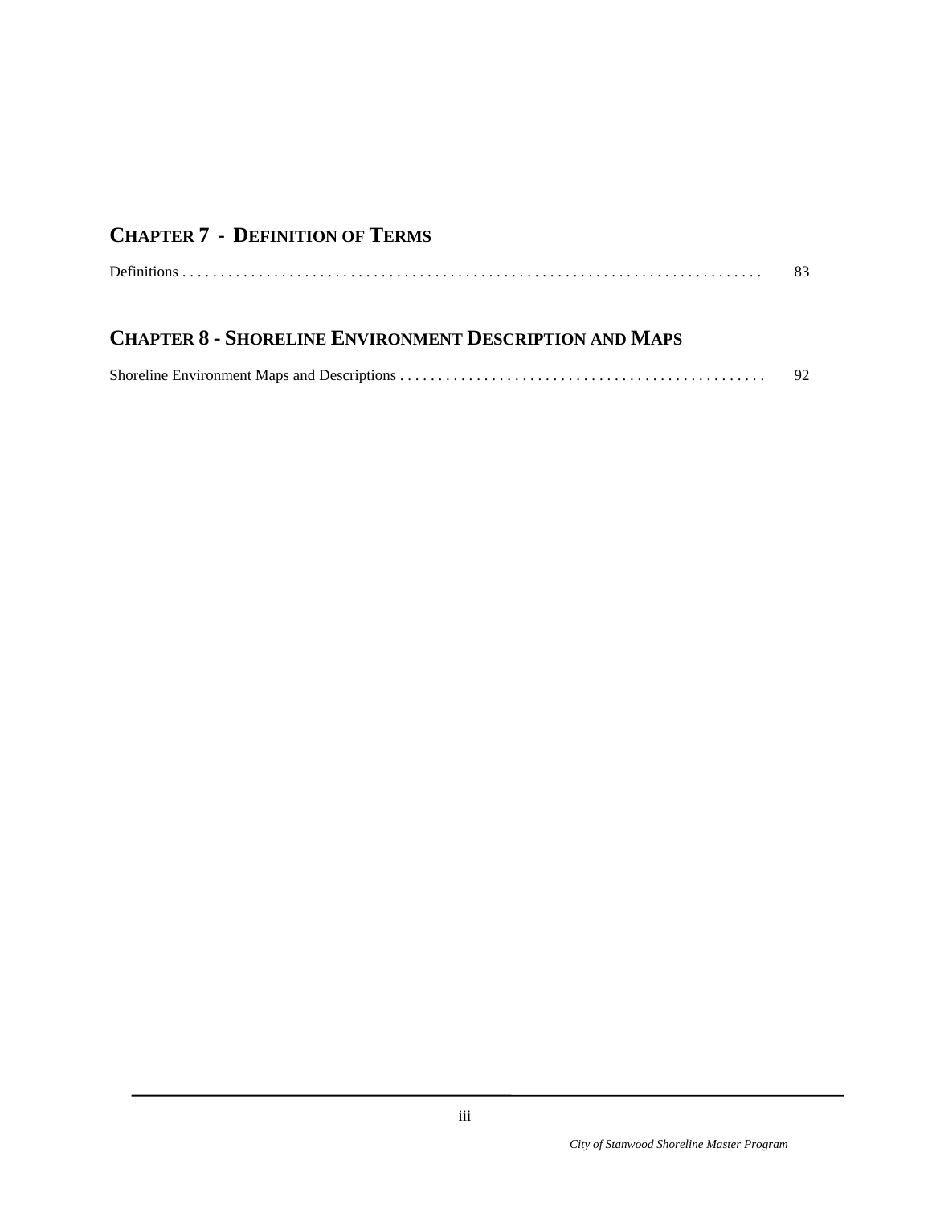## CHAPTER 7 - DEFINITION OF TERMS

Definitions . . . . . . . . . . . . . . . . . . . . . . . . . . . . . . . . . . . . . . . . . . . . . . . . . . . . . . . . . . . . . . . . . . . . . . . . . . . 83

## CHAPTER 8 - SHORELINE ENVIRONMENT DESCRIPTION AND MAPS

Shoreline Environment Maps and Descriptions . . . . . . . . . . . . . . . . . . . . . . . . . . . . . . . . . . . . . . . . . . . . . . . 92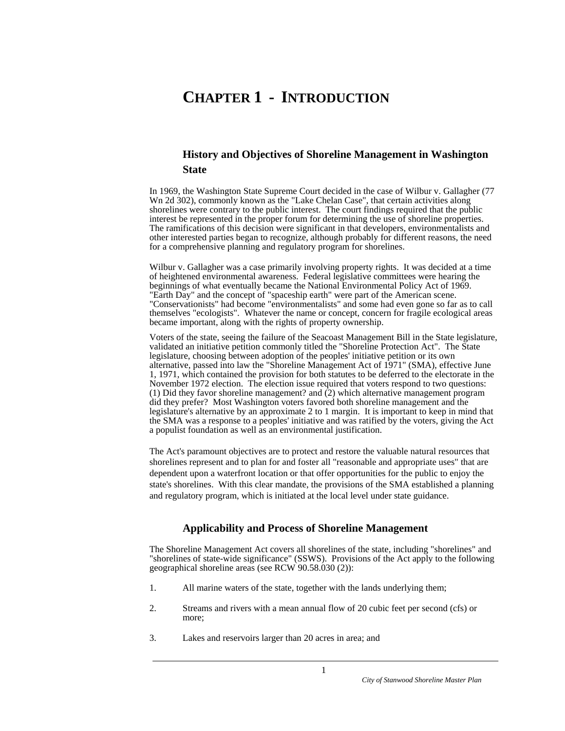# CHAPTER 1 - INTRODUCTION

## History and Objectives of Shoreline Management in Washington State

In 1969, the Washington State Supreme Court decided in the case of Wilbur v. Gallagher (77 Wn 2d 302), commonly known as the "Lake Chelan Case", that certain activities along shorelines were contrary to the public interest. The court findings required that the public interest be represented in the proper forum for determining the use of shoreline properties. The ramifications of this decision were significant in that developers, environmentalists and other interested parties began to recognize, although probably for different reasons, the need for a comprehensive planning and regulatory program for shorelines.

Wilbur v. Gallagher was a case primarily involving property rights. It was decided at a time of heightened environmental awareness. Federal legislative committees were hearing the beginnings of what eventually became the National Environmental Policy Act of 1969. "Earth Day" and the concept of "spaceship earth" were part of the American scene. "Conservationists" had become "environmentalists" and some had even gone so far as to call themselves "ecologists". Whatever the name or concept, concern for fragile ecological areas became important, along with the rights of property ownership.

Voters of the state, seeing the failure of the Seacoast Management Bill in the State legislature, validated an initiative petition commonly titled the "Shoreline Protection Act". The State legislature, choosing between adoption of the peoples' initiative petition or its own alternative, passed into law the "Shoreline Management Act of 1971" (SMA), effective June 1, 1971, which contained the provision for both statutes to be deferred to the electorate in the November 1972 election. The election issue required that voters respond to two questions: (1) Did they favor shoreline management? and (2) which alternative management program did they prefer? Most Washington voters favored both shoreline management and the legislature's alternative by an approximate 2 to 1 margin. It is important to keep in mind that the SMA was a response to a peoples' initiative and was ratified by the voters, giving the Act a populist foundation as well as an environmental justification.

The Act's paramount objectives are to protect and restore the valuable natural resources that shorelines represent and to plan for and foster all "reasonable and appropriate uses" that are dependent upon a waterfront location or that offer opportunities for the public to enjoy the state's shorelines. With this clear mandate, the provisions of the SMA established a planning and regulatory program, which is initiated at the local level under state guidance.

## Applicability and Process of Shoreline Management

The Shoreline Management Act covers all shorelines of the state, including "shorelines" and "shorelines of state-wide significance" (SSWS). Provisions of the Act apply to the following geographical shoreline areas (see RCW 90.58.030 (2)):

1. All marine waters of the state, together with the lands underlying them;

2. Streams and rivers with a mean annual flow of 20 cubic feet per second (cfs) or more;

3. Lakes and reservoirs larger than 20 acres in area; and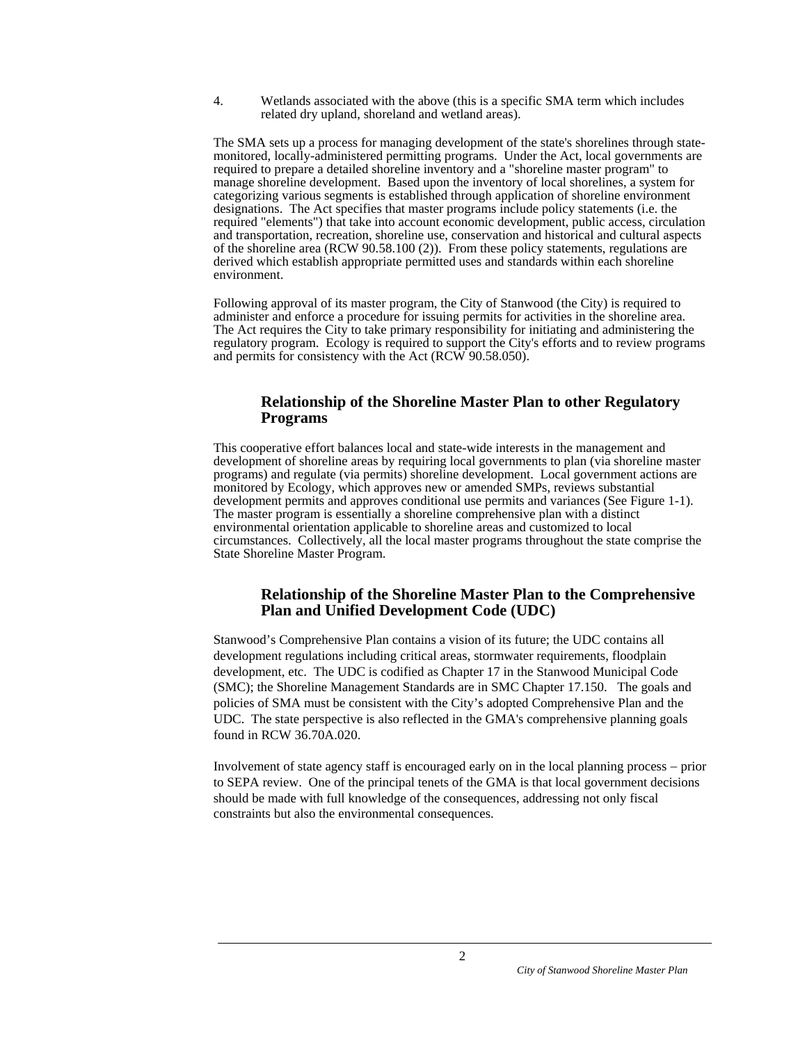4. Wetlands associated with the above (this is a specific SMA term which includes related dry upland, shoreland and wetland areas).

The SMA sets up a process for managing development of the state's shorelines through state-monitored, locally-administered permitting programs. Under the Act, local governments are required to prepare a detailed shoreline inventory and a "shoreline master program" to manage shoreline development. Based upon the inventory of local shorelines, a system for categorizing various segments is established through application of shoreline environment designations. The Act specifies that master programs include policy statements (i.e. the required "elements") that take into account economic development, public access, circulation and transportation, recreation, shoreline use, conservation and historical and cultural aspects of the shoreline area (RCW 90.58.100 (2)). From these policy statements, regulations are derived which establish appropriate permitted uses and standards within each shoreline environment.

Following approval of its master program, the City of Stanwood (the City) is required to administer and enforce a procedure for issuing permits for activities in the shoreline area. The Act requires the City to take primary responsibility for initiating and administering the regulatory program. Ecology is required to support the City's efforts and to review programs and permits for consistency with the Act (RCW 90.58.050).

### Relationship of the Shoreline Master Plan to other Regulatory Programs

This cooperative effort balances local and state-wide interests in the management and development of shoreline areas by requiring local governments to plan (via shoreline master programs) and regulate (via permits) shoreline development. Local government actions are monitored by Ecology, which approves new or amended SMPs, reviews substantial development permits and approves conditional use permits and variances (See Figure 1-1). The master program is essentially a shoreline comprehensive plan with a distinct environmental orientation applicable to shoreline areas and customized to local circumstances. Collectively, all the local master programs throughout the state comprise the State Shoreline Master Program.

### Relationship of the Shoreline Master Plan to the Comprehensive Plan and Unified Development Code (UDC)

Stanwood's Comprehensive Plan contains a vision of its future; the UDC contains all development regulations including critical areas, stormwater requirements, floodplain development, etc. The UDC is codified as Chapter 17 in the Stanwood Municipal Code (SMC); the Shoreline Management Standards are in SMC Chapter 17.150. The goals and policies of SMA must be consistent with the City's adopted Comprehensive Plan and the UDC. The state perspective is also reflected in the GMA's comprehensive planning goals found in RCW 36.70A.020.

Involvement of state agency staff is encouraged early on in the local planning process – prior to SEPA review. One of the principal tenets of the GMA is that local government decisions should be made with full knowledge of the consequences, addressing not only fiscal constraints but also the environmental consequences.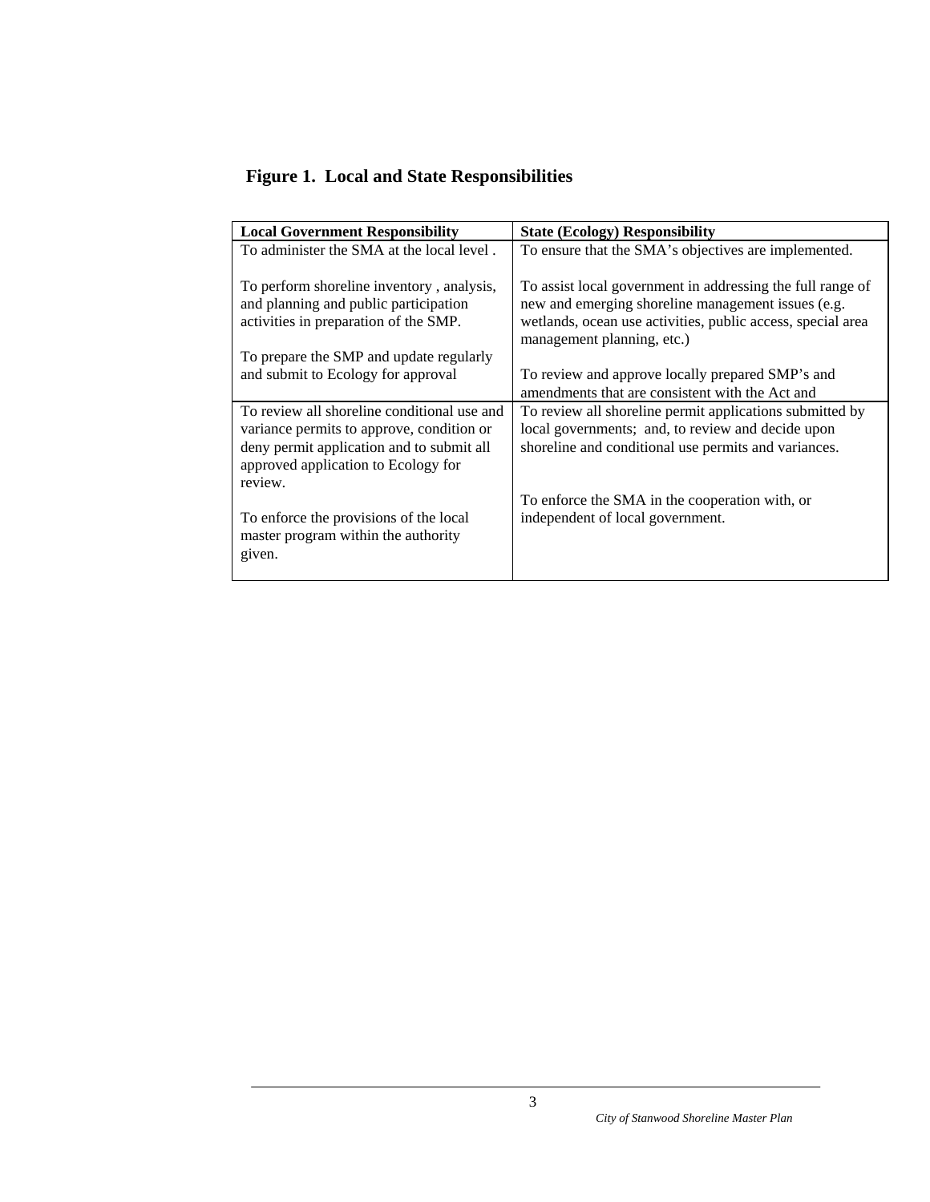**Figure 1. Local and State Responsibilities**

| **Local Government Responsibility** | **State (Ecology) Responsibility** |
|---|---|
| To administer the SMA at the local level .<br><br>To perform shoreline inventory , analysis, and planning and public participation activities in preparation of the SMP.<br><br>To prepare the SMP and update regularly and submit to Ecology for approval | To ensure that the SMA's objectives are implemented.<br><br>To assist local government in addressing the full range of new and emerging shoreline management issues (e.g. wetlands, ocean use activities, public access, special area management planning, etc.)<br><br>To review and approve locally prepared SMP's and amendments that are consistent with the Act and |
| To review all shoreline conditional use and variance permits to approve, condition or deny permit application and to submit all approved application to Ecology for review.<br><br>To enforce the provisions of the local master program within the authority given. | To review all shoreline permit applications submitted by local governments; and, to review and decide upon shoreline and conditional use permits and variances.<br><br>To enforce the SMA in the cooperation with, or independent of local government. |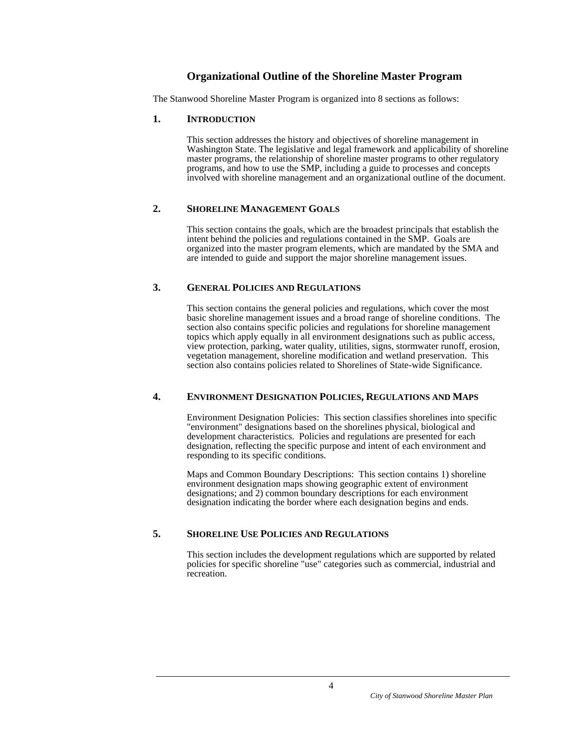## Organizational Outline of the Shoreline Master Program

The Stanwood Shoreline Master Program is organized into 8 sections as follows:

### 1. INTRODUCTION

This section addresses the history and objectives of shoreline management in Washington State. The legislative and legal framework and applicability of shoreline master programs, the relationship of shoreline master programs to other regulatory programs, and how to use the SMP, including a guide to processes and concepts involved with shoreline management and an organizational outline of the document.

### 2. SHORELINE MANAGEMENT GOALS

This section contains the goals, which are the broadest principals that establish the intent behind the policies and regulations contained in the SMP. Goals are organized into the master program elements, which are mandated by the SMA and are intended to guide and support the major shoreline management issues.

### 3. GENERAL POLICIES AND REGULATIONS

This section contains the general policies and regulations, which cover the most basic shoreline management issues and a broad range of shoreline conditions. The section also contains specific policies and regulations for shoreline management topics which apply equally in all environment designations such as public access, view protection, parking, water quality, utilities, signs, stormwater runoff, erosion, vegetation management, shoreline modification and wetland preservation. This section also contains policies related to Shorelines of State-wide Significance.

### 4. ENVIRONMENT DESIGNATION POLICIES, REGULATIONS AND MAPS

Environment Designation Policies: This section classifies shorelines into specific "environment" designations based on the shorelines physical, biological and development characteristics. Policies and regulations are presented for each designation, reflecting the specific purpose and intent of each environment and responding to its specific conditions.

Maps and Common Boundary Descriptions: This section contains 1) shoreline environment designation maps showing geographic extent of environment designations; and 2) common boundary descriptions for each environment designation indicating the border where each designation begins and ends.

### 5. SHORELINE USE POLICIES AND REGULATIONS

This section includes the development regulations which are supported by related policies for specific shoreline "use" categories such as commercial, industrial and recreation.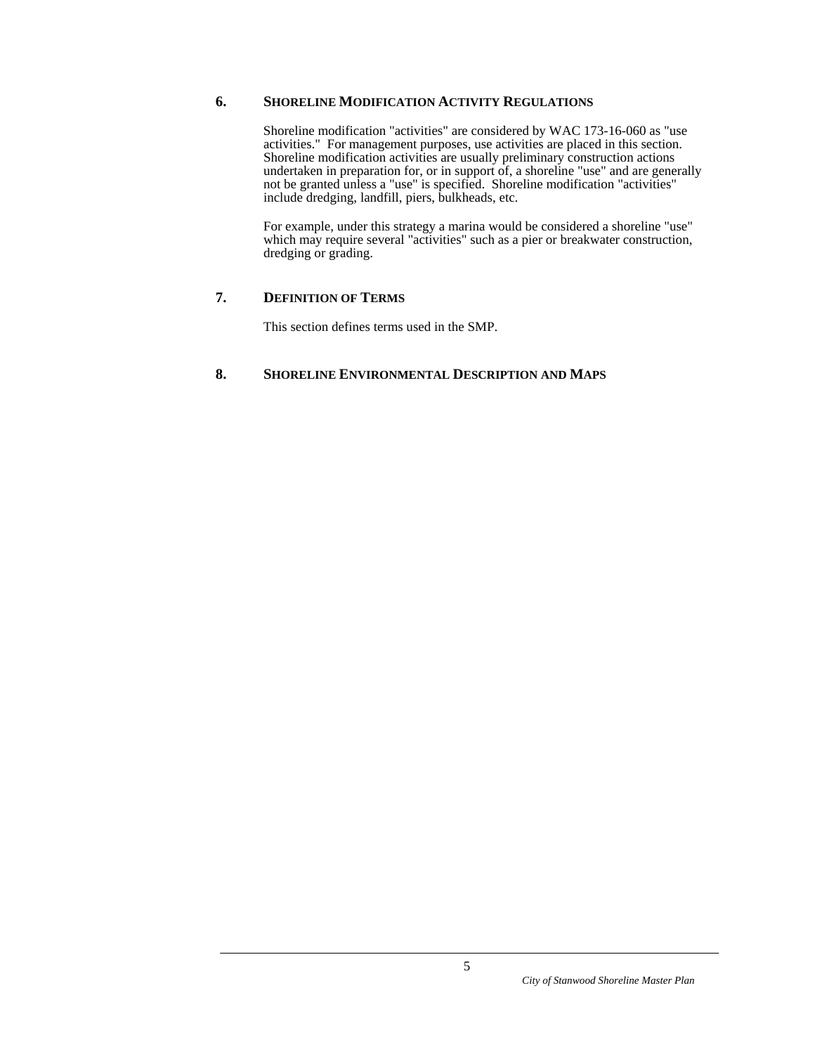### 6. SHORELINE MODIFICATION ACTIVITY REGULATIONS

Shoreline modification "activities" are considered by WAC 173-16-060 as "use activities." For management purposes, use activities are placed in this section. Shoreline modification activities are usually preliminary construction actions undertaken in preparation for, or in support of, a shoreline "use" and are generally not be granted unless a "use" is specified. Shoreline modification "activities" include dredging, landfill, piers, bulkheads, etc.

For example, under this strategy a marina would be considered a shoreline "use" which may require several "activities" such as a pier or breakwater construction, dredging or grading.

### 7. DEFINITION OF TERMS

This section defines terms used in the SMP.

### 8. SHORELINE ENVIRONMENTAL DESCRIPTION AND MAPS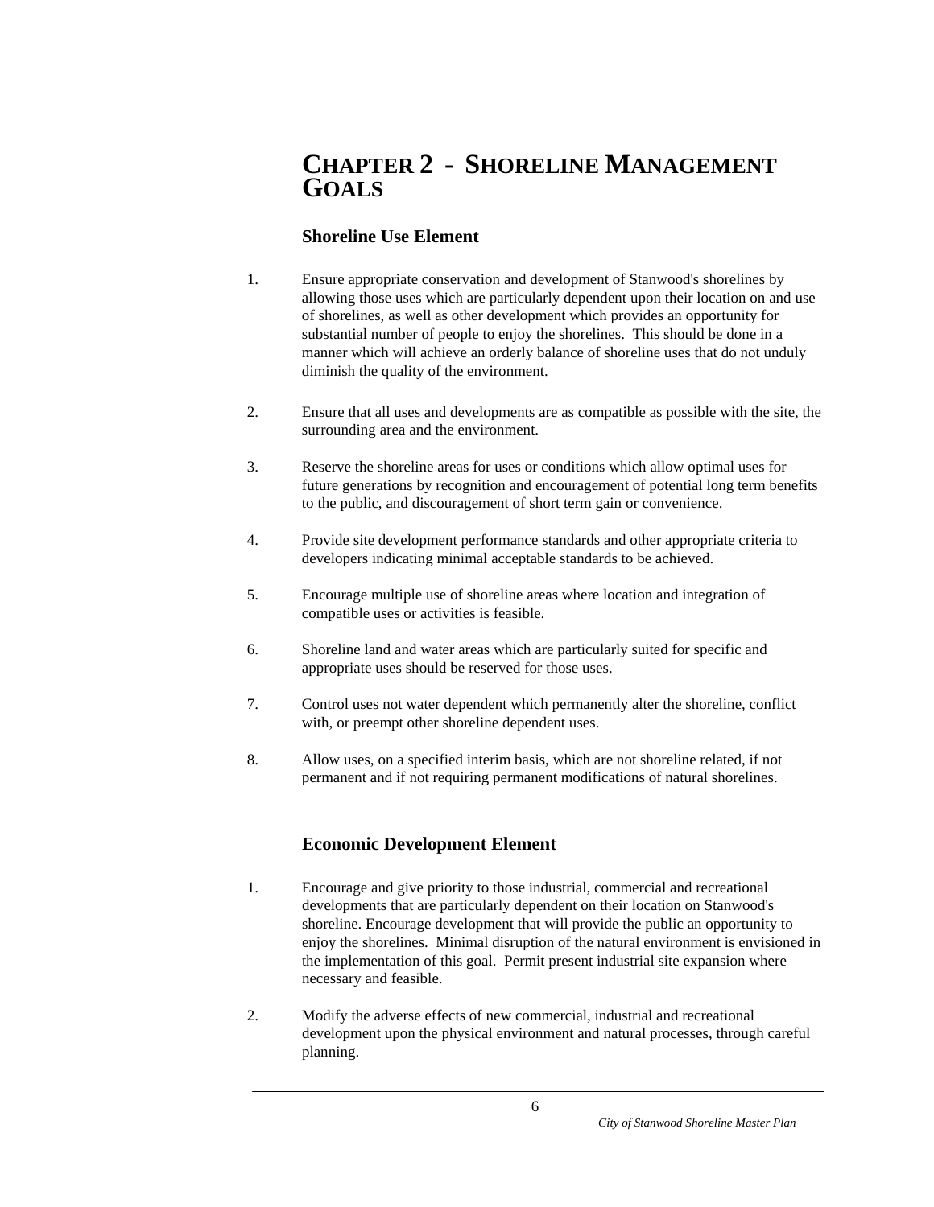# CHAPTER 2 - SHORELINE MANAGEMENT GOALS

## Shoreline Use Element

1. Ensure appropriate conservation and development of Stanwood's shorelines by allowing those uses which are particularly dependent upon their location on and use of shorelines, as well as other development which provides an opportunity for substantial number of people to enjoy the shorelines. This should be done in a manner which will achieve an orderly balance of shoreline uses that do not unduly diminish the quality of the environment.

2. Ensure that all uses and developments are as compatible as possible with the site, the surrounding area and the environment.

3. Reserve the shoreline areas for uses or conditions which allow optimal uses for future generations by recognition and encouragement of potential long term benefits to the public, and discouragement of short term gain or convenience.

4. Provide site development performance standards and other appropriate criteria to developers indicating minimal acceptable standards to be achieved.

5. Encourage multiple use of shoreline areas where location and integration of compatible uses or activities is feasible.

6. Shoreline land and water areas which are particularly suited for specific and appropriate uses should be reserved for those uses.

7. Control uses not water dependent which permanently alter the shoreline, conflict with, or preempt other shoreline dependent uses.

8. Allow uses, on a specified interim basis, which are not shoreline related, if not permanent and if not requiring permanent modifications of natural shorelines.

## Economic Development Element

1. Encourage and give priority to those industrial, commercial and recreational developments that are particularly dependent on their location on Stanwood's shoreline. Encourage development that will provide the public an opportunity to enjoy the shorelines. Minimal disruption of the natural environment is envisioned in the implementation of this goal. Permit present industrial site expansion where necessary and feasible.

2. Modify the adverse effects of new commercial, industrial and recreational development upon the physical environment and natural processes, through careful planning.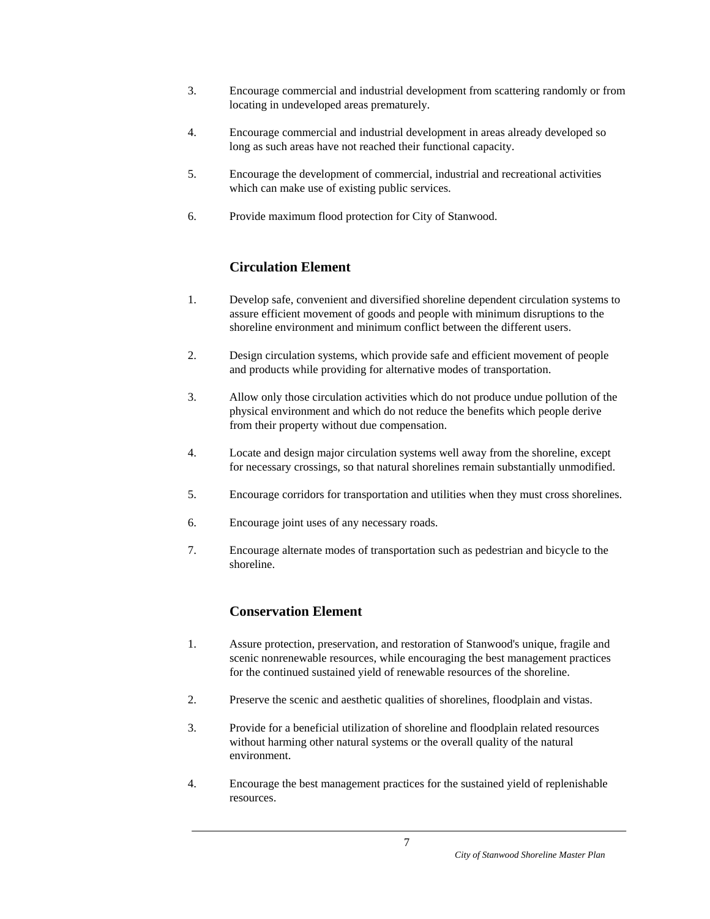3. Encourage commercial and industrial development from scattering randomly or from locating in undeveloped areas prematurely.

4. Encourage commercial and industrial development in areas already developed so long as such areas have not reached their functional capacity.

5. Encourage the development of commercial, industrial and recreational activities which can make use of existing public services.

6. Provide maximum flood protection for City of Stanwood.

### Circulation Element

1. Develop safe, convenient and diversified shoreline dependent circulation systems to assure efficient movement of goods and people with minimum disruptions to the shoreline environment and minimum conflict between the different users.

2. Design circulation systems, which provide safe and efficient movement of people and products while providing for alternative modes of transportation.

3. Allow only those circulation activities which do not produce undue pollution of the physical environment and which do not reduce the benefits which people derive from their property without due compensation.

4. Locate and design major circulation systems well away from the shoreline, except for necessary crossings, so that natural shorelines remain substantially unmodified.

5. Encourage corridors for transportation and utilities when they must cross shorelines.

6. Encourage joint uses of any necessary roads.

7. Encourage alternate modes of transportation such as pedestrian and bicycle to the shoreline.

### Conservation Element

1. Assure protection, preservation, and restoration of Stanwood's unique, fragile and scenic nonrenewable resources, while encouraging the best management practices for the continued sustained yield of renewable resources of the shoreline.

2. Preserve the scenic and aesthetic qualities of shorelines, floodplain and vistas.

3. Provide for a beneficial utilization of shoreline and floodplain related resources without harming other natural systems or the overall quality of the natural environment.

4. Encourage the best management practices for the sustained yield of replenishable resources.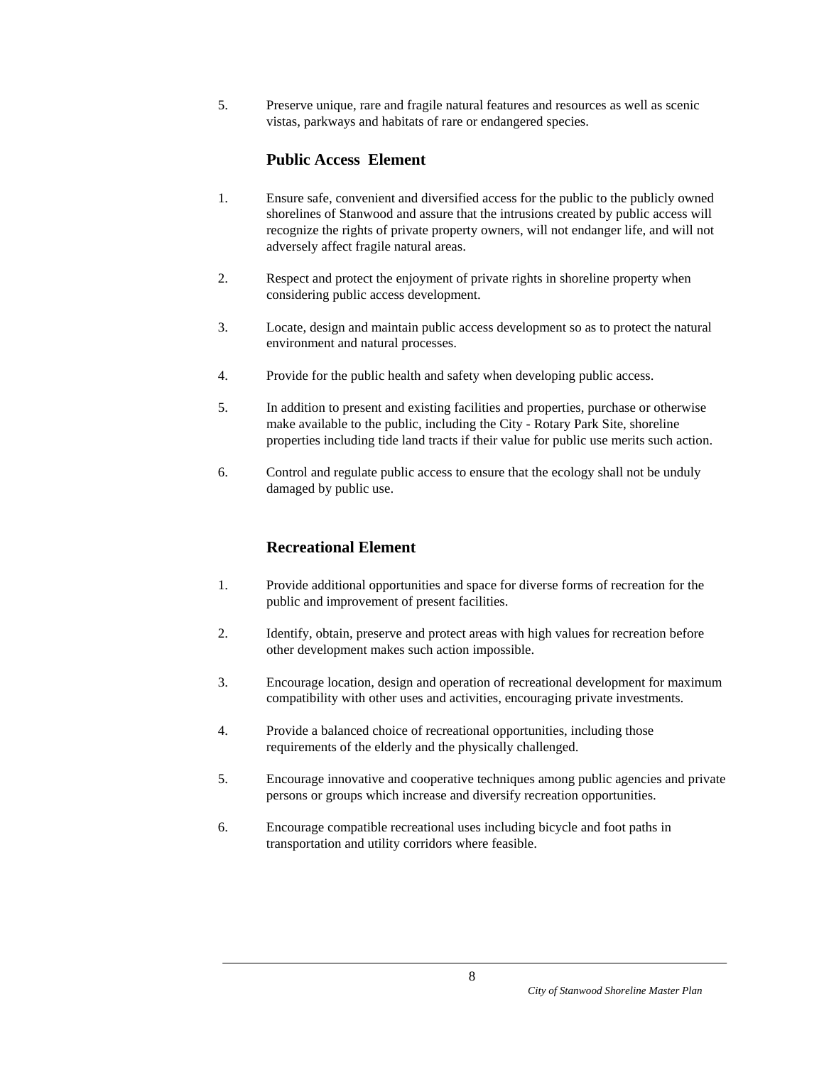5. Preserve unique, rare and fragile natural features and resources as well as scenic vistas, parkways and habitats of rare or endangered species.

### Public Access Element

1. Ensure safe, convenient and diversified access for the public to the publicly owned shorelines of Stanwood and assure that the intrusions created by public access will recognize the rights of private property owners, will not endanger life, and will not adversely affect fragile natural areas.

2. Respect and protect the enjoyment of private rights in shoreline property when considering public access development.

3. Locate, design and maintain public access development so as to protect the natural environment and natural processes.

4. Provide for the public health and safety when developing public access.

5. In addition to present and existing facilities and properties, purchase or otherwise make available to the public, including the City - Rotary Park Site, shoreline properties including tide land tracts if their value for public use merits such action.

6. Control and regulate public access to ensure that the ecology shall not be unduly damaged by public use.

### Recreational Element

1. Provide additional opportunities and space for diverse forms of recreation for the public and improvement of present facilities.

2. Identify, obtain, preserve and protect areas with high values for recreation before other development makes such action impossible.

3. Encourage location, design and operation of recreational development for maximum compatibility with other uses and activities, encouraging private investments.

4. Provide a balanced choice of recreational opportunities, including those requirements of the elderly and the physically challenged.

5. Encourage innovative and cooperative techniques among public agencies and private persons or groups which increase and diversify recreation opportunities.

6. Encourage compatible recreational uses including bicycle and foot paths in transportation and utility corridors where feasible.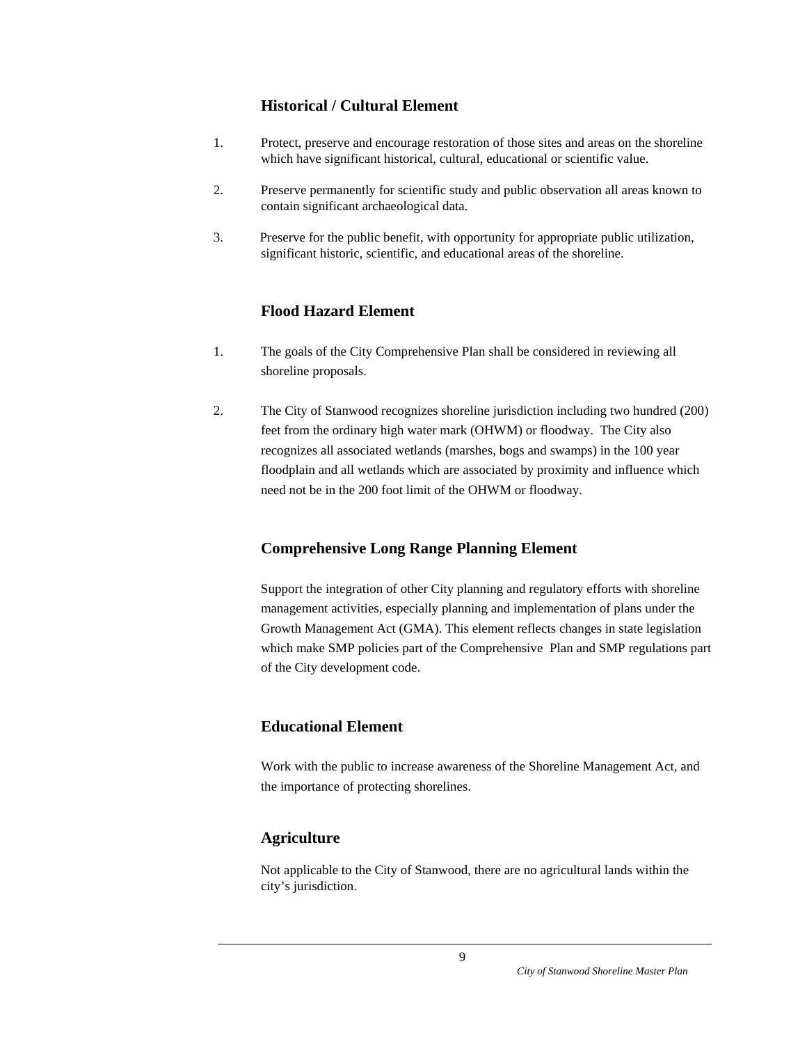### Historical / Cultural Element

1. Protect, preserve and encourage restoration of those sites and areas on the shoreline which have significant historical, cultural, educational or scientific value.

2. Preserve permanently for scientific study and public observation all areas known to contain significant archaeological data.

3. Preserve for the public benefit, with opportunity for appropriate public utilization, significant historic, scientific, and educational areas of the shoreline.

### Flood Hazard Element

1. The goals of the City Comprehensive Plan shall be considered in reviewing all shoreline proposals.

2. The City of Stanwood recognizes shoreline jurisdiction including two hundred (200) feet from the ordinary high water mark (OHWM) or floodway. The City also recognizes all associated wetlands (marshes, bogs and swamps) in the 100 year floodplain and all wetlands which are associated by proximity and influence which need not be in the 200 foot limit of the OHWM or floodway.

### Comprehensive Long Range Planning Element

Support the integration of other City planning and regulatory efforts with shoreline management activities, especially planning and implementation of plans under the Growth Management Act (GMA). This element reflects changes in state legislation which make SMP policies part of the Comprehensive Plan and SMP regulations part of the City development code.

### Educational Element

Work with the public to increase awareness of the Shoreline Management Act, and the importance of protecting shorelines.

### Agriculture

Not applicable to the City of Stanwood, there are no agricultural lands within the city's jurisdiction.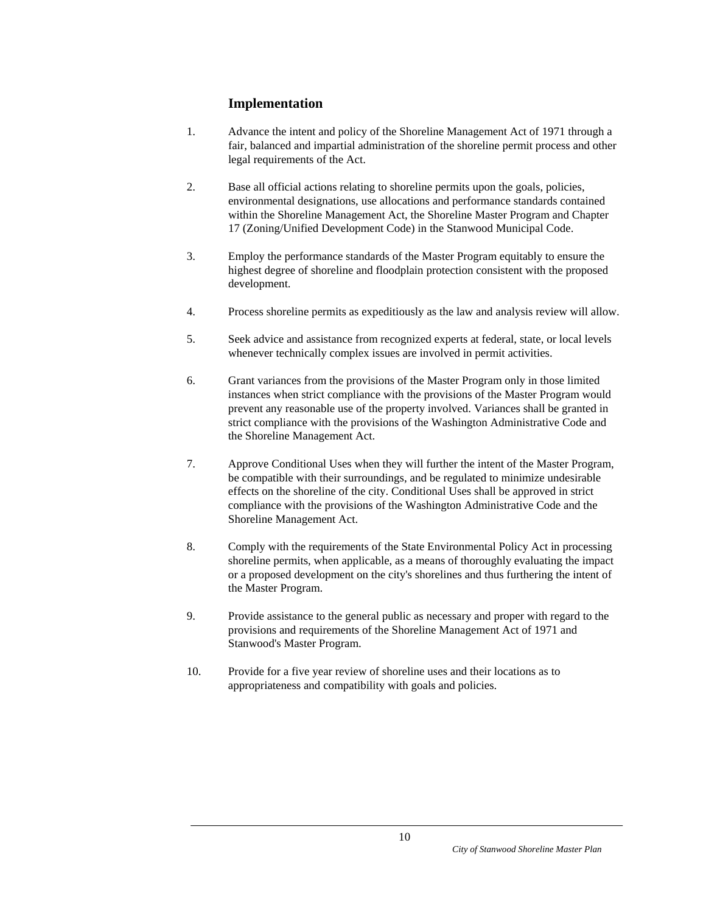### Implementation

1. Advance the intent and policy of the Shoreline Management Act of 1971 through a fair, balanced and impartial administration of the shoreline permit process and other legal requirements of the Act.

2. Base all official actions relating to shoreline permits upon the goals, policies, environmental designations, use allocations and performance standards contained within the Shoreline Management Act, the Shoreline Master Program and Chapter 17 (Zoning/Unified Development Code) in the Stanwood Municipal Code.

3. Employ the performance standards of the Master Program equitably to ensure the highest degree of shoreline and floodplain protection consistent with the proposed development.

4. Process shoreline permits as expeditiously as the law and analysis review will allow.

5. Seek advice and assistance from recognized experts at federal, state, or local levels whenever technically complex issues are involved in permit activities.

6. Grant variances from the provisions of the Master Program only in those limited instances when strict compliance with the provisions of the Master Program would prevent any reasonable use of the property involved. Variances shall be granted in strict compliance with the provisions of the Washington Administrative Code and the Shoreline Management Act.

7. Approve Conditional Uses when they will further the intent of the Master Program, be compatible with their surroundings, and be regulated to minimize undesirable effects on the shoreline of the city. Conditional Uses shall be approved in strict compliance with the provisions of the Washington Administrative Code and the Shoreline Management Act.

8. Comply with the requirements of the State Environmental Policy Act in processing shoreline permits, when applicable, as a means of thoroughly evaluating the impact or a proposed development on the city's shorelines and thus furthering the intent of the Master Program.

9. Provide assistance to the general public as necessary and proper with regard to the provisions and requirements of the Shoreline Management Act of 1971 and Stanwood's Master Program.

10. Provide for a five year review of shoreline uses and their locations as to appropriateness and compatibility with goals and policies.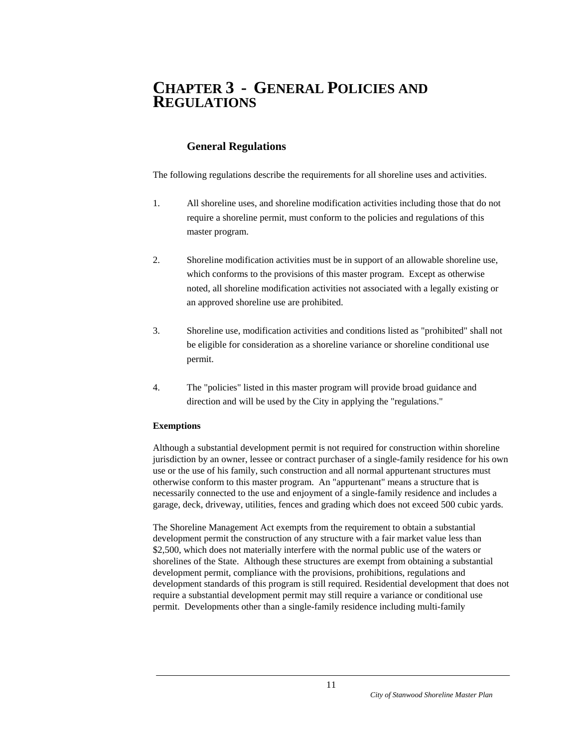# CHAPTER 3 - GENERAL POLICIES AND REGULATIONS

## General Regulations

The following regulations describe the requirements for all shoreline uses and activities.

1. All shoreline uses, and shoreline modification activities including those that do not require a shoreline permit, must conform to the policies and regulations of this master program.

2. Shoreline modification activities must be in support of an allowable shoreline use, which conforms to the provisions of this master program. Except as otherwise noted, all shoreline modification activities not associated with a legally existing or an approved shoreline use are prohibited.

3. Shoreline use, modification activities and conditions listed as "prohibited" shall not be eligible for consideration as a shoreline variance or shoreline conditional use permit.

4. The "policies" listed in this master program will provide broad guidance and direction and will be used by the City in applying the "regulations."

**Exemptions**

Although a substantial development permit is not required for construction within shoreline jurisdiction by an owner, lessee or contract purchaser of a single-family residence for his own use or the use of his family, such construction and all normal appurtenant structures must otherwise conform to this master program. An "appurtenant" means a structure that is necessarily connected to the use and enjoyment of a single-family residence and includes a garage, deck, driveway, utilities, fences and grading which does not exceed 500 cubic yards.

The Shoreline Management Act exempts from the requirement to obtain a substantial development permit the construction of any structure with a fair market value less than $2,500, which does not materially interfere with the normal public use of the waters or shorelines of the State. Although these structures are exempt from obtaining a substantial development permit, compliance with the provisions, prohibitions, regulations and development standards of this program is still required. Residential development that does not require a substantial development permit may still require a variance or conditional use permit. Developments other than a single-family residence including multi-family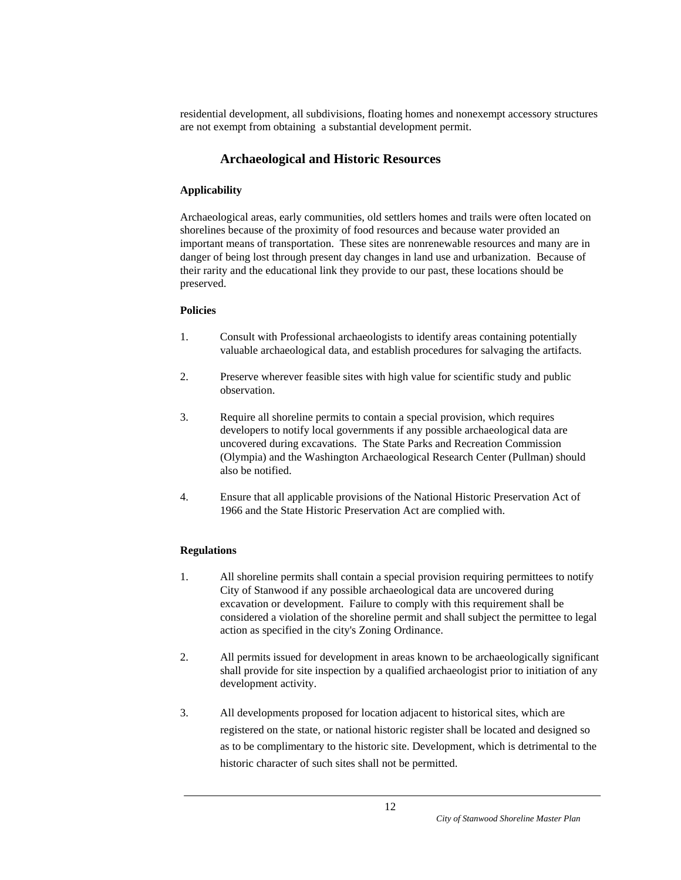residential development, all subdivisions, floating homes and nonexempt accessory structures are not exempt from obtaining a substantial development permit.

## Archaeological and Historic Resources

**Applicability**

Archaeological areas, early communities, old settlers homes and trails were often located on shorelines because of the proximity of food resources and because water provided an important means of transportation. These sites are nonrenewable resources and many are in danger of being lost through present day changes in land use and urbanization. Because of their rarity and the educational link they provide to our past, these locations should be preserved.

**Policies**

1. Consult with Professional archaeologists to identify areas containing potentially valuable archaeological data, and establish procedures for salvaging the artifacts.

2. Preserve wherever feasible sites with high value for scientific study and public observation.

3. Require all shoreline permits to contain a special provision, which requires developers to notify local governments if any possible archaeological data are uncovered during excavations. The State Parks and Recreation Commission (Olympia) and the Washington Archaeological Research Center (Pullman) should also be notified.

4. Ensure that all applicable provisions of the National Historic Preservation Act of 1966 and the State Historic Preservation Act are complied with.

**Regulations**

1. All shoreline permits shall contain a special provision requiring permittees to notify City of Stanwood if any possible archaeological data are uncovered during excavation or development. Failure to comply with this requirement shall be considered a violation of the shoreline permit and shall subject the permittee to legal action as specified in the city's Zoning Ordinance.

2. All permits issued for development in areas known to be archaeologically significant shall provide for site inspection by a qualified archaeologist prior to initiation of any development activity.

3. All developments proposed for location adjacent to historical sites, which are registered on the state, or national historic register shall be located and designed so as to be complimentary to the historic site. Development, which is detrimental to the historic character of such sites shall not be permitted.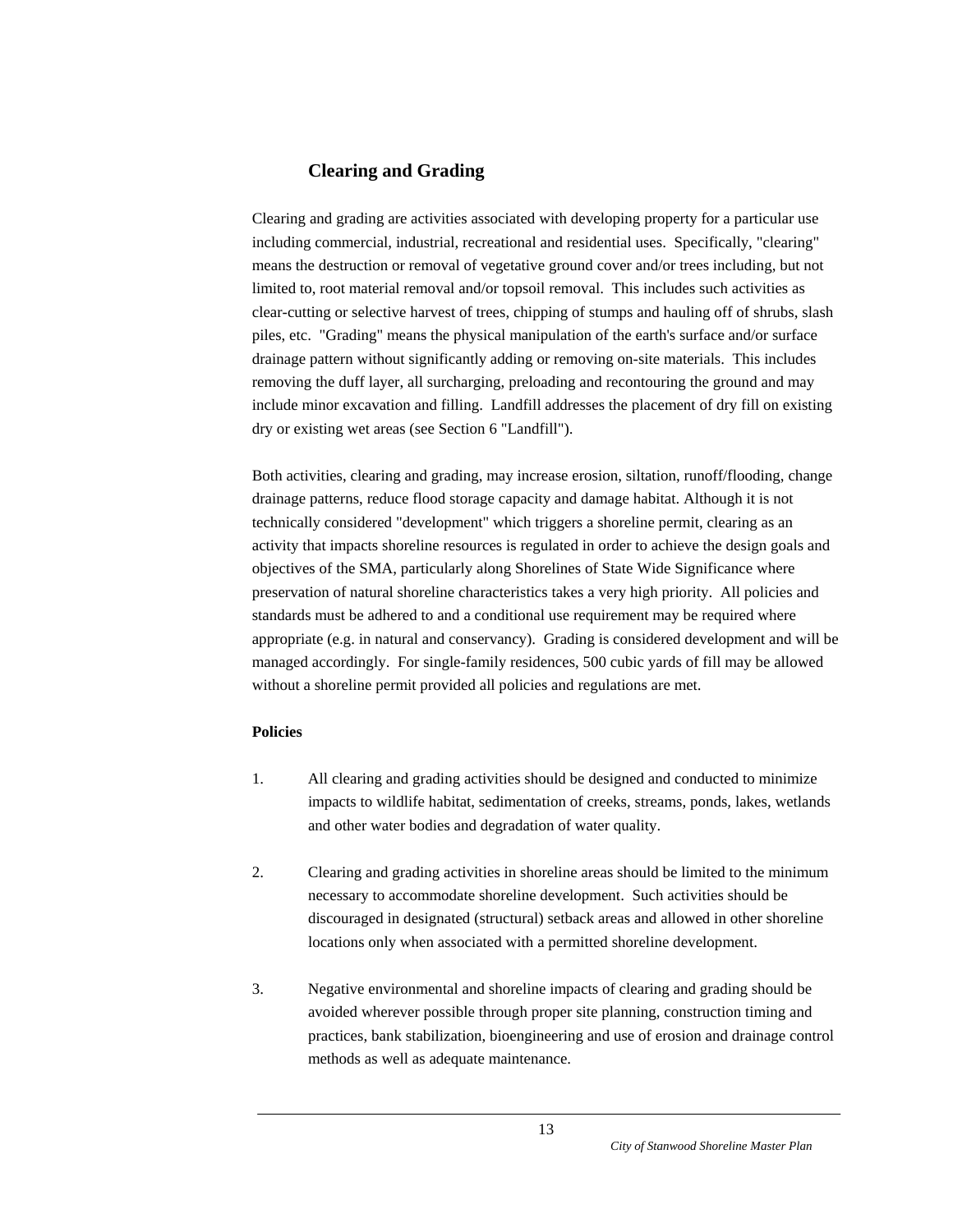## Clearing and Grading

Clearing and grading are activities associated with developing property for a particular use including commercial, industrial, recreational and residential uses. Specifically, "clearing" means the destruction or removal of vegetative ground cover and/or trees including, but not limited to, root material removal and/or topsoil removal. This includes such activities as clear-cutting or selective harvest of trees, chipping of stumps and hauling off of shrubs, slash piles, etc. "Grading" means the physical manipulation of the earth's surface and/or surface drainage pattern without significantly adding or removing on-site materials. This includes removing the duff layer, all surcharging, preloading and recontouring the ground and may include minor excavation and filling. Landfill addresses the placement of dry fill on existing dry or existing wet areas (see Section 6 "Landfill").

Both activities, clearing and grading, may increase erosion, siltation, runoff/flooding, change drainage patterns, reduce flood storage capacity and damage habitat. Although it is not technically considered "development" which triggers a shoreline permit, clearing as an activity that impacts shoreline resources is regulated in order to achieve the design goals and objectives of the SMA, particularly along Shorelines of State Wide Significance where preservation of natural shoreline characteristics takes a very high priority. All policies and standards must be adhered to and a conditional use requirement may be required where appropriate (e.g. in natural and conservancy). Grading is considered development and will be managed accordingly. For single-family residences, 500 cubic yards of fill may be allowed without a shoreline permit provided all policies and regulations are met.

**Policies**

1. All clearing and grading activities should be designed and conducted to minimize impacts to wildlife habitat, sedimentation of creeks, streams, ponds, lakes, wetlands and other water bodies and degradation of water quality.

2. Clearing and grading activities in shoreline areas should be limited to the minimum necessary to accommodate shoreline development. Such activities should be discouraged in designated (structural) setback areas and allowed in other shoreline locations only when associated with a permitted shoreline development.

3. Negative environmental and shoreline impacts of clearing and grading should be avoided wherever possible through proper site planning, construction timing and practices, bank stabilization, bioengineering and use of erosion and drainage control methods as well as adequate maintenance.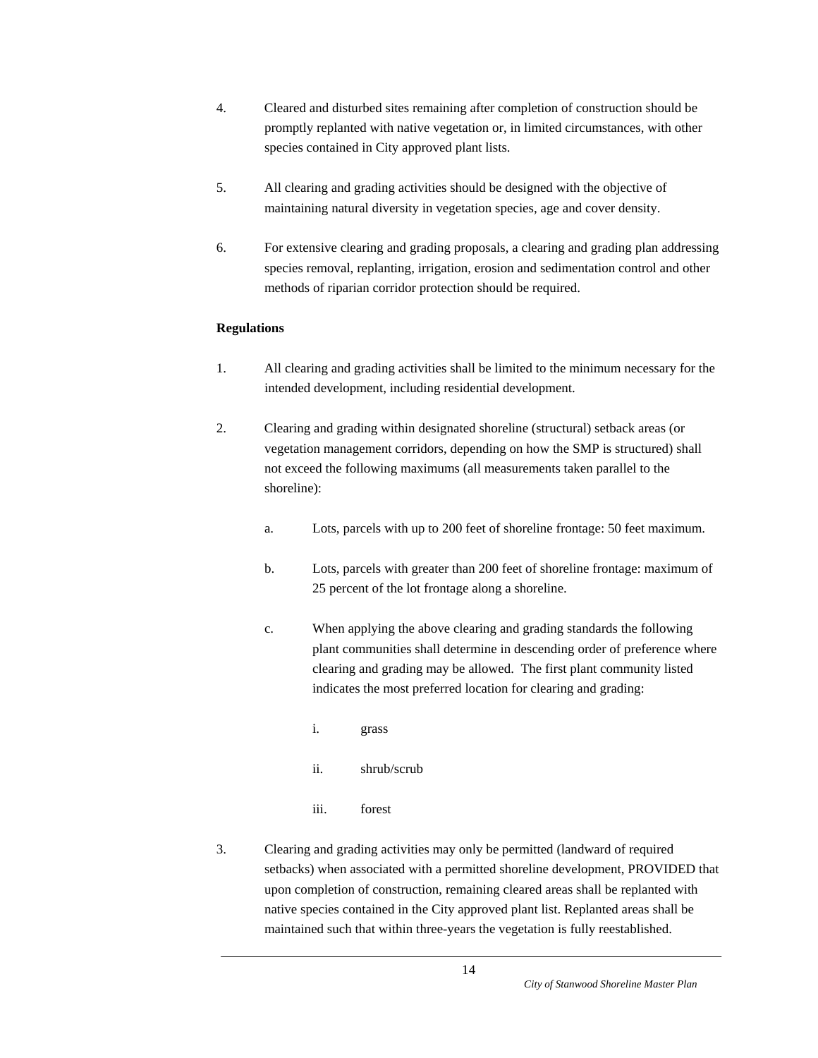4. Cleared and disturbed sites remaining after completion of construction should be promptly replanted with native vegetation or, in limited circumstances, with other species contained in City approved plant lists.

5. All clearing and grading activities should be designed with the objective of maintaining natural diversity in vegetation species, age and cover density.

6. For extensive clearing and grading proposals, a clearing and grading plan addressing species removal, replanting, irrigation, erosion and sedimentation control and other methods of riparian corridor protection should be required.

**Regulations**

1. All clearing and grading activities shall be limited to the minimum necessary for the intended development, including residential development.

2. Clearing and grading within designated shoreline (structural) setback areas (or vegetation management corridors, depending on how the SMP is structured) shall not exceed the following maximums (all measurements taken parallel to the shoreline):

    a. Lots, parcels with up to 200 feet of shoreline frontage: 50 feet maximum.

    b. Lots, parcels with greater than 200 feet of shoreline frontage: maximum of 25 percent of the lot frontage along a shoreline.

    c. When applying the above clearing and grading standards the following plant communities shall determine in descending order of preference where clearing and grading may be allowed. The first plant community listed indicates the most preferred location for clearing and grading:

        i. grass

        ii. shrub/scrub

        iii. forest

3. Clearing and grading activities may only be permitted (landward of required setbacks) when associated with a permitted shoreline development, PROVIDED that upon completion of construction, remaining cleared areas shall be replanted with native species contained in the City approved plant list. Replanted areas shall be maintained such that within three-years the vegetation is fully reestablished.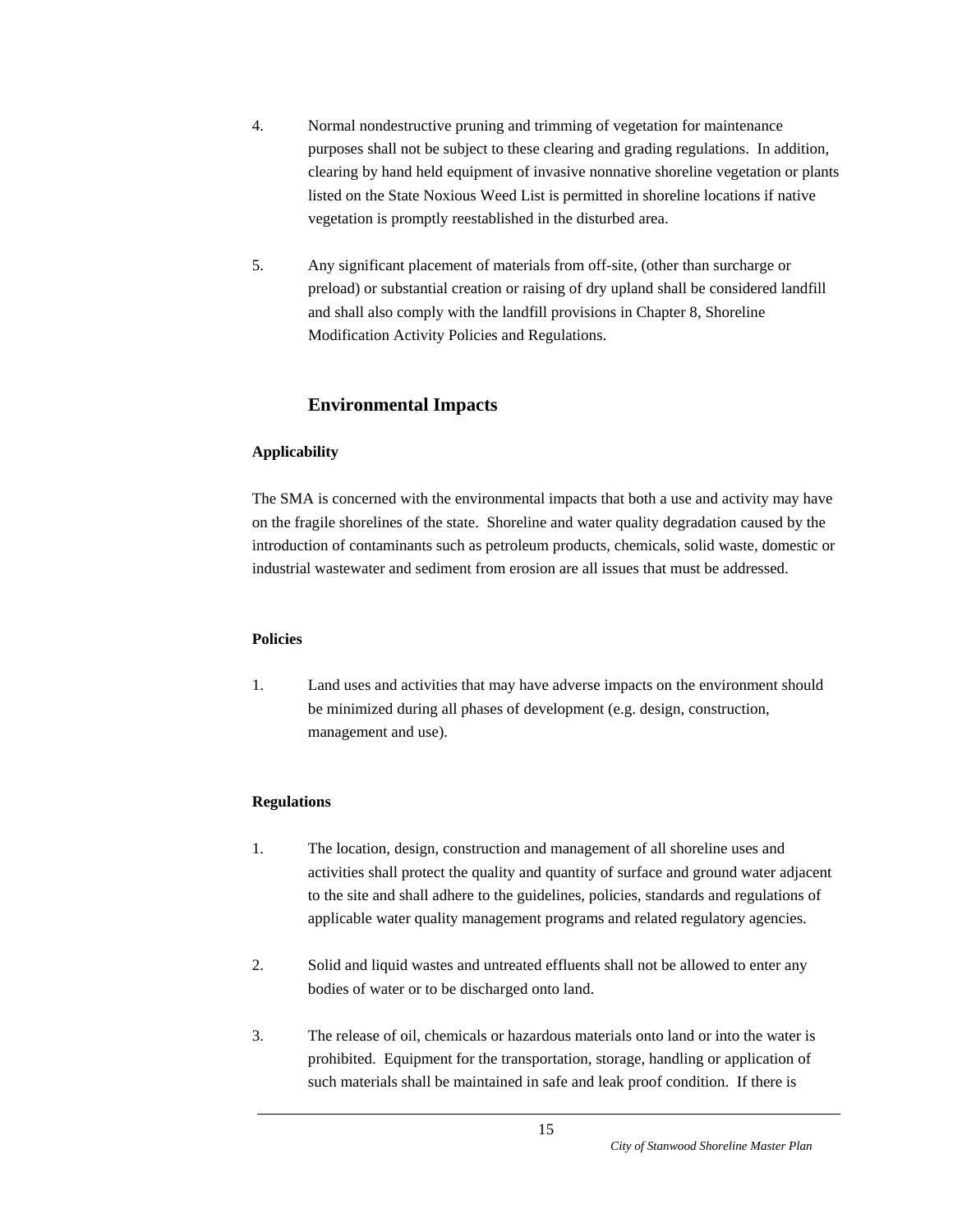4. Normal nondestructive pruning and trimming of vegetation for maintenance purposes shall not be subject to these clearing and grading regulations. In addition, clearing by hand held equipment of invasive nonnative shoreline vegetation or plants listed on the State Noxious Weed List is permitted in shoreline locations if native vegetation is promptly reestablished in the disturbed area.

5. Any significant placement of materials from off-site, (other than surcharge or preload) or substantial creation or raising of dry upland shall be considered landfill and shall also comply with the landfill provisions in Chapter 8, Shoreline Modification Activity Policies and Regulations.

## Environmental Impacts

**Applicability**

The SMA is concerned with the environmental impacts that both a use and activity may have on the fragile shorelines of the state. Shoreline and water quality degradation caused by the introduction of contaminants such as petroleum products, chemicals, solid waste, domestic or industrial wastewater and sediment from erosion are all issues that must be addressed.

**Policies**

1. Land uses and activities that may have adverse impacts on the environment should be minimized during all phases of development (e.g. design, construction, management and use).

**Regulations**

1. The location, design, construction and management of all shoreline uses and activities shall protect the quality and quantity of surface and ground water adjacent to the site and shall adhere to the guidelines, policies, standards and regulations of applicable water quality management programs and related regulatory agencies.

2. Solid and liquid wastes and untreated effluents shall not be allowed to enter any bodies of water or to be discharged onto land.

3. The release of oil, chemicals or hazardous materials onto land or into the water is prohibited. Equipment for the transportation, storage, handling or application of such materials shall be maintained in safe and leak proof condition. If there is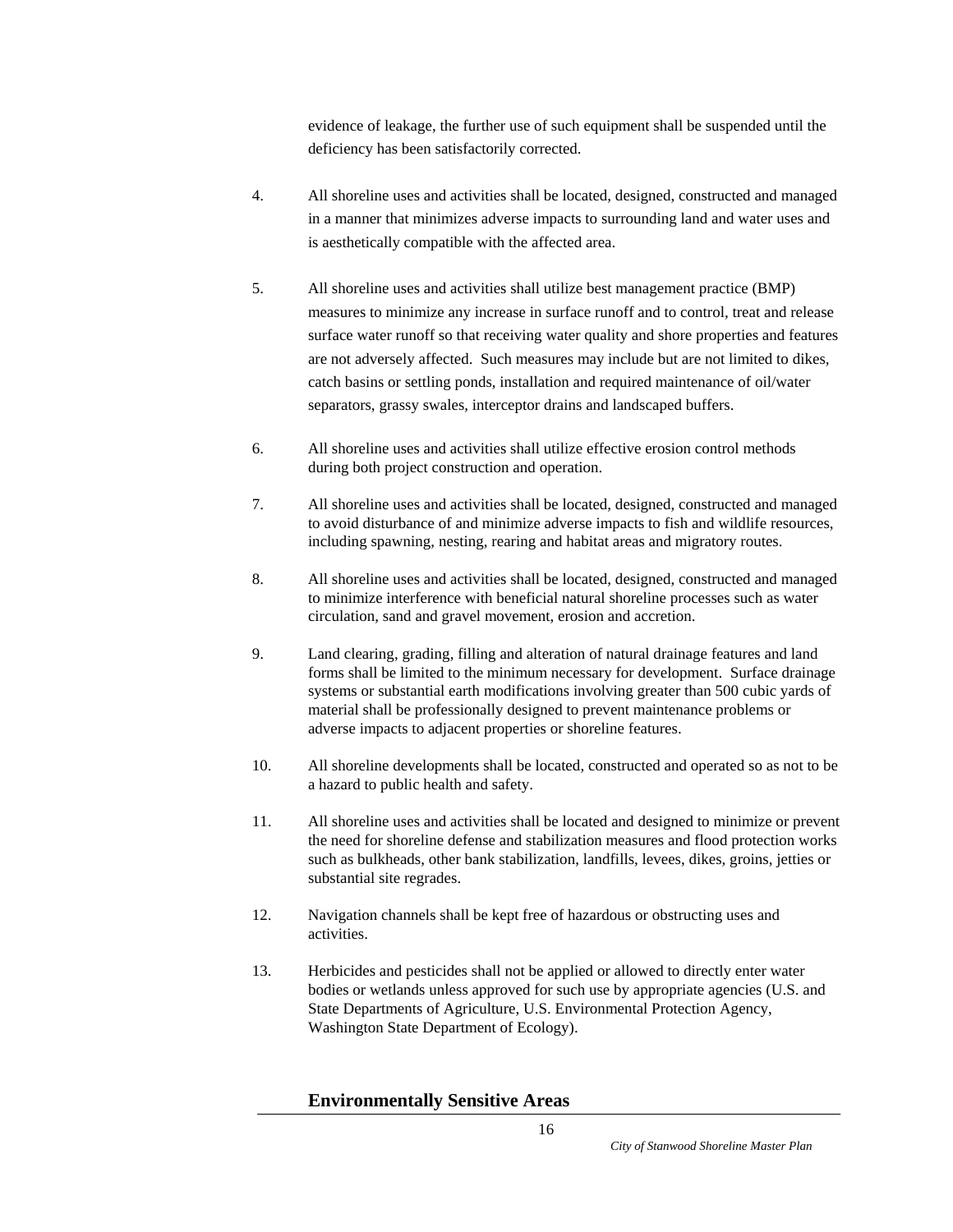evidence of leakage, the further use of such equipment shall be suspended until the deficiency has been satisfactorily corrected.

4. All shoreline uses and activities shall be located, designed, constructed and managed in a manner that minimizes adverse impacts to surrounding land and water uses and is aesthetically compatible with the affected area.

5. All shoreline uses and activities shall utilize best management practice (BMP) measures to minimize any increase in surface runoff and to control, treat and release surface water runoff so that receiving water quality and shore properties and features are not adversely affected. Such measures may include but are not limited to dikes, catch basins or settling ponds, installation and required maintenance of oil/water separators, grassy swales, interceptor drains and landscaped buffers.

6. All shoreline uses and activities shall utilize effective erosion control methods during both project construction and operation.

7. All shoreline uses and activities shall be located, designed, constructed and managed to avoid disturbance of and minimize adverse impacts to fish and wildlife resources, including spawning, nesting, rearing and habitat areas and migratory routes.

8. All shoreline uses and activities shall be located, designed, constructed and managed to minimize interference with beneficial natural shoreline processes such as water circulation, sand and gravel movement, erosion and accretion.

9. Land clearing, grading, filling and alteration of natural drainage features and land forms shall be limited to the minimum necessary for development. Surface drainage systems or substantial earth modifications involving greater than 500 cubic yards of material shall be professionally designed to prevent maintenance problems or adverse impacts to adjacent properties or shoreline features.

10. All shoreline developments shall be located, constructed and operated so as not to be a hazard to public health and safety.

11. All shoreline uses and activities shall be located and designed to minimize or prevent the need for shoreline defense and stabilization measures and flood protection works such as bulkheads, other bank stabilization, landfills, levees, dikes, groins, jetties or substantial site regrades.

12. Navigation channels shall be kept free of hazardous or obstructing uses and activities.

13. Herbicides and pesticides shall not be applied or allowed to directly enter water bodies or wetlands unless approved for such use by appropriate agencies (U.S. and State Departments of Agriculture, U.S. Environmental Protection Agency, Washington State Department of Ecology).

## Environmentally Sensitive Areas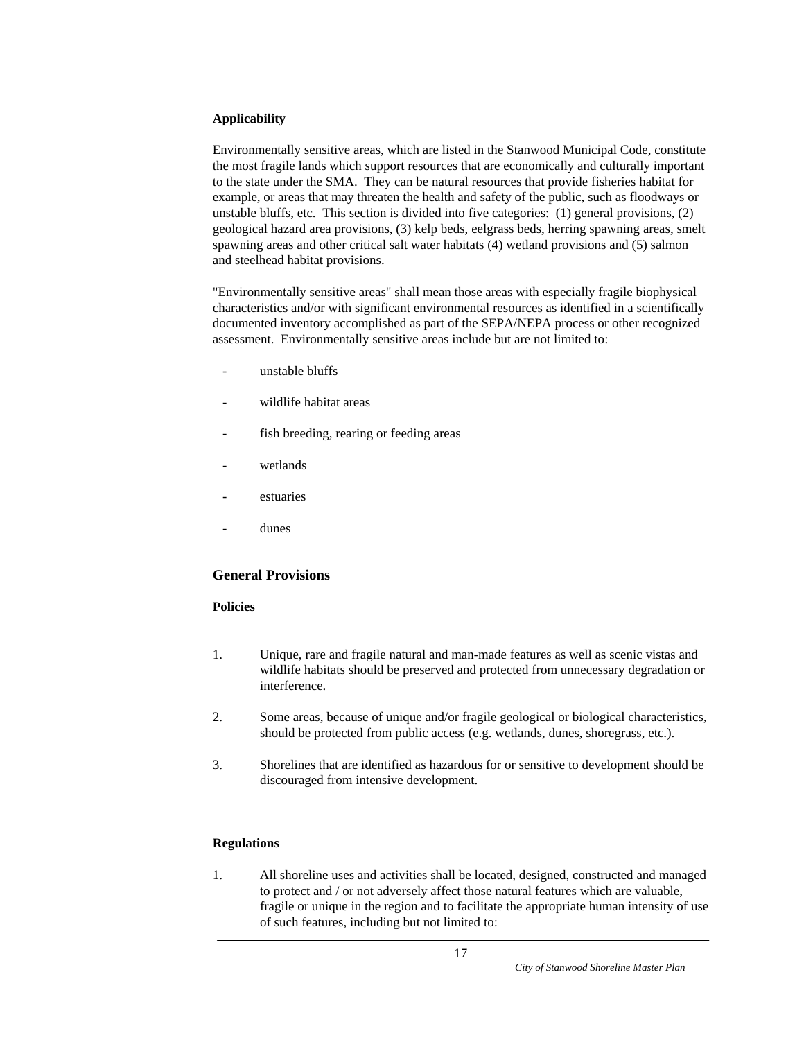**Applicability**

Environmentally sensitive areas, which are listed in the Stanwood Municipal Code, constitute the most fragile lands which support resources that are economically and culturally important to the state under the SMA. They can be natural resources that provide fisheries habitat for example, or areas that may threaten the health and safety of the public, such as floodways or unstable bluffs, etc. This section is divided into five categories: (1) general provisions, (2) geological hazard area provisions, (3) kelp beds, eelgrass beds, herring spawning areas, smelt spawning areas and other critical salt water habitats (4) wetland provisions and (5) salmon and steelhead habitat provisions.

"Environmentally sensitive areas" shall mean those areas with especially fragile biophysical characteristics and/or with significant environmental resources as identified in a scientifically documented inventory accomplished as part of the SEPA/NEPA process or other recognized assessment. Environmentally sensitive areas include but are not limited to:

- unstable bluffs
- wildlife habitat areas
- fish breeding, rearing or feeding areas
- wetlands
- estuaries
- dunes

## General Provisions

**Policies**

1. Unique, rare and fragile natural and man-made features as well as scenic vistas and wildlife habitats should be preserved and protected from unnecessary degradation or interference.

2. Some areas, because of unique and/or fragile geological or biological characteristics, should be protected from public access (e.g. wetlands, dunes, shoregrass, etc.).

3. Shorelines that are identified as hazardous for or sensitive to development should be discouraged from intensive development.

**Regulations**

1. All shoreline uses and activities shall be located, designed, constructed and managed to protect and / or not adversely affect those natural features which are valuable, fragile or unique in the region and to facilitate the appropriate human intensity of use of such features, including but not limited to: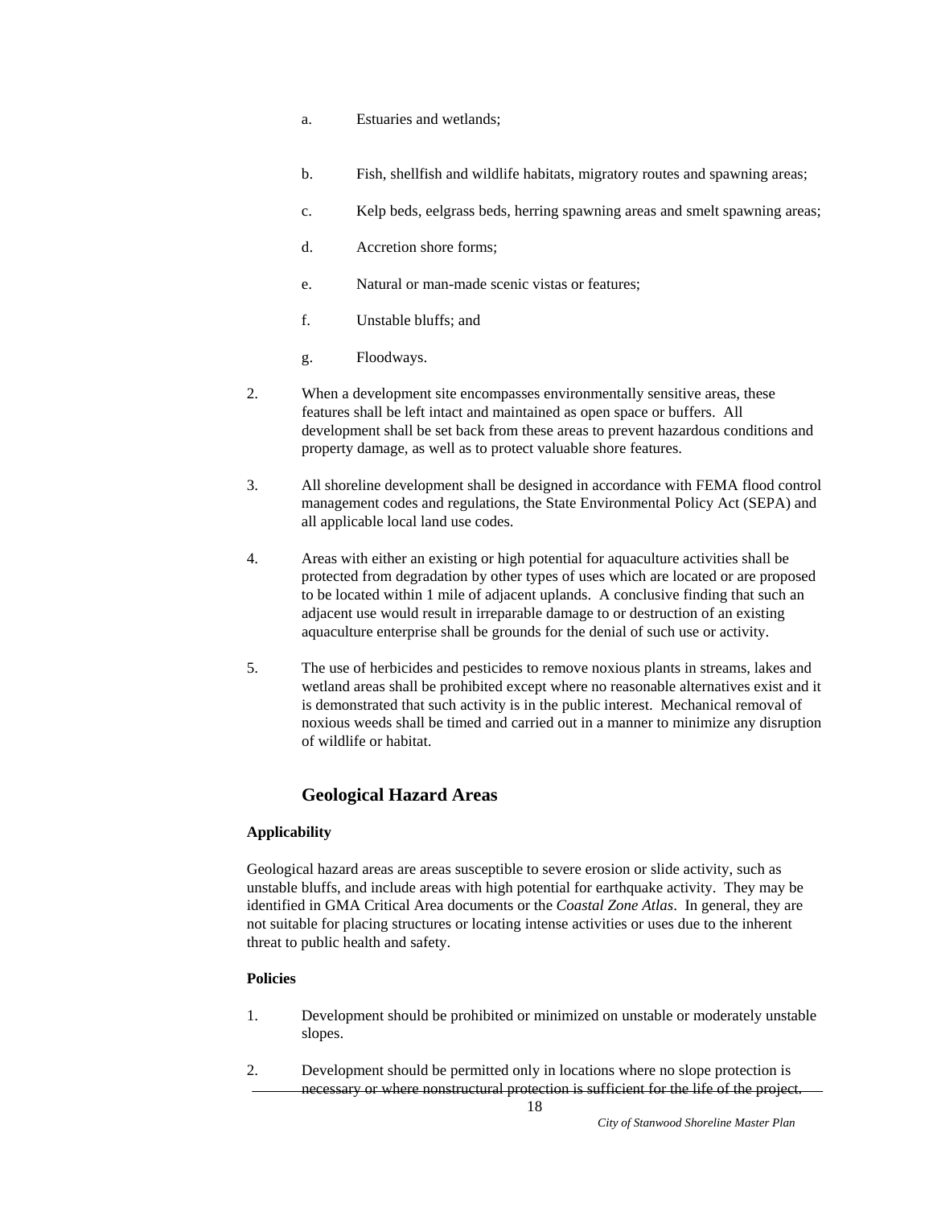a. Estuaries and wetlands;

b. Fish, shellfish and wildlife habitats, migratory routes and spawning areas;

c. Kelp beds, eelgrass beds, herring spawning areas and smelt spawning areas;

d. Accretion shore forms;

e. Natural or man-made scenic vistas or features;

f. Unstable bluffs; and

g. Floodways.

2. When a development site encompasses environmentally sensitive areas, these features shall be left intact and maintained as open space or buffers. All development shall be set back from these areas to prevent hazardous conditions and property damage, as well as to protect valuable shore features.

3. All shoreline development shall be designed in accordance with FEMA flood control management codes and regulations, the State Environmental Policy Act (SEPA) and all applicable local land use codes.

4. Areas with either an existing or high potential for aquaculture activities shall be protected from degradation by other types of uses which are located or are proposed to be located within 1 mile of adjacent uplands. A conclusive finding that such an adjacent use would result in irreparable damage to or destruction of an existing aquaculture enterprise shall be grounds for the denial of such use or activity.

5. The use of herbicides and pesticides to remove noxious plants in streams, lakes and wetland areas shall be prohibited except where no reasonable alternatives exist and it is demonstrated that such activity is in the public interest. Mechanical removal of noxious weeds shall be timed and carried out in a manner to minimize any disruption of wildlife or habitat.

## Geological Hazard Areas

**Applicability**

Geological hazard areas are areas susceptible to severe erosion or slide activity, such as unstable bluffs, and include areas with high potential for earthquake activity. They may be identified in GMA Critical Area documents or the *Coastal Zone Atlas*. In general, they are not suitable for placing structures or locating intense activities or uses due to the inherent threat to public health and safety.

**Policies**

1. Development should be prohibited or minimized on unstable or moderately unstable slopes.

2. Development should be permitted only in locations where no slope protection is necessary or where nonstructural protection is sufficient for the life of the project.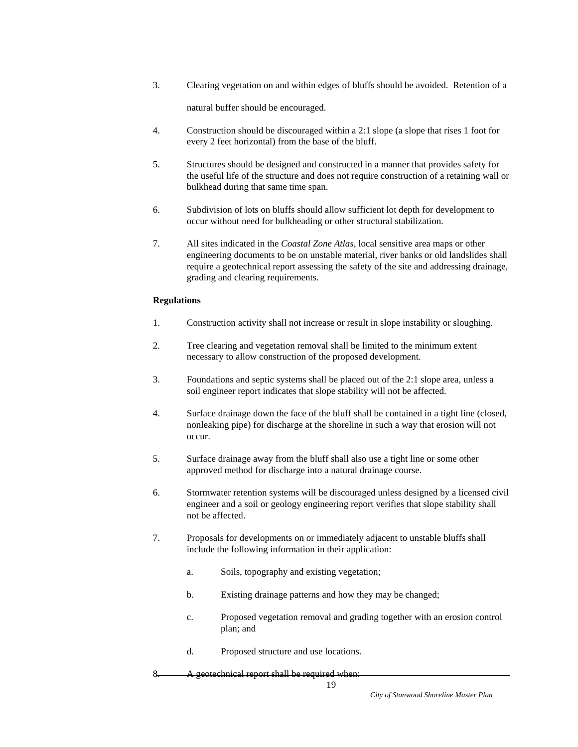3. Clearing vegetation on and within edges of bluffs should be avoided. Retention of a natural buffer should be encouraged.

4. Construction should be discouraged within a 2:1 slope (a slope that rises 1 foot for every 2 feet horizontal) from the base of the bluff.

5. Structures should be designed and constructed in a manner that provides safety for the useful life of the structure and does not require construction of a retaining wall or bulkhead during that same time span.

6. Subdivision of lots on bluffs should allow sufficient lot depth for development to occur without need for bulkheading or other structural stabilization.

7. All sites indicated in the *Coastal Zone Atlas*, local sensitive area maps or other engineering documents to be on unstable material, river banks or old landslides shall require a geotechnical report assessing the safety of the site and addressing drainage, grading and clearing requirements.

**Regulations**

1. Construction activity shall not increase or result in slope instability or sloughing.

2. Tree clearing and vegetation removal shall be limited to the minimum extent necessary to allow construction of the proposed development.

3. Foundations and septic systems shall be placed out of the 2:1 slope area, unless a soil engineer report indicates that slope stability will not be affected.

4. Surface drainage down the face of the bluff shall be contained in a tight line (closed, nonleaking pipe) for discharge at the shoreline in such a way that erosion will not occur.

5. Surface drainage away from the bluff shall also use a tight line or some other approved method for discharge into a natural drainage course.

6. Stormwater retention systems will be discouraged unless designed by a licensed civil engineer and a soil or geology engineering report verifies that slope stability shall not be affected.

7. Proposals for developments on or immediately adjacent to unstable bluffs shall include the following information in their application:

   a. Soils, topography and existing vegetation;

   b. Existing drainage patterns and how they may be changed;

   c. Proposed vegetation removal and grading together with an erosion control plan; and

   d. Proposed structure and use locations.

~~8. A geotechnical report shall be required when:~~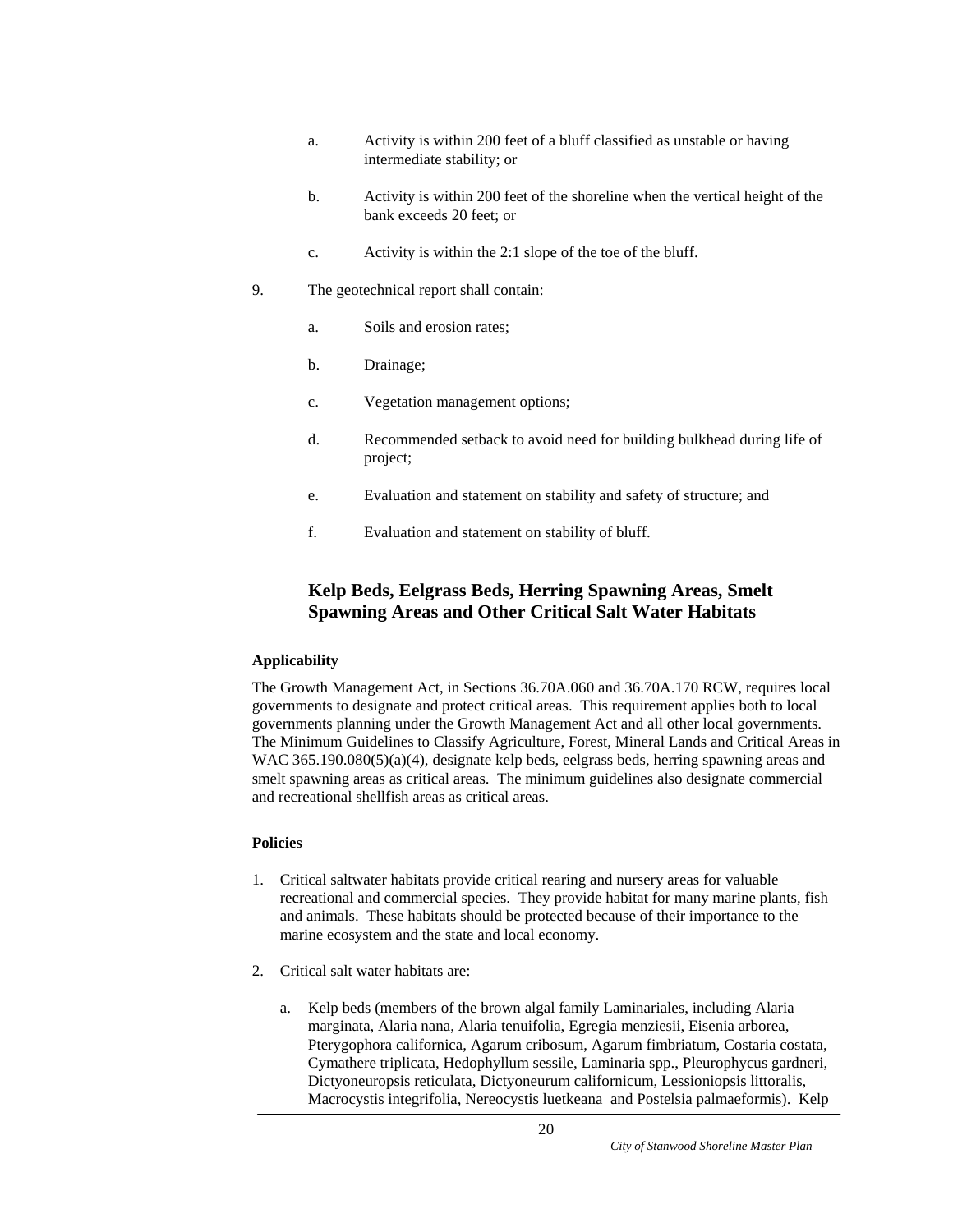a. Activity is within 200 feet of a bluff classified as unstable or having intermediate stability; or

b. Activity is within 200 feet of the shoreline when the vertical height of the bank exceeds 20 feet; or

c. Activity is within the 2:1 slope of the toe of the bluff.

9. The geotechnical report shall contain:

   a. Soils and erosion rates;

   b. Drainage;

   c. Vegetation management options;

   d. Recommended setback to avoid need for building bulkhead during life of project;

   e. Evaluation and statement on stability and safety of structure; and

   f. Evaluation and statement on stability of bluff.

## Kelp Beds, Eelgrass Beds, Herring Spawning Areas, Smelt Spawning Areas and Other Critical Salt Water Habitats

**Applicability**

The Growth Management Act, in Sections 36.70A.060 and 36.70A.170 RCW, requires local governments to designate and protect critical areas. This requirement applies both to local governments planning under the Growth Management Act and all other local governments. The Minimum Guidelines to Classify Agriculture, Forest, Mineral Lands and Critical Areas in WAC 365.190.080(5)(a)(4), designate kelp beds, eelgrass beds, herring spawning areas and smelt spawning areas as critical areas. The minimum guidelines also designate commercial and recreational shellfish areas as critical areas.

**Policies**

1. Critical saltwater habitats provide critical rearing and nursery areas for valuable recreational and commercial species. They provide habitat for many marine plants, fish and animals. These habitats should be protected because of their importance to the marine ecosystem and the state and local economy.

2. Critical salt water habitats are:

   a. Kelp beds (members of the brown algal family Laminariales, including Alaria marginata, Alaria nana, Alaria tenuifolia, Egregia menziesii, Eisenia arborea, Pterygophora californica, Agarum cribosum, Agarum fimbriatum, Costaria costata, Cymathere triplicata, Hedophyllum sessile, Laminaria spp., Pleurophycus gardneri, Dictyoneuropsis reticulata, Dictyoneurum californicum, Lessioniopsis littoralis, Macrocystis integrifolia, Nereocystis luetkeana and Postelsia palmaeformis). Kelp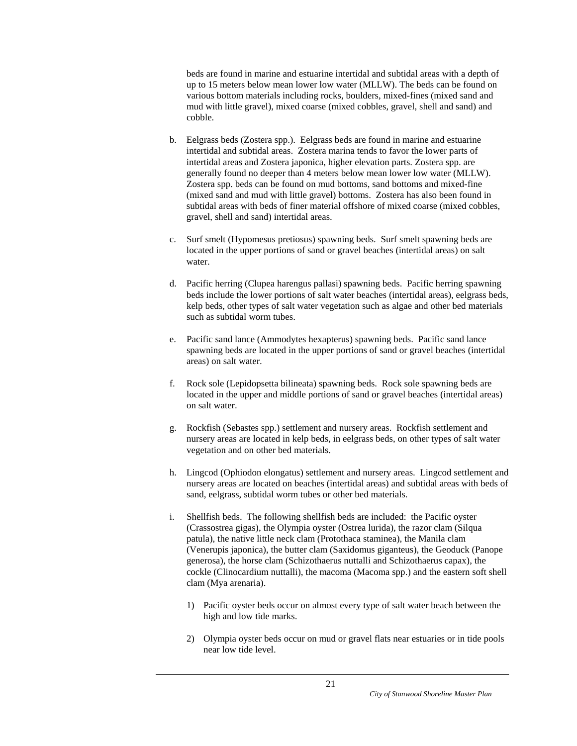beds are found in marine and estuarine intertidal and subtidal areas with a depth of up to 15 meters below mean lower low water (MLLW). The beds can be found on various bottom materials including rocks, boulders, mixed-fines (mixed sand and mud with little gravel), mixed coarse (mixed cobbles, gravel, shell and sand) and cobble.

b. Eelgrass beds (Zostera spp.). Eelgrass beds are found in marine and estuarine intertidal and subtidal areas. Zostera marina tends to favor the lower parts of intertidal areas and Zostera japonica, higher elevation parts. Zostera spp. are generally found no deeper than 4 meters below mean lower low water (MLLW). Zostera spp. beds can be found on mud bottoms, sand bottoms and mixed-fine (mixed sand and mud with little gravel) bottoms. Zostera has also been found in subtidal areas with beds of finer material offshore of mixed coarse (mixed cobbles, gravel, shell and sand) intertidal areas.

c. Surf smelt (Hypomesus pretiosus) spawning beds. Surf smelt spawning beds are located in the upper portions of sand or gravel beaches (intertidal areas) on salt water.

d. Pacific herring (Clupea harengus pallasi) spawning beds. Pacific herring spawning beds include the lower portions of salt water beaches (intertidal areas), eelgrass beds, kelp beds, other types of salt water vegetation such as algae and other bed materials such as subtidal worm tubes.

e. Pacific sand lance (Ammodytes hexapterus) spawning beds. Pacific sand lance spawning beds are located in the upper portions of sand or gravel beaches (intertidal areas) on salt water.

f. Rock sole (Lepidopsetta bilineata) spawning beds. Rock sole spawning beds are located in the upper and middle portions of sand or gravel beaches (intertidal areas) on salt water.

g. Rockfish (Sebastes spp.) settlement and nursery areas. Rockfish settlement and nursery areas are located in kelp beds, in eelgrass beds, on other types of salt water vegetation and on other bed materials.

h. Lingcod (Ophiodon elongatus) settlement and nursery areas. Lingcod settlement and nursery areas are located on beaches (intertidal areas) and subtidal areas with beds of sand, eelgrass, subtidal worm tubes or other bed materials.

i. Shellfish beds. The following shellfish beds are included: the Pacific oyster (Crassostrea gigas), the Olympia oyster (Ostrea lurida), the razor clam (Silqua patula), the native little neck clam (Protothaca staminea), the Manila clam (Venerupis japonica), the butter clam (Saxidomus giganteus), the Geoduck (Panope generosa), the horse clam (Schizothaerus nuttalli and Schizothaerus capax), the cockle (Clinocardium nuttalli), the macoma (Macoma spp.) and the eastern soft shell clam (Mya arenaria).

   1) Pacific oyster beds occur on almost every type of salt water beach between the high and low tide marks.

   2) Olympia oyster beds occur on mud or gravel flats near estuaries or in tide pools near low tide level.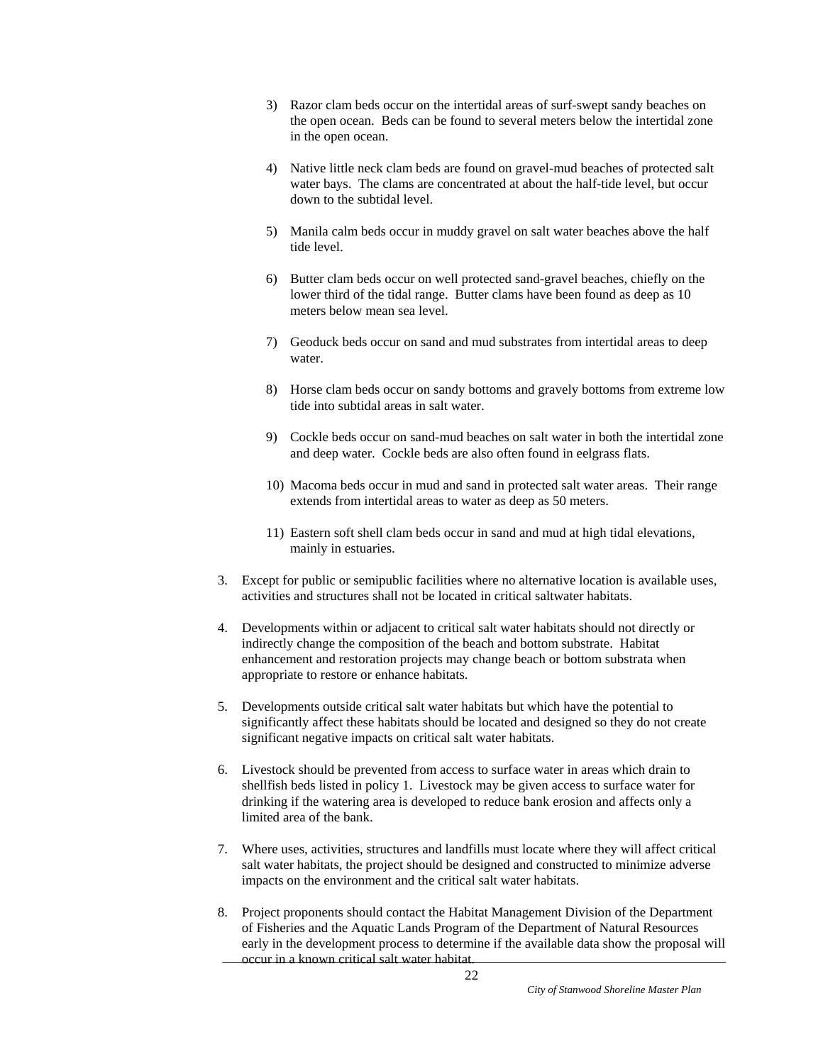3) Razor clam beds occur on the intertidal areas of surf-swept sandy beaches on the open ocean. Beds can be found to several meters below the intertidal zone in the open ocean.

4) Native little neck clam beds are found on gravel-mud beaches of protected salt water bays. The clams are concentrated at about the half-tide level, but occur down to the subtidal level.

5) Manila calm beds occur in muddy gravel on salt water beaches above the half tide level.

6) Butter clam beds occur on well protected sand-gravel beaches, chiefly on the lower third of the tidal range. Butter clams have been found as deep as 10 meters below mean sea level.

7) Geoduck beds occur on sand and mud substrates from intertidal areas to deep water.

8) Horse clam beds occur on sandy bottoms and gravely bottoms from extreme low tide into subtidal areas in salt water.

9) Cockle beds occur on sand-mud beaches on salt water in both the intertidal zone and deep water. Cockle beds are also often found in eelgrass flats.

10) Macoma beds occur in mud and sand in protected salt water areas. Their range extends from intertidal areas to water as deep as 50 meters.

11) Eastern soft shell clam beds occur in sand and mud at high tidal elevations, mainly in estuaries.

3. Except for public or semipublic facilities where no alternative location is available uses, activities and structures shall not be located in critical saltwater habitats.

4. Developments within or adjacent to critical salt water habitats should not directly or indirectly change the composition of the beach and bottom substrate. Habitat enhancement and restoration projects may change beach or bottom substrata when appropriate to restore or enhance habitats.

5. Developments outside critical salt water habitats but which have the potential to significantly affect these habitats should be located and designed so they do not create significant negative impacts on critical salt water habitats.

6. Livestock should be prevented from access to surface water in areas which drain to shellfish beds listed in policy 1. Livestock may be given access to surface water for drinking if the watering area is developed to reduce bank erosion and affects only a limited area of the bank.

7. Where uses, activities, structures and landfills must locate where they will affect critical salt water habitats, the project should be designed and constructed to minimize adverse impacts on the environment and the critical salt water habitats.

8. Project proponents should contact the Habitat Management Division of the Department of Fisheries and the Aquatic Lands Program of the Department of Natural Resources early in the development process to determine if the available data show the proposal will occur in a known critical salt water habitat.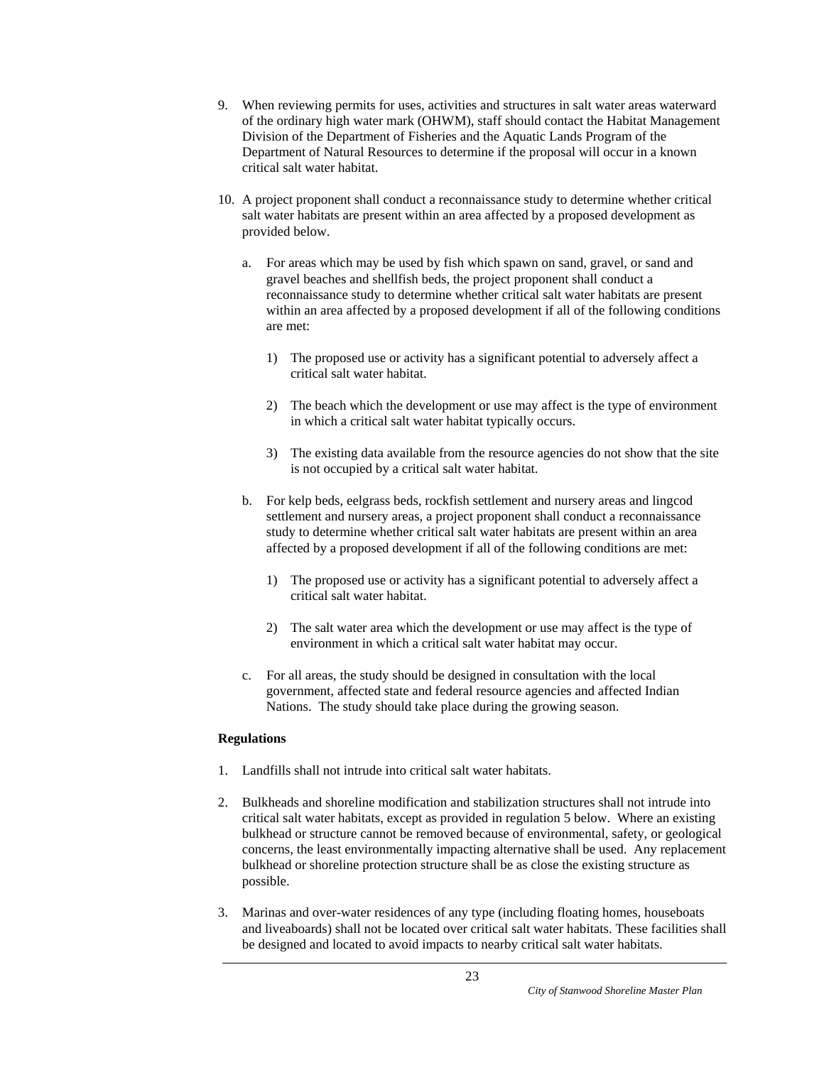9. When reviewing permits for uses, activities and structures in salt water areas waterward of the ordinary high water mark (OHWM), staff should contact the Habitat Management Division of the Department of Fisheries and the Aquatic Lands Program of the Department of Natural Resources to determine if the proposal will occur in a known critical salt water habitat.

10. A project proponent shall conduct a reconnaissance study to determine whether critical salt water habitats are present within an area affected by a proposed development as provided below.

    a. For areas which may be used by fish which spawn on sand, gravel, or sand and gravel beaches and shellfish beds, the project proponent shall conduct a reconnaissance study to determine whether critical salt water habitats are present within an area affected by a proposed development if all of the following conditions are met:

        1) The proposed use or activity has a significant potential to adversely affect a critical salt water habitat.

        2) The beach which the development or use may affect is the type of environment in which a critical salt water habitat typically occurs.

        3) The existing data available from the resource agencies do not show that the site is not occupied by a critical salt water habitat.

    b. For kelp beds, eelgrass beds, rockfish settlement and nursery areas and lingcod settlement and nursery areas, a project proponent shall conduct a reconnaissance study to determine whether critical salt water habitats are present within an area affected by a proposed development if all of the following conditions are met:

        1) The proposed use or activity has a significant potential to adversely affect a critical salt water habitat.

        2) The salt water area which the development or use may affect is the type of environment in which a critical salt water habitat may occur.

    c. For all areas, the study should be designed in consultation with the local government, affected state and federal resource agencies and affected Indian Nations. The study should take place during the growing season.

**Regulations**

1. Landfills shall not intrude into critical salt water habitats.

2. Bulkheads and shoreline modification and stabilization structures shall not intrude into critical salt water habitats, except as provided in regulation 5 below. Where an existing bulkhead or structure cannot be removed because of environmental, safety, or geological concerns, the least environmentally impacting alternative shall be used. Any replacement bulkhead or shoreline protection structure shall be as close the existing structure as possible.

3. Marinas and over-water residences of any type (including floating homes, houseboats and liveaboards) shall not be located over critical salt water habitats. These facilities shall be designed and located to avoid impacts to nearby critical salt water habitats.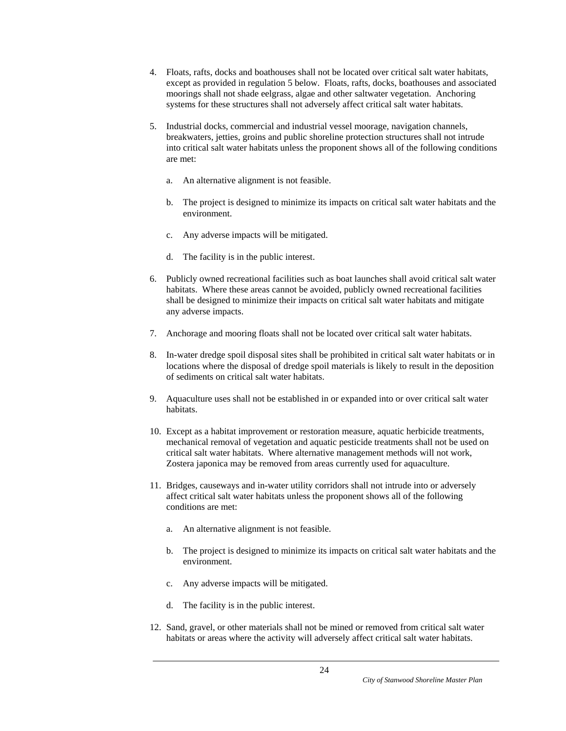4. Floats, rafts, docks and boathouses shall not be located over critical salt water habitats, except as provided in regulation 5 below. Floats, rafts, docks, boathouses and associated moorings shall not shade eelgrass, algae and other saltwater vegetation. Anchoring systems for these structures shall not adversely affect critical salt water habitats.

5. Industrial docks, commercial and industrial vessel moorage, navigation channels, breakwaters, jetties, groins and public shoreline protection structures shall not intrude into critical salt water habitats unless the proponent shows all of the following conditions are met:

   a. An alternative alignment is not feasible.

   b. The project is designed to minimize its impacts on critical salt water habitats and the environment.

   c. Any adverse impacts will be mitigated.

   d. The facility is in the public interest.

6. Publicly owned recreational facilities such as boat launches shall avoid critical salt water habitats. Where these areas cannot be avoided, publicly owned recreational facilities shall be designed to minimize their impacts on critical salt water habitats and mitigate any adverse impacts.

7. Anchorage and mooring floats shall not be located over critical salt water habitats.

8. In-water dredge spoil disposal sites shall be prohibited in critical salt water habitats or in locations where the disposal of dredge spoil materials is likely to result in the deposition of sediments on critical salt water habitats.

9. Aquaculture uses shall not be established in or expanded into or over critical salt water habitats.

10. Except as a habitat improvement or restoration measure, aquatic herbicide treatments, mechanical removal of vegetation and aquatic pesticide treatments shall not be used on critical salt water habitats. Where alternative management methods will not work, Zostera japonica may be removed from areas currently used for aquaculture.

11. Bridges, causeways and in-water utility corridors shall not intrude into or adversely affect critical salt water habitats unless the proponent shows all of the following conditions are met:

    a. An alternative alignment is not feasible.

    b. The project is designed to minimize its impacts on critical salt water habitats and the environment.

    c. Any adverse impacts will be mitigated.

    d. The facility is in the public interest.

12. Sand, gravel, or other materials shall not be mined or removed from critical salt water habitats or areas where the activity will adversely affect critical salt water habitats.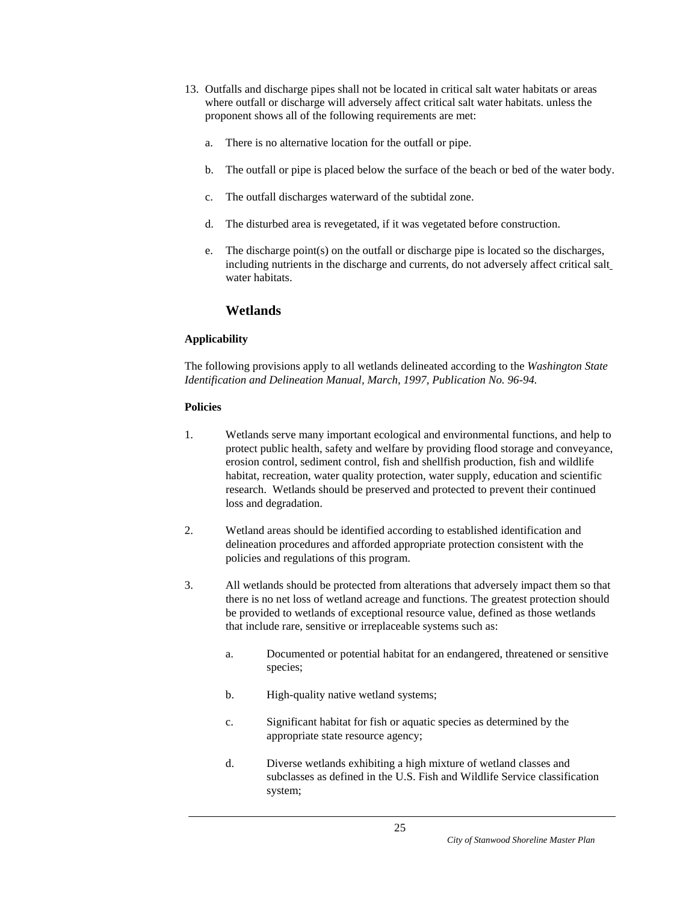13. Outfalls and discharge pipes shall not be located in critical salt water habitats or areas where outfall or discharge will adversely affect critical salt water habitats. unless the proponent shows all of the following requirements are met:

    a. There is no alternative location for the outfall or pipe.

    b. The outfall or pipe is placed below the surface of the beach or bed of the water body.

    c. The outfall discharges waterward of the subtidal zone.

    d. The disturbed area is revegetated, if it was vegetated before construction.

    e. The discharge point(s) on the outfall or discharge pipe is located so the discharges, including nutrients in the discharge and currents, do not adversely affect critical salt water habitats.

## Wetlands

**Applicability**

The following provisions apply to all wetlands delineated according to the *Washington State Identification and Delineation Manual, March, 1997, Publication No. 96-94.*

**Policies**

1. Wetlands serve many important ecological and environmental functions, and help to protect public health, safety and welfare by providing flood storage and conveyance, erosion control, sediment control, fish and shellfish production, fish and wildlife habitat, recreation, water quality protection, water supply, education and scientific research. Wetlands should be preserved and protected to prevent their continued loss and degradation.

2. Wetland areas should be identified according to established identification and delineation procedures and afforded appropriate protection consistent with the policies and regulations of this program.

3. All wetlands should be protected from alterations that adversely impact them so that there is no net loss of wetland acreage and functions. The greatest protection should be provided to wetlands of exceptional resource value, defined as those wetlands that include rare, sensitive or irreplaceable systems such as:

    a. Documented or potential habitat for an endangered, threatened or sensitive species;

    b. High-quality native wetland systems;

    c. Significant habitat for fish or aquatic species as determined by the appropriate state resource agency;

    d. Diverse wetlands exhibiting a high mixture of wetland classes and subclasses as defined in the U.S. Fish and Wildlife Service classification system;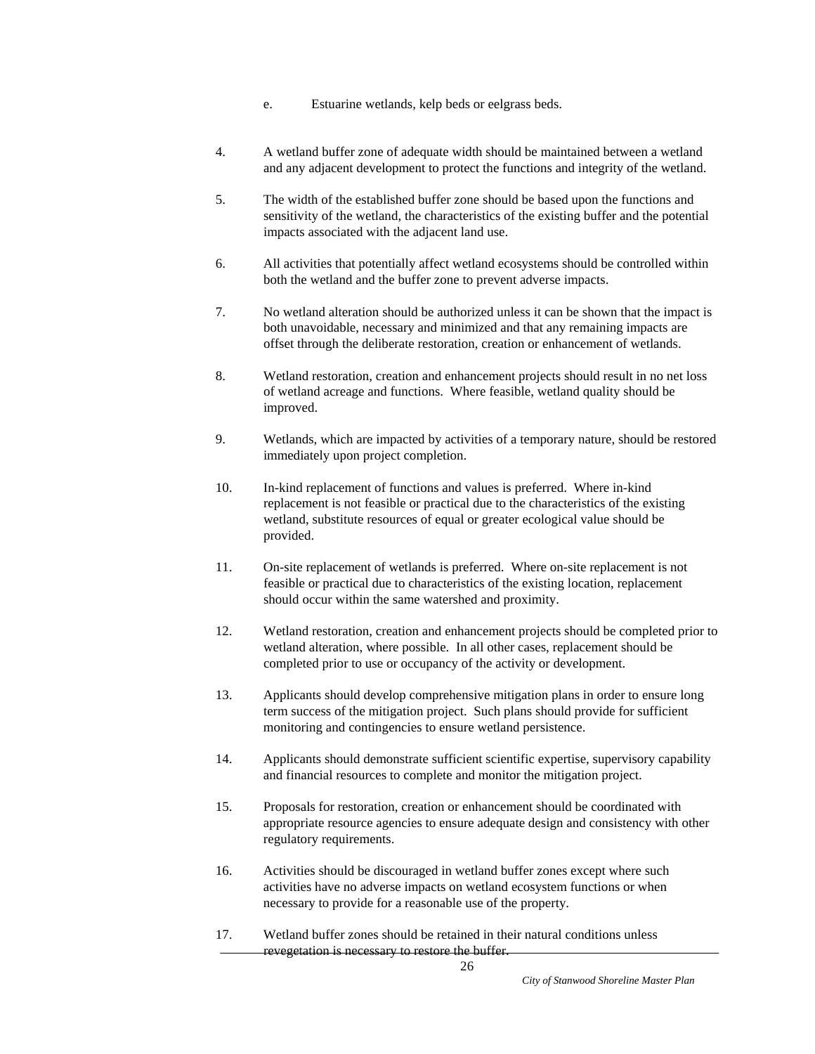e. Estuarine wetlands, kelp beds or eelgrass beds.

4. A wetland buffer zone of adequate width should be maintained between a wetland and any adjacent development to protect the functions and integrity of the wetland.

5. The width of the established buffer zone should be based upon the functions and sensitivity of the wetland, the characteristics of the existing buffer and the potential impacts associated with the adjacent land use.

6. All activities that potentially affect wetland ecosystems should be controlled within both the wetland and the buffer zone to prevent adverse impacts.

7. No wetland alteration should be authorized unless it can be shown that the impact is both unavoidable, necessary and minimized and that any remaining impacts are offset through the deliberate restoration, creation or enhancement of wetlands.

8. Wetland restoration, creation and enhancement projects should result in no net loss of wetland acreage and functions. Where feasible, wetland quality should be improved.

9. Wetlands, which are impacted by activities of a temporary nature, should be restored immediately upon project completion.

10. In-kind replacement of functions and values is preferred. Where in-kind replacement is not feasible or practical due to the characteristics of the existing wetland, substitute resources of equal or greater ecological value should be provided.

11. On-site replacement of wetlands is preferred. Where on-site replacement is not feasible or practical due to characteristics of the existing location, replacement should occur within the same watershed and proximity.

12. Wetland restoration, creation and enhancement projects should be completed prior to wetland alteration, where possible. In all other cases, replacement should be completed prior to use or occupancy of the activity or development.

13. Applicants should develop comprehensive mitigation plans in order to ensure long term success of the mitigation project. Such plans should provide for sufficient monitoring and contingencies to ensure wetland persistence.

14. Applicants should demonstrate sufficient scientific expertise, supervisory capability and financial resources to complete and monitor the mitigation project.

15. Proposals for restoration, creation or enhancement should be coordinated with appropriate resource agencies to ensure adequate design and consistency with other regulatory requirements.

16. Activities should be discouraged in wetland buffer zones except where such activities have no adverse impacts on wetland ecosystem functions or when necessary to provide for a reasonable use of the property.

17. Wetland buffer zones should be retained in their natural conditions unless revegetation is necessary to restore the buffer.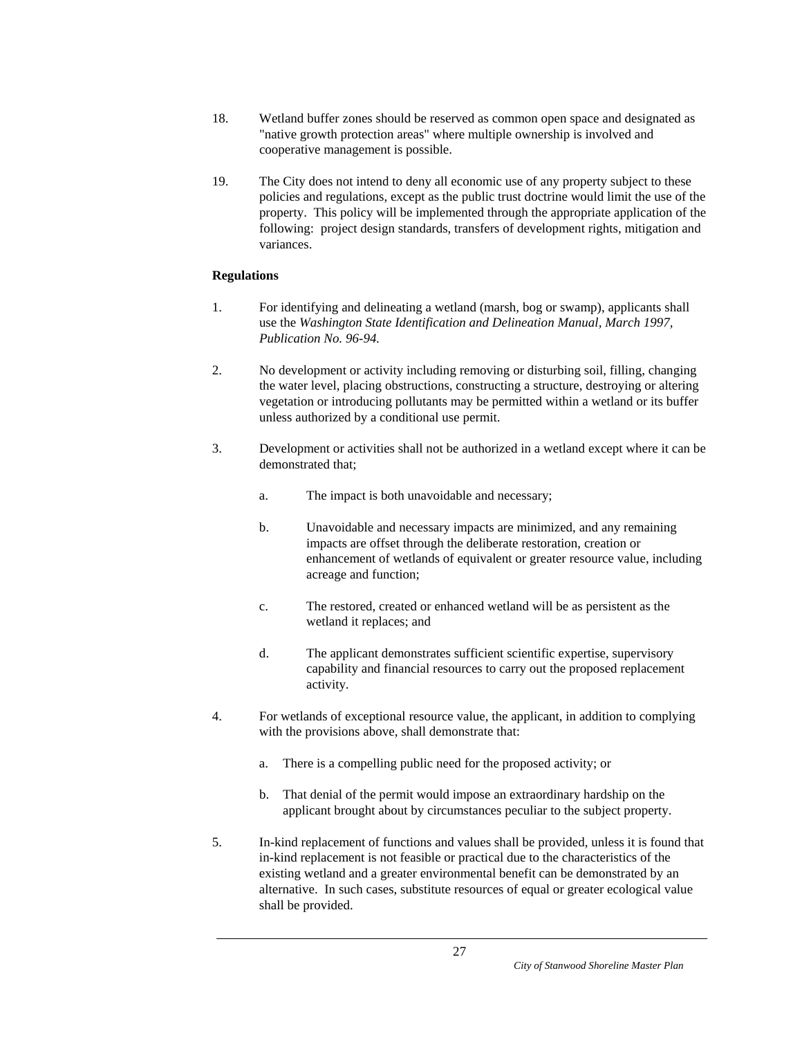18. Wetland buffer zones should be reserved as common open space and designated as "native growth protection areas" where multiple ownership is involved and cooperative management is possible.

19. The City does not intend to deny all economic use of any property subject to these policies and regulations, except as the public trust doctrine would limit the use of the property. This policy will be implemented through the appropriate application of the following: project design standards, transfers of development rights, mitigation and variances.

**Regulations**

1. For identifying and delineating a wetland (marsh, bog or swamp), applicants shall use the *Washington State Identification and Delineation Manual, March 1997, Publication No. 96-94.*

2. No development or activity including removing or disturbing soil, filling, changing the water level, placing obstructions, constructing a structure, destroying or altering vegetation or introducing pollutants may be permitted within a wetland or its buffer unless authorized by a conditional use permit.

3. Development or activities shall not be authorized in a wetland except where it can be demonstrated that;

   a. The impact is both unavoidable and necessary;

   b. Unavoidable and necessary impacts are minimized, and any remaining impacts are offset through the deliberate restoration, creation or enhancement of wetlands of equivalent or greater resource value, including acreage and function;

   c. The restored, created or enhanced wetland will be as persistent as the wetland it replaces; and

   d. The applicant demonstrates sufficient scientific expertise, supervisory capability and financial resources to carry out the proposed replacement activity.

4. For wetlands of exceptional resource value, the applicant, in addition to complying with the provisions above, shall demonstrate that:

   a. There is a compelling public need for the proposed activity; or

   b. That denial of the permit would impose an extraordinary hardship on the applicant brought about by circumstances peculiar to the subject property.

5. In-kind replacement of functions and values shall be provided, unless it is found that in-kind replacement is not feasible or practical due to the characteristics of the existing wetland and a greater environmental benefit can be demonstrated by an alternative. In such cases, substitute resources of equal or greater ecological value shall be provided.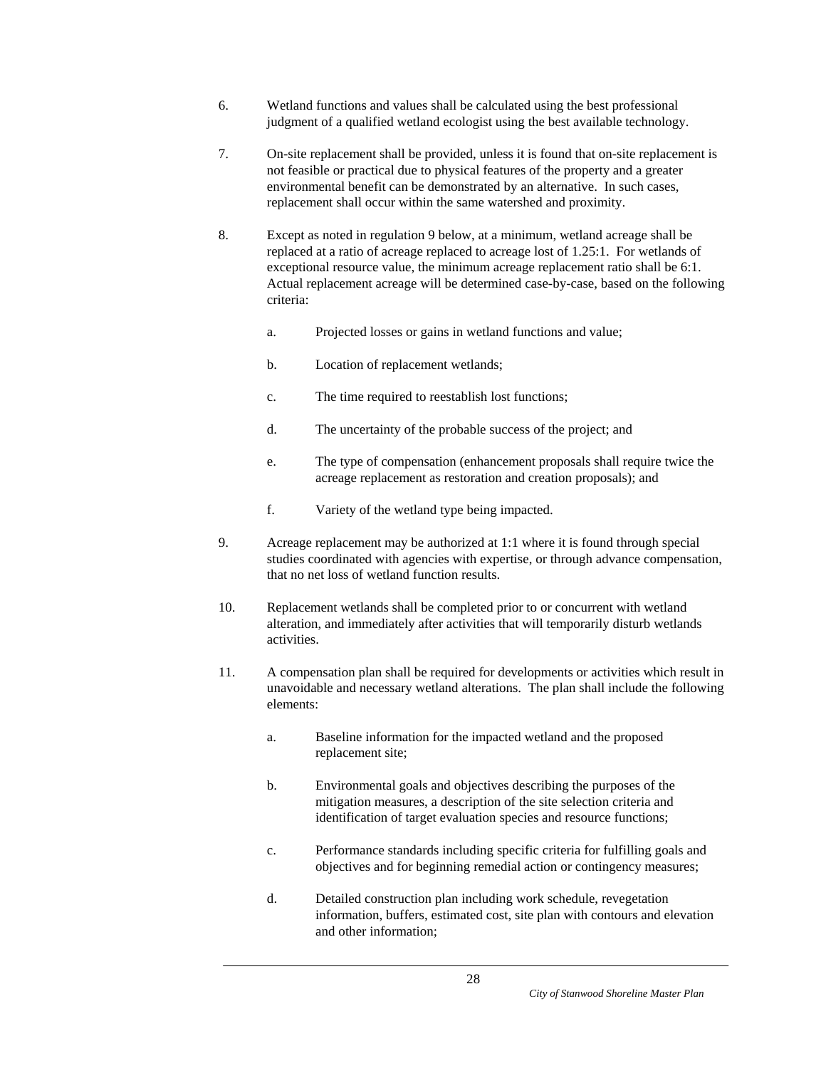6. Wetland functions and values shall be calculated using the best professional judgment of a qualified wetland ecologist using the best available technology.

7. On-site replacement shall be provided, unless it is found that on-site replacement is not feasible or practical due to physical features of the property and a greater environmental benefit can be demonstrated by an alternative. In such cases, replacement shall occur within the same watershed and proximity.

8. Except as noted in regulation 9 below, at a minimum, wetland acreage shall be replaced at a ratio of acreage replaced to acreage lost of 1.25:1. For wetlands of exceptional resource value, the minimum acreage replacement ratio shall be 6:1. Actual replacement acreage will be determined case-by-case, based on the following criteria:

   a. Projected losses or gains in wetland functions and value;

   b. Location of replacement wetlands;

   c. The time required to reestablish lost functions;

   d. The uncertainty of the probable success of the project; and

   e. The type of compensation (enhancement proposals shall require twice the acreage replacement as restoration and creation proposals); and

   f. Variety of the wetland type being impacted.

9. Acreage replacement may be authorized at 1:1 where it is found through special studies coordinated with agencies with expertise, or through advance compensation, that no net loss of wetland function results.

10. Replacement wetlands shall be completed prior to or concurrent with wetland alteration, and immediately after activities that will temporarily disturb wetlands activities.

11. A compensation plan shall be required for developments or activities which result in unavoidable and necessary wetland alterations. The plan shall include the following elements:

   a. Baseline information for the impacted wetland and the proposed replacement site;

   b. Environmental goals and objectives describing the purposes of the mitigation measures, a description of the site selection criteria and identification of target evaluation species and resource functions;

   c. Performance standards including specific criteria for fulfilling goals and objectives and for beginning remedial action or contingency measures;

   d. Detailed construction plan including work schedule, revegetation information, buffers, estimated cost, site plan with contours and elevation and other information;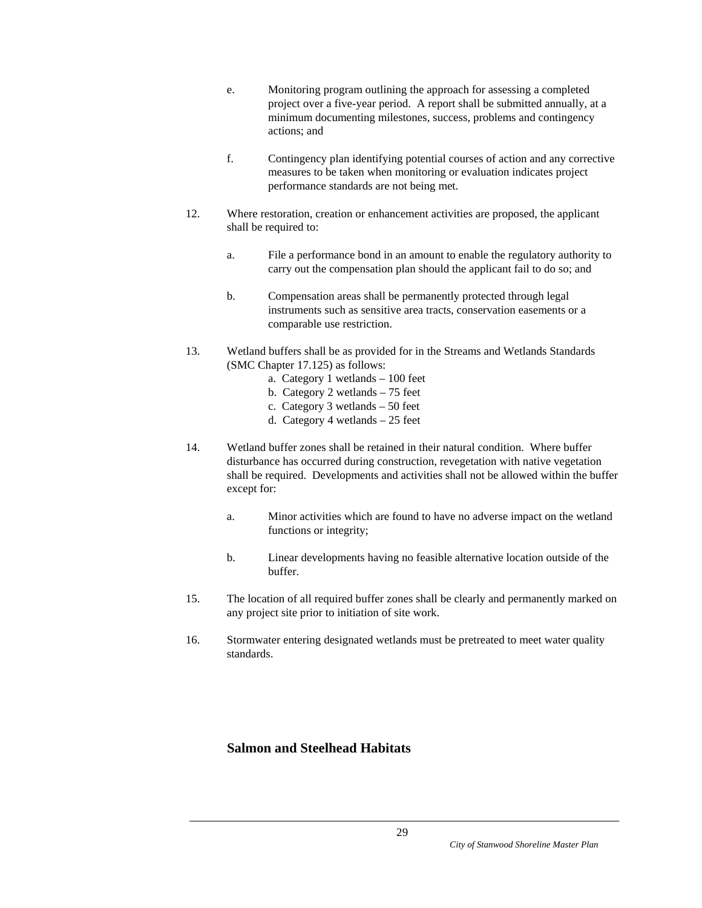e. Monitoring program outlining the approach for assessing a completed project over a five-year period. A report shall be submitted annually, at a minimum documenting milestones, success, problems and contingency actions; and

   f. Contingency plan identifying potential courses of action and any corrective measures to be taken when monitoring or evaluation indicates project performance standards are not being met.

12. Where restoration, creation or enhancement activities are proposed, the applicant shall be required to:

    a. File a performance bond in an amount to enable the regulatory authority to carry out the compensation plan should the applicant fail to do so; and

    b. Compensation areas shall be permanently protected through legal instruments such as sensitive area tracts, conservation easements or a comparable use restriction.

13. Wetland buffers shall be as provided for in the Streams and Wetlands Standards (SMC Chapter 17.125) as follows:
    a. Category 1 wetlands – 100 feet
    b. Category 2 wetlands – 75 feet
    c. Category 3 wetlands – 50 feet
    d. Category 4 wetlands – 25 feet

14. Wetland buffer zones shall be retained in their natural condition. Where buffer disturbance has occurred during construction, revegetation with native vegetation shall be required. Developments and activities shall not be allowed within the buffer except for:

    a. Minor activities which are found to have no adverse impact on the wetland functions or integrity;

    b. Linear developments having no feasible alternative location outside of the buffer.

15. The location of all required buffer zones shall be clearly and permanently marked on any project site prior to initiation of site work.

16. Stormwater entering designated wetlands must be pretreated to meet water quality standards.

### Salmon and Steelhead Habitats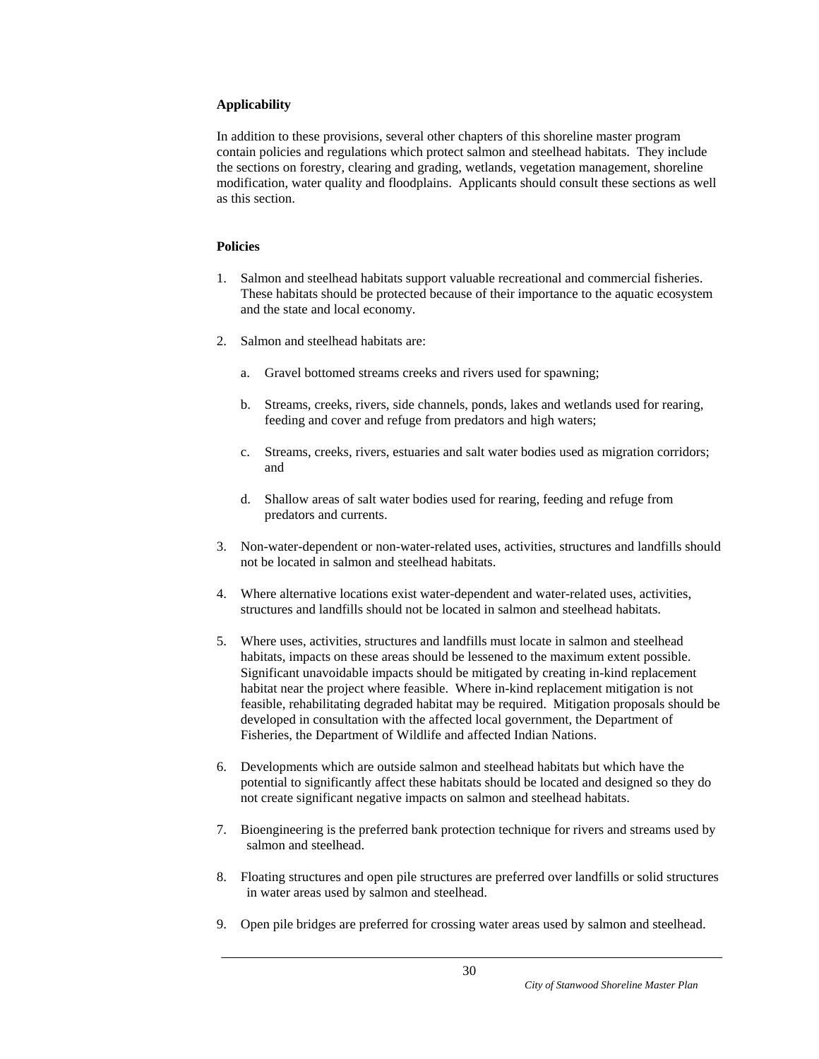**Applicability**

In addition to these provisions, several other chapters of this shoreline master program contain policies and regulations which protect salmon and steelhead habitats. They include the sections on forestry, clearing and grading, wetlands, vegetation management, shoreline modification, water quality and floodplains. Applicants should consult these sections as well as this section.

**Policies**

1. Salmon and steelhead habitats support valuable recreational and commercial fisheries. These habitats should be protected because of their importance to the aquatic ecosystem and the state and local economy.

2. Salmon and steelhead habitats are:

   a. Gravel bottomed streams creeks and rivers used for spawning;

   b. Streams, creeks, rivers, side channels, ponds, lakes and wetlands used for rearing, feeding and cover and refuge from predators and high waters;

   c. Streams, creeks, rivers, estuaries and salt water bodies used as migration corridors; and

   d. Shallow areas of salt water bodies used for rearing, feeding and refuge from predators and currents.

3. Non-water-dependent or non-water-related uses, activities, structures and landfills should not be located in salmon and steelhead habitats.

4. Where alternative locations exist water-dependent and water-related uses, activities, structures and landfills should not be located in salmon and steelhead habitats.

5. Where uses, activities, structures and landfills must locate in salmon and steelhead habitats, impacts on these areas should be lessened to the maximum extent possible. Significant unavoidable impacts should be mitigated by creating in-kind replacement habitat near the project where feasible. Where in-kind replacement mitigation is not feasible, rehabilitating degraded habitat may be required. Mitigation proposals should be developed in consultation with the affected local government, the Department of Fisheries, the Department of Wildlife and affected Indian Nations.

6. Developments which are outside salmon and steelhead habitats but which have the potential to significantly affect these habitats should be located and designed so they do not create significant negative impacts on salmon and steelhead habitats.

7. Bioengineering is the preferred bank protection technique for rivers and streams used by salmon and steelhead.

8. Floating structures and open pile structures are preferred over landfills or solid structures in water areas used by salmon and steelhead.

9. Open pile bridges are preferred for crossing water areas used by salmon and steelhead.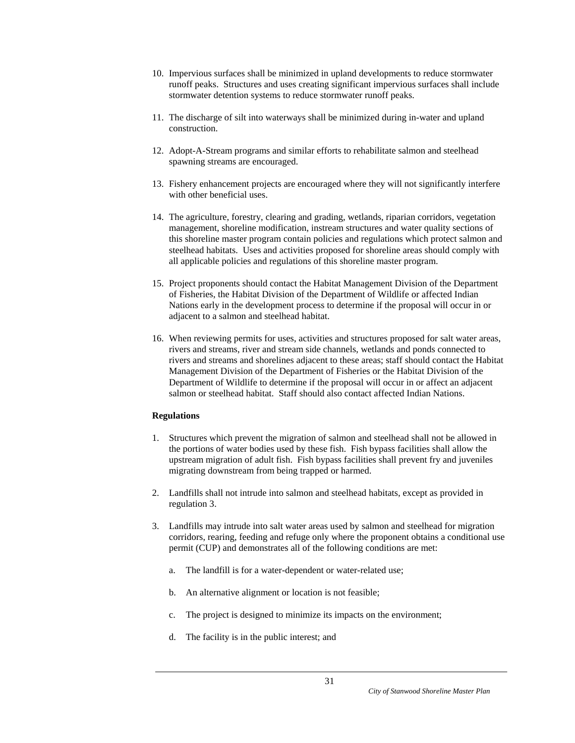10. Impervious surfaces shall be minimized in upland developments to reduce stormwater runoff peaks. Structures and uses creating significant impervious surfaces shall include stormwater detention systems to reduce stormwater runoff peaks.

11. The discharge of silt into waterways shall be minimized during in-water and upland construction.

12. Adopt-A-Stream programs and similar efforts to rehabilitate salmon and steelhead spawning streams are encouraged.

13. Fishery enhancement projects are encouraged where they will not significantly interfere with other beneficial uses.

14. The agriculture, forestry, clearing and grading, wetlands, riparian corridors, vegetation management, shoreline modification, instream structures and water quality sections of this shoreline master program contain policies and regulations which protect salmon and steelhead habitats. Uses and activities proposed for shoreline areas should comply with all applicable policies and regulations of this shoreline master program.

15. Project proponents should contact the Habitat Management Division of the Department of Fisheries, the Habitat Division of the Department of Wildlife or affected Indian Nations early in the development process to determine if the proposal will occur in or adjacent to a salmon and steelhead habitat.

16. When reviewing permits for uses, activities and structures proposed for salt water areas, rivers and streams, river and stream side channels, wetlands and ponds connected to rivers and streams and shorelines adjacent to these areas; staff should contact the Habitat Management Division of the Department of Fisheries or the Habitat Division of the Department of Wildlife to determine if the proposal will occur in or affect an adjacent salmon or steelhead habitat. Staff should also contact affected Indian Nations.

**Regulations**

1. Structures which prevent the migration of salmon and steelhead shall not be allowed in the portions of water bodies used by these fish. Fish bypass facilities shall allow the upstream migration of adult fish. Fish bypass facilities shall prevent fry and juveniles migrating downstream from being trapped or harmed.

2. Landfills shall not intrude into salmon and steelhead habitats, except as provided in regulation 3.

3. Landfills may intrude into salt water areas used by salmon and steelhead for migration corridors, rearing, feeding and refuge only where the proponent obtains a conditional use permit (CUP) and demonstrates all of the following conditions are met:

   a. The landfill is for a water-dependent or water-related use;

   b. An alternative alignment or location is not feasible;

   c. The project is designed to minimize its impacts on the environment;

   d. The facility is in the public interest; and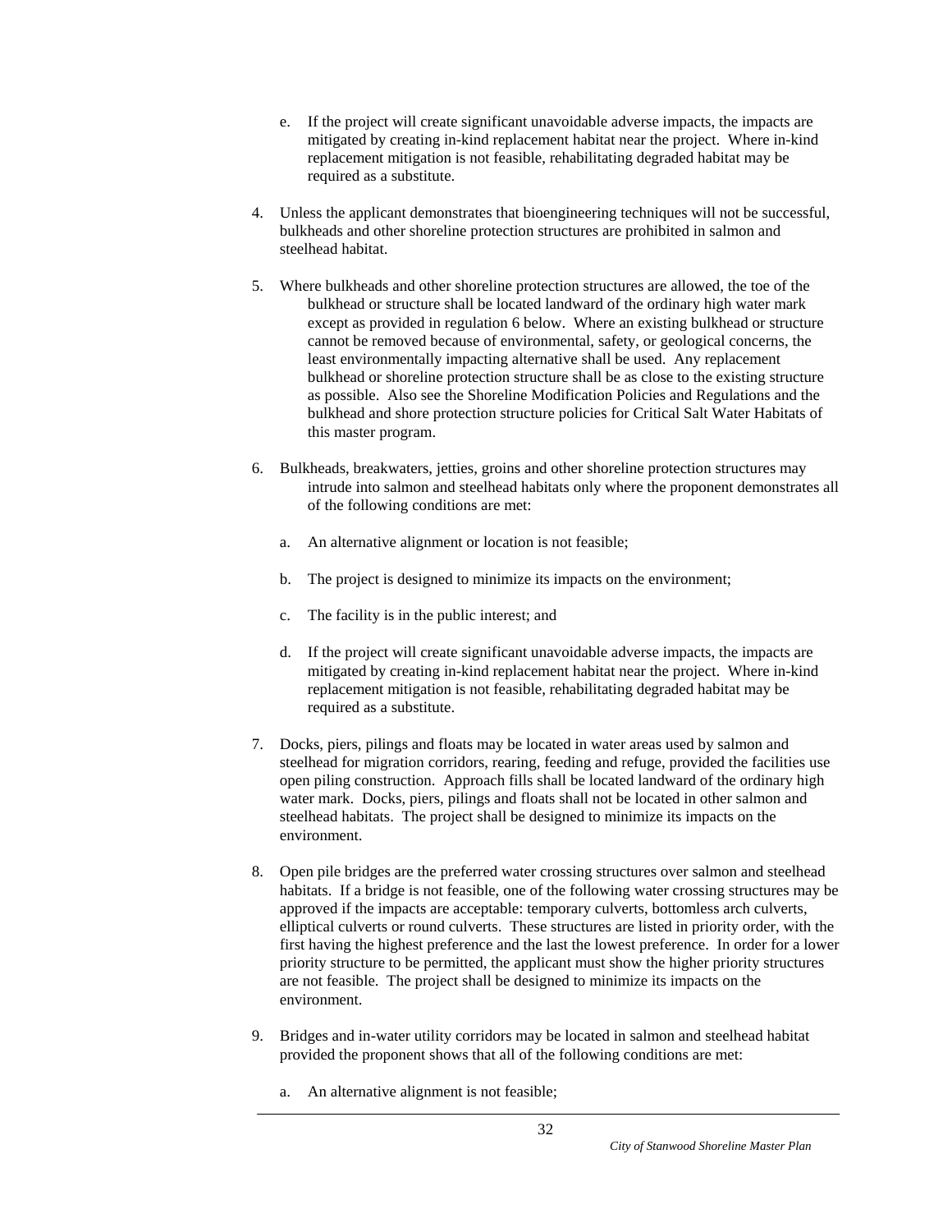e. If the project will create significant unavoidable adverse impacts, the impacts are mitigated by creating in-kind replacement habitat near the project. Where in-kind replacement mitigation is not feasible, rehabilitating degraded habitat may be required as a substitute.

4. Unless the applicant demonstrates that bioengineering techniques will not be successful, bulkheads and other shoreline protection structures are prohibited in salmon and steelhead habitat.

5. Where bulkheads and other shoreline protection structures are allowed, the toe of the bulkhead or structure shall be located landward of the ordinary high water mark except as provided in regulation 6 below. Where an existing bulkhead or structure cannot be removed because of environmental, safety, or geological concerns, the least environmentally impacting alternative shall be used. Any replacement bulkhead or shoreline protection structure shall be as close to the existing structure as possible. Also see the Shoreline Modification Policies and Regulations and the bulkhead and shore protection structure policies for Critical Salt Water Habitats of this master program.

6. Bulkheads, breakwaters, jetties, groins and other shoreline protection structures may intrude into salmon and steelhead habitats only where the proponent demonstrates all of the following conditions are met:

   a. An alternative alignment or location is not feasible;

   b. The project is designed to minimize its impacts on the environment;

   c. The facility is in the public interest; and

   d. If the project will create significant unavoidable adverse impacts, the impacts are mitigated by creating in-kind replacement habitat near the project. Where in-kind replacement mitigation is not feasible, rehabilitating degraded habitat may be required as a substitute.

7. Docks, piers, pilings and floats may be located in water areas used by salmon and steelhead for migration corridors, rearing, feeding and refuge, provided the facilities use open piling construction. Approach fills shall be located landward of the ordinary high water mark. Docks, piers, pilings and floats shall not be located in other salmon and steelhead habitats. The project shall be designed to minimize its impacts on the environment.

8. Open pile bridges are the preferred water crossing structures over salmon and steelhead habitats. If a bridge is not feasible, one of the following water crossing structures may be approved if the impacts are acceptable: temporary culverts, bottomless arch culverts, elliptical culverts or round culverts. These structures are listed in priority order, with the first having the highest preference and the last the lowest preference. In order for a lower priority structure to be permitted, the applicant must show the higher priority structures are not feasible. The project shall be designed to minimize its impacts on the environment.

9. Bridges and in-water utility corridors may be located in salmon and steelhead habitat provided the proponent shows that all of the following conditions are met:

   a. An alternative alignment is not feasible;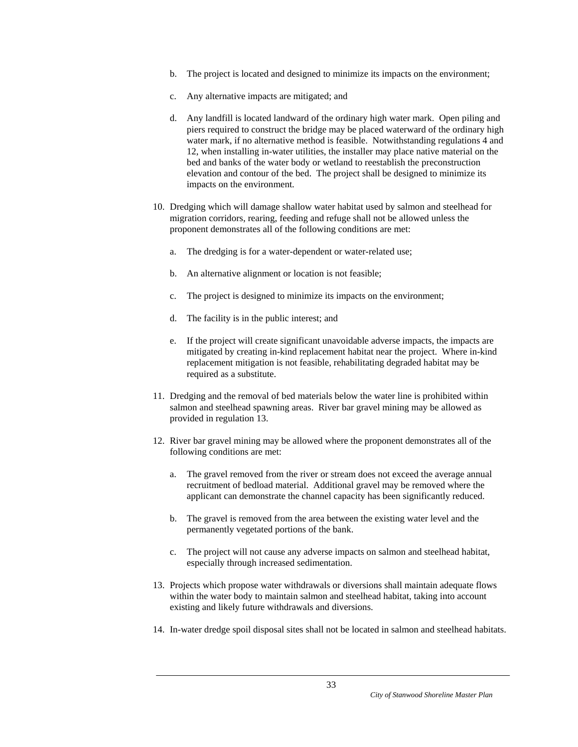b. The project is located and designed to minimize its impacts on the environment;

   c. Any alternative impacts are mitigated; and

   d. Any landfill is located landward of the ordinary high water mark. Open piling and piers required to construct the bridge may be placed waterward of the ordinary high water mark, if no alternative method is feasible. Notwithstanding regulations 4 and 12, when installing in-water utilities, the installer may place native material on the bed and banks of the water body or wetland to reestablish the preconstruction elevation and contour of the bed. The project shall be designed to minimize its impacts on the environment.

10. Dredging which will damage shallow water habitat used by salmon and steelhead for migration corridors, rearing, feeding and refuge shall not be allowed unless the proponent demonstrates all of the following conditions are met:

    a. The dredging is for a water-dependent or water-related use;

    b. An alternative alignment or location is not feasible;

    c. The project is designed to minimize its impacts on the environment;

    d. The facility is in the public interest; and

    e. If the project will create significant unavoidable adverse impacts, the impacts are mitigated by creating in-kind replacement habitat near the project. Where in-kind replacement mitigation is not feasible, rehabilitating degraded habitat may be required as a substitute.

11. Dredging and the removal of bed materials below the water line is prohibited within salmon and steelhead spawning areas. River bar gravel mining may be allowed as provided in regulation 13.

12. River bar gravel mining may be allowed where the proponent demonstrates all of the following conditions are met:

    a. The gravel removed from the river or stream does not exceed the average annual recruitment of bedload material. Additional gravel may be removed where the applicant can demonstrate the channel capacity has been significantly reduced.

    b. The gravel is removed from the area between the existing water level and the permanently vegetated portions of the bank.

    c. The project will not cause any adverse impacts on salmon and steelhead habitat, especially through increased sedimentation.

13. Projects which propose water withdrawals or diversions shall maintain adequate flows within the water body to maintain salmon and steelhead habitat, taking into account existing and likely future withdrawals and diversions.

14. In-water dredge spoil disposal sites shall not be located in salmon and steelhead habitats.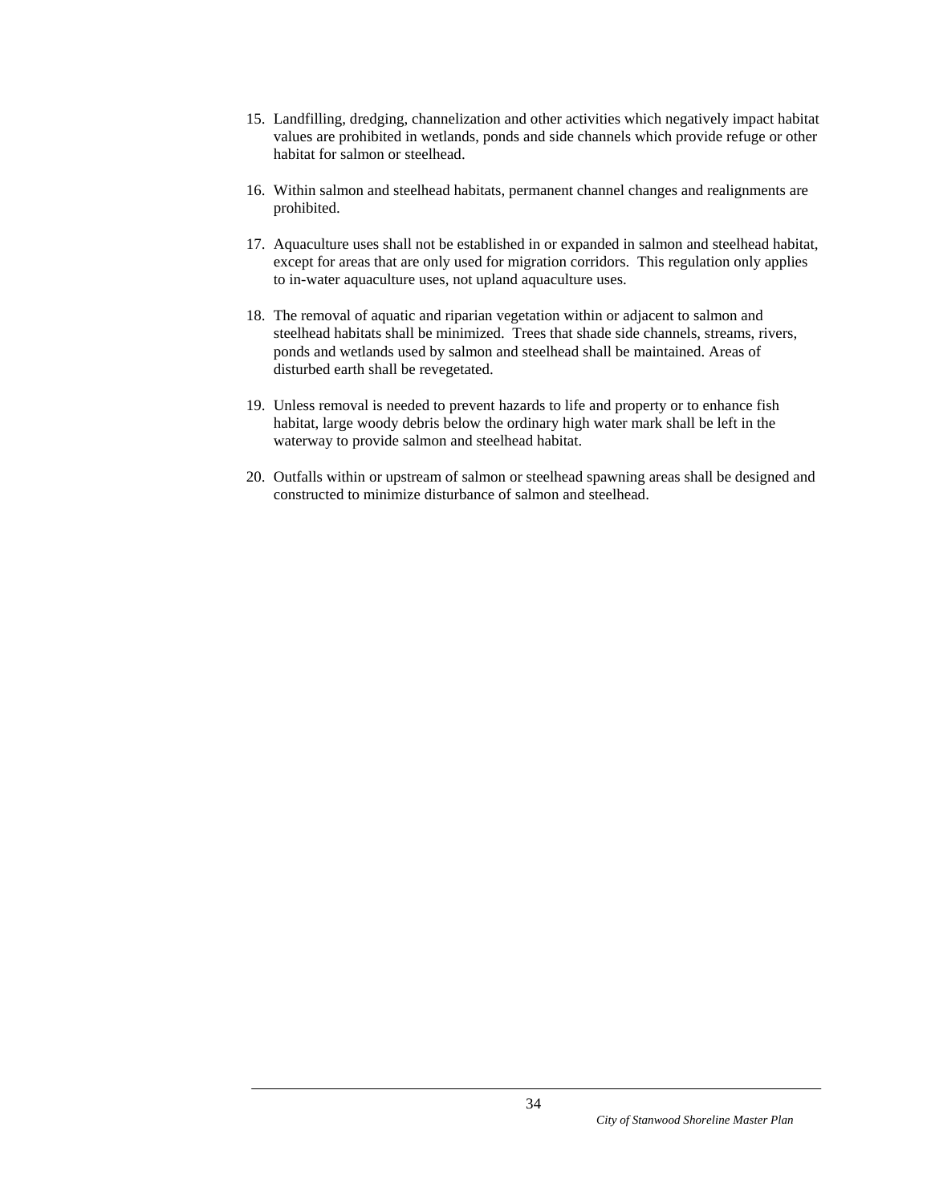15. Landfilling, dredging, channelization and other activities which negatively impact habitat values are prohibited in wetlands, ponds and side channels which provide refuge or other habitat for salmon or steelhead.

16. Within salmon and steelhead habitats, permanent channel changes and realignments are prohibited.

17. Aquaculture uses shall not be established in or expanded in salmon and steelhead habitat, except for areas that are only used for migration corridors. This regulation only applies to in-water aquaculture uses, not upland aquaculture uses.

18. The removal of aquatic and riparian vegetation within or adjacent to salmon and steelhead habitats shall be minimized. Trees that shade side channels, streams, rivers, ponds and wetlands used by salmon and steelhead shall be maintained. Areas of disturbed earth shall be revegetated.

19. Unless removal is needed to prevent hazards to life and property or to enhance fish habitat, large woody debris below the ordinary high water mark shall be left in the waterway to provide salmon and steelhead habitat.

20. Outfalls within or upstream of salmon or steelhead spawning areas shall be designed and constructed to minimize disturbance of salmon and steelhead.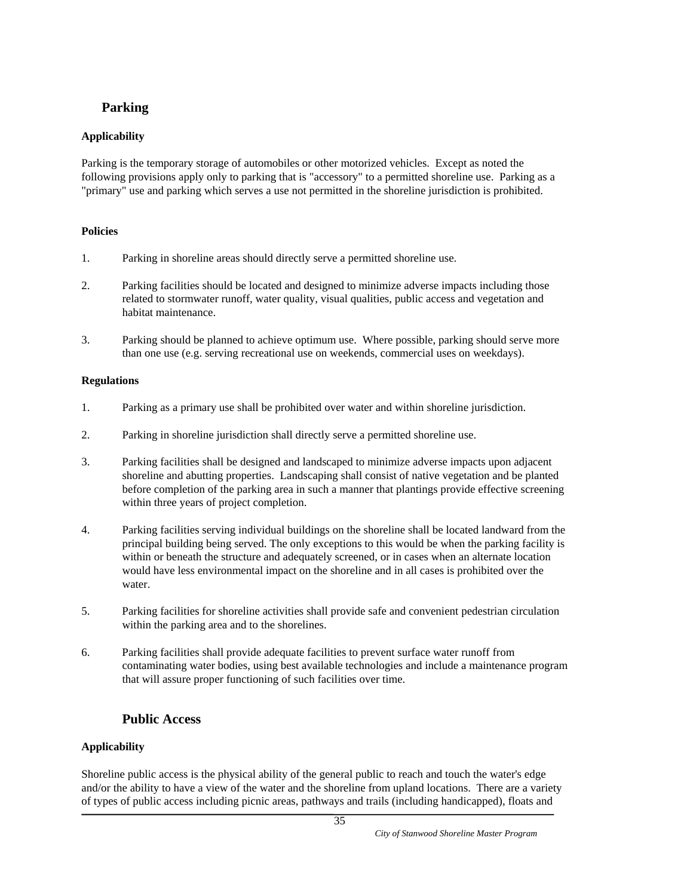## Parking

### Applicability

Parking is the temporary storage of automobiles or other motorized vehicles. Except as noted the following provisions apply only to parking that is "accessory" to a permitted shoreline use. Parking as a "primary" use and parking which serves a use not permitted in the shoreline jurisdiction is prohibited.

### Policies

1. Parking in shoreline areas should directly serve a permitted shoreline use.

2. Parking facilities should be located and designed to minimize adverse impacts including those related to stormwater runoff, water quality, visual qualities, public access and vegetation and habitat maintenance.

3. Parking should be planned to achieve optimum use. Where possible, parking should serve more than one use (e.g. serving recreational use on weekends, commercial uses on weekdays).

### Regulations

1. Parking as a primary use shall be prohibited over water and within shoreline jurisdiction.

2. Parking in shoreline jurisdiction shall directly serve a permitted shoreline use.

3. Parking facilities shall be designed and landscaped to minimize adverse impacts upon adjacent shoreline and abutting properties. Landscaping shall consist of native vegetation and be planted before completion of the parking area in such a manner that plantings provide effective screening within three years of project completion.

4. Parking facilities serving individual buildings on the shoreline shall be located landward from the principal building being served. The only exceptions to this would be when the parking facility is within or beneath the structure and adequately screened, or in cases when an alternate location would have less environmental impact on the shoreline and in all cases is prohibited over the water.

5. Parking facilities for shoreline activities shall provide safe and convenient pedestrian circulation within the parking area and to the shorelines.

6. Parking facilities shall provide adequate facilities to prevent surface water runoff from contaminating water bodies, using best available technologies and include a maintenance program that will assure proper functioning of such facilities over time.

## Public Access

### Applicability

Shoreline public access is the physical ability of the general public to reach and touch the water's edge and/or the ability to have a view of the water and the shoreline from upland locations. There are a variety of types of public access including picnic areas, pathways and trails (including handicapped), floats and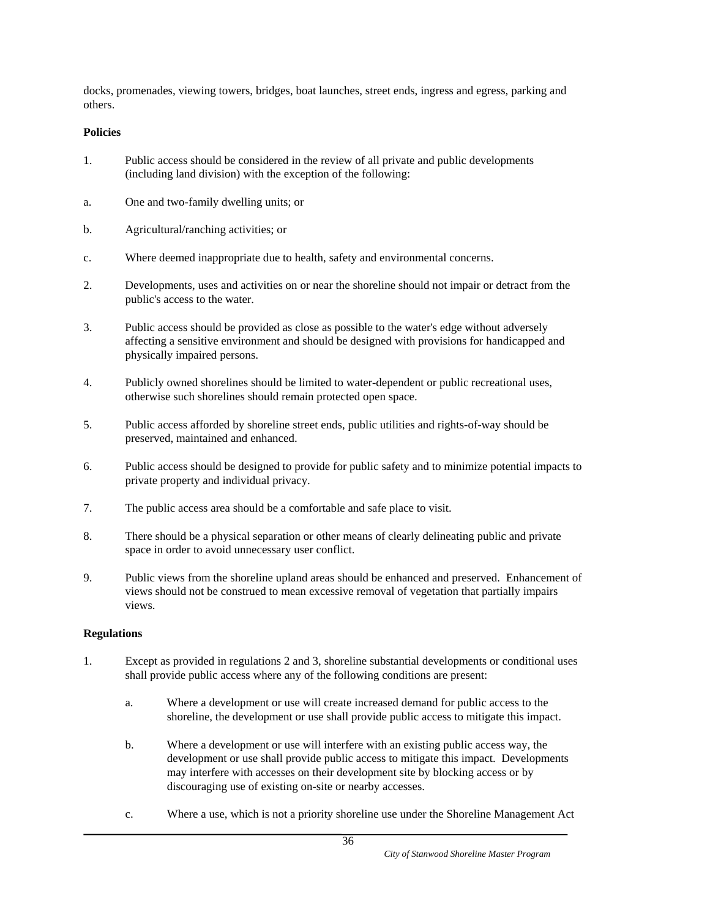docks, promenades, viewing towers, bridges, boat launches, street ends, ingress and egress, parking and others.

**Policies**

1. Public access should be considered in the review of all private and public developments (including land division) with the exception of the following:

a. One and two-family dwelling units; or

b. Agricultural/ranching activities; or

c. Where deemed inappropriate due to health, safety and environmental concerns.

2. Developments, uses and activities on or near the shoreline should not impair or detract from the public's access to the water.

3. Public access should be provided as close as possible to the water's edge without adversely affecting a sensitive environment and should be designed with provisions for handicapped and physically impaired persons.

4. Publicly owned shorelines should be limited to water-dependent or public recreational uses, otherwise such shorelines should remain protected open space.

5. Public access afforded by shoreline street ends, public utilities and rights-of-way should be preserved, maintained and enhanced.

6. Public access should be designed to provide for public safety and to minimize potential impacts to private property and individual privacy.

7. The public access area should be a comfortable and safe place to visit.

8. There should be a physical separation or other means of clearly delineating public and private space in order to avoid unnecessary user conflict.

9. Public views from the shoreline upland areas should be enhanced and preserved. Enhancement of views should not be construed to mean excessive removal of vegetation that partially impairs views.

**Regulations**

1. Except as provided in regulations 2 and 3, shoreline substantial developments or conditional uses shall provide public access where any of the following conditions are present:

   a. Where a development or use will create increased demand for public access to the shoreline, the development or use shall provide public access to mitigate this impact.

   b. Where a development or use will interfere with an existing public access way, the development or use shall provide public access to mitigate this impact. Developments may interfere with accesses on their development site by blocking access or by discouraging use of existing on-site or nearby accesses.

   c. Where a use, which is not a priority shoreline use under the Shoreline Management Act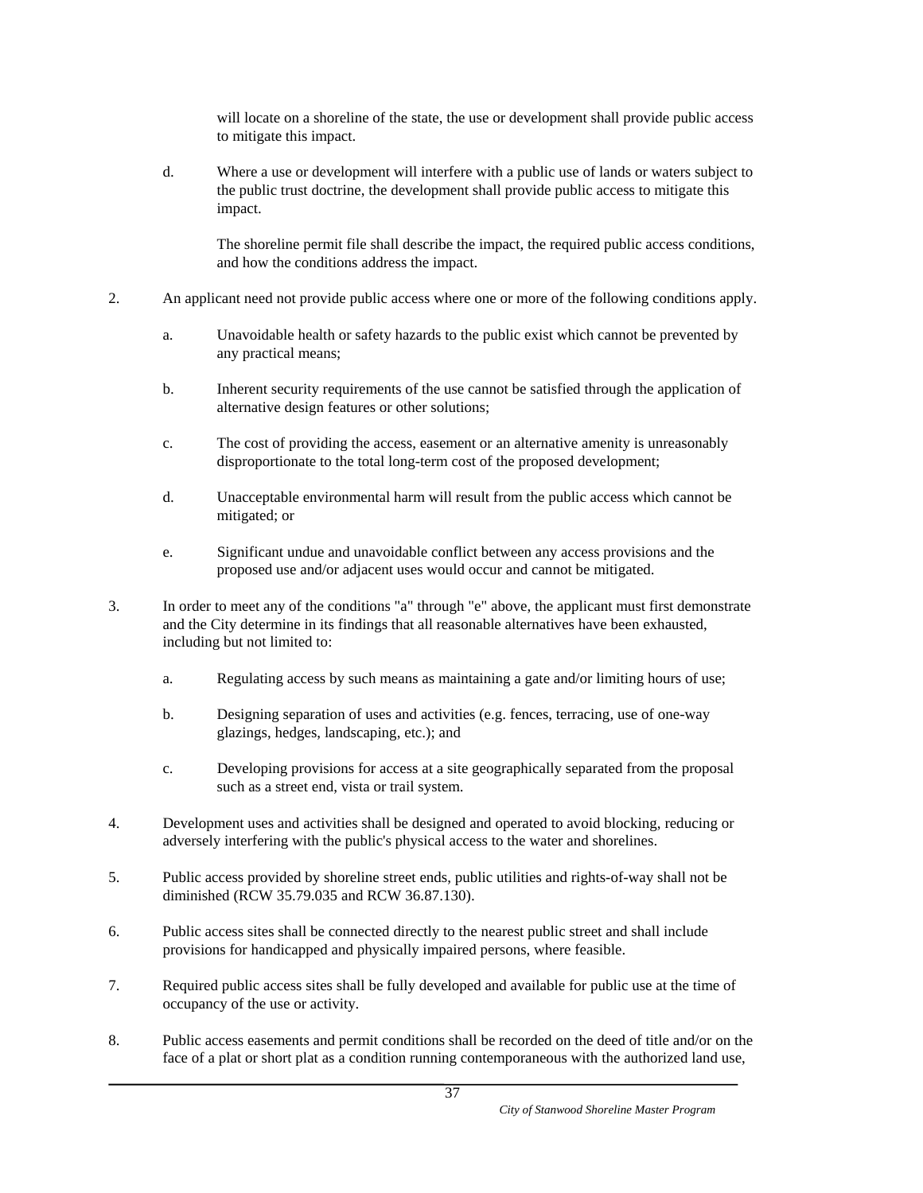will locate on a shoreline of the state, the use or development shall provide public access to mitigate this impact.

d. Where a use or development will interfere with a public use of lands or waters subject to the public trust doctrine, the development shall provide public access to mitigate this impact.

   The shoreline permit file shall describe the impact, the required public access conditions, and how the conditions address the impact.

2. An applicant need not provide public access where one or more of the following conditions apply.

   a. Unavoidable health or safety hazards to the public exist which cannot be prevented by any practical means;

   b. Inherent security requirements of the use cannot be satisfied through the application of alternative design features or other solutions;

   c. The cost of providing the access, easement or an alternative amenity is unreasonably disproportionate to the total long-term cost of the proposed development;

   d. Unacceptable environmental harm will result from the public access which cannot be mitigated; or

   e. Significant undue and unavoidable conflict between any access provisions and the proposed use and/or adjacent uses would occur and cannot be mitigated.

3. In order to meet any of the conditions "a" through "e" above, the applicant must first demonstrate and the City determine in its findings that all reasonable alternatives have been exhausted, including but not limited to:

   a. Regulating access by such means as maintaining a gate and/or limiting hours of use;

   b. Designing separation of uses and activities (e.g. fences, terracing, use of one-way glazings, hedges, landscaping, etc.); and

   c. Developing provisions for access at a site geographically separated from the proposal such as a street end, vista or trail system.

4. Development uses and activities shall be designed and operated to avoid blocking, reducing or adversely interfering with the public's physical access to the water and shorelines.

5. Public access provided by shoreline street ends, public utilities and rights-of-way shall not be diminished (RCW 35.79.035 and RCW 36.87.130).

6. Public access sites shall be connected directly to the nearest public street and shall include provisions for handicapped and physically impaired persons, where feasible.

7. Required public access sites shall be fully developed and available for public use at the time of occupancy of the use or activity.

8. Public access easements and permit conditions shall be recorded on the deed of title and/or on the face of a plat or short plat as a condition running contemporaneous with the authorized land use,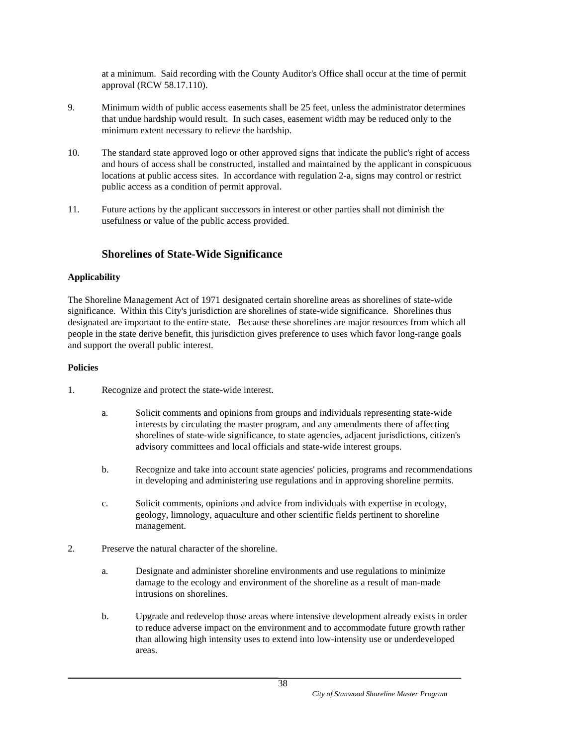at a minimum. Said recording with the County Auditor's Office shall occur at the time of permit approval (RCW 58.17.110).

9. Minimum width of public access easements shall be 25 feet, unless the administrator determines that undue hardship would result. In such cases, easement width may be reduced only to the minimum extent necessary to relieve the hardship.

10. The standard state approved logo or other approved signs that indicate the public's right of access and hours of access shall be constructed, installed and maintained by the applicant in conspicuous locations at public access sites. In accordance with regulation 2-a, signs may control or restrict public access as a condition of permit approval.

11. Future actions by the applicant successors in interest or other parties shall not diminish the usefulness or value of the public access provided.

## Shorelines of State-Wide Significance

**Applicability**

The Shoreline Management Act of 1971 designated certain shoreline areas as shorelines of state-wide significance. Within this City's jurisdiction are shorelines of state-wide significance. Shorelines thus designated are important to the entire state. Because these shorelines are major resources from which all people in the state derive benefit, this jurisdiction gives preference to uses which favor long-range goals and support the overall public interest.

**Policies**

1. Recognize and protect the state-wide interest.

   a. Solicit comments and opinions from groups and individuals representing state-wide interests by circulating the master program, and any amendments there of affecting shorelines of state-wide significance, to state agencies, adjacent jurisdictions, citizen's advisory committees and local officials and state-wide interest groups.

   b. Recognize and take into account state agencies' policies, programs and recommendations in developing and administering use regulations and in approving shoreline permits.

   c. Solicit comments, opinions and advice from individuals with expertise in ecology, geology, limnology, aquaculture and other scientific fields pertinent to shoreline management.

2. Preserve the natural character of the shoreline.

   a. Designate and administer shoreline environments and use regulations to minimize damage to the ecology and environment of the shoreline as a result of man-made intrusions on shorelines.

   b. Upgrade and redevelop those areas where intensive development already exists in order to reduce adverse impact on the environment and to accommodate future growth rather than allowing high intensity uses to extend into low-intensity use or underdeveloped areas.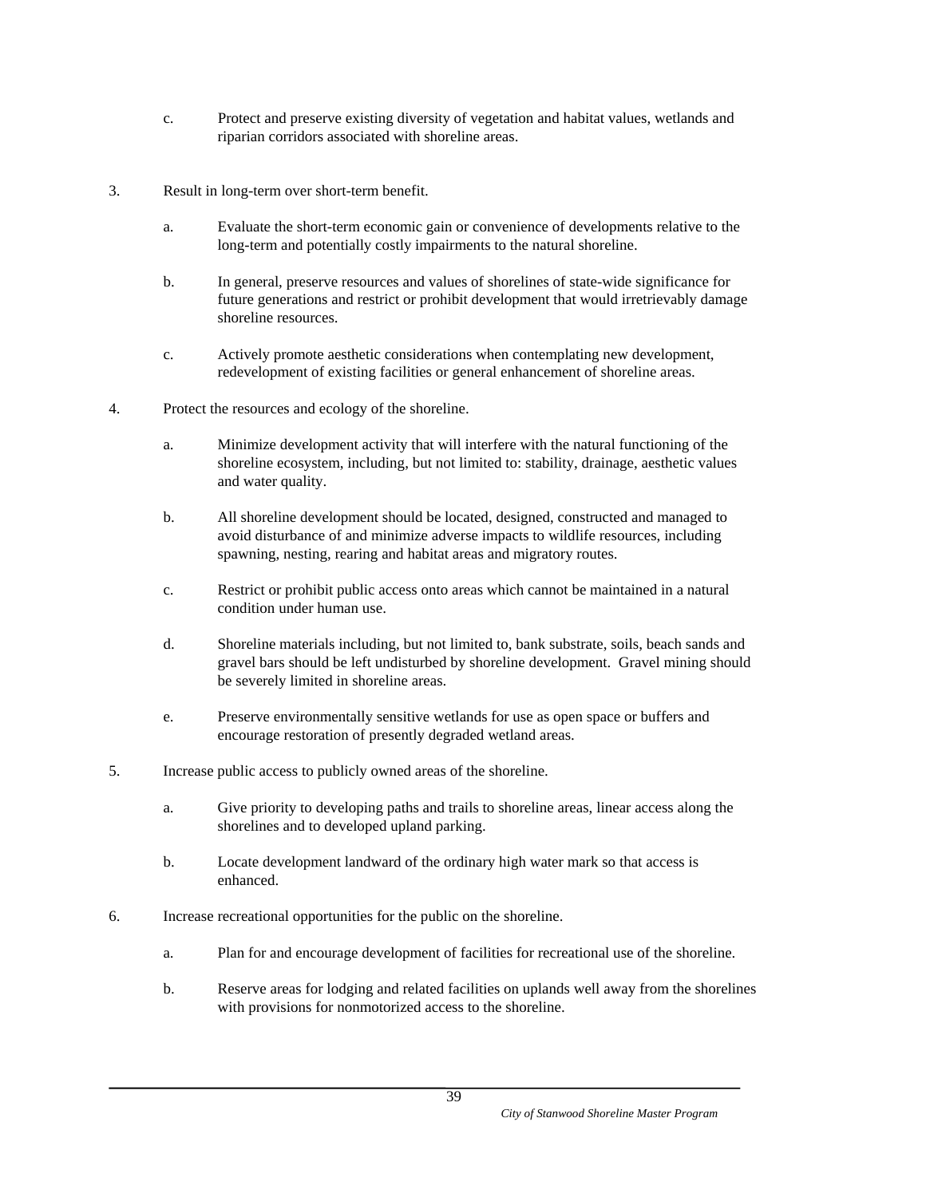c. Protect and preserve existing diversity of vegetation and habitat values, wetlands and riparian corridors associated with shoreline areas.

3. Result in long-term over short-term benefit.

   a. Evaluate the short-term economic gain or convenience of developments relative to the long-term and potentially costly impairments to the natural shoreline.

   b. In general, preserve resources and values of shorelines of state-wide significance for future generations and restrict or prohibit development that would irretrievably damage shoreline resources.

   c. Actively promote aesthetic considerations when contemplating new development, redevelopment of existing facilities or general enhancement of shoreline areas.

4. Protect the resources and ecology of the shoreline.

   a. Minimize development activity that will interfere with the natural functioning of the shoreline ecosystem, including, but not limited to: stability, drainage, aesthetic values and water quality.

   b. All shoreline development should be located, designed, constructed and managed to avoid disturbance of and minimize adverse impacts to wildlife resources, including spawning, nesting, rearing and habitat areas and migratory routes.

   c. Restrict or prohibit public access onto areas which cannot be maintained in a natural condition under human use.

   d. Shoreline materials including, but not limited to, bank substrate, soils, beach sands and gravel bars should be left undisturbed by shoreline development. Gravel mining should be severely limited in shoreline areas.

   e. Preserve environmentally sensitive wetlands for use as open space or buffers and encourage restoration of presently degraded wetland areas.

5. Increase public access to publicly owned areas of the shoreline.

   a. Give priority to developing paths and trails to shoreline areas, linear access along the shorelines and to developed upland parking.

   b. Locate development landward of the ordinary high water mark so that access is enhanced.

6. Increase recreational opportunities for the public on the shoreline.

   a. Plan for and encourage development of facilities for recreational use of the shoreline.

   b. Reserve areas for lodging and related facilities on uplands well away from the shorelines with provisions for nonmotorized access to the shoreline.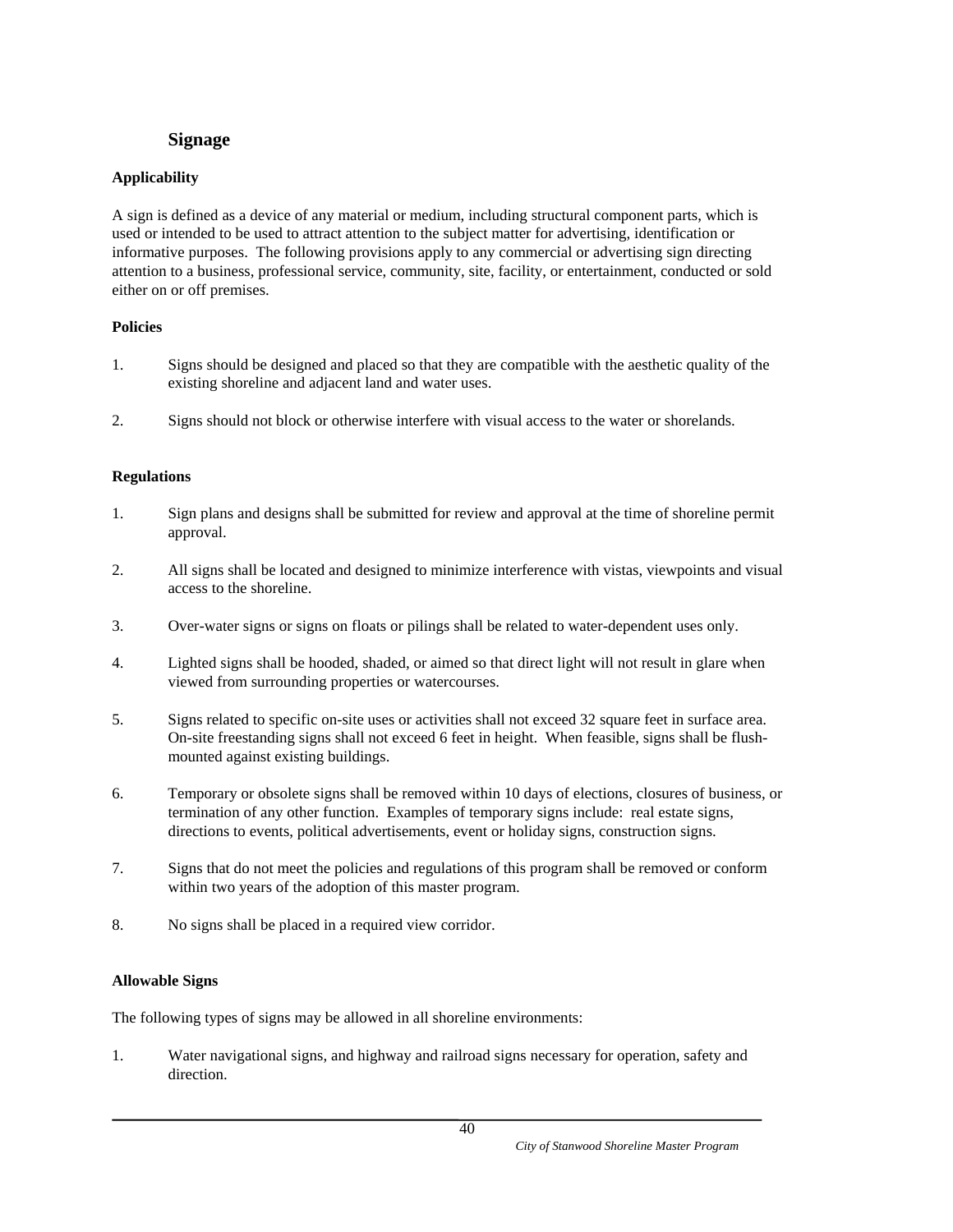## Signage

### Applicability

A sign is defined as a device of any material or medium, including structural component parts, which is used or intended to be used to attract attention to the subject matter for advertising, identification or informative purposes. The following provisions apply to any commercial or advertising sign directing attention to a business, professional service, community, site, facility, or entertainment, conducted or sold either on or off premises.

### Policies

1. Signs should be designed and placed so that they are compatible with the aesthetic quality of the existing shoreline and adjacent land and water uses.

2. Signs should not block or otherwise interfere with visual access to the water or shorelands.

### Regulations

1. Sign plans and designs shall be submitted for review and approval at the time of shoreline permit approval.

2. All signs shall be located and designed to minimize interference with vistas, viewpoints and visual access to the shoreline.

3. Over-water signs or signs on floats or pilings shall be related to water-dependent uses only.

4. Lighted signs shall be hooded, shaded, or aimed so that direct light will not result in glare when viewed from surrounding properties or watercourses.

5. Signs related to specific on-site uses or activities shall not exceed 32 square feet in surface area. On-site freestanding signs shall not exceed 6 feet in height. When feasible, signs shall be flush-mounted against existing buildings.

6. Temporary or obsolete signs shall be removed within 10 days of elections, closures of business, or termination of any other function. Examples of temporary signs include: real estate signs, directions to events, political advertisements, event or holiday signs, construction signs.

7. Signs that do not meet the policies and regulations of this program shall be removed or conform within two years of the adoption of this master program.

8. No signs shall be placed in a required view corridor.

### Allowable Signs

The following types of signs may be allowed in all shoreline environments:

1. Water navigational signs, and highway and railroad signs necessary for operation, safety and direction.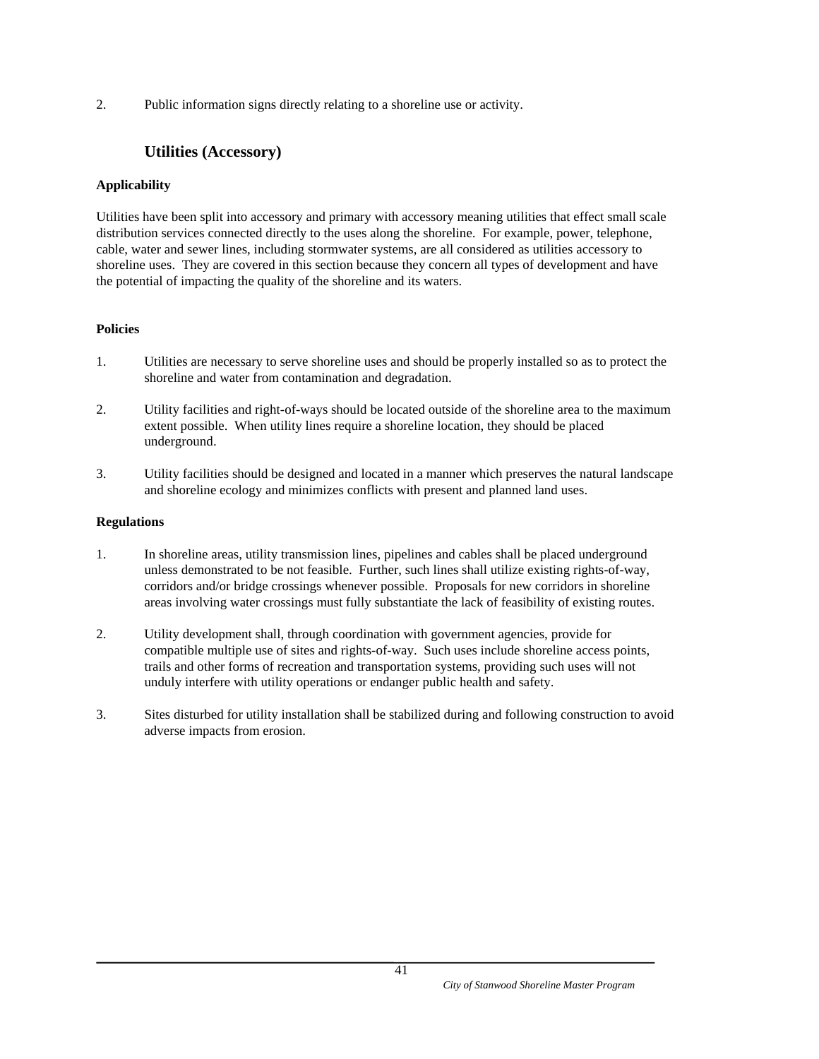2. Public information signs directly relating to a shoreline use or activity.

## Utilities (Accessory)

**Applicability**

Utilities have been split into accessory and primary with accessory meaning utilities that effect small scale distribution services connected directly to the uses along the shoreline. For example, power, telephone, cable, water and sewer lines, including stormwater systems, are all considered as utilities accessory to shoreline uses. They are covered in this section because they concern all types of development and have the potential of impacting the quality of the shoreline and its waters.

**Policies**

1. Utilities are necessary to serve shoreline uses and should be properly installed so as to protect the shoreline and water from contamination and degradation.

2. Utility facilities and right-of-ways should be located outside of the shoreline area to the maximum extent possible. When utility lines require a shoreline location, they should be placed underground.

3. Utility facilities should be designed and located in a manner which preserves the natural landscape and shoreline ecology and minimizes conflicts with present and planned land uses.

**Regulations**

1. In shoreline areas, utility transmission lines, pipelines and cables shall be placed underground unless demonstrated to be not feasible. Further, such lines shall utilize existing rights-of-way, corridors and/or bridge crossings whenever possible. Proposals for new corridors in shoreline areas involving water crossings must fully substantiate the lack of feasibility of existing routes.

2. Utility development shall, through coordination with government agencies, provide for compatible multiple use of sites and rights-of-way. Such uses include shoreline access points, trails and other forms of recreation and transportation systems, providing such uses will not unduly interfere with utility operations or endanger public health and safety.

3. Sites disturbed for utility installation shall be stabilized during and following construction to avoid adverse impacts from erosion.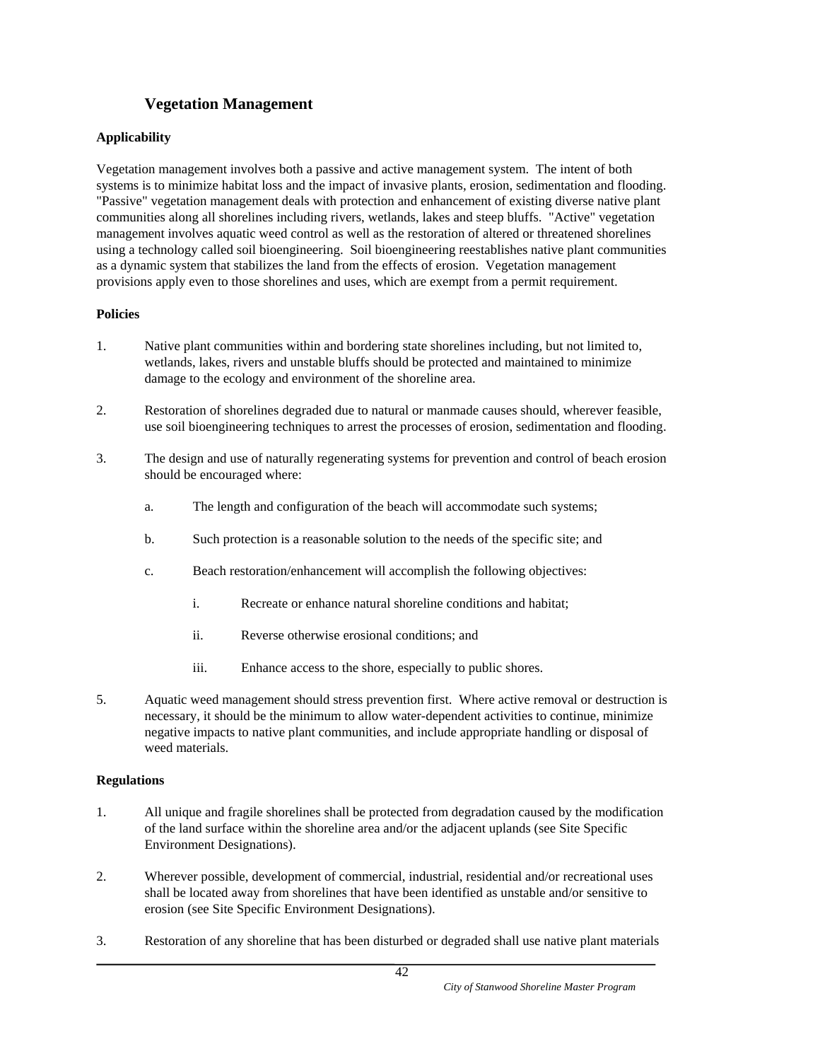### Vegetation Management

**Applicability**

Vegetation management involves both a passive and active management system. The intent of both systems is to minimize habitat loss and the impact of invasive plants, erosion, sedimentation and flooding. "Passive" vegetation management deals with protection and enhancement of existing diverse native plant communities along all shorelines including rivers, wetlands, lakes and steep bluffs. "Active" vegetation management involves aquatic weed control as well as the restoration of altered or threatened shorelines using a technology called soil bioengineering. Soil bioengineering reestablishes native plant communities as a dynamic system that stabilizes the land from the effects of erosion. Vegetation management provisions apply even to those shorelines and uses, which are exempt from a permit requirement.

**Policies**

1. Native plant communities within and bordering state shorelines including, but not limited to, wetlands, lakes, rivers and unstable bluffs should be protected and maintained to minimize damage to the ecology and environment of the shoreline area.

2. Restoration of shorelines degraded due to natural or manmade causes should, wherever feasible, use soil bioengineering techniques to arrest the processes of erosion, sedimentation and flooding.

3. The design and use of naturally regenerating systems for prevention and control of beach erosion should be encouraged where:

   a. The length and configuration of the beach will accommodate such systems;

   b. Such protection is a reasonable solution to the needs of the specific site; and

   c. Beach restoration/enhancement will accomplish the following objectives:

      i. Recreate or enhance natural shoreline conditions and habitat;

      ii. Reverse otherwise erosional conditions; and

      iii. Enhance access to the shore, especially to public shores.

5. Aquatic weed management should stress prevention first. Where active removal or destruction is necessary, it should be the minimum to allow water-dependent activities to continue, minimize negative impacts to native plant communities, and include appropriate handling or disposal of weed materials.

**Regulations**

1. All unique and fragile shorelines shall be protected from degradation caused by the modification of the land surface within the shoreline area and/or the adjacent uplands (see Site Specific Environment Designations).

2. Wherever possible, development of commercial, industrial, residential and/or recreational uses shall be located away from shorelines that have been identified as unstable and/or sensitive to erosion (see Site Specific Environment Designations).

3. Restoration of any shoreline that has been disturbed or degraded shall use native plant materials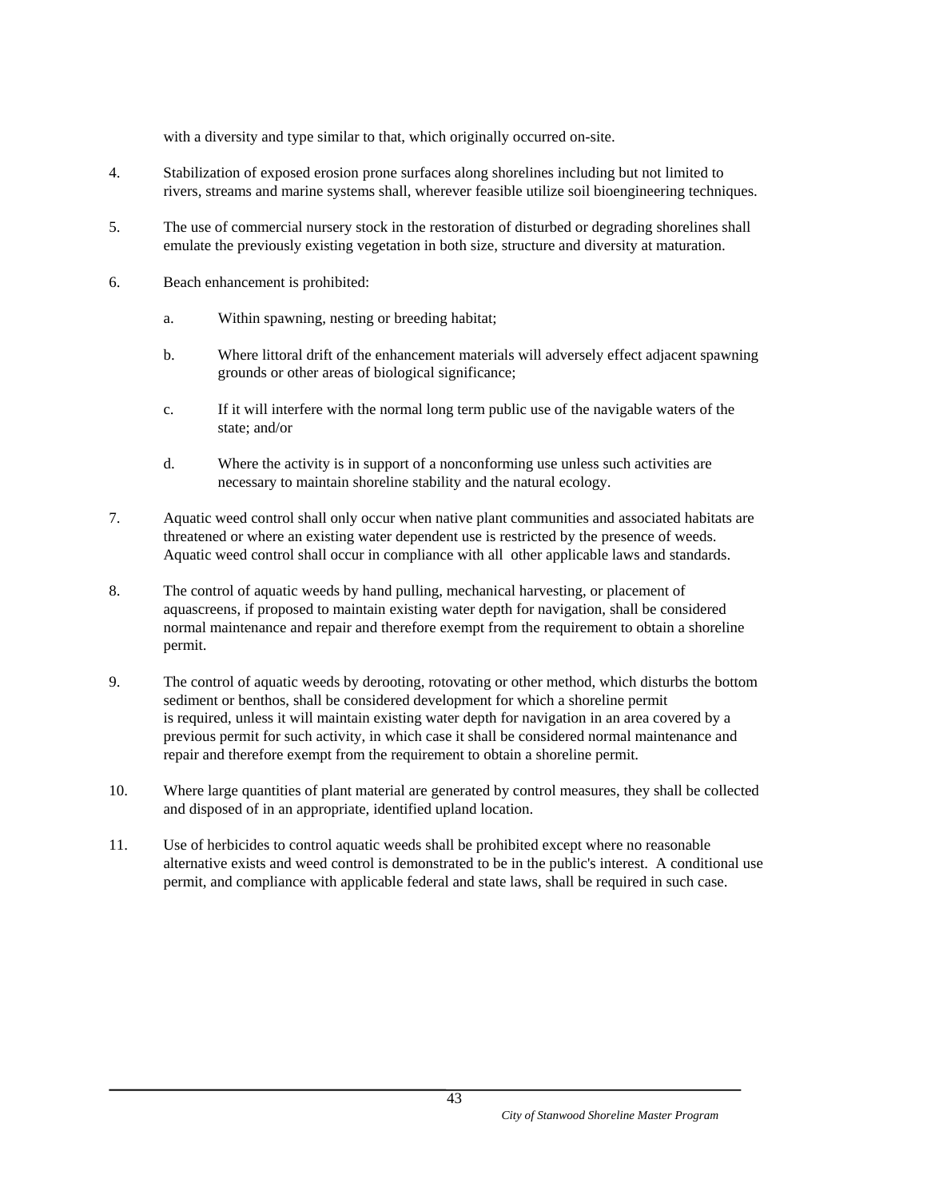with a diversity and type similar to that, which originally occurred on-site.

4. Stabilization of exposed erosion prone surfaces along shorelines including but not limited to rivers, streams and marine systems shall, wherever feasible utilize soil bioengineering techniques.

5. The use of commercial nursery stock in the restoration of disturbed or degrading shorelines shall emulate the previously existing vegetation in both size, structure and diversity at maturation.

6. Beach enhancement is prohibited:

   a. Within spawning, nesting or breeding habitat;

   b. Where littoral drift of the enhancement materials will adversely effect adjacent spawning grounds or other areas of biological significance;

   c. If it will interfere with the normal long term public use of the navigable waters of the state; and/or

   d. Where the activity is in support of a nonconforming use unless such activities are necessary to maintain shoreline stability and the natural ecology.

7. Aquatic weed control shall only occur when native plant communities and associated habitats are threatened or where an existing water dependent use is restricted by the presence of weeds. Aquatic weed control shall occur in compliance with all other applicable laws and standards.

8. The control of aquatic weeds by hand pulling, mechanical harvesting, or placement of aquascreens, if proposed to maintain existing water depth for navigation, shall be considered normal maintenance and repair and therefore exempt from the requirement to obtain a shoreline permit.

9. The control of aquatic weeds by derooting, rotovating or other method, which disturbs the bottom sediment or benthos, shall be considered development for which a shoreline permit is required, unless it will maintain existing water depth for navigation in an area covered by a previous permit for such activity, in which case it shall be considered normal maintenance and repair and therefore exempt from the requirement to obtain a shoreline permit.

10. Where large quantities of plant material are generated by control measures, they shall be collected and disposed of in an appropriate, identified upland location.

11. Use of herbicides to control aquatic weeds shall be prohibited except where no reasonable alternative exists and weed control is demonstrated to be in the public's interest. A conditional use permit, and compliance with applicable federal and state laws, shall be required in such case.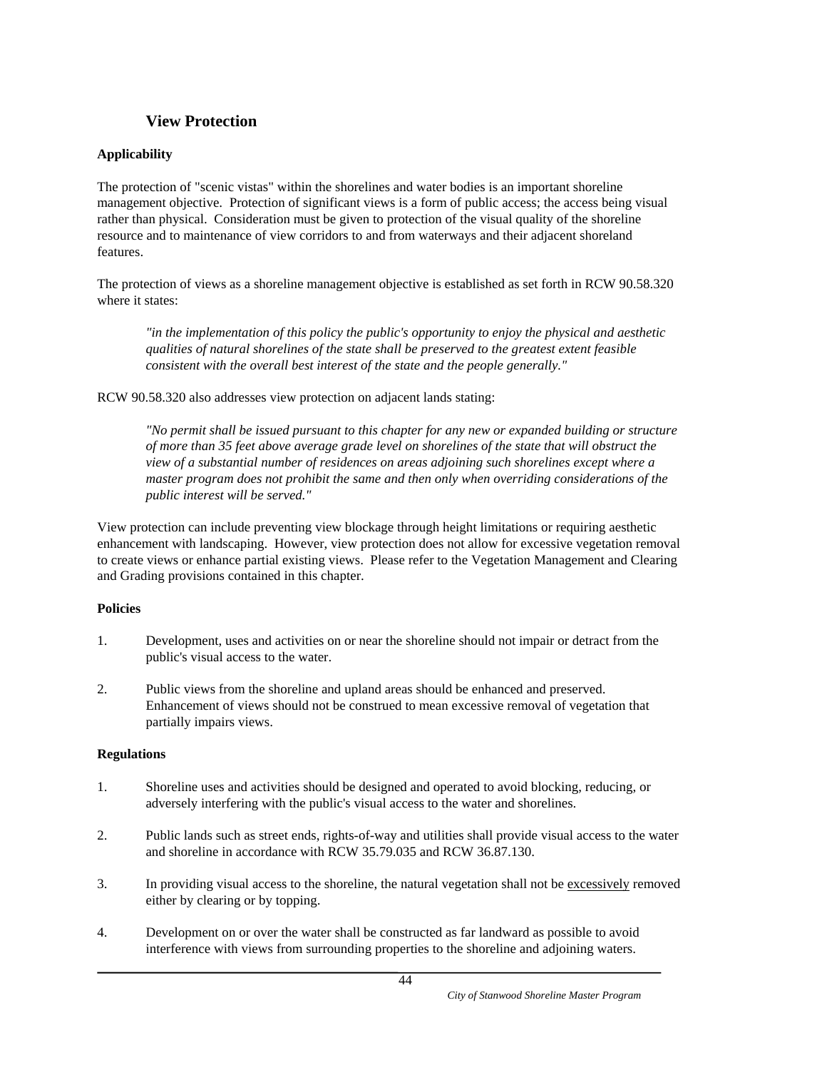## View Protection

### Applicability

The protection of "scenic vistas" within the shorelines and water bodies is an important shoreline management objective. Protection of significant views is a form of public access; the access being visual rather than physical. Consideration must be given to protection of the visual quality of the shoreline resource and to maintenance of view corridors to and from waterways and their adjacent shoreland features.

The protection of views as a shoreline management objective is established as set forth in RCW 90.58.320 where it states:

> *"in the implementation of this policy the public's opportunity to enjoy the physical and aesthetic qualities of natural shorelines of the state shall be preserved to the greatest extent feasible consistent with the overall best interest of the state and the people generally."*

RCW 90.58.320 also addresses view protection on adjacent lands stating:

> *"No permit shall be issued pursuant to this chapter for any new or expanded building or structure of more than 35 feet above average grade level on shorelines of the state that will obstruct the view of a substantial number of residences on areas adjoining such shorelines except where a master program does not prohibit the same and then only when overriding considerations of the public interest will be served."*

View protection can include preventing view blockage through height limitations or requiring aesthetic enhancement with landscaping. However, view protection does not allow for excessive vegetation removal to create views or enhance partial existing views. Please refer to the Vegetation Management and Clearing and Grading provisions contained in this chapter.

### Policies

1. Development, uses and activities on or near the shoreline should not impair or detract from the public's visual access to the water.

2. Public views from the shoreline and upland areas should be enhanced and preserved. Enhancement of views should not be construed to mean excessive removal of vegetation that partially impairs views.

### Regulations

1. Shoreline uses and activities should be designed and operated to avoid blocking, reducing, or adversely interfering with the public's visual access to the water and shorelines.

2. Public lands such as street ends, rights-of-way and utilities shall provide visual access to the water and shoreline in accordance with RCW 35.79.035 and RCW 36.87.130.

3. In providing visual access to the shoreline, the natural vegetation shall not be <u>excessively</u> removed either by clearing or by topping.

4. Development on or over the water shall be constructed as far landward as possible to avoid interference with views from surrounding properties to the shoreline and adjoining waters.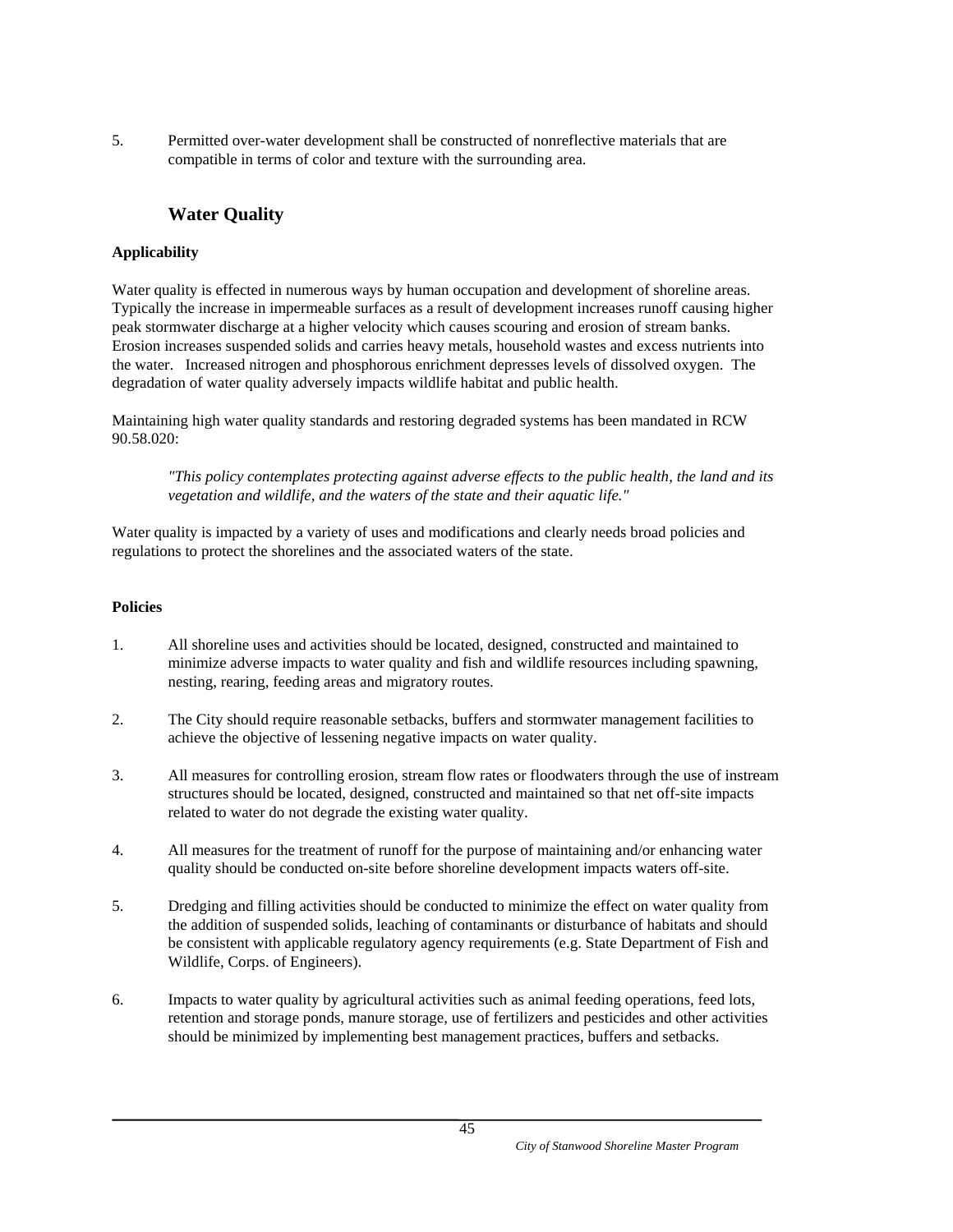5. Permitted over-water development shall be constructed of nonreflective materials that are compatible in terms of color and texture with the surrounding area.

## Water Quality

**Applicability**

Water quality is effected in numerous ways by human occupation and development of shoreline areas. Typically the increase in impermeable surfaces as a result of development increases runoff causing higher peak stormwater discharge at a higher velocity which causes scouring and erosion of stream banks. Erosion increases suspended solids and carries heavy metals, household wastes and excess nutrients into the water. Increased nitrogen and phosphorous enrichment depresses levels of dissolved oxygen. The degradation of water quality adversely impacts wildlife habitat and public health.

Maintaining high water quality standards and restoring degraded systems has been mandated in RCW 90.58.020:

> *"This policy contemplates protecting against adverse effects to the public health, the land and its vegetation and wildlife, and the waters of the state and their aquatic life."*

Water quality is impacted by a variety of uses and modifications and clearly needs broad policies and regulations to protect the shorelines and the associated waters of the state.

**Policies**

1. All shoreline uses and activities should be located, designed, constructed and maintained to minimize adverse impacts to water quality and fish and wildlife resources including spawning, nesting, rearing, feeding areas and migratory routes.

2. The City should require reasonable setbacks, buffers and stormwater management facilities to achieve the objective of lessening negative impacts on water quality.

3. All measures for controlling erosion, stream flow rates or floodwaters through the use of instream structures should be located, designed, constructed and maintained so that net off-site impacts related to water do not degrade the existing water quality.

4. All measures for the treatment of runoff for the purpose of maintaining and/or enhancing water quality should be conducted on-site before shoreline development impacts waters off-site.

5. Dredging and filling activities should be conducted to minimize the effect on water quality from the addition of suspended solids, leaching of contaminants or disturbance of habitats and should be consistent with applicable regulatory agency requirements (e.g. State Department of Fish and Wildlife, Corps. of Engineers).

6. Impacts to water quality by agricultural activities such as animal feeding operations, feed lots, retention and storage ponds, manure storage, use of fertilizers and pesticides and other activities should be minimized by implementing best management practices, buffers and setbacks.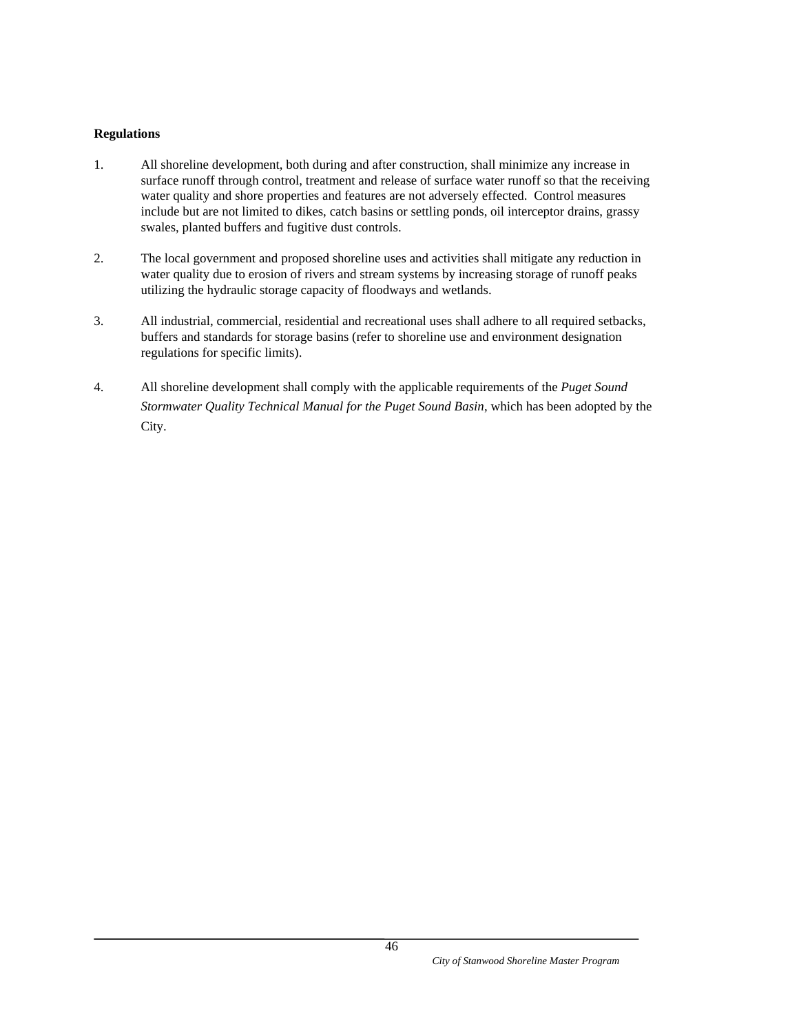**Regulations**

1. All shoreline development, both during and after construction, shall minimize any increase in surface runoff through control, treatment and release of surface water runoff so that the receiving water quality and shore properties and features are not adversely effected. Control measures include but are not limited to dikes, catch basins or settling ponds, oil interceptor drains, grassy swales, planted buffers and fugitive dust controls.

2. The local government and proposed shoreline uses and activities shall mitigate any reduction in water quality due to erosion of rivers and stream systems by increasing storage of runoff peaks utilizing the hydraulic storage capacity of floodways and wetlands.

3. All industrial, commercial, residential and recreational uses shall adhere to all required setbacks, buffers and standards for storage basins (refer to shoreline use and environment designation regulations for specific limits).

4. All shoreline development shall comply with the applicable requirements of the *Puget Sound Stormwater Quality Technical Manual for the Puget Sound Basin*, which has been adopted by the City.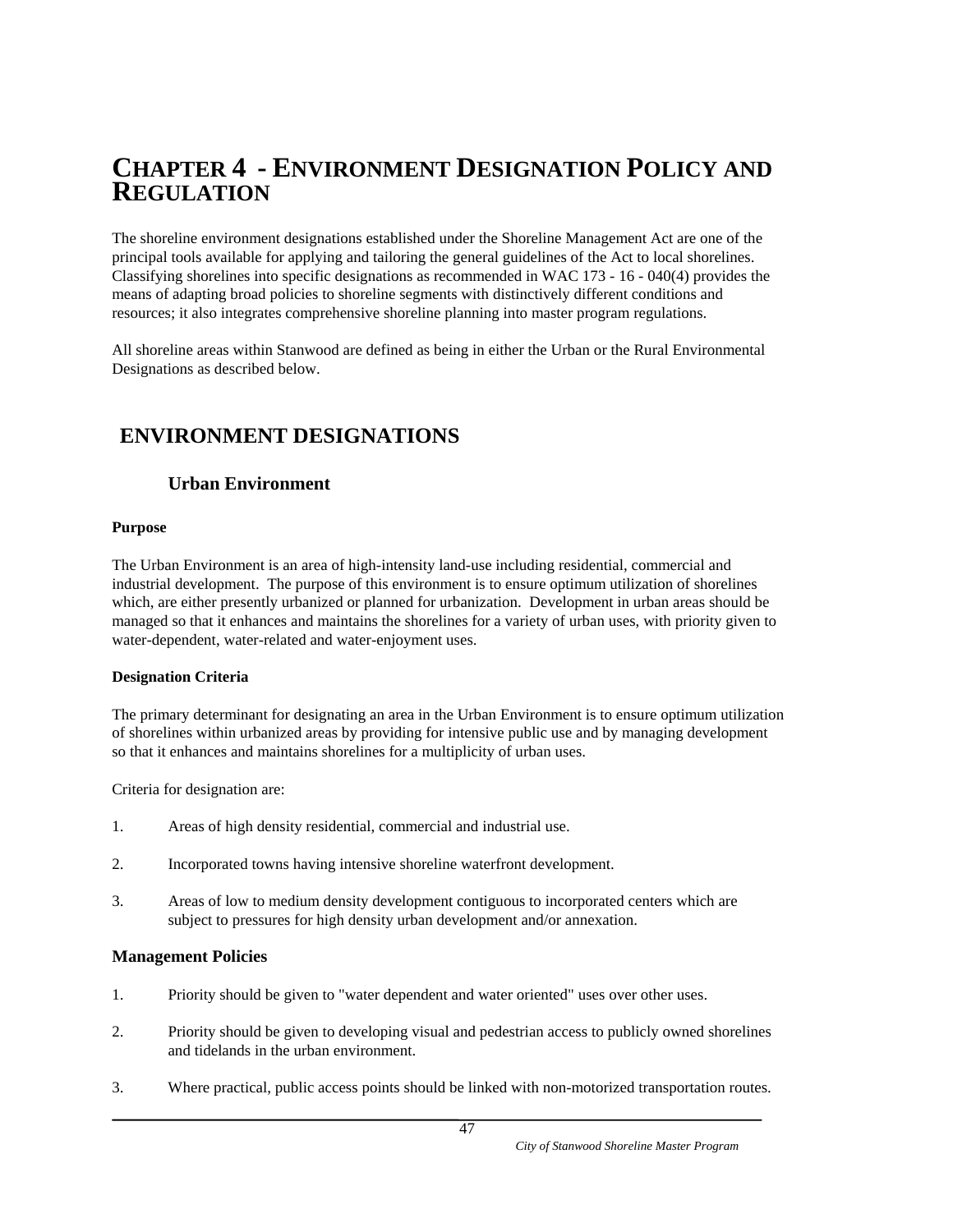# CHAPTER 4 - ENVIRONMENT DESIGNATION POLICY AND REGULATION

The shoreline environment designations established under the Shoreline Management Act are one of the principal tools available for applying and tailoring the general guidelines of the Act to local shorelines. Classifying shorelines into specific designations as recommended in WAC 173 - 16 - 040(4) provides the means of adapting broad policies to shoreline segments with distinctively different conditions and resources; it also integrates comprehensive shoreline planning into master program regulations.

All shoreline areas within Stanwood are defined as being in either the Urban or the Rural Environmental Designations as described below.

## ENVIRONMENT DESIGNATIONS

### Urban Environment

**Purpose**

The Urban Environment is an area of high-intensity land-use including residential, commercial and industrial development. The purpose of this environment is to ensure optimum utilization of shorelines which, are either presently urbanized or planned for urbanization. Development in urban areas should be managed so that it enhances and maintains the shorelines for a variety of urban uses, with priority given to water-dependent, water-related and water-enjoyment uses.

**Designation Criteria**

The primary determinant for designating an area in the Urban Environment is to ensure optimum utilization of shorelines within urbanized areas by providing for intensive public use and by managing development so that it enhances and maintains shorelines for a multiplicity of urban uses.

Criteria for designation are:

1. Areas of high density residential, commercial and industrial use.

2. Incorporated towns having intensive shoreline waterfront development.

3. Areas of low to medium density development contiguous to incorporated centers which are subject to pressures for high density urban development and/or annexation.

**Management Policies**

1. Priority should be given to "water dependent and water oriented" uses over other uses.

2. Priority should be given to developing visual and pedestrian access to publicly owned shorelines and tidelands in the urban environment.

3. Where practical, public access points should be linked with non-motorized transportation routes.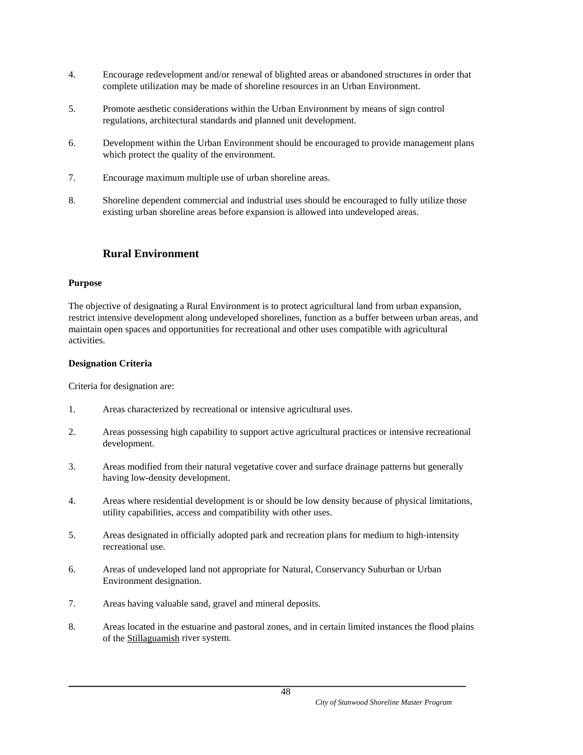4. Encourage redevelopment and/or renewal of blighted areas or abandoned structures in order that complete utilization may be made of shoreline resources in an Urban Environment.

5. Promote aesthetic considerations within the Urban Environment by means of sign control regulations, architectural standards and planned unit development.

6. Development within the Urban Environment should be encouraged to provide management plans which protect the quality of the environment.

7. Encourage maximum multiple use of urban shoreline areas.

8. Shoreline dependent commercial and industrial uses should be encouraged to fully utilize those existing urban shoreline areas before expansion is allowed into undeveloped areas.

## Rural Environment

**Purpose**

The objective of designating a Rural Environment is to protect agricultural land from urban expansion, restrict intensive development along undeveloped shorelines, function as a buffer between urban areas, and maintain open spaces and opportunities for recreational and other uses compatible with agricultural activities.

**Designation Criteria**

Criteria for designation are:

1. Areas characterized by recreational or intensive agricultural uses.

2. Areas possessing high capability to support active agricultural practices or intensive recreational development.

3. Areas modified from their natural vegetative cover and surface drainage patterns but generally having low-density development.

4. Areas where residential development is or should be low density because of physical limitations, utility capabilities, access and compatibility with other uses.

5. Areas designated in officially adopted park and recreation plans for medium to high-intensity recreational use.

6. Areas of undeveloped land not appropriate for Natural, Conservancy Suburban or Urban Environment designation.

7. Areas having valuable sand, gravel and mineral deposits.

8. Areas located in the estuarine and pastoral zones, and in certain limited instances the flood plains of the Stillaguamish river system.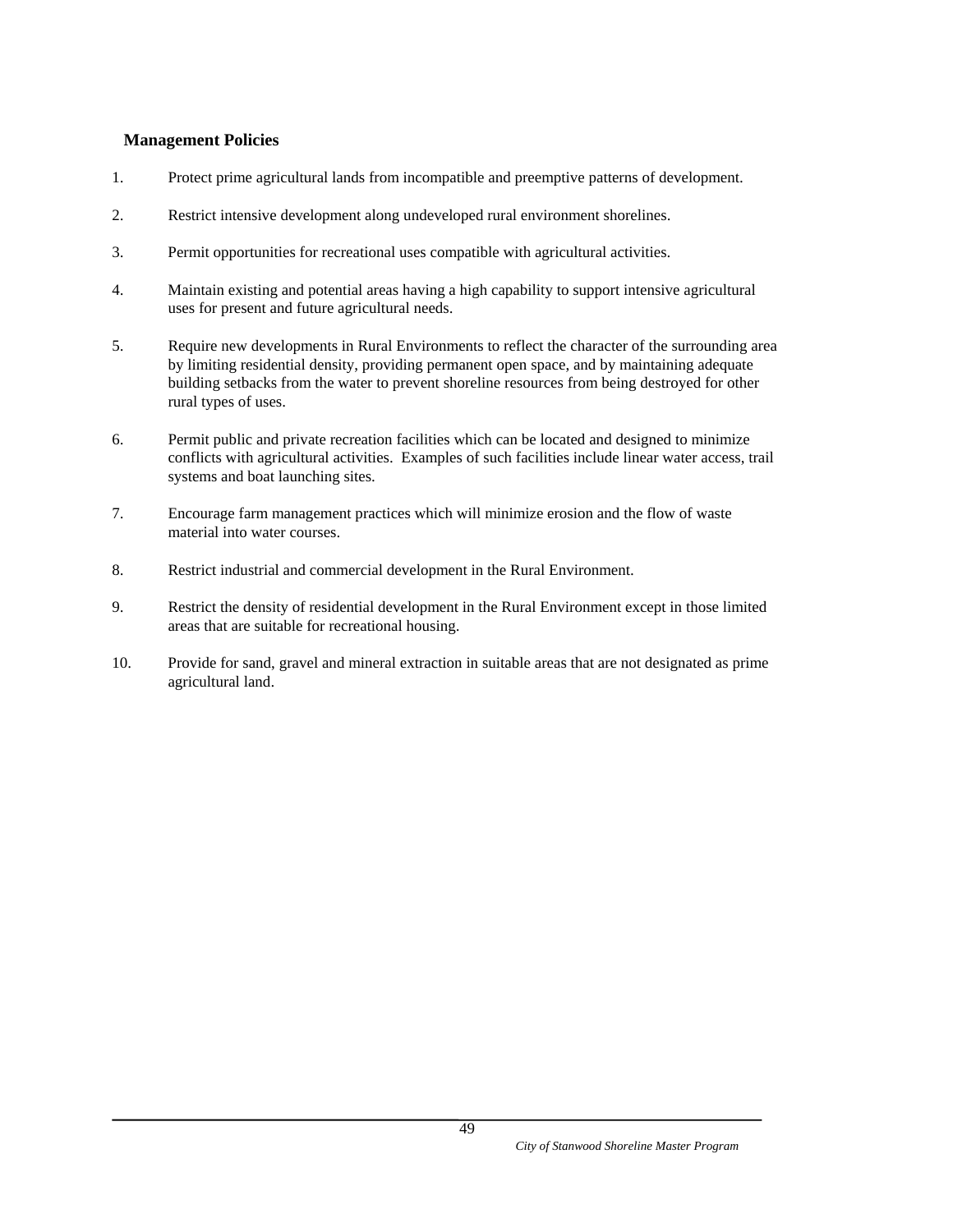**Management Policies**

1. Protect prime agricultural lands from incompatible and preemptive patterns of development.

2. Restrict intensive development along undeveloped rural environment shorelines.

3. Permit opportunities for recreational uses compatible with agricultural activities.

4. Maintain existing and potential areas having a high capability to support intensive agricultural uses for present and future agricultural needs.

5. Require new developments in Rural Environments to reflect the character of the surrounding area by limiting residential density, providing permanent open space, and by maintaining adequate building setbacks from the water to prevent shoreline resources from being destroyed for other rural types of uses.

6. Permit public and private recreation facilities which can be located and designed to minimize conflicts with agricultural activities. Examples of such facilities include linear water access, trail systems and boat launching sites.

7. Encourage farm management practices which will minimize erosion and the flow of waste material into water courses.

8. Restrict industrial and commercial development in the Rural Environment.

9. Restrict the density of residential development in the Rural Environment except in those limited areas that are suitable for recreational housing.

10. Provide for sand, gravel and mineral extraction in suitable areas that are not designated as prime agricultural land.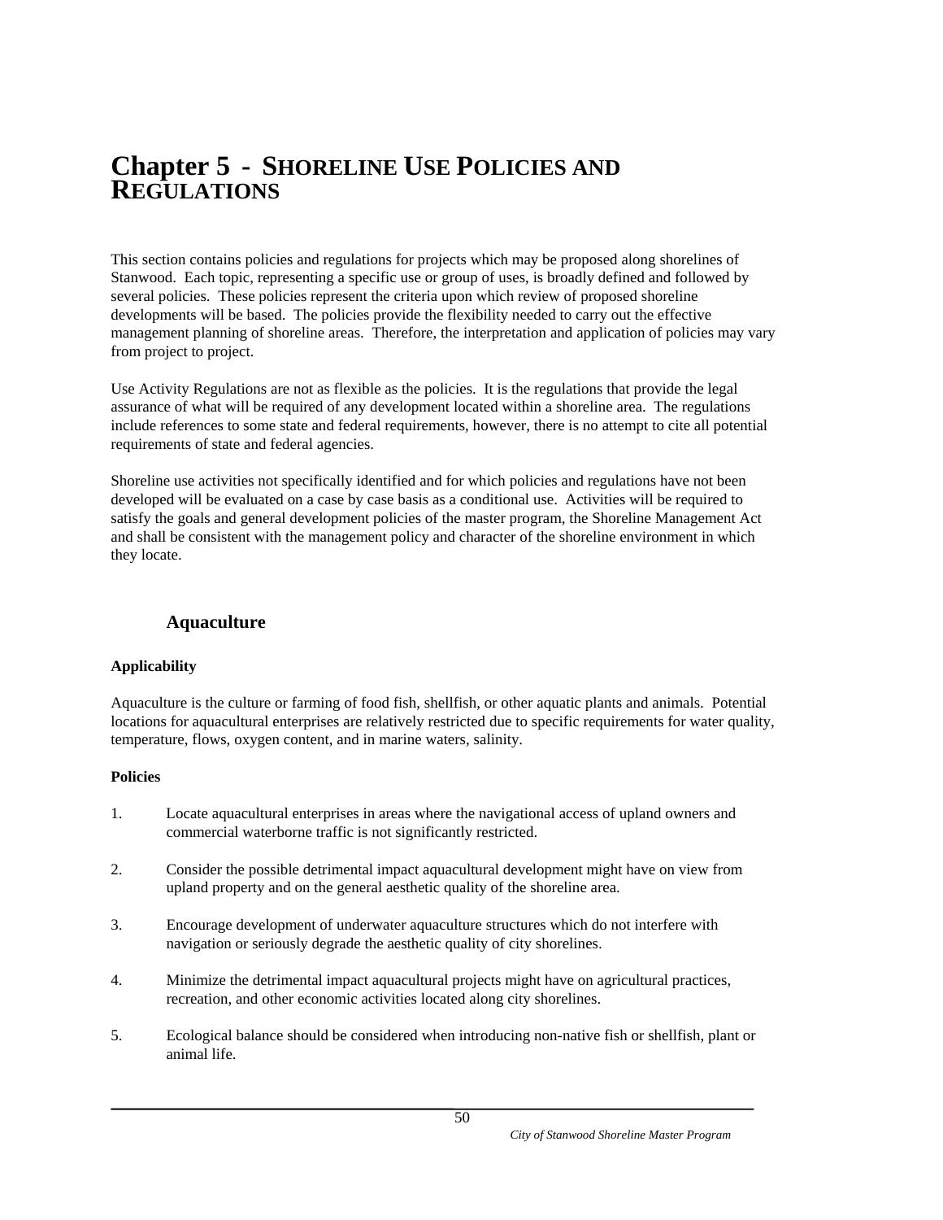# Chapter 5 - SHORELINE USE POLICIES AND REGULATIONS

This section contains policies and regulations for projects which may be proposed along shorelines of Stanwood. Each topic, representing a specific use or group of uses, is broadly defined and followed by several policies. These policies represent the criteria upon which review of proposed shoreline developments will be based. The policies provide the flexibility needed to carry out the effective management planning of shoreline areas. Therefore, the interpretation and application of policies may vary from project to project.

Use Activity Regulations are not as flexible as the policies. It is the regulations that provide the legal assurance of what will be required of any development located within a shoreline area. The regulations include references to some state and federal requirements, however, there is no attempt to cite all potential requirements of state and federal agencies.

Shoreline use activities not specifically identified and for which policies and regulations have not been developed will be evaluated on a case by case basis as a conditional use. Activities will be required to satisfy the goals and general development policies of the master program, the Shoreline Management Act and shall be consistent with the management policy and character of the shoreline environment in which they locate.

## Aquaculture

**Applicability**

Aquaculture is the culture or farming of food fish, shellfish, or other aquatic plants and animals. Potential locations for aquacultural enterprises are relatively restricted due to specific requirements for water quality, temperature, flows, oxygen content, and in marine waters, salinity.

**Policies**

1. Locate aquacultural enterprises in areas where the navigational access of upland owners and commercial waterborne traffic is not significantly restricted.

2. Consider the possible detrimental impact aquacultural development might have on view from upland property and on the general aesthetic quality of the shoreline area.

3. Encourage development of underwater aquaculture structures which do not interfere with navigation or seriously degrade the aesthetic quality of city shorelines.

4. Minimize the detrimental impact aquacultural projects might have on agricultural practices, recreation, and other economic activities located along city shorelines.

5. Ecological balance should be considered when introducing non-native fish or shellfish, plant or animal life.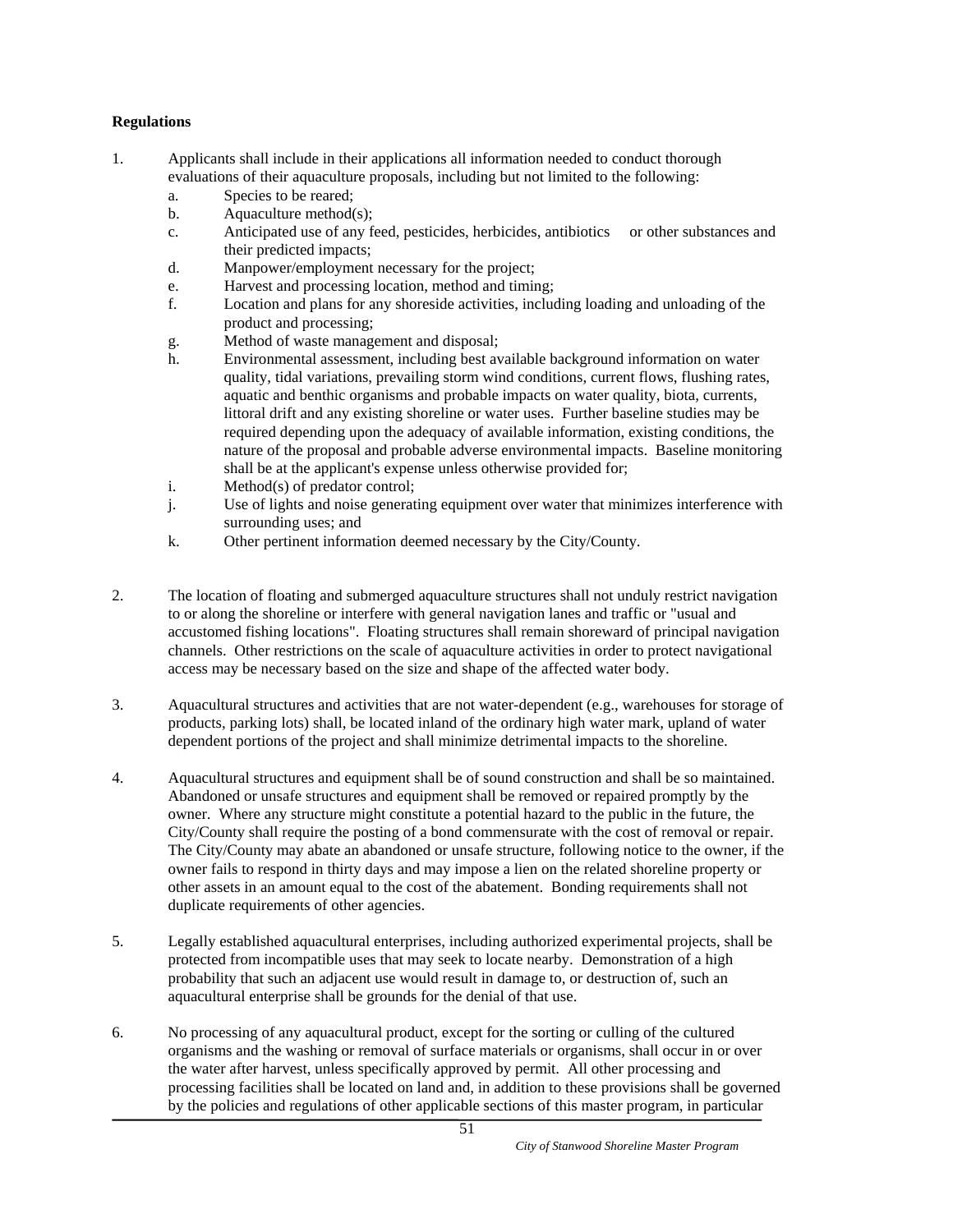**Regulations**

1. Applicants shall include in their applications all information needed to conduct thorough evaluations of their aquaculture proposals, including but not limited to the following:
   a. Species to be reared;
   b. Aquaculture method(s);
   c. Anticipated use of any feed, pesticides, herbicides, antibiotics or other substances and their predicted impacts;
   d. Manpower/employment necessary for the project;
   e. Harvest and processing location, method and timing;
   f. Location and plans for any shoreside activities, including loading and unloading of the product and processing;
   g. Method of waste management and disposal;
   h. Environmental assessment, including best available background information on water quality, tidal variations, prevailing storm wind conditions, current flows, flushing rates, aquatic and benthic organisms and probable impacts on water quality, biota, currents, littoral drift and any existing shoreline or water uses. Further baseline studies may be required depending upon the adequacy of available information, existing conditions, the nature of the proposal and probable adverse environmental impacts. Baseline monitoring shall be at the applicant's expense unless otherwise provided for;
   i. Method(s) of predator control;
   j. Use of lights and noise generating equipment over water that minimizes interference with surrounding uses; and
   k. Other pertinent information deemed necessary by the City/County.

2. The location of floating and submerged aquaculture structures shall not unduly restrict navigation to or along the shoreline or interfere with general navigation lanes and traffic or "usual and accustomed fishing locations". Floating structures shall remain shoreward of principal navigation channels. Other restrictions on the scale of aquaculture activities in order to protect navigational access may be necessary based on the size and shape of the affected water body.

3. Aquacultural structures and activities that are not water-dependent (e.g., warehouses for storage of products, parking lots) shall, be located inland of the ordinary high water mark, upland of water dependent portions of the project and shall minimize detrimental impacts to the shoreline.

4. Aquacultural structures and equipment shall be of sound construction and shall be so maintained. Abandoned or unsafe structures and equipment shall be removed or repaired promptly by the owner. Where any structure might constitute a potential hazard to the public in the future, the City/County shall require the posting of a bond commensurate with the cost of removal or repair. The City/County may abate an abandoned or unsafe structure, following notice to the owner, if the owner fails to respond in thirty days and may impose a lien on the related shoreline property or other assets in an amount equal to the cost of the abatement. Bonding requirements shall not duplicate requirements of other agencies.

5. Legally established aquacultural enterprises, including authorized experimental projects, shall be protected from incompatible uses that may seek to locate nearby. Demonstration of a high probability that such an adjacent use would result in damage to, or destruction of, such an aquacultural enterprise shall be grounds for the denial of that use.

6. No processing of any aquacultural product, except for the sorting or culling of the cultured organisms and the washing or removal of surface materials or organisms, shall occur in or over the water after harvest, unless specifically approved by permit. All other processing and processing facilities shall be located on land and, in addition to these provisions shall be governed by the policies and regulations of other applicable sections of this master program, in particular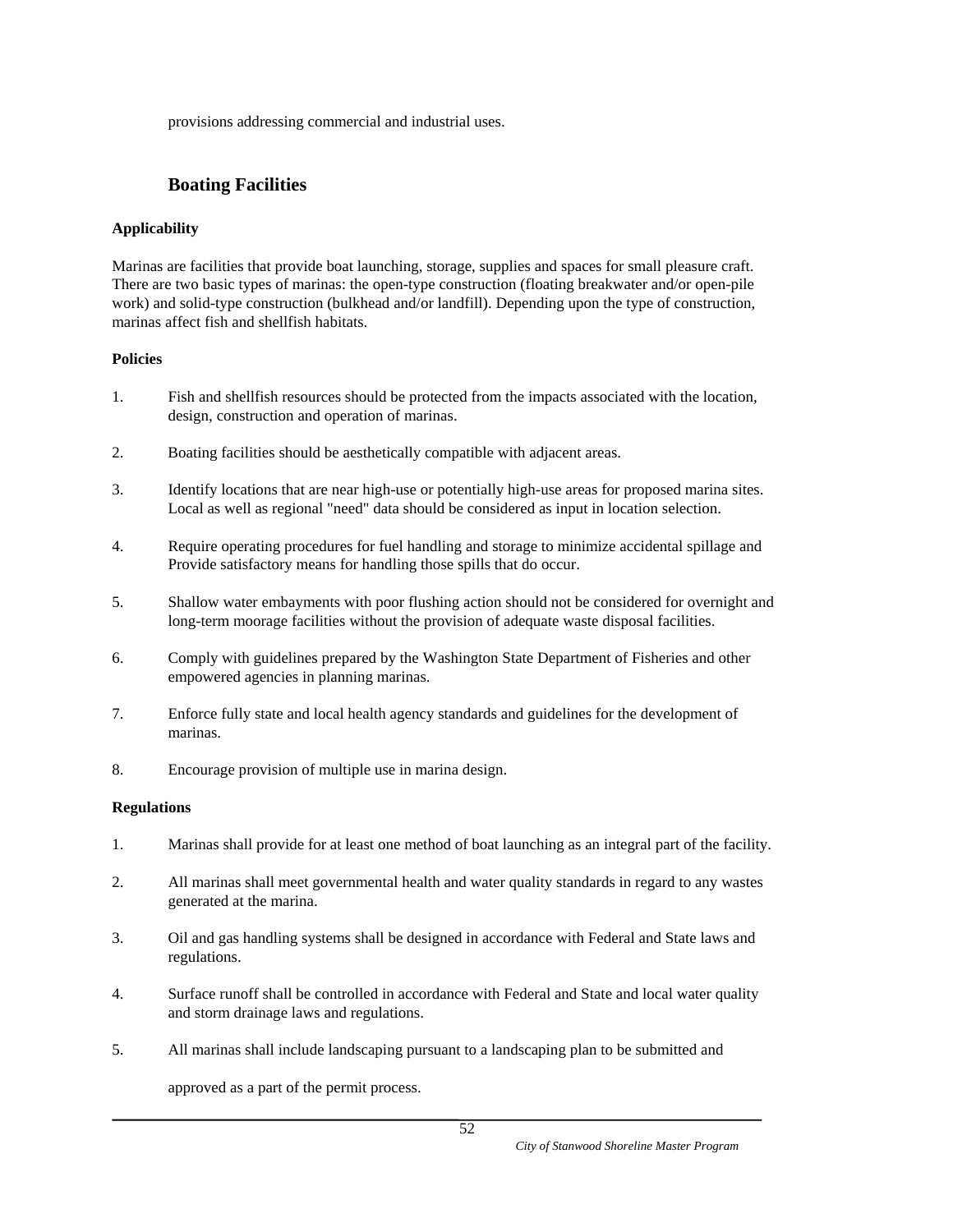provisions addressing commercial and industrial uses.

## Boating Facilities

**Applicability**

Marinas are facilities that provide boat launching, storage, supplies and spaces for small pleasure craft. There are two basic types of marinas: the open-type construction (floating breakwater and/or open-pile work) and solid-type construction (bulkhead and/or landfill). Depending upon the type of construction, marinas affect fish and shellfish habitats.

**Policies**

1. Fish and shellfish resources should be protected from the impacts associated with the location, design, construction and operation of marinas.

2. Boating facilities should be aesthetically compatible with adjacent areas.

3. Identify locations that are near high-use or potentially high-use areas for proposed marina sites. Local as well as regional "need" data should be considered as input in location selection.

4. Require operating procedures for fuel handling and storage to minimize accidental spillage and Provide satisfactory means for handling those spills that do occur.

5. Shallow water embayments with poor flushing action should not be considered for overnight and long-term moorage facilities without the provision of adequate waste disposal facilities.

6. Comply with guidelines prepared by the Washington State Department of Fisheries and other empowered agencies in planning marinas.

7. Enforce fully state and local health agency standards and guidelines for the development of marinas.

8. Encourage provision of multiple use in marina design.

**Regulations**

1. Marinas shall provide for at least one method of boat launching as an integral part of the facility.

2. All marinas shall meet governmental health and water quality standards in regard to any wastes generated at the marina.

3. Oil and gas handling systems shall be designed in accordance with Federal and State laws and regulations.

4. Surface runoff shall be controlled in accordance with Federal and State and local water quality and storm drainage laws and regulations.

5. All marinas shall include landscaping pursuant to a landscaping plan to be submitted and

   approved as a part of the permit process.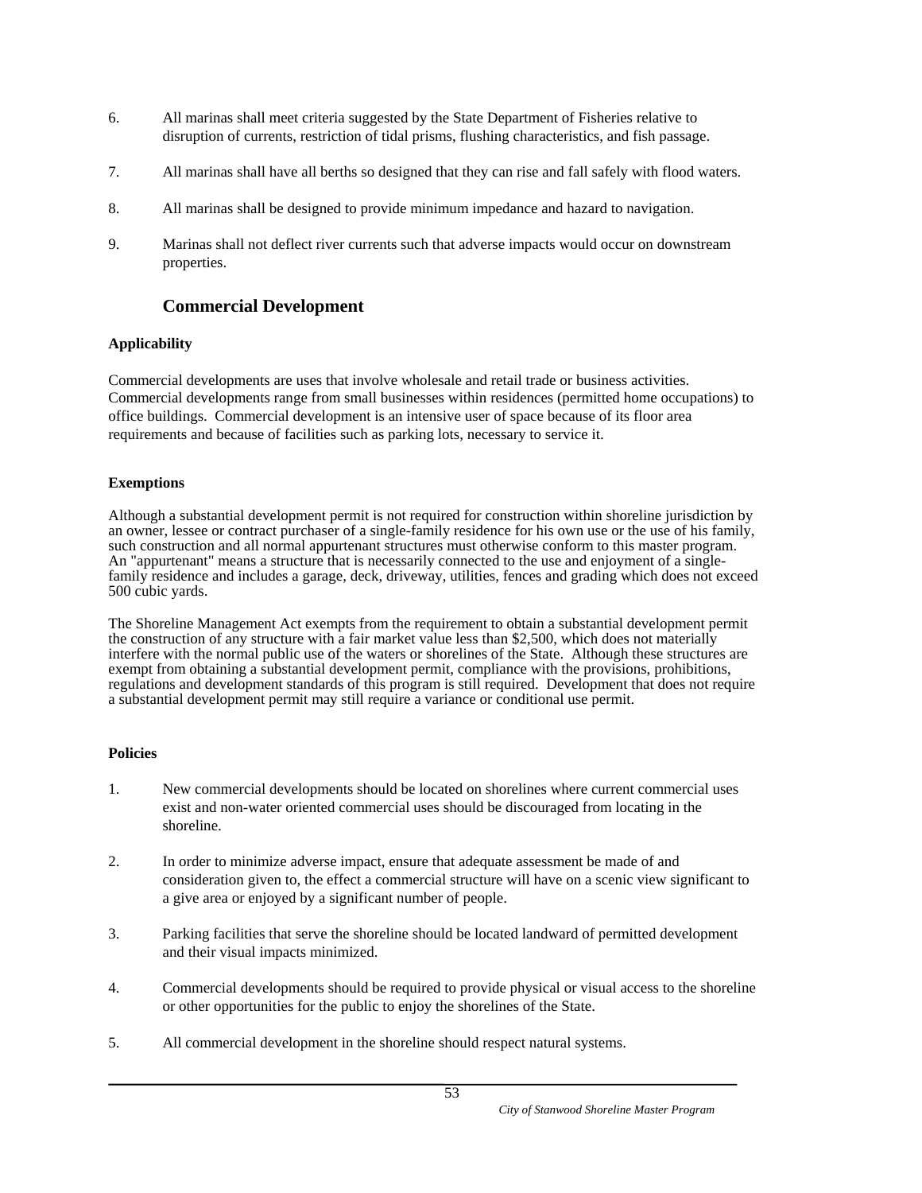6. All marinas shall meet criteria suggested by the State Department of Fisheries relative to disruption of currents, restriction of tidal prisms, flushing characteristics, and fish passage.

7. All marinas shall have all berths so designed that they can rise and fall safely with flood waters.

8. All marinas shall be designed to provide minimum impedance and hazard to navigation.

9. Marinas shall not deflect river currents such that adverse impacts would occur on downstream properties.

## Commercial Development

**Applicability**

Commercial developments are uses that involve wholesale and retail trade or business activities. Commercial developments range from small businesses within residences (permitted home occupations) to office buildings. Commercial development is an intensive user of space because of its floor area requirements and because of facilities such as parking lots, necessary to service it.

**Exemptions**

Although a substantial development permit is not required for construction within shoreline jurisdiction by an owner, lessee or contract purchaser of a single-family residence for his own use or the use of his family, such construction and all normal appurtenant structures must otherwise conform to this master program. An "appurtenant" means a structure that is necessarily connected to the use and enjoyment of a single-family residence and includes a garage, deck, driveway, utilities, fences and grading which does not exceed 500 cubic yards.

The Shoreline Management Act exempts from the requirement to obtain a substantial development permit the construction of any structure with a fair market value less than $2,500, which does not materially interfere with the normal public use of the waters or shorelines of the State. Although these structures are exempt from obtaining a substantial development permit, compliance with the provisions, prohibitions, regulations and development standards of this program is still required. Development that does not require a substantial development permit may still require a variance or conditional use permit.

**Policies**

1. New commercial developments should be located on shorelines where current commercial uses exist and non-water oriented commercial uses should be discouraged from locating in the shoreline.

2. In order to minimize adverse impact, ensure that adequate assessment be made of and consideration given to, the effect a commercial structure will have on a scenic view significant to a give area or enjoyed by a significant number of people.

3. Parking facilities that serve the shoreline should be located landward of permitted development and their visual impacts minimized.

4. Commercial developments should be required to provide physical or visual access to the shoreline or other opportunities for the public to enjoy the shorelines of the State.

5. All commercial development in the shoreline should respect natural systems.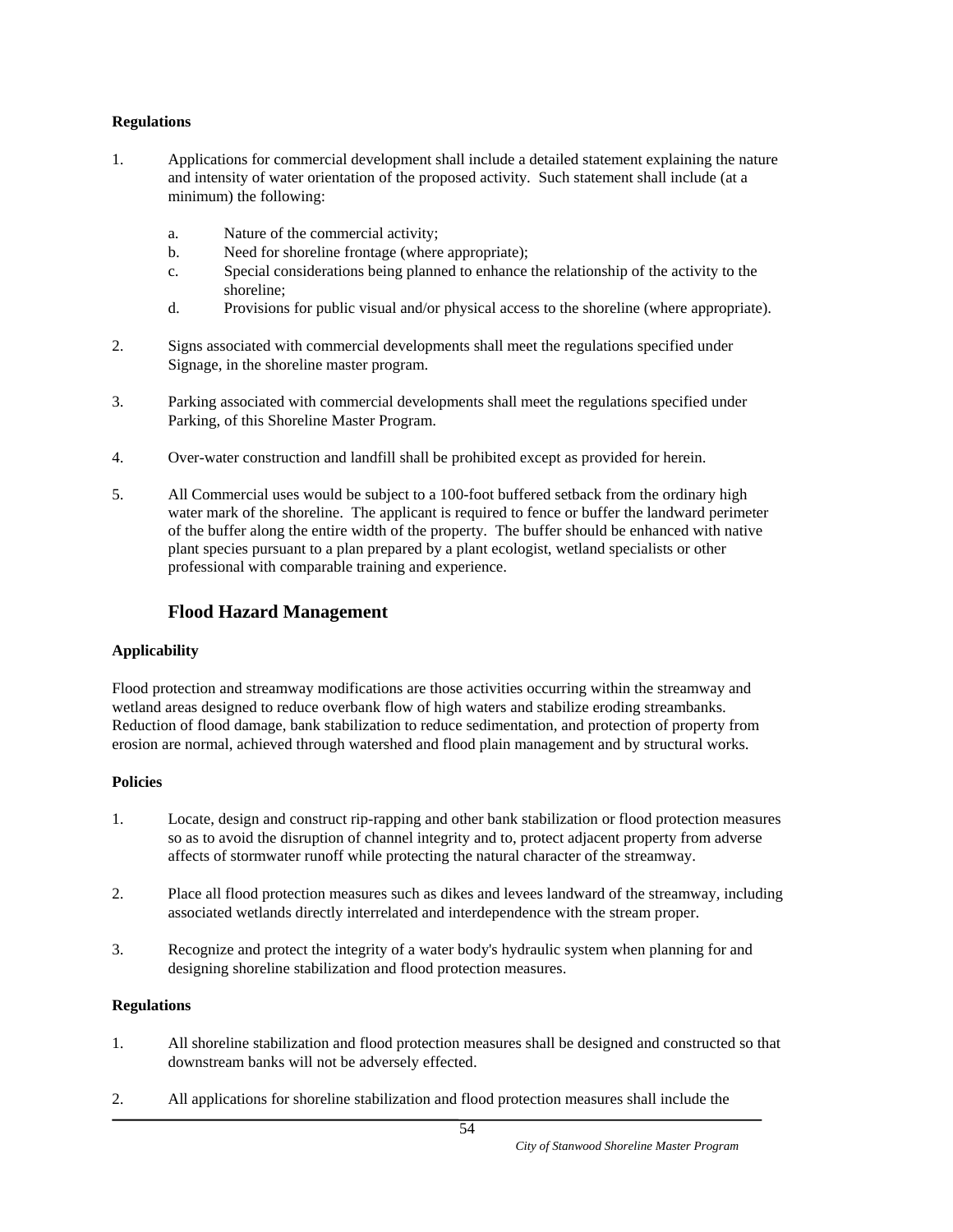**Regulations**

1. Applications for commercial development shall include a detailed statement explaining the nature and intensity of water orientation of the proposed activity. Such statement shall include (at a minimum) the following:

   a. Nature of the commercial activity;
   b. Need for shoreline frontage (where appropriate);
   c. Special considerations being planned to enhance the relationship of the activity to the shoreline;
   d. Provisions for public visual and/or physical access to the shoreline (where appropriate).

2. Signs associated with commercial developments shall meet the regulations specified under Signage, in the shoreline master program.

3. Parking associated with commercial developments shall meet the regulations specified under Parking, of this Shoreline Master Program.

4. Over-water construction and landfill shall be prohibited except as provided for herein.

5. All Commercial uses would be subject to a 100-foot buffered setback from the ordinary high water mark of the shoreline. The applicant is required to fence or buffer the landward perimeter of the buffer along the entire width of the property. The buffer should be enhanced with native plant species pursuant to a plan prepared by a plant ecologist, wetland specialists or other professional with comparable training and experience.

## Flood Hazard Management

**Applicability**

Flood protection and streamway modifications are those activities occurring within the streamway and wetland areas designed to reduce overbank flow of high waters and stabilize eroding streambanks. Reduction of flood damage, bank stabilization to reduce sedimentation, and protection of property from erosion are normal, achieved through watershed and flood plain management and by structural works.

**Policies**

1. Locate, design and construct rip-rapping and other bank stabilization or flood protection measures so as to avoid the disruption of channel integrity and to, protect adjacent property from adverse affects of stormwater runoff while protecting the natural character of the streamway.

2. Place all flood protection measures such as dikes and levees landward of the streamway, including associated wetlands directly interrelated and interdependence with the stream proper.

3. Recognize and protect the integrity of a water body's hydraulic system when planning for and designing shoreline stabilization and flood protection measures.

**Regulations**

1. All shoreline stabilization and flood protection measures shall be designed and constructed so that downstream banks will not be adversely effected.

2. All applications for shoreline stabilization and flood protection measures shall include the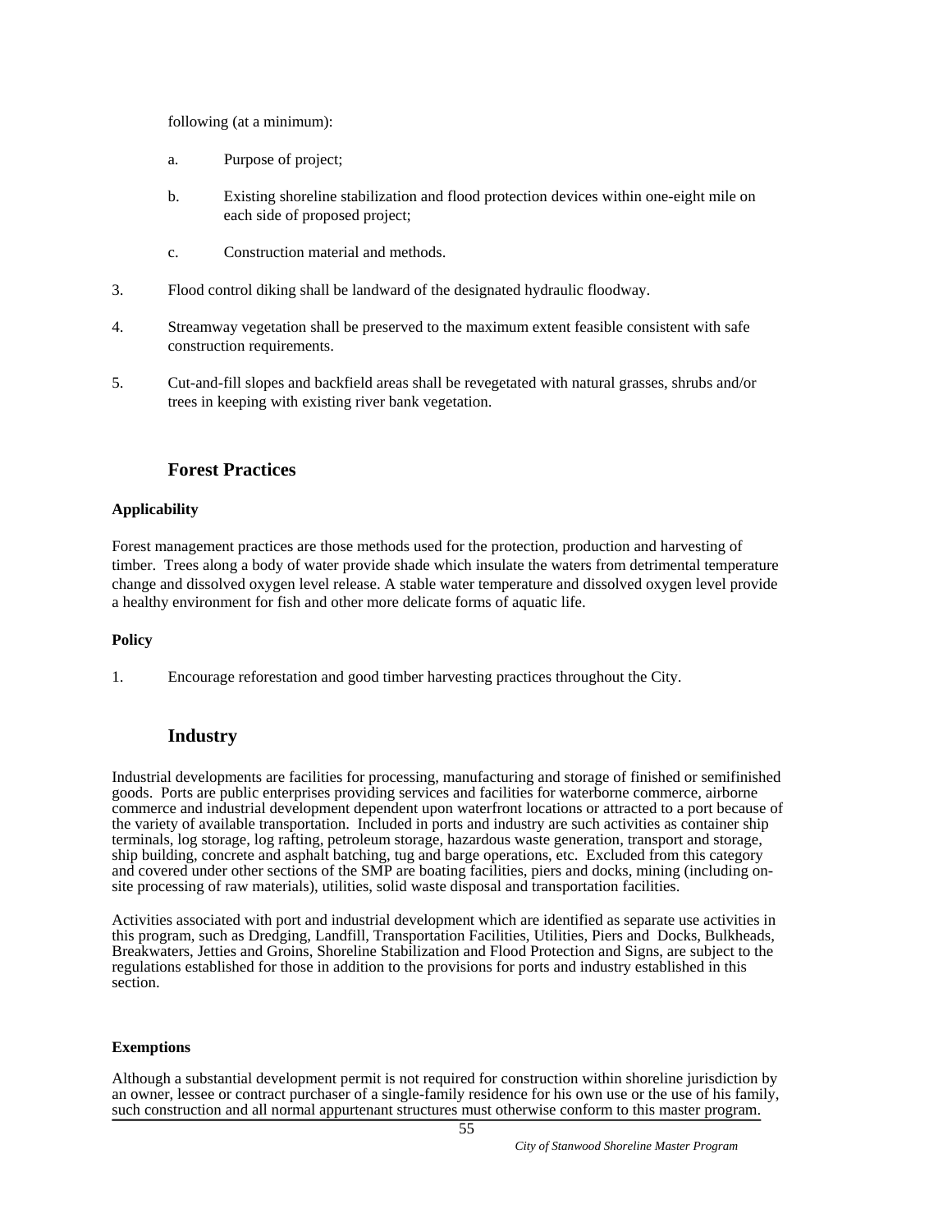following (at a minimum):

a. Purpose of project;

b. Existing shoreline stabilization and flood protection devices within one-eight mile on each side of proposed project;

c. Construction material and methods.

3. Flood control diking shall be landward of the designated hydraulic floodway.

4. Streamway vegetation shall be preserved to the maximum extent feasible consistent with safe construction requirements.

5. Cut-and-fill slopes and backfield areas shall be revegetated with natural grasses, shrubs and/or trees in keeping with existing river bank vegetation.

## Forest Practices

**Applicability**

Forest management practices are those methods used for the protection, production and harvesting of timber. Trees along a body of water provide shade which insulate the waters from detrimental temperature change and dissolved oxygen level release. A stable water temperature and dissolved oxygen level provide a healthy environment for fish and other more delicate forms of aquatic life.

**Policy**

1. Encourage reforestation and good timber harvesting practices throughout the City.

## Industry

Industrial developments are facilities for processing, manufacturing and storage of finished or semifinished goods. Ports are public enterprises providing services and facilities for waterborne commerce, airborne commerce and industrial development dependent upon waterfront locations or attracted to a port because of the variety of available transportation. Included in ports and industry are such activities as container ship terminals, log storage, log rafting, petroleum storage, hazardous waste generation, transport and storage, ship building, concrete and asphalt batching, tug and barge operations, etc. Excluded from this category and covered under other sections of the SMP are boating facilities, piers and docks, mining (including on-site processing of raw materials), utilities, solid waste disposal and transportation facilities.

Activities associated with port and industrial development which are identified as separate use activities in this program, such as Dredging, Landfill, Transportation Facilities, Utilities, Piers and Docks, Bulkheads, Breakwaters, Jetties and Groins, Shoreline Stabilization and Flood Protection and Signs, are subject to the regulations established for those in addition to the provisions for ports and industry established in this section.

**Exemptions**

Although a substantial development permit is not required for construction within shoreline jurisdiction by an owner, lessee or contract purchaser of a single-family residence for his own use or the use of his family, such construction and all normal appurtenant structures must otherwise conform to this master program.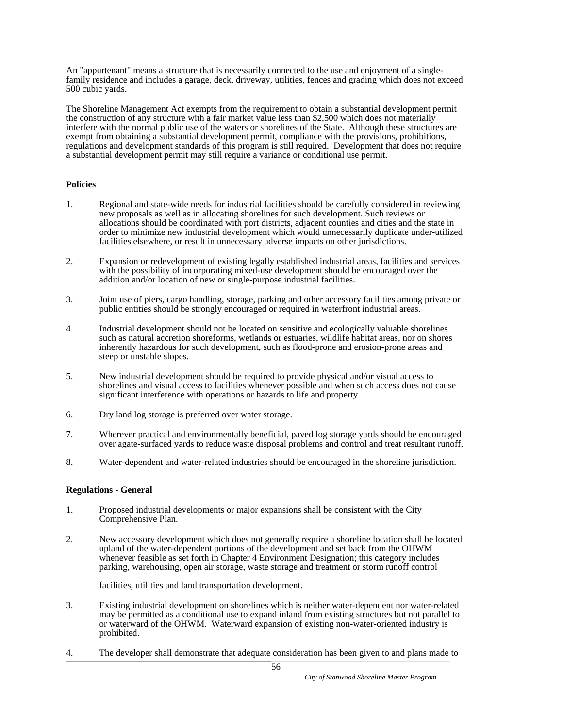An "appurtenant" means a structure that is necessarily connected to the use and enjoyment of a single-family residence and includes a garage, deck, driveway, utilities, fences and grading which does not exceed 500 cubic yards.

The Shoreline Management Act exempts from the requirement to obtain a substantial development permit the construction of any structure with a fair market value less than $2,500 which does not materially interfere with the normal public use of the waters or shorelines of the State. Although these structures are exempt from obtaining a substantial development permit, compliance with the provisions, prohibitions, regulations and development standards of this program is still required. Development that does not require a substantial development permit may still require a variance or conditional use permit.

**Policies**

1. Regional and state-wide needs for industrial facilities should be carefully considered in reviewing new proposals as well as in allocating shorelines for such development. Such reviews or allocations should be coordinated with port districts, adjacent counties and cities and the state in order to minimize new industrial development which would unnecessarily duplicate under-utilized facilities elsewhere, or result in unnecessary adverse impacts on other jurisdictions.

2. Expansion or redevelopment of existing legally established industrial areas, facilities and services with the possibility of incorporating mixed-use development should be encouraged over the addition and/or location of new or single-purpose industrial facilities.

3. Joint use of piers, cargo handling, storage, parking and other accessory facilities among private or public entities should be strongly encouraged or required in waterfront industrial areas.

4. Industrial development should not be located on sensitive and ecologically valuable shorelines such as natural accretion shoreforms, wetlands or estuaries, wildlife habitat areas, nor on shores inherently hazardous for such development, such as flood-prone and erosion-prone areas and steep or unstable slopes.

5. New industrial development should be required to provide physical and/or visual access to shorelines and visual access to facilities whenever possible and when such access does not cause significant interference with operations or hazards to life and property.

6. Dry land log storage is preferred over water storage.

7. Wherever practical and environmentally beneficial, paved log storage yards should be encouraged over agate-surfaced yards to reduce waste disposal problems and control and treat resultant runoff.

8. Water-dependent and water-related industries should be encouraged in the shoreline jurisdiction.

**Regulations - General**

1. Proposed industrial developments or major expansions shall be consistent with the City Comprehensive Plan.

2. New accessory development which does not generally require a shoreline location shall be located upland of the water-dependent portions of the development and set back from the OHWM whenever feasible as set forth in Chapter 4 Environment Designation; this category includes parking, warehousing, open air storage, waste storage and treatment or storm runoff control

   facilities, utilities and land transportation development.

3. Existing industrial development on shorelines which is neither water-dependent nor water-related may be permitted as a conditional use to expand inland from existing structures but not parallel to or waterward of the OHWM. Waterward expansion of existing non-water-oriented industry is prohibited.

4. The developer shall demonstrate that adequate consideration has been given to and plans made to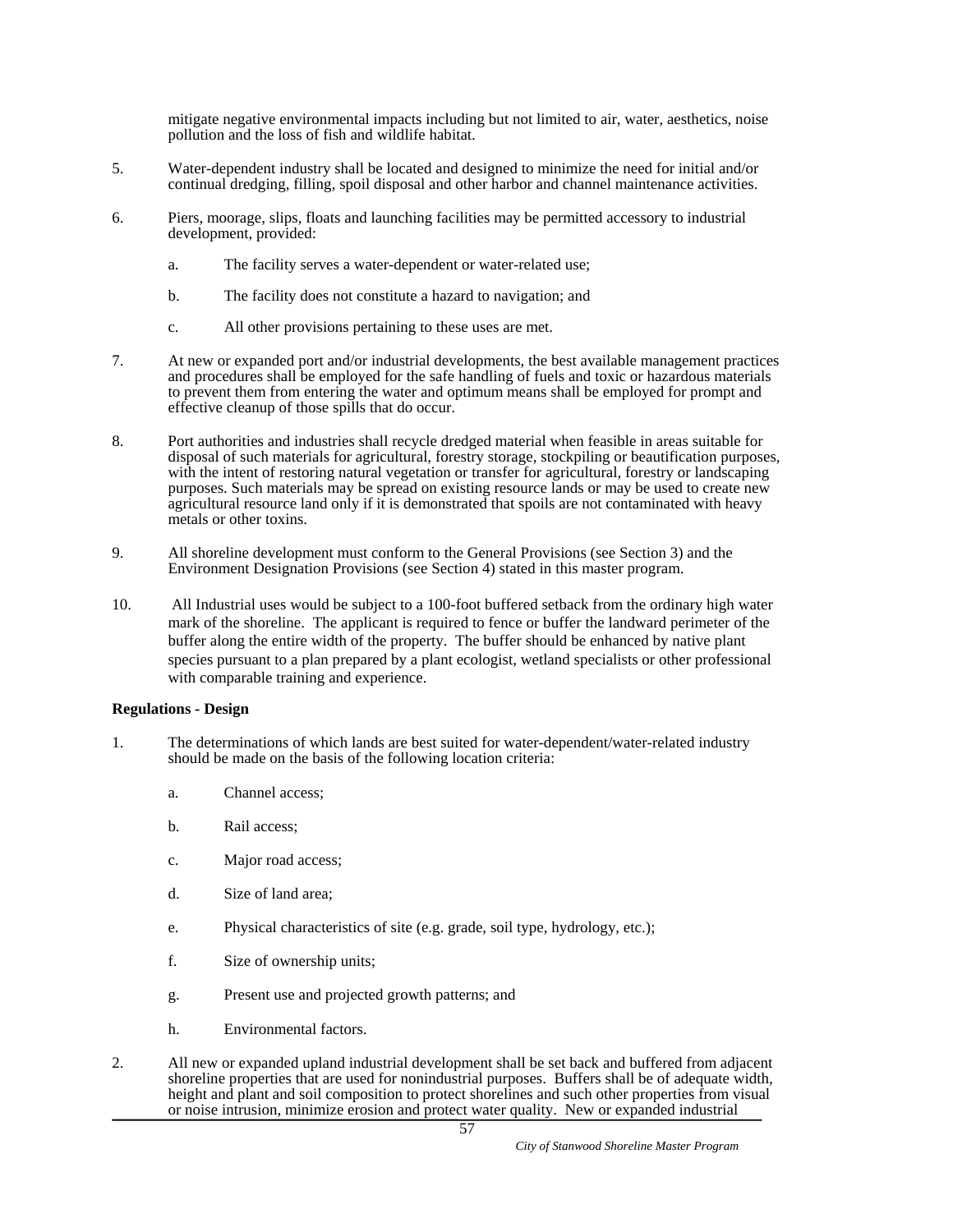mitigate negative environmental impacts including but not limited to air, water, aesthetics, noise pollution and the loss of fish and wildlife habitat.

5. Water-dependent industry shall be located and designed to minimize the need for initial and/or continual dredging, filling, spoil disposal and other harbor and channel maintenance activities.

6. Piers, moorage, slips, floats and launching facilities may be permitted accessory to industrial development, provided:

    a. The facility serves a water-dependent or water-related use;

    b. The facility does not constitute a hazard to navigation; and

    c. All other provisions pertaining to these uses are met.

7. At new or expanded port and/or industrial developments, the best available management practices and procedures shall be employed for the safe handling of fuels and toxic or hazardous materials to prevent them from entering the water and optimum means shall be employed for prompt and effective cleanup of those spills that do occur.

8. Port authorities and industries shall recycle dredged material when feasible in areas suitable for disposal of such materials for agricultural, forestry storage, stockpiling or beautification purposes, with the intent of restoring natural vegetation or transfer for agricultural, forestry or landscaping purposes. Such materials may be spread on existing resource lands or may be used to create new agricultural resource land only if it is demonstrated that spoils are not contaminated with heavy metals or other toxins.

9. All shoreline development must conform to the General Provisions (see Section 3) and the Environment Designation Provisions (see Section 4) stated in this master program.

10. All Industrial uses would be subject to a 100-foot buffered setback from the ordinary high water mark of the shoreline. The applicant is required to fence or buffer the landward perimeter of the buffer along the entire width of the property. The buffer should be enhanced by native plant species pursuant to a plan prepared by a plant ecologist, wetland specialists or other professional with comparable training and experience.

**Regulations - Design**

1. The determinations of which lands are best suited for water-dependent/water-related industry should be made on the basis of the following location criteria:

    a. Channel access;

    b. Rail access;

    c. Major road access;

    d. Size of land area;

    e. Physical characteristics of site (e.g. grade, soil type, hydrology, etc.);

    f. Size of ownership units;

    g. Present use and projected growth patterns; and

    h. Environmental factors.

2. All new or expanded upland industrial development shall be set back and buffered from adjacent shoreline properties that are used for nonindustrial purposes. Buffers shall be of adequate width, height and plant and soil composition to protect shorelines and such other properties from visual or noise intrusion, minimize erosion and protect water quality. New or expanded industrial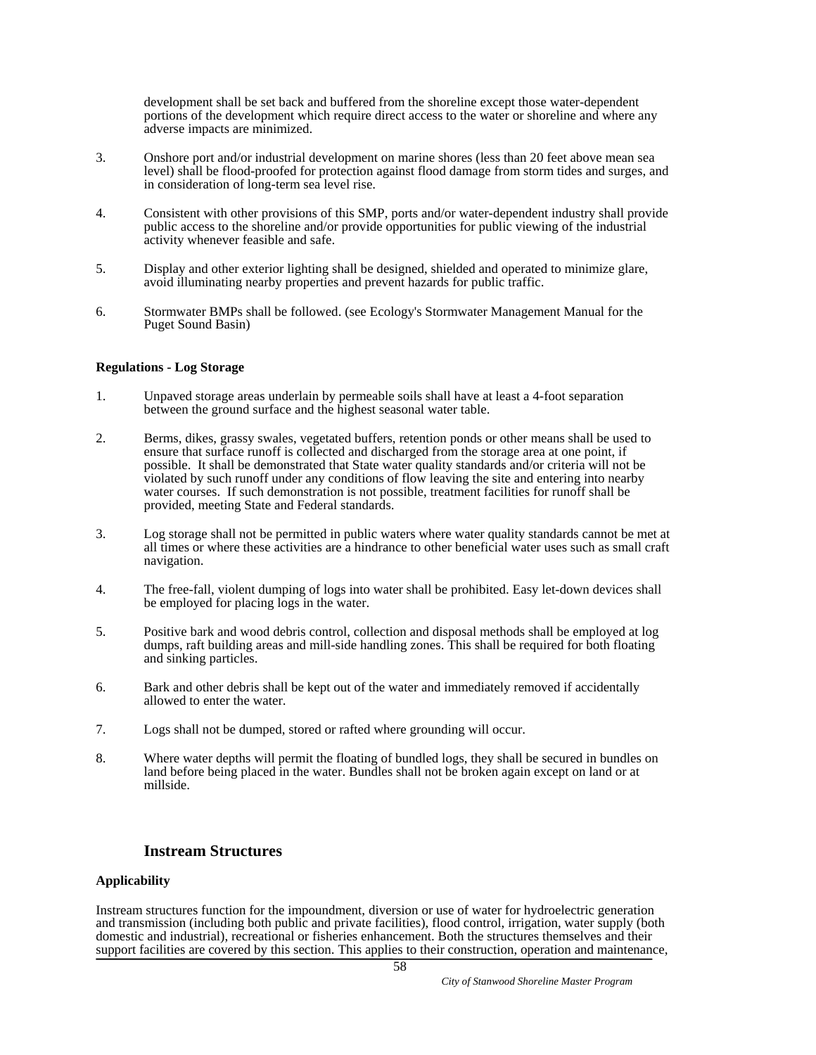development shall be set back and buffered from the shoreline except those water-dependent portions of the development which require direct access to the water or shoreline and where any adverse impacts are minimized.

3. Onshore port and/or industrial development on marine shores (less than 20 feet above mean sea level) shall be flood-proofed for protection against flood damage from storm tides and surges, and in consideration of long-term sea level rise.

4. Consistent with other provisions of this SMP, ports and/or water-dependent industry shall provide public access to the shoreline and/or provide opportunities for public viewing of the industrial activity whenever feasible and safe.

5. Display and other exterior lighting shall be designed, shielded and operated to minimize glare, avoid illuminating nearby properties and prevent hazards for public traffic.

6. Stormwater BMPs shall be followed. (see Ecology's Stormwater Management Manual for the Puget Sound Basin)

**Regulations - Log Storage**

1. Unpaved storage areas underlain by permeable soils shall have at least a 4-foot separation between the ground surface and the highest seasonal water table.

2. Berms, dikes, grassy swales, vegetated buffers, retention ponds or other means shall be used to ensure that surface runoff is collected and discharged from the storage area at one point, if possible. It shall be demonstrated that State water quality standards and/or criteria will not be violated by such runoff under any conditions of flow leaving the site and entering into nearby water courses. If such demonstration is not possible, treatment facilities for runoff shall be provided, meeting State and Federal standards.

3. Log storage shall not be permitted in public waters where water quality standards cannot be met at all times or where these activities are a hindrance to other beneficial water uses such as small craft navigation.

4. The free-fall, violent dumping of logs into water shall be prohibited. Easy let-down devices shall be employed for placing logs in the water.

5. Positive bark and wood debris control, collection and disposal methods shall be employed at log dumps, raft building areas and mill-side handling zones. This shall be required for both floating and sinking particles.

6. Bark and other debris shall be kept out of the water and immediately removed if accidentally allowed to enter the water.

7. Logs shall not be dumped, stored or rafted where grounding will occur.

8. Where water depths will permit the floating of bundled logs, they shall be secured in bundles on land before being placed in the water. Bundles shall not be broken again except on land or at millside.

## Instream Structures

**Applicability**

Instream structures function for the impoundment, diversion or use of water for hydroelectric generation and transmission (including both public and private facilities), flood control, irrigation, water supply (both domestic and industrial), recreational or fisheries enhancement. Both the structures themselves and their support facilities are covered by this section. This applies to their construction, operation and maintenance,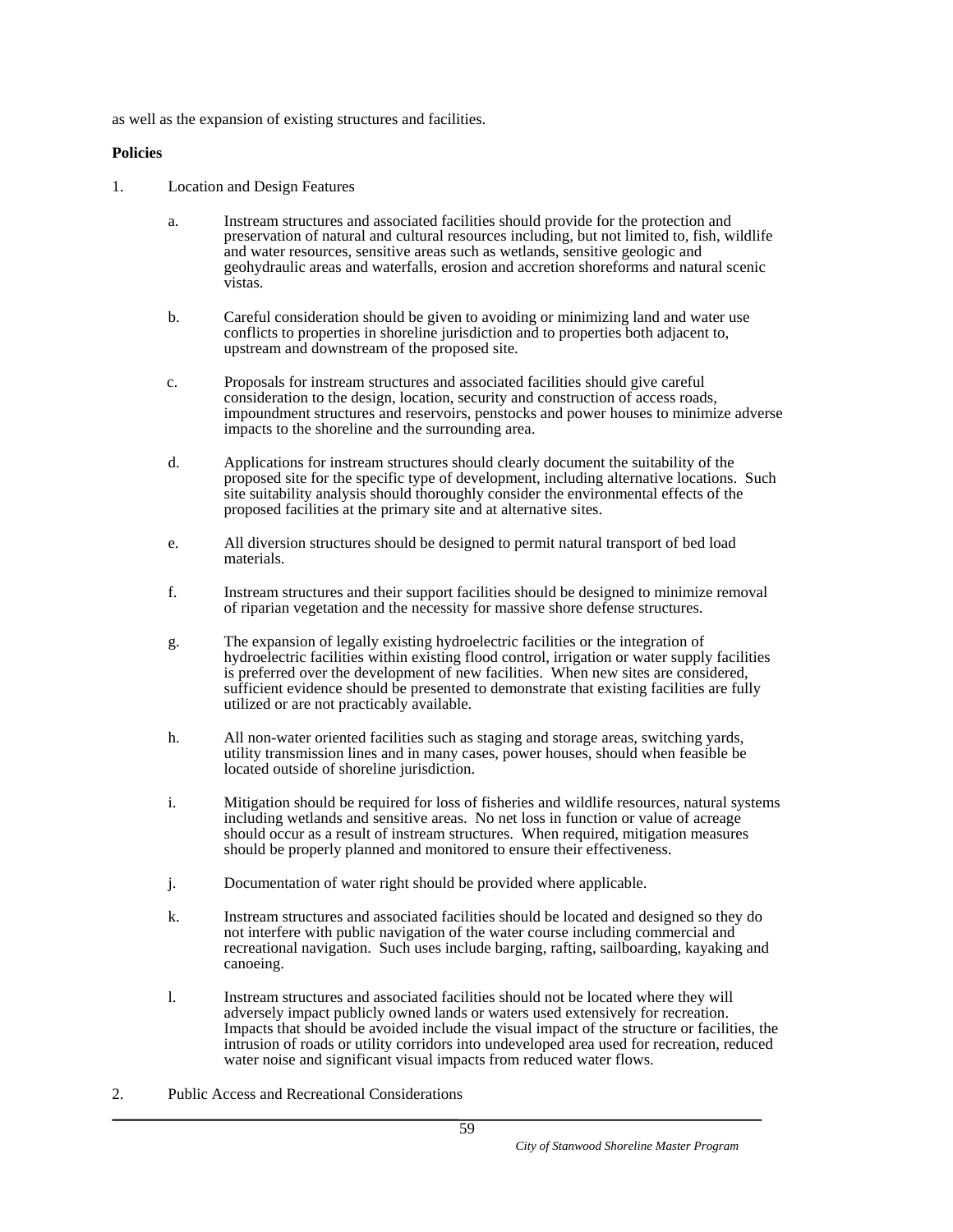as well as the expansion of existing structures and facilities.

**Policies**

1. Location and Design Features

   a. Instream structures and associated facilities should provide for the protection and preservation of natural and cultural resources including, but not limited to, fish, wildlife and water resources, sensitive areas such as wetlands, sensitive geologic and geohydraulic areas and waterfalls, erosion and accretion shoreforms and natural scenic vistas.

   b. Careful consideration should be given to avoiding or minimizing land and water use conflicts to properties in shoreline jurisdiction and to properties both adjacent to, upstream and downstream of the proposed site.

   c. Proposals for instream structures and associated facilities should give careful consideration to the design, location, security and construction of access roads, impoundment structures and reservoirs, penstocks and power houses to minimize adverse impacts to the shoreline and the surrounding area.

   d. Applications for instream structures should clearly document the suitability of the proposed site for the specific type of development, including alternative locations. Such site suitability analysis should thoroughly consider the environmental effects of the proposed facilities at the primary site and at alternative sites.

   e. All diversion structures should be designed to permit natural transport of bed load materials.

   f. Instream structures and their support facilities should be designed to minimize removal of riparian vegetation and the necessity for massive shore defense structures.

   g. The expansion of legally existing hydroelectric facilities or the integration of hydroelectric facilities within existing flood control, irrigation or water supply facilities is preferred over the development of new facilities. When new sites are considered, sufficient evidence should be presented to demonstrate that existing facilities are fully utilized or are not practicably available.

   h. All non-water oriented facilities such as staging and storage areas, switching yards, utility transmission lines and in many cases, power houses, should when feasible be located outside of shoreline jurisdiction.

   i. Mitigation should be required for loss of fisheries and wildlife resources, natural systems including wetlands and sensitive areas. No net loss in function or value of acreage should occur as a result of instream structures. When required, mitigation measures should be properly planned and monitored to ensure their effectiveness.

   j. Documentation of water right should be provided where applicable.

   k. Instream structures and associated facilities should be located and designed so they do not interfere with public navigation of the water course including commercial and recreational navigation. Such uses include barging, rafting, sailboarding, kayaking and canoeing.

   l. Instream structures and associated facilities should not be located where they will adversely impact publicly owned lands or waters used extensively for recreation. Impacts that should be avoided include the visual impact of the structure or facilities, the intrusion of roads or utility corridors into undeveloped area used for recreation, reduced water noise and significant visual impacts from reduced water flows.

2. Public Access and Recreational Considerations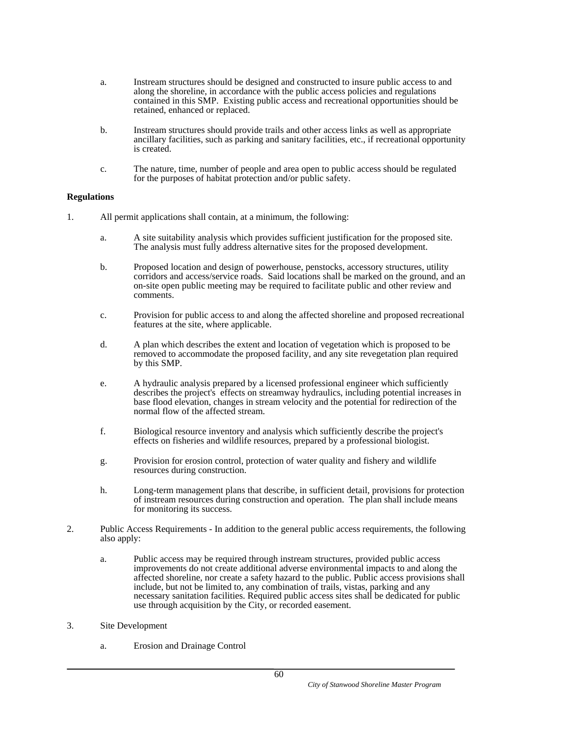a. Instream structures should be designed and constructed to insure public access to and along the shoreline, in accordance with the public access policies and regulations contained in this SMP. Existing public access and recreational opportunities should be retained, enhanced or replaced.

b. Instream structures should provide trails and other access links as well as appropriate ancillary facilities, such as parking and sanitary facilities, etc., if recreational opportunity is created.

c. The nature, time, number of people and area open to public access should be regulated for the purposes of habitat protection and/or public safety.

**Regulations**

1. All permit applications shall contain, at a minimum, the following:

    a. A site suitability analysis which provides sufficient justification for the proposed site. The analysis must fully address alternative sites for the proposed development.

    b. Proposed location and design of powerhouse, penstocks, accessory structures, utility corridors and access/service roads. Said locations shall be marked on the ground, and an on-site open public meeting may be required to facilitate public and other review and comments.

    c. Provision for public access to and along the affected shoreline and proposed recreational features at the site, where applicable.

    d. A plan which describes the extent and location of vegetation which is proposed to be removed to accommodate the proposed facility, and any site revegetation plan required by this SMP.

    e. A hydraulic analysis prepared by a licensed professional engineer which sufficiently describes the project's effects on streamway hydraulics, including potential increases in base flood elevation, changes in stream velocity and the potential for redirection of the normal flow of the affected stream.

    f. Biological resource inventory and analysis which sufficiently describe the project's effects on fisheries and wildlife resources, prepared by a professional biologist.

    g. Provision for erosion control, protection of water quality and fishery and wildlife resources during construction.

    h. Long-term management plans that describe, in sufficient detail, provisions for protection of instream resources during construction and operation. The plan shall include means for monitoring its success.

2. Public Access Requirements - In addition to the general public access requirements, the following also apply:

    a. Public access may be required through instream structures, provided public access improvements do not create additional adverse environmental impacts to and along the affected shoreline, nor create a safety hazard to the public. Public access provisions shall include, but not be limited to, any combination of trails, vistas, parking and any necessary sanitation facilities. Required public access sites shall be dedicated for public use through acquisition by the City, or recorded easement.

3. Site Development

    a. Erosion and Drainage Control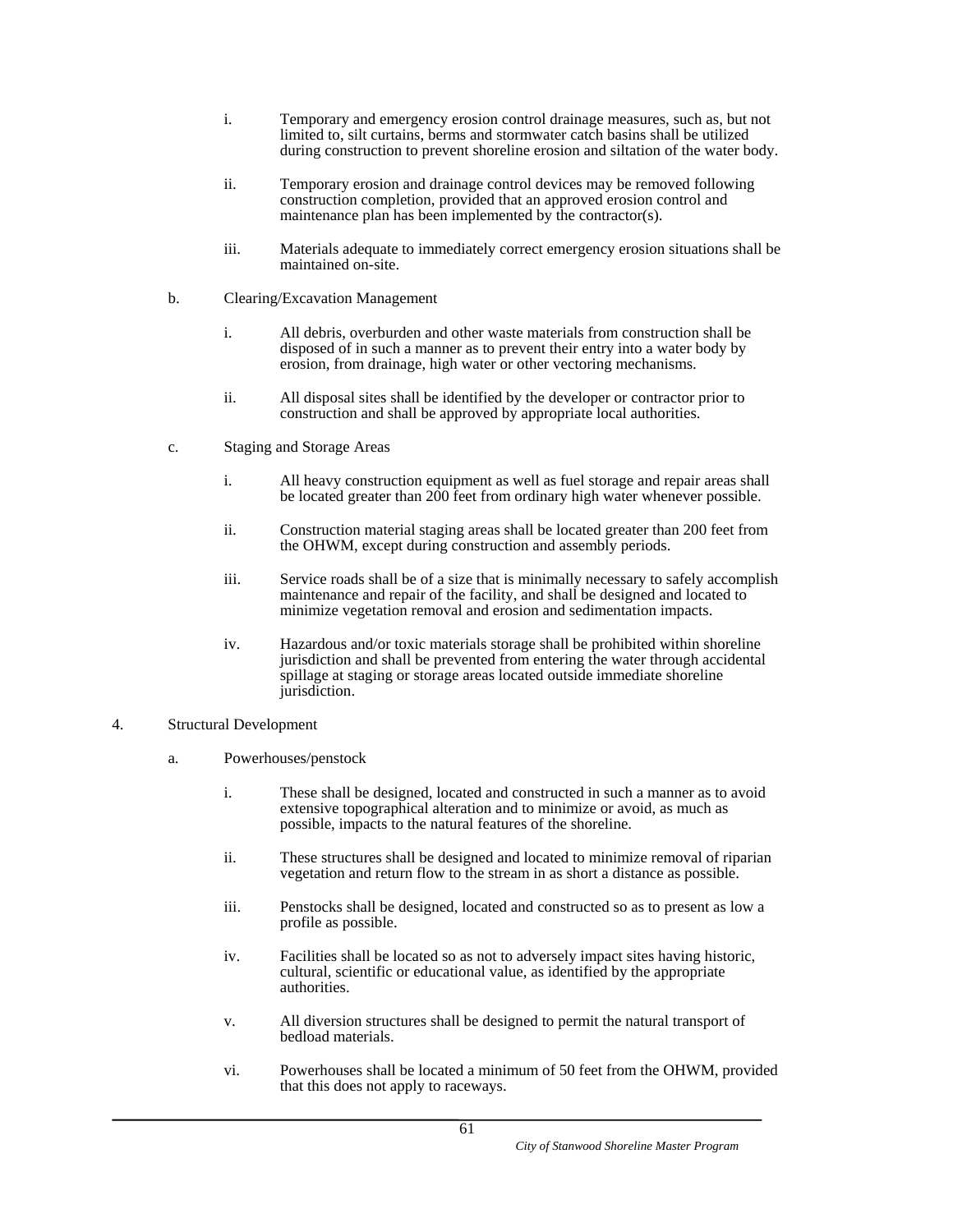i. Temporary and emergency erosion control drainage measures, such as, but not limited to, silt curtains, berms and stormwater catch basins shall be utilized during construction to prevent shoreline erosion and siltation of the water body.

ii. Temporary erosion and drainage control devices may be removed following construction completion, provided that an approved erosion control and maintenance plan has been implemented by the contractor(s).

iii. Materials adequate to immediately correct emergency erosion situations shall be maintained on-site.

b. Clearing/Excavation Management

i. All debris, overburden and other waste materials from construction shall be disposed of in such a manner as to prevent their entry into a water body by erosion, from drainage, high water or other vectoring mechanisms.

ii. All disposal sites shall be identified by the developer or contractor prior to construction and shall be approved by appropriate local authorities.

c. Staging and Storage Areas

i. All heavy construction equipment as well as fuel storage and repair areas shall be located greater than 200 feet from ordinary high water whenever possible.

ii. Construction material staging areas shall be located greater than 200 feet from the OHWM, except during construction and assembly periods.

iii. Service roads shall be of a size that is minimally necessary to safely accomplish maintenance and repair of the facility, and shall be designed and located to minimize vegetation removal and erosion and sedimentation impacts.

iv. Hazardous and/or toxic materials storage shall be prohibited within shoreline jurisdiction and shall be prevented from entering the water through accidental spillage at staging or storage areas located outside immediate shoreline jurisdiction.

4. Structural Development

a. Powerhouses/penstock

i. These shall be designed, located and constructed in such a manner as to avoid extensive topographical alteration and to minimize or avoid, as much as possible, impacts to the natural features of the shoreline.

ii. These structures shall be designed and located to minimize removal of riparian vegetation and return flow to the stream in as short a distance as possible.

iii. Penstocks shall be designed, located and constructed so as to present as low a profile as possible.

iv. Facilities shall be located so as not to adversely impact sites having historic, cultural, scientific or educational value, as identified by the appropriate authorities.

v. All diversion structures shall be designed to permit the natural transport of bedload materials.

vi. Powerhouses shall be located a minimum of 50 feet from the OHWM, provided that this does not apply to raceways.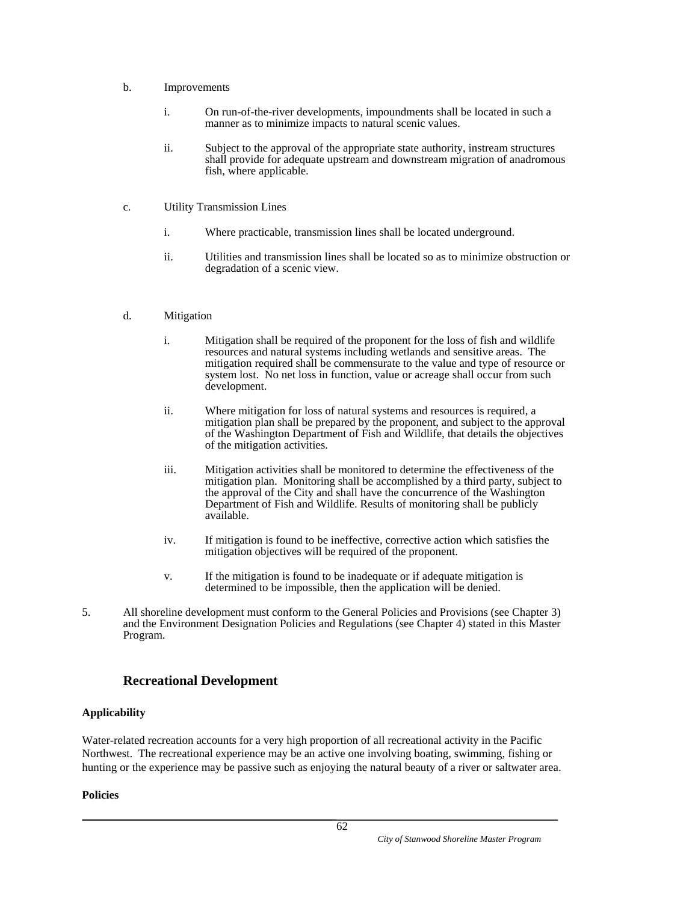b. Improvements

   i. On run-of-the-river developments, impoundments shall be located in such a manner as to minimize impacts to natural scenic values.

   ii. Subject to the approval of the appropriate state authority, instream structures shall provide for adequate upstream and downstream migration of anadromous fish, where applicable.

c. Utility Transmission Lines

   i. Where practicable, transmission lines shall be located underground.

   ii. Utilities and transmission lines shall be located so as to minimize obstruction or degradation of a scenic view.

d. Mitigation

   i. Mitigation shall be required of the proponent for the loss of fish and wildlife resources and natural systems including wetlands and sensitive areas. The mitigation required shall be commensurate to the value and type of resource or system lost. No net loss in function, value or acreage shall occur from such development.

   ii. Where mitigation for loss of natural systems and resources is required, a mitigation plan shall be prepared by the proponent, and subject to the approval of the Washington Department of Fish and Wildlife, that details the objectives of the mitigation activities.

   iii. Mitigation activities shall be monitored to determine the effectiveness of the mitigation plan. Monitoring shall be accomplished by a third party, subject to the approval of the City and shall have the concurrence of the Washington Department of Fish and Wildlife. Results of monitoring shall be publicly available.

   iv. If mitigation is found to be ineffective, corrective action which satisfies the mitigation objectives will be required of the proponent.

   v. If the mitigation is found to be inadequate or if adequate mitigation is determined to be impossible, then the application will be denied.

5. All shoreline development must conform to the General Policies and Provisions (see Chapter 3) and the Environment Designation Policies and Regulations (see Chapter 4) stated in this Master Program.

## Recreational Development

**Applicability**

Water-related recreation accounts for a very high proportion of all recreational activity in the Pacific Northwest. The recreational experience may be an active one involving boating, swimming, fishing or hunting or the experience may be passive such as enjoying the natural beauty of a river or saltwater area.

**Policies**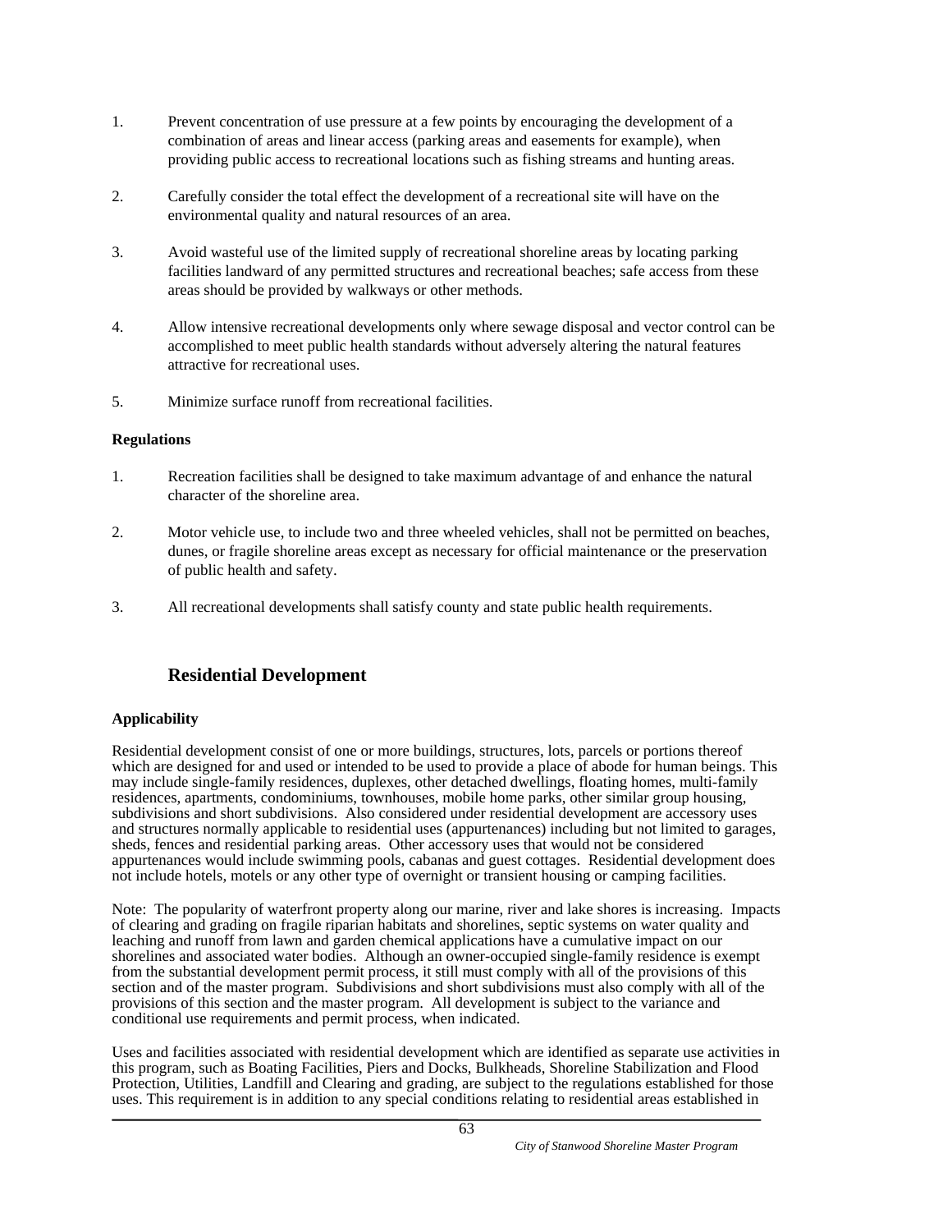1. Prevent concentration of use pressure at a few points by encouraging the development of a combination of areas and linear access (parking areas and easements for example), when providing public access to recreational locations such as fishing streams and hunting areas.

2. Carefully consider the total effect the development of a recreational site will have on the environmental quality and natural resources of an area.

3. Avoid wasteful use of the limited supply of recreational shoreline areas by locating parking facilities landward of any permitted structures and recreational beaches; safe access from these areas should be provided by walkways or other methods.

4. Allow intensive recreational developments only where sewage disposal and vector control can be accomplished to meet public health standards without adversely altering the natural features attractive for recreational uses.

5. Minimize surface runoff from recreational facilities.

**Regulations**

1. Recreation facilities shall be designed to take maximum advantage of and enhance the natural character of the shoreline area.

2. Motor vehicle use, to include two and three wheeled vehicles, shall not be permitted on beaches, dunes, or fragile shoreline areas except as necessary for official maintenance or the preservation of public health and safety.

3. All recreational developments shall satisfy county and state public health requirements.

## Residential Development

**Applicability**

Residential development consist of one or more buildings, structures, lots, parcels or portions thereof which are designed for and used or intended to be used to provide a place of abode for human beings. This may include single-family residences, duplexes, other detached dwellings, floating homes, multi-family residences, apartments, condominiums, townhouses, mobile home parks, other similar group housing, subdivisions and short subdivisions. Also considered under residential development are accessory uses and structures normally applicable to residential uses (appurtenances) including but not limited to garages, sheds, fences and residential parking areas. Other accessory uses that would not be considered appurtenances would include swimming pools, cabanas and guest cottages. Residential development does not include hotels, motels or any other type of overnight or transient housing or camping facilities.

Note: The popularity of waterfront property along our marine, river and lake shores is increasing. Impacts of clearing and grading on fragile riparian habitats and shorelines, septic systems on water quality and leaching and runoff from lawn and garden chemical applications have a cumulative impact on our shorelines and associated water bodies. Although an owner-occupied single-family residence is exempt from the substantial development permit process, it still must comply with all of the provisions of this section and of the master program. Subdivisions and short subdivisions must also comply with all of the provisions of this section and the master program. All development is subject to the variance and conditional use requirements and permit process, when indicated.

Uses and facilities associated with residential development which are identified as separate use activities in this program, such as Boating Facilities, Piers and Docks, Bulkheads, Shoreline Stabilization and Flood Protection, Utilities, Landfill and Clearing and grading, are subject to the regulations established for those uses. This requirement is in addition to any special conditions relating to residential areas established in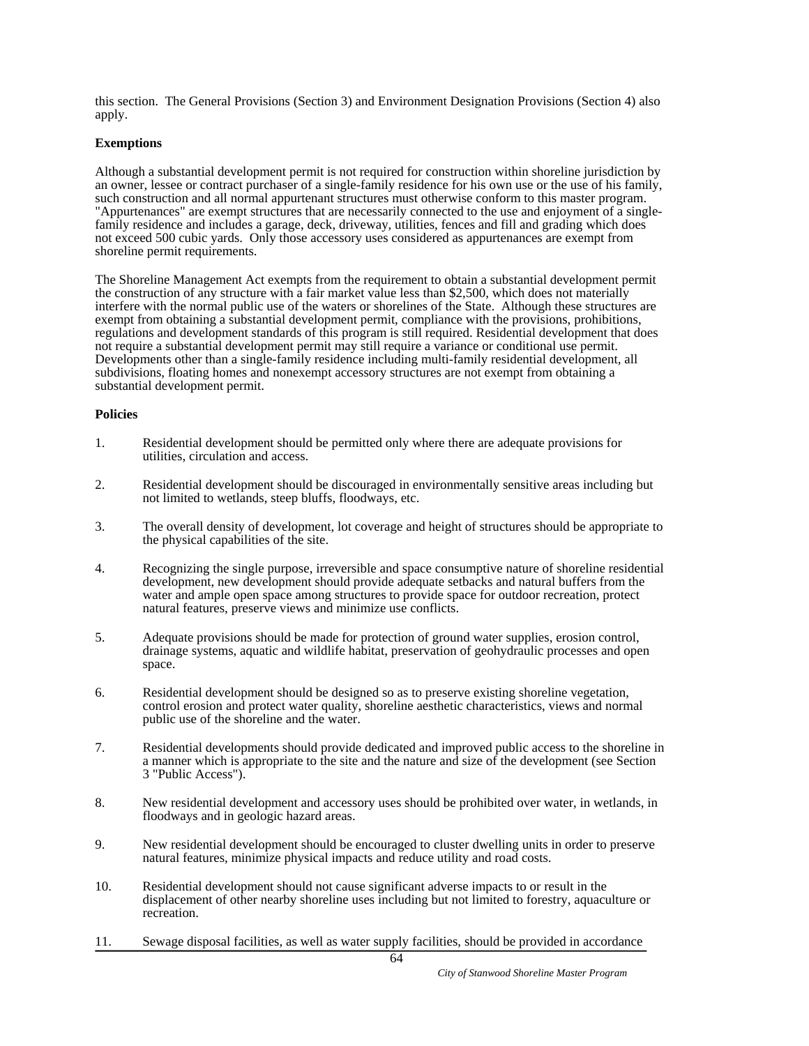this section. The General Provisions (Section 3) and Environment Designation Provisions (Section 4) also apply.

**Exemptions**

Although a substantial development permit is not required for construction within shoreline jurisdiction by an owner, lessee or contract purchaser of a single-family residence for his own use or the use of his family, such construction and all normal appurtenant structures must otherwise conform to this master program. "Appurtenances" are exempt structures that are necessarily connected to the use and enjoyment of a single-family residence and includes a garage, deck, driveway, utilities, fences and fill and grading which does not exceed 500 cubic yards. Only those accessory uses considered as appurtenances are exempt from shoreline permit requirements.

The Shoreline Management Act exempts from the requirement to obtain a substantial development permit the construction of any structure with a fair market value less than $2,500, which does not materially interfere with the normal public use of the waters or shorelines of the State. Although these structures are exempt from obtaining a substantial development permit, compliance with the provisions, prohibitions, regulations and development standards of this program is still required. Residential development that does not require a substantial development permit may still require a variance or conditional use permit. Developments other than a single-family residence including multi-family residential development, all subdivisions, floating homes and nonexempt accessory structures are not exempt from obtaining a substantial development permit.

**Policies**

1. Residential development should be permitted only where there are adequate provisions for utilities, circulation and access.

2. Residential development should be discouraged in environmentally sensitive areas including but not limited to wetlands, steep bluffs, floodways, etc.

3. The overall density of development, lot coverage and height of structures should be appropriate to the physical capabilities of the site.

4. Recognizing the single purpose, irreversible and space consumptive nature of shoreline residential development, new development should provide adequate setbacks and natural buffers from the water and ample open space among structures to provide space for outdoor recreation, protect natural features, preserve views and minimize use conflicts.

5. Adequate provisions should be made for protection of ground water supplies, erosion control, drainage systems, aquatic and wildlife habitat, preservation of geohydraulic processes and open space.

6. Residential development should be designed so as to preserve existing shoreline vegetation, control erosion and protect water quality, shoreline aesthetic characteristics, views and normal public use of the shoreline and the water.

7. Residential developments should provide dedicated and improved public access to the shoreline in a manner which is appropriate to the site and the nature and size of the development (see Section 3 "Public Access").

8. New residential development and accessory uses should be prohibited over water, in wetlands, in floodways and in geologic hazard areas.

9. New residential development should be encouraged to cluster dwelling units in order to preserve natural features, minimize physical impacts and reduce utility and road costs.

10. Residential development should not cause significant adverse impacts to or result in the displacement of other nearby shoreline uses including but not limited to forestry, aquaculture or recreation.

11. Sewage disposal facilities, as well as water supply facilities, should be provided in accordance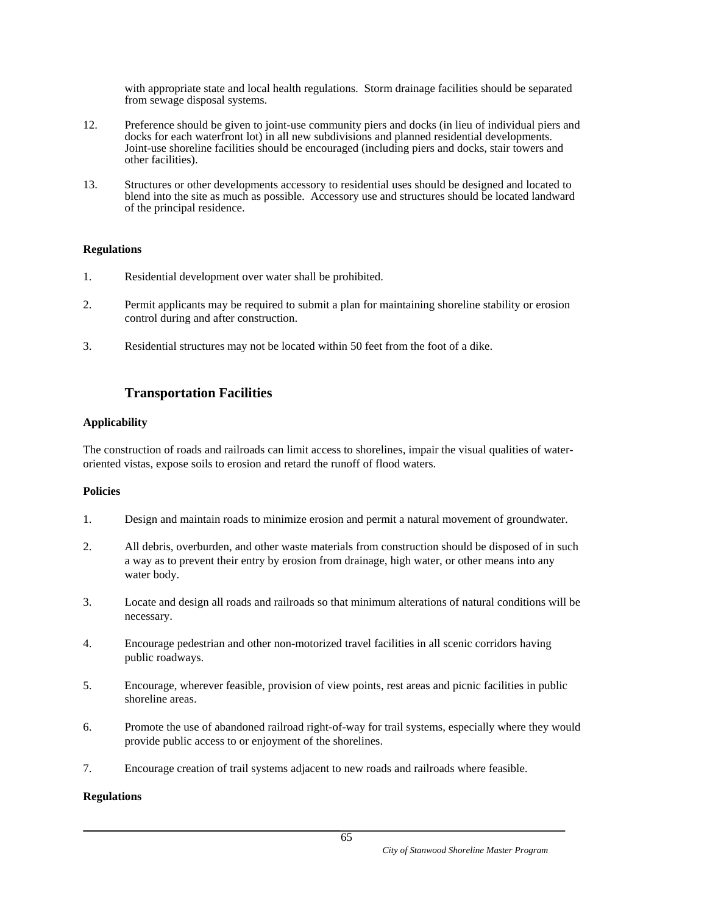with appropriate state and local health regulations. Storm drainage facilities should be separated from sewage disposal systems.

12. Preference should be given to joint-use community piers and docks (in lieu of individual piers and docks for each waterfront lot) in all new subdivisions and planned residential developments. Joint-use shoreline facilities should be encouraged (including piers and docks, stair towers and other facilities).

13. Structures or other developments accessory to residential uses should be designed and located to blend into the site as much as possible. Accessory use and structures should be located landward of the principal residence.

**Regulations**

1. Residential development over water shall be prohibited.

2. Permit applicants may be required to submit a plan for maintaining shoreline stability or erosion control during and after construction.

3. Residential structures may not be located within 50 feet from the foot of a dike.

## Transportation Facilities

**Applicability**

The construction of roads and railroads can limit access to shorelines, impair the visual qualities of water-oriented vistas, expose soils to erosion and retard the runoff of flood waters.

**Policies**

1. Design and maintain roads to minimize erosion and permit a natural movement of groundwater.

2. All debris, overburden, and other waste materials from construction should be disposed of in such a way as to prevent their entry by erosion from drainage, high water, or other means into any water body.

3. Locate and design all roads and railroads so that minimum alterations of natural conditions will be necessary.

4. Encourage pedestrian and other non-motorized travel facilities in all scenic corridors having public roadways.

5. Encourage, wherever feasible, provision of view points, rest areas and picnic facilities in public shoreline areas.

6. Promote the use of abandoned railroad right-of-way for trail systems, especially where they would provide public access to or enjoyment of the shorelines.

7. Encourage creation of trail systems adjacent to new roads and railroads where feasible.

**Regulations**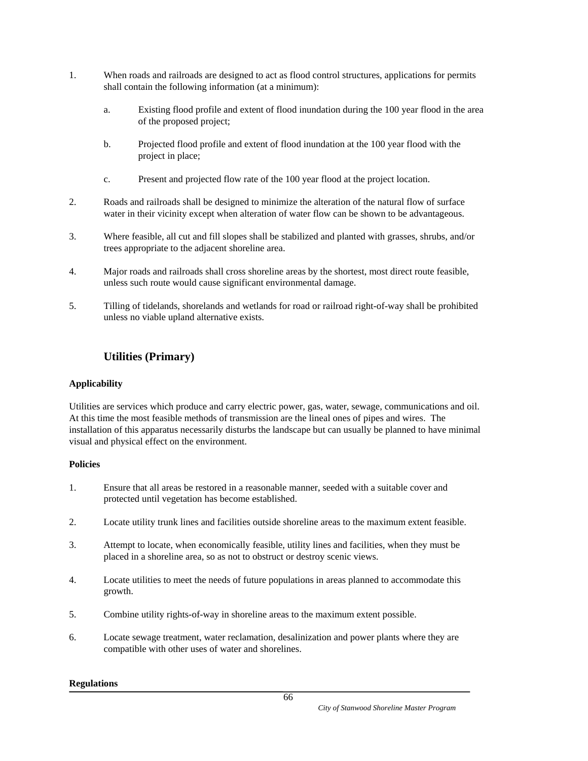1. When roads and railroads are designed to act as flood control structures, applications for permits shall contain the following information (at a minimum):

    a. Existing flood profile and extent of flood inundation during the 100 year flood in the area of the proposed project;

    b. Projected flood profile and extent of flood inundation at the 100 year flood with the project in place;

    c. Present and projected flow rate of the 100 year flood at the project location.

2. Roads and railroads shall be designed to minimize the alteration of the natural flow of surface water in their vicinity except when alteration of water flow can be shown to be advantageous.

3. Where feasible, all cut and fill slopes shall be stabilized and planted with grasses, shrubs, and/or trees appropriate to the adjacent shoreline area.

4. Major roads and railroads shall cross shoreline areas by the shortest, most direct route feasible, unless such route would cause significant environmental damage.

5. Tilling of tidelands, shorelands and wetlands for road or railroad right-of-way shall be prohibited unless no viable upland alternative exists.

## Utilities (Primary)

**Applicability**

Utilities are services which produce and carry electric power, gas, water, sewage, communications and oil. At this time the most feasible methods of transmission are the lineal ones of pipes and wires. The installation of this apparatus necessarily disturbs the landscape but can usually be planned to have minimal visual and physical effect on the environment.

**Policies**

1. Ensure that all areas be restored in a reasonable manner, seeded with a suitable cover and protected until vegetation has become established.

2. Locate utility trunk lines and facilities outside shoreline areas to the maximum extent feasible.

3. Attempt to locate, when economically feasible, utility lines and facilities, when they must be placed in a shoreline area, so as not to obstruct or destroy scenic views.

4. Locate utilities to meet the needs of future populations in areas planned to accommodate this growth.

5. Combine utility rights-of-way in shoreline areas to the maximum extent possible.

6. Locate sewage treatment, water reclamation, desalinization and power plants where they are compatible with other uses of water and shorelines.

**Regulations**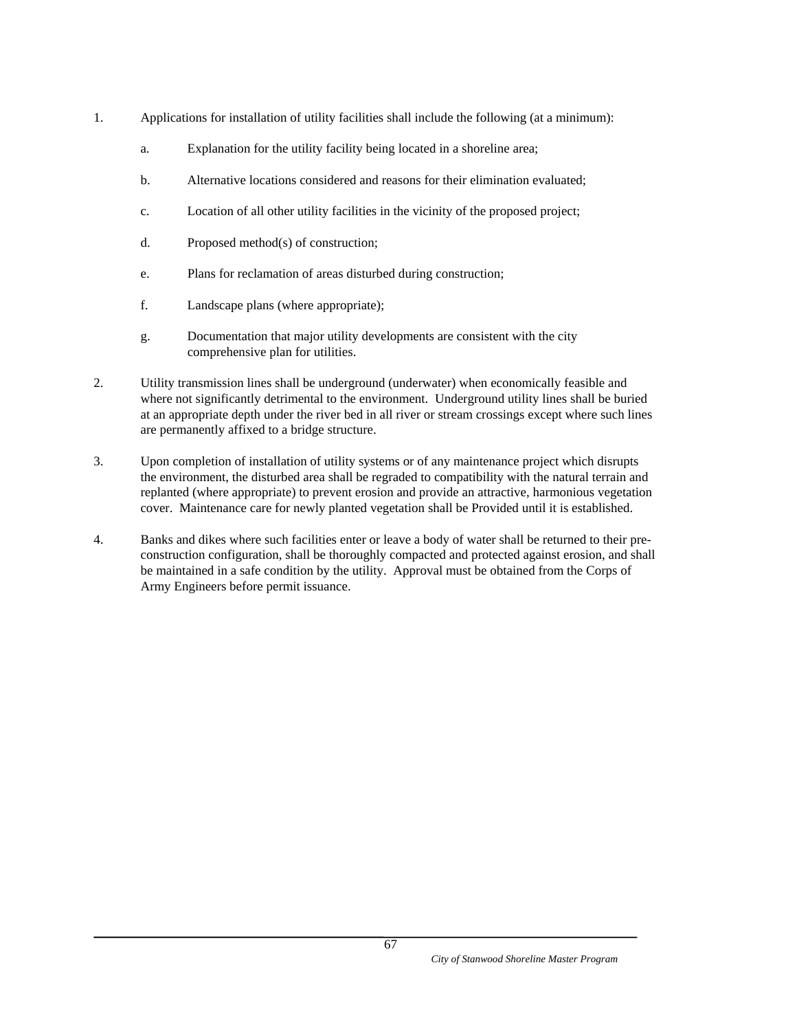1. Applications for installation of utility facilities shall include the following (at a minimum):

   a. Explanation for the utility facility being located in a shoreline area;

   b. Alternative locations considered and reasons for their elimination evaluated;

   c. Location of all other utility facilities in the vicinity of the proposed project;

   d. Proposed method(s) of construction;

   e. Plans for reclamation of areas disturbed during construction;

   f. Landscape plans (where appropriate);

   g. Documentation that major utility developments are consistent with the city comprehensive plan for utilities.

2. Utility transmission lines shall be underground (underwater) when economically feasible and where not significantly detrimental to the environment. Underground utility lines shall be buried at an appropriate depth under the river bed in all river or stream crossings except where such lines are permanently affixed to a bridge structure.

3. Upon completion of installation of utility systems or of any maintenance project which disrupts the environment, the disturbed area shall be regraded to compatibility with the natural terrain and replanted (where appropriate) to prevent erosion and provide an attractive, harmonious vegetation cover. Maintenance care for newly planted vegetation shall be Provided until it is established.

4. Banks and dikes where such facilities enter or leave a body of water shall be returned to their pre-construction configuration, shall be thoroughly compacted and protected against erosion, and shall be maintained in a safe condition by the utility. Approval must be obtained from the Corps of Army Engineers before permit issuance.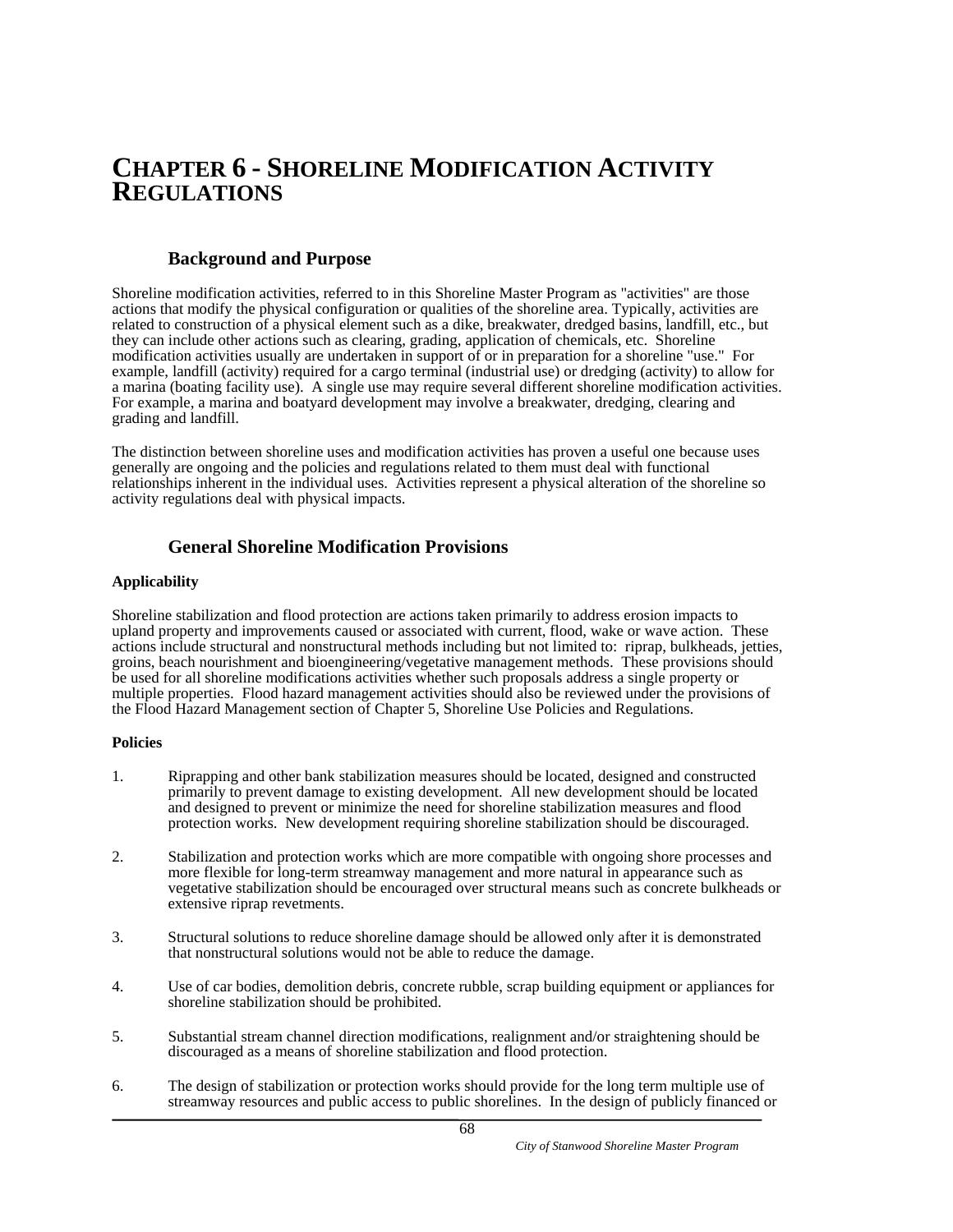# CHAPTER 6 - SHORELINE MODIFICATION ACTIVITY REGULATIONS

## Background and Purpose

Shoreline modification activities, referred to in this Shoreline Master Program as "activities" are those actions that modify the physical configuration or qualities of the shoreline area. Typically, activities are related to construction of a physical element such as a dike, breakwater, dredged basins, landfill, etc., but they can include other actions such as clearing, grading, application of chemicals, etc. Shoreline modification activities usually are undertaken in support of or in preparation for a shoreline "use." For example, landfill (activity) required for a cargo terminal (industrial use) or dredging (activity) to allow for a marina (boating facility use). A single use may require several different shoreline modification activities. For example, a marina and boatyard development may involve a breakwater, dredging, clearing and grading and landfill.

The distinction between shoreline uses and modification activities has proven a useful one because uses generally are ongoing and the policies and regulations related to them must deal with functional relationships inherent in the individual uses. Activities represent a physical alteration of the shoreline so activity regulations deal with physical impacts.

## General Shoreline Modification Provisions

**Applicability**

Shoreline stabilization and flood protection are actions taken primarily to address erosion impacts to upland property and improvements caused or associated with current, flood, wake or wave action. These actions include structural and nonstructural methods including but not limited to: riprap, bulkheads, jetties, groins, beach nourishment and bioengineering/vegetative management methods. These provisions should be used for all shoreline modifications activities whether such proposals address a single property or multiple properties. Flood hazard management activities should also be reviewed under the provisions of the Flood Hazard Management section of Chapter 5, Shoreline Use Policies and Regulations.

**Policies**

1. Riprapping and other bank stabilization measures should be located, designed and constructed primarily to prevent damage to existing development. All new development should be located and designed to prevent or minimize the need for shoreline stabilization measures and flood protection works. New development requiring shoreline stabilization should be discouraged.

2. Stabilization and protection works which are more compatible with ongoing shore processes and more flexible for long-term streamway management and more natural in appearance such as vegetative stabilization should be encouraged over structural means such as concrete bulkheads or extensive riprap revetments.

3. Structural solutions to reduce shoreline damage should be allowed only after it is demonstrated that nonstructural solutions would not be able to reduce the damage.

4. Use of car bodies, demolition debris, concrete rubble, scrap building equipment or appliances for shoreline stabilization should be prohibited.

5. Substantial stream channel direction modifications, realignment and/or straightening should be discouraged as a means of shoreline stabilization and flood protection.

6. The design of stabilization or protection works should provide for the long term multiple use of streamway resources and public access to public shorelines. In the design of publicly financed or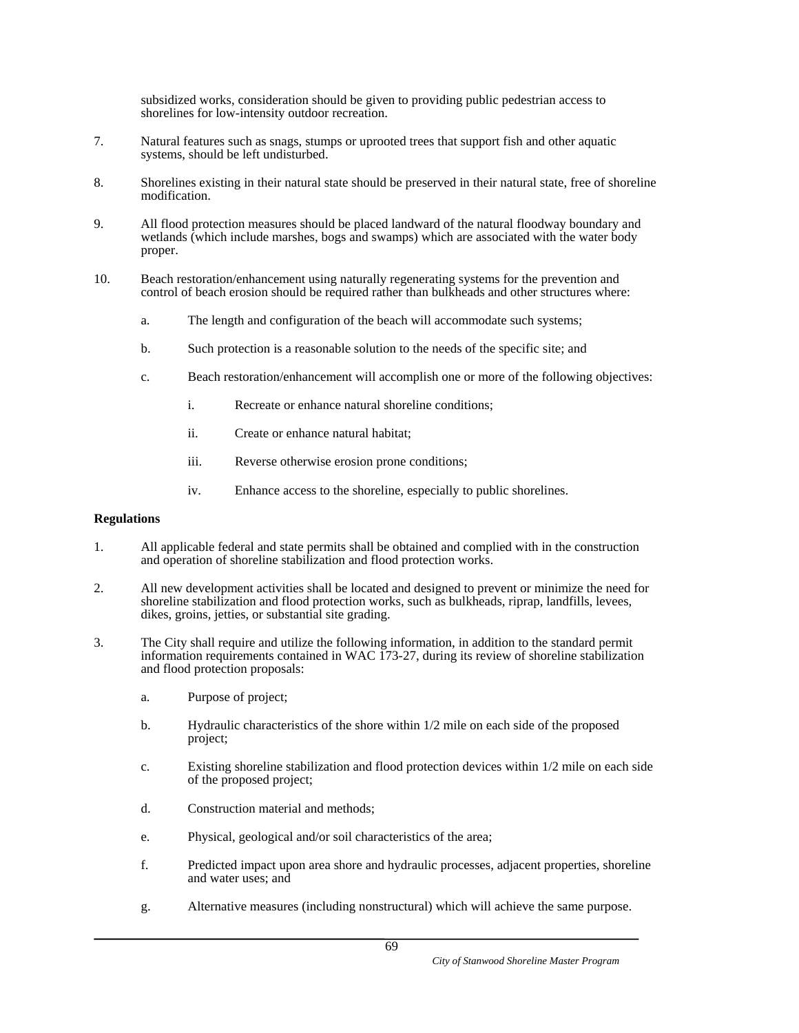subsidized works, consideration should be given to providing public pedestrian access to shorelines for low-intensity outdoor recreation.

7. Natural features such as snags, stumps or uprooted trees that support fish and other aquatic systems, should be left undisturbed.

8. Shorelines existing in their natural state should be preserved in their natural state, free of shoreline modification.

9. All flood protection measures should be placed landward of the natural floodway boundary and wetlands (which include marshes, bogs and swamps) which are associated with the water body proper.

10. Beach restoration/enhancement using naturally regenerating systems for the prevention and control of beach erosion should be required rather than bulkheads and other structures where:

    a. The length and configuration of the beach will accommodate such systems;

    b. Such protection is a reasonable solution to the needs of the specific site; and

    c. Beach restoration/enhancement will accomplish one or more of the following objectives:

        i. Recreate or enhance natural shoreline conditions;

        ii. Create or enhance natural habitat;

        iii. Reverse otherwise erosion prone conditions;

        iv. Enhance access to the shoreline, especially to public shorelines.

**Regulations**

1. All applicable federal and state permits shall be obtained and complied with in the construction and operation of shoreline stabilization and flood protection works.

2. All new development activities shall be located and designed to prevent or minimize the need for shoreline stabilization and flood protection works, such as bulkheads, riprap, landfills, levees, dikes, groins, jetties, or substantial site grading.

3. The City shall require and utilize the following information, in addition to the standard permit information requirements contained in WAC 173-27, during its review of shoreline stabilization and flood protection proposals:

    a. Purpose of project;

    b. Hydraulic characteristics of the shore within 1/2 mile on each side of the proposed project;

    c. Existing shoreline stabilization and flood protection devices within 1/2 mile on each side of the proposed project;

    d. Construction material and methods;

    e. Physical, geological and/or soil characteristics of the area;

    f. Predicted impact upon area shore and hydraulic processes, adjacent properties, shoreline and water uses; and

    g. Alternative measures (including nonstructural) which will achieve the same purpose.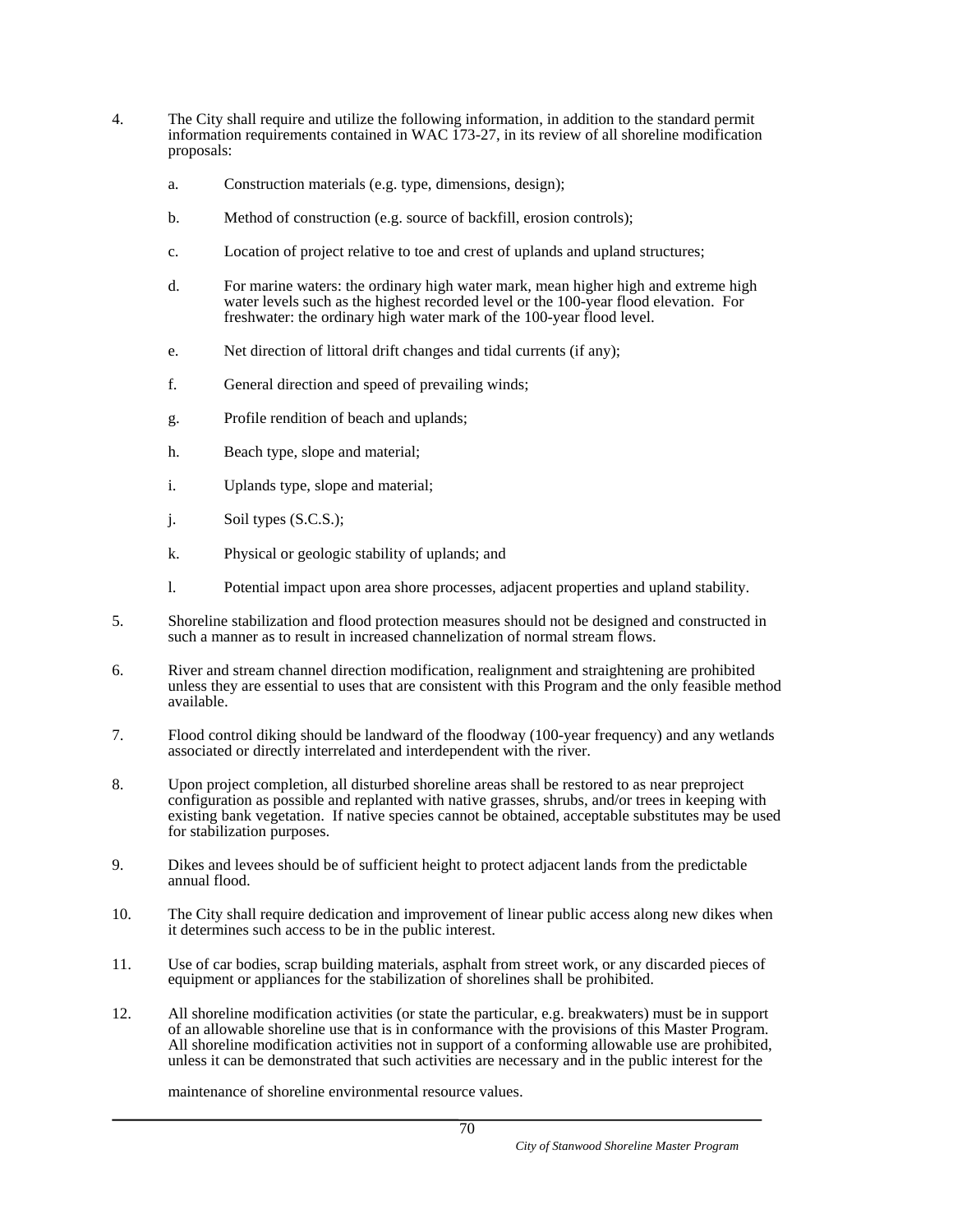4. The City shall require and utilize the following information, in addition to the standard permit information requirements contained in WAC 173-27, in its review of all shoreline modification proposals:

   a. Construction materials (e.g. type, dimensions, design);

   b. Method of construction (e.g. source of backfill, erosion controls);

   c. Location of project relative to toe and crest of uplands and upland structures;

   d. For marine waters: the ordinary high water mark, mean higher high and extreme high water levels such as the highest recorded level or the 100-year flood elevation. For freshwater: the ordinary high water mark of the 100-year flood level.

   e. Net direction of littoral drift changes and tidal currents (if any);

   f. General direction and speed of prevailing winds;

   g. Profile rendition of beach and uplands;

   h. Beach type, slope and material;

   i. Uplands type, slope and material;

   j. Soil types (S.C.S.);

   k. Physical or geologic stability of uplands; and

   l. Potential impact upon area shore processes, adjacent properties and upland stability.

5. Shoreline stabilization and flood protection measures should not be designed and constructed in such a manner as to result in increased channelization of normal stream flows.

6. River and stream channel direction modification, realignment and straightening are prohibited unless they are essential to uses that are consistent with this Program and the only feasible method available.

7. Flood control diking should be landward of the floodway (100-year frequency) and any wetlands associated or directly interrelated and interdependent with the river.

8. Upon project completion, all disturbed shoreline areas shall be restored to as near preproject configuration as possible and replanted with native grasses, shrubs, and/or trees in keeping with existing bank vegetation. If native species cannot be obtained, acceptable substitutes may be used for stabilization purposes.

9. Dikes and levees should be of sufficient height to protect adjacent lands from the predictable annual flood.

10. The City shall require dedication and improvement of linear public access along new dikes when it determines such access to be in the public interest.

11. Use of car bodies, scrap building materials, asphalt from street work, or any discarded pieces of equipment or appliances for the stabilization of shorelines shall be prohibited.

12. All shoreline modification activities (or state the particular, e.g. breakwaters) must be in support of an allowable shoreline use that is in conformance with the provisions of this Master Program. All shoreline modification activities not in support of a conforming allowable use are prohibited, unless it can be demonstrated that such activities are necessary and in the public interest for the maintenance of shoreline environmental resource values.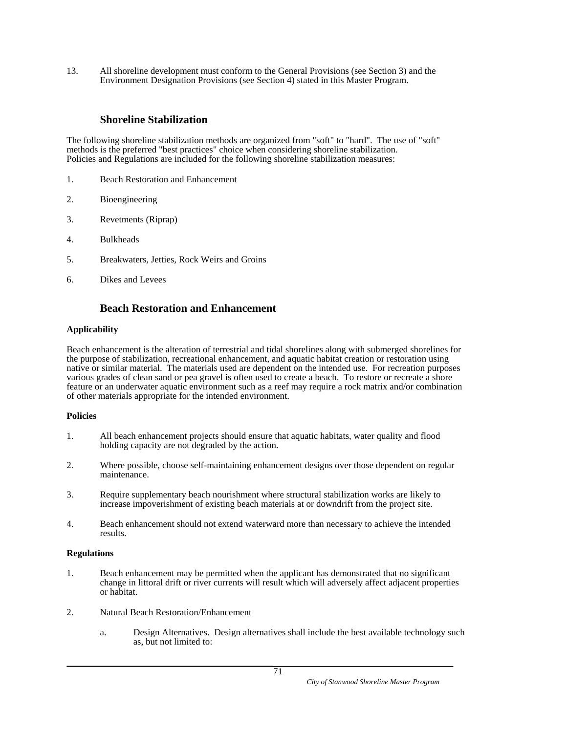13. All shoreline development must conform to the General Provisions (see Section 3) and the Environment Designation Provisions (see Section 4) stated in this Master Program.

## Shoreline Stabilization

The following shoreline stabilization methods are organized from "soft" to "hard". The use of "soft" methods is the preferred "best practices" choice when considering shoreline stabilization. Policies and Regulations are included for the following shoreline stabilization measures:

1. Beach Restoration and Enhancement
2. Bioengineering
3. Revetments (Riprap)
4. Bulkheads
5. Breakwaters, Jetties, Rock Weirs and Groins
6. Dikes and Levees

## Beach Restoration and Enhancement

**Applicability**

Beach enhancement is the alteration of terrestrial and tidal shorelines along with submerged shorelines for the purpose of stabilization, recreational enhancement, and aquatic habitat creation or restoration using native or similar material. The materials used are dependent on the intended use. For recreation purposes various grades of clean sand or pea gravel is often used to create a beach. To restore or recreate a shore feature or an underwater aquatic environment such as a reef may require a rock matrix and/or combination of other materials appropriate for the intended environment.

**Policies**

1. All beach enhancement projects should ensure that aquatic habitats, water quality and flood holding capacity are not degraded by the action.
2. Where possible, choose self-maintaining enhancement designs over those dependent on regular maintenance.
3. Require supplementary beach nourishment where structural stabilization works are likely to increase impoverishment of existing beach materials at or downdrift from the project site.
4. Beach enhancement should not extend waterward more than necessary to achieve the intended results.

**Regulations**

1. Beach enhancement may be permitted when the applicant has demonstrated that no significant change in littoral drift or river currents will result which will adversely affect adjacent properties or habitat.
2. Natural Beach Restoration/Enhancement
   a. Design Alternatives. Design alternatives shall include the best available technology such as, but not limited to: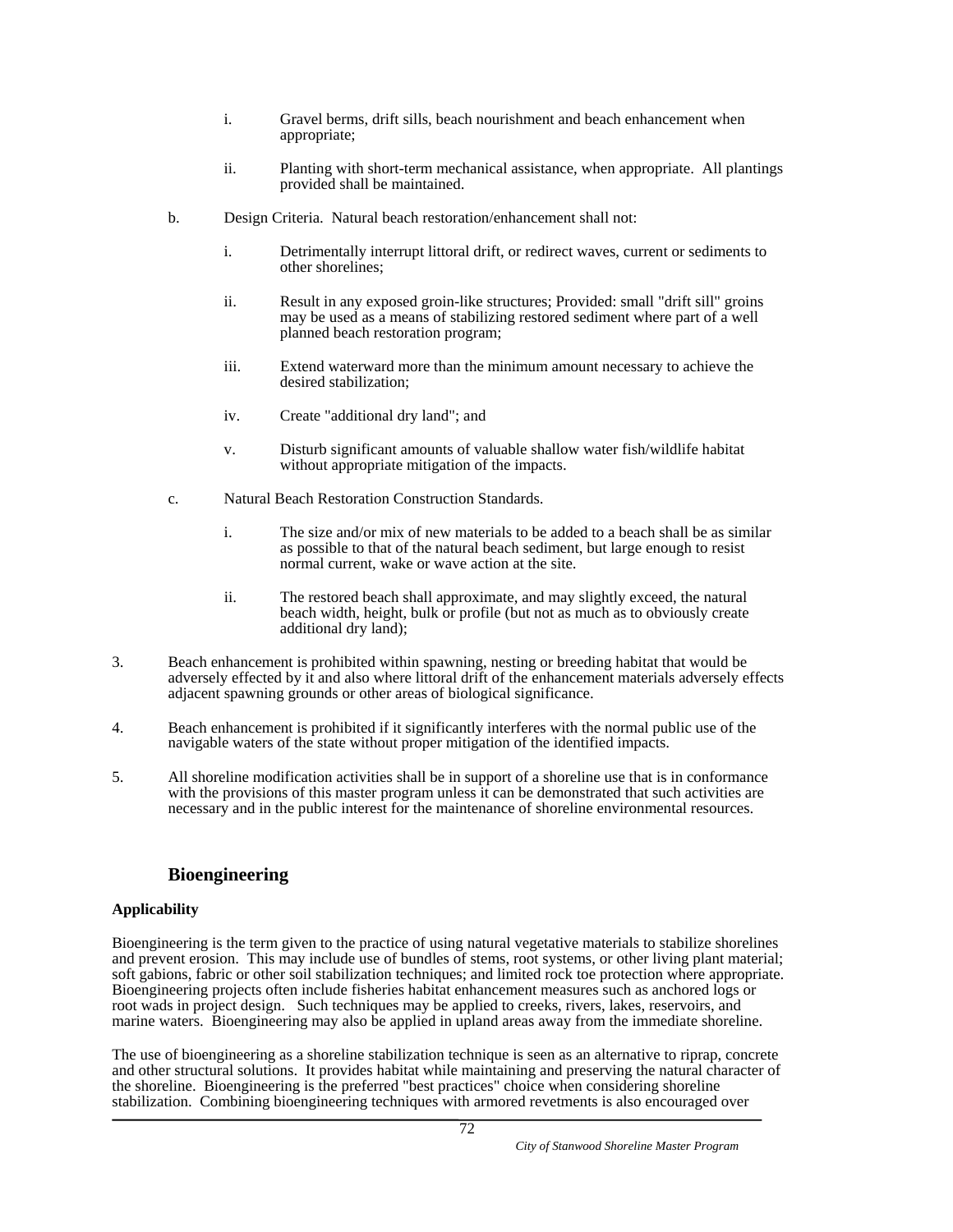i. Gravel berms, drift sills, beach nourishment and beach enhancement when appropriate;

ii. Planting with short-term mechanical assistance, when appropriate. All plantings provided shall be maintained.

b. Design Criteria. Natural beach restoration/enhancement shall not:

i. Detrimentally interrupt littoral drift, or redirect waves, current or sediments to other shorelines;

ii. Result in any exposed groin-like structures; Provided: small "drift sill" groins may be used as a means of stabilizing restored sediment where part of a well planned beach restoration program;

iii. Extend waterward more than the minimum amount necessary to achieve the desired stabilization;

iv. Create "additional dry land"; and

v. Disturb significant amounts of valuable shallow water fish/wildlife habitat without appropriate mitigation of the impacts.

c. Natural Beach Restoration Construction Standards.

i. The size and/or mix of new materials to be added to a beach shall be as similar as possible to that of the natural beach sediment, but large enough to resist normal current, wake or wave action at the site.

ii. The restored beach shall approximate, and may slightly exceed, the natural beach width, height, bulk or profile (but not as much as to obviously create additional dry land);

3. Beach enhancement is prohibited within spawning, nesting or breeding habitat that would be adversely effected by it and also where littoral drift of the enhancement materials adversely effects adjacent spawning grounds or other areas of biological significance.

4. Beach enhancement is prohibited if it significantly interferes with the normal public use of the navigable waters of the state without proper mitigation of the identified impacts.

5. All shoreline modification activities shall be in support of a shoreline use that is in conformance with the provisions of this master program unless it can be demonstrated that such activities are necessary and in the public interest for the maintenance of shoreline environmental resources.

## Bioengineering

**Applicability**

Bioengineering is the term given to the practice of using natural vegetative materials to stabilize shorelines and prevent erosion. This may include use of bundles of stems, root systems, or other living plant material; soft gabions, fabric or other soil stabilization techniques; and limited rock toe protection where appropriate. Bioengineering projects often include fisheries habitat enhancement measures such as anchored logs or root wads in project design. Such techniques may be applied to creeks, rivers, lakes, reservoirs, and marine waters. Bioengineering may also be applied in upland areas away from the immediate shoreline.

The use of bioengineering as a shoreline stabilization technique is seen as an alternative to riprap, concrete and other structural solutions. It provides habitat while maintaining and preserving the natural character of the shoreline. Bioengineering is the preferred "best practices" choice when considering shoreline stabilization. Combining bioengineering techniques with armored revetments is also encouraged over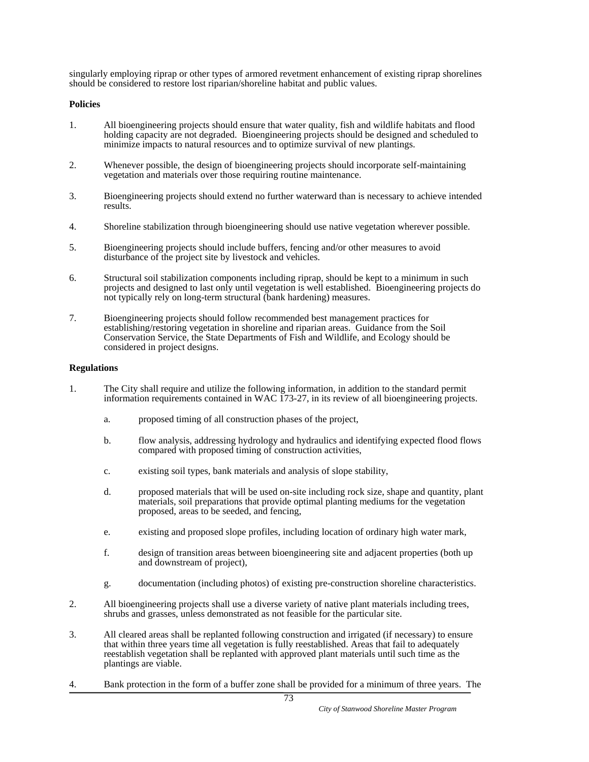singularly employing riprap or other types of armored revetment enhancement of existing riprap shorelines should be considered to restore lost riparian/shoreline habitat and public values.

**Policies**

1. All bioengineering projects should ensure that water quality, fish and wildlife habitats and flood holding capacity are not degraded. Bioengineering projects should be designed and scheduled to minimize impacts to natural resources and to optimize survival of new plantings.

2. Whenever possible, the design of bioengineering projects should incorporate self-maintaining vegetation and materials over those requiring routine maintenance.

3. Bioengineering projects should extend no further waterward than is necessary to achieve intended results.

4. Shoreline stabilization through bioengineering should use native vegetation wherever possible.

5. Bioengineering projects should include buffers, fencing and/or other measures to avoid disturbance of the project site by livestock and vehicles.

6. Structural soil stabilization components including riprap, should be kept to a minimum in such projects and designed to last only until vegetation is well established. Bioengineering projects do not typically rely on long-term structural (bank hardening) measures.

7. Bioengineering projects should follow recommended best management practices for establishing/restoring vegetation in shoreline and riparian areas. Guidance from the Soil Conservation Service, the State Departments of Fish and Wildlife, and Ecology should be considered in project designs.

**Regulations**

1. The City shall require and utilize the following information, in addition to the standard permit information requirements contained in WAC 173-27, in its review of all bioengineering projects.

    a. proposed timing of all construction phases of the project,

    b. flow analysis, addressing hydrology and hydraulics and identifying expected flood flows compared with proposed timing of construction activities,

    c. existing soil types, bank materials and analysis of slope stability,

    d. proposed materials that will be used on-site including rock size, shape and quantity, plant materials, soil preparations that provide optimal planting mediums for the vegetation proposed, areas to be seeded, and fencing,

    e. existing and proposed slope profiles, including location of ordinary high water mark,

    f. design of transition areas between bioengineering site and adjacent properties (both up and downstream of project),

    g. documentation (including photos) of existing pre-construction shoreline characteristics.

2. All bioengineering projects shall use a diverse variety of native plant materials including trees, shrubs and grasses, unless demonstrated as not feasible for the particular site.

3. All cleared areas shall be replanted following construction and irrigated (if necessary) to ensure that within three years time all vegetation is fully reestablished. Areas that fail to adequately reestablish vegetation shall be replanted with approved plant materials until such time as the plantings are viable.

4. Bank protection in the form of a buffer zone shall be provided for a minimum of three years. The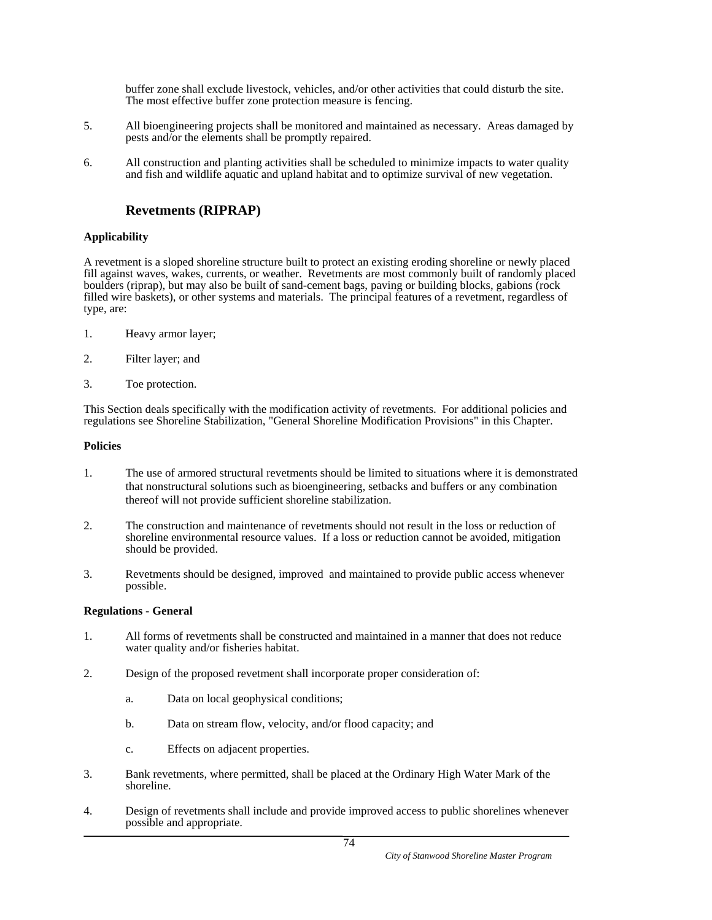buffer zone shall exclude livestock, vehicles, and/or other activities that could disturb the site. The most effective buffer zone protection measure is fencing.

5. All bioengineering projects shall be monitored and maintained as necessary. Areas damaged by pests and/or the elements shall be promptly repaired.

6. All construction and planting activities shall be scheduled to minimize impacts to water quality and fish and wildlife aquatic and upland habitat and to optimize survival of new vegetation.

## Revetments (RIPRAP)

**Applicability**

A revetment is a sloped shoreline structure built to protect an existing eroding shoreline or newly placed fill against waves, wakes, currents, or weather. Revetments are most commonly built of randomly placed boulders (riprap), but may also be built of sand-cement bags, paving or building blocks, gabions (rock filled wire baskets), or other systems and materials. The principal features of a revetment, regardless of type, are:

1. Heavy armor layer;

2. Filter layer; and

3. Toe protection.

This Section deals specifically with the modification activity of revetments. For additional policies and regulations see Shoreline Stabilization, "General Shoreline Modification Provisions" in this Chapter.

**Policies**

1. The use of armored structural revetments should be limited to situations where it is demonstrated that nonstructural solutions such as bioengineering, setbacks and buffers or any combination thereof will not provide sufficient shoreline stabilization.

2. The construction and maintenance of revetments should not result in the loss or reduction of shoreline environmental resource values. If a loss or reduction cannot be avoided, mitigation should be provided.

3. Revetments should be designed, improved and maintained to provide public access whenever possible.

**Regulations - General**

1. All forms of revetments shall be constructed and maintained in a manner that does not reduce water quality and/or fisheries habitat.

2. Design of the proposed revetment shall incorporate proper consideration of:

   a. Data on local geophysical conditions;

   b. Data on stream flow, velocity, and/or flood capacity; and

   c. Effects on adjacent properties.

3. Bank revetments, where permitted, shall be placed at the Ordinary High Water Mark of the shoreline.

4. Design of revetments shall include and provide improved access to public shorelines whenever possible and appropriate.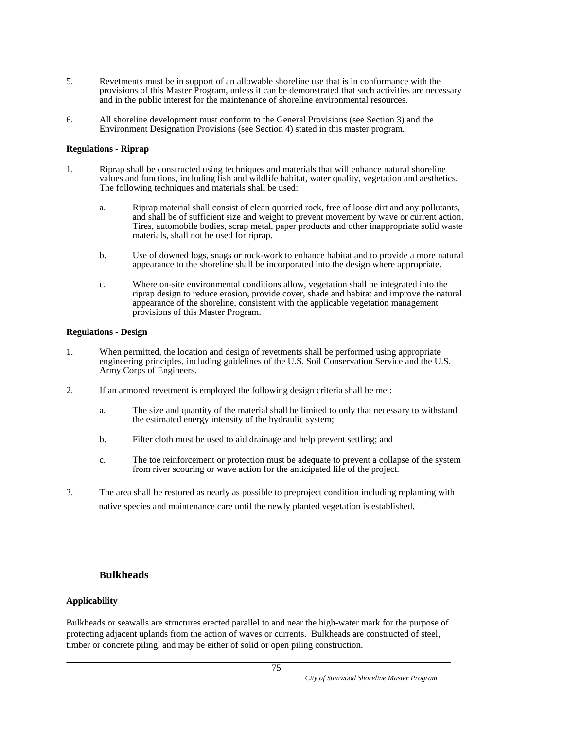5. Revetments must be in support of an allowable shoreline use that is in conformance with the provisions of this Master Program, unless it can be demonstrated that such activities are necessary and in the public interest for the maintenance of shoreline environmental resources.

6. All shoreline development must conform to the General Provisions (see Section 3) and the Environment Designation Provisions (see Section 4) stated in this master program.

**Regulations - Riprap**

1. Riprap shall be constructed using techniques and materials that will enhance natural shoreline values and functions, including fish and wildlife habitat, water quality, vegetation and aesthetics. The following techniques and materials shall be used:

   a. Riprap material shall consist of clean quarried rock, free of loose dirt and any pollutants, and shall be of sufficient size and weight to prevent movement by wave or current action. Tires, automobile bodies, scrap metal, paper products and other inappropriate solid waste materials, shall not be used for riprap.

   b. Use of downed logs, snags or rock-work to enhance habitat and to provide a more natural appearance to the shoreline shall be incorporated into the design where appropriate.

   c. Where on-site environmental conditions allow, vegetation shall be integrated into the riprap design to reduce erosion, provide cover, shade and habitat and improve the natural appearance of the shoreline, consistent with the applicable vegetation management provisions of this Master Program.

**Regulations - Design**

1. When permitted, the location and design of revetments shall be performed using appropriate engineering principles, including guidelines of the U.S. Soil Conservation Service and the U.S. Army Corps of Engineers.

2. If an armored revetment is employed the following design criteria shall be met:

   a. The size and quantity of the material shall be limited to only that necessary to withstand the estimated energy intensity of the hydraulic system;

   b. Filter cloth must be used to aid drainage and help prevent settling; and

   c. The toe reinforcement or protection must be adequate to prevent a collapse of the system from river scouring or wave action for the anticipated life of the project.

3. The area shall be restored as nearly as possible to preproject condition including replanting with native species and maintenance care until the newly planted vegetation is established.

## Bulkheads

**Applicability**

Bulkheads or seawalls are structures erected parallel to and near the high-water mark for the purpose of protecting adjacent uplands from the action of waves or currents. Bulkheads are constructed of steel, timber or concrete piling, and may be either of solid or open piling construction.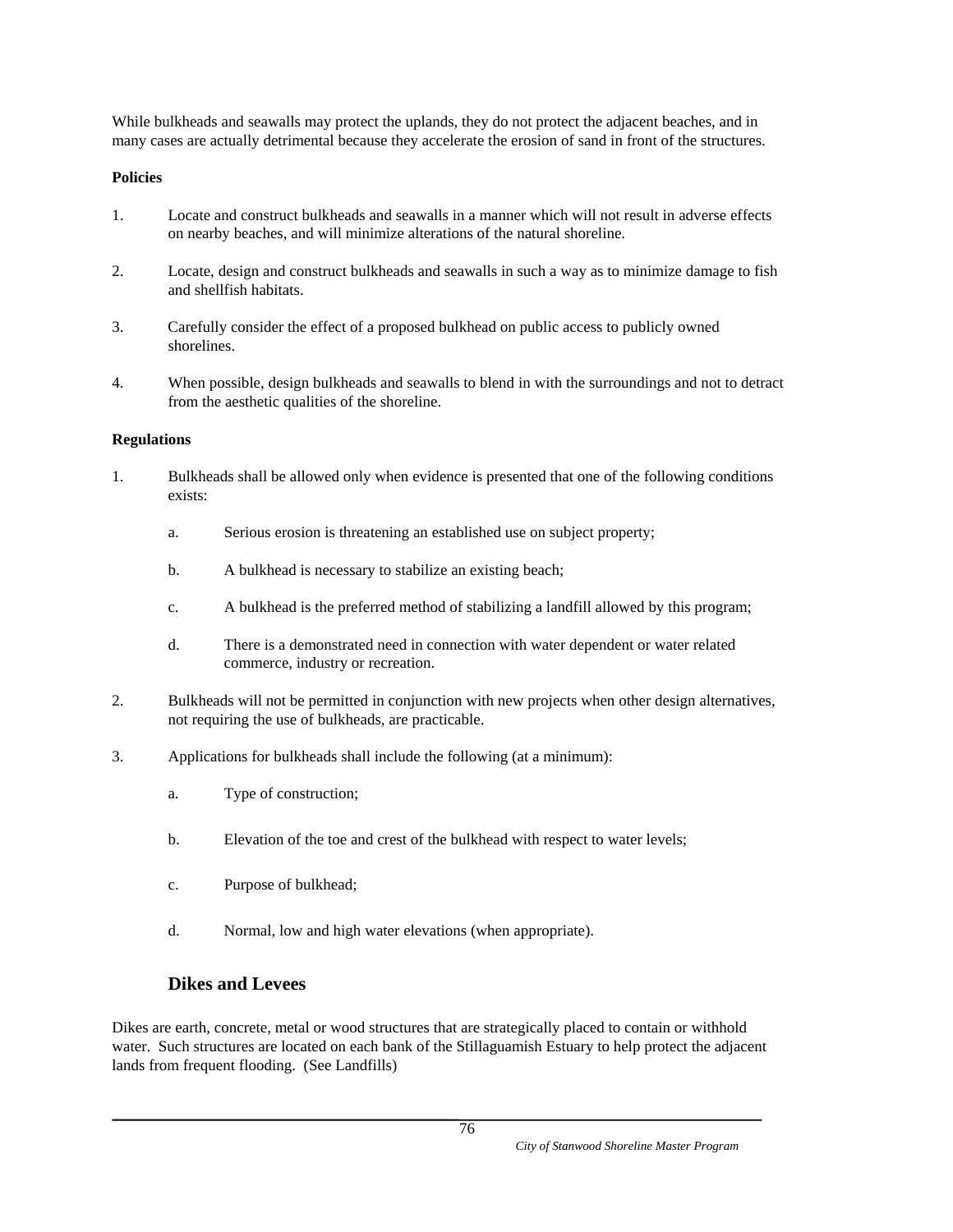While bulkheads and seawalls may protect the uplands, they do not protect the adjacent beaches, and in many cases are actually detrimental because they accelerate the erosion of sand in front of the structures.

**Policies**

1. Locate and construct bulkheads and seawalls in a manner which will not result in adverse effects on nearby beaches, and will minimize alterations of the natural shoreline.

2. Locate, design and construct bulkheads and seawalls in such a way as to minimize damage to fish and shellfish habitats.

3. Carefully consider the effect of a proposed bulkhead on public access to publicly owned shorelines.

4. When possible, design bulkheads and seawalls to blend in with the surroundings and not to detract from the aesthetic qualities of the shoreline.

**Regulations**

1. Bulkheads shall be allowed only when evidence is presented that one of the following conditions exists:

   a. Serious erosion is threatening an established use on subject property;

   b. A bulkhead is necessary to stabilize an existing beach;

   c. A bulkhead is the preferred method of stabilizing a landfill allowed by this program;

   d. There is a demonstrated need in connection with water dependent or water related commerce, industry or recreation.

2. Bulkheads will not be permitted in conjunction with new projects when other design alternatives, not requiring the use of bulkheads, are practicable.

3. Applications for bulkheads shall include the following (at a minimum):

   a. Type of construction;

   b. Elevation of the toe and crest of the bulkhead with respect to water levels;

   c. Purpose of bulkhead;

   d. Normal, low and high water elevations (when appropriate).

## Dikes and Levees

Dikes are earth, concrete, metal or wood structures that are strategically placed to contain or withhold water. Such structures are located on each bank of the Stillaguamish Estuary to help protect the adjacent lands from frequent flooding. (See Landfills)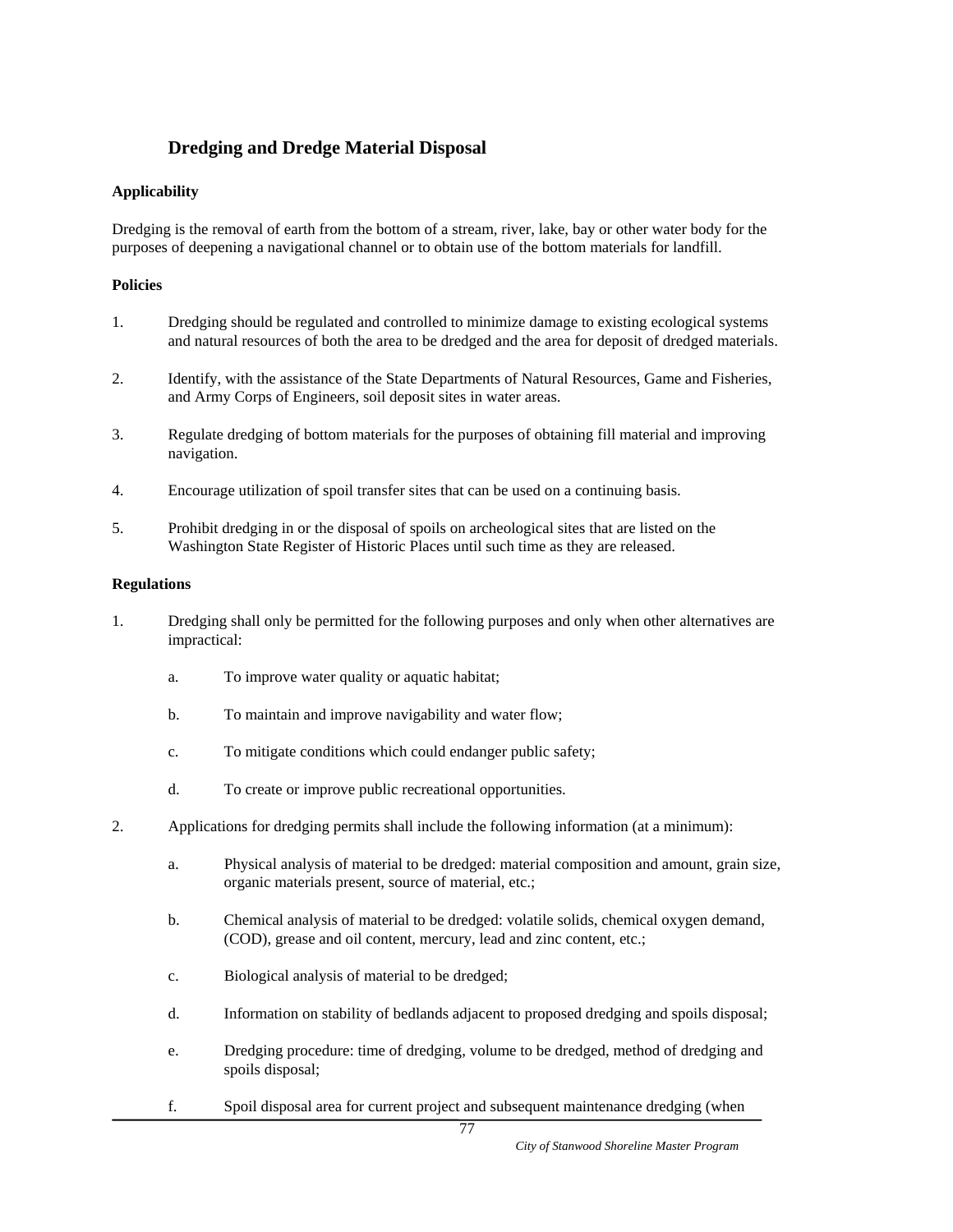## Dredging and Dredge Material Disposal

**Applicability**

Dredging is the removal of earth from the bottom of a stream, river, lake, bay or other water body for the purposes of deepening a navigational channel or to obtain use of the bottom materials for landfill.

**Policies**

1. Dredging should be regulated and controlled to minimize damage to existing ecological systems and natural resources of both the area to be dredged and the area for deposit of dredged materials.

2. Identify, with the assistance of the State Departments of Natural Resources, Game and Fisheries, and Army Corps of Engineers, soil deposit sites in water areas.

3. Regulate dredging of bottom materials for the purposes of obtaining fill material and improving navigation.

4. Encourage utilization of spoil transfer sites that can be used on a continuing basis.

5. Prohibit dredging in or the disposal of spoils on archeological sites that are listed on the Washington State Register of Historic Places until such time as they are released.

**Regulations**

1. Dredging shall only be permitted for the following purposes and only when other alternatives are impractical:

    a. To improve water quality or aquatic habitat;

    b. To maintain and improve navigability and water flow;

    c. To mitigate conditions which could endanger public safety;

    d. To create or improve public recreational opportunities.

2. Applications for dredging permits shall include the following information (at a minimum):

    a. Physical analysis of material to be dredged: material composition and amount, grain size, organic materials present, source of material, etc.;

    b. Chemical analysis of material to be dredged: volatile solids, chemical oxygen demand, (COD), grease and oil content, mercury, lead and zinc content, etc.;

    c. Biological analysis of material to be dredged;

    d. Information on stability of bedlands adjacent to proposed dredging and spoils disposal;

    e. Dredging procedure: time of dredging, volume to be dredged, method of dredging and spoils disposal;

    f. Spoil disposal area for current project and subsequent maintenance dredging (when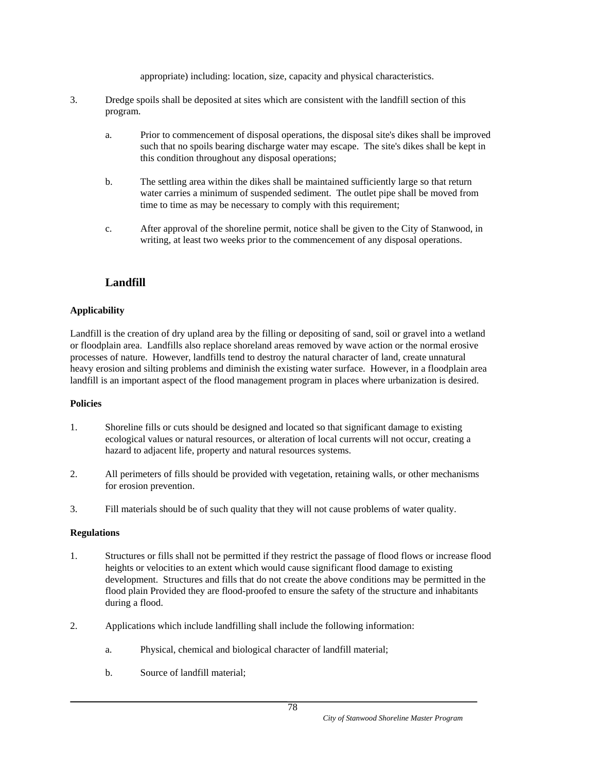appropriate) including: location, size, capacity and physical characteristics.

3. Dredge spoils shall be deposited at sites which are consistent with the landfill section of this program.

   a. Prior to commencement of disposal operations, the disposal site's dikes shall be improved such that no spoils bearing discharge water may escape. The site's dikes shall be kept in this condition throughout any disposal operations;

   b. The settling area within the dikes shall be maintained sufficiently large so that return water carries a minimum of suspended sediment. The outlet pipe shall be moved from time to time as may be necessary to comply with this requirement;

   c. After approval of the shoreline permit, notice shall be given to the City of Stanwood, in writing, at least two weeks prior to the commencement of any disposal operations.

## Landfill

**Applicability**

Landfill is the creation of dry upland area by the filling or depositing of sand, soil or gravel into a wetland or floodplain area. Landfills also replace shoreland areas removed by wave action or the normal erosive processes of nature. However, landfills tend to destroy the natural character of land, create unnatural heavy erosion and silting problems and diminish the existing water surface. However, in a floodplain area landfill is an important aspect of the flood management program in places where urbanization is desired.

**Policies**

1. Shoreline fills or cuts should be designed and located so that significant damage to existing ecological values or natural resources, or alteration of local currents will not occur, creating a hazard to adjacent life, property and natural resources systems.

2. All perimeters of fills should be provided with vegetation, retaining walls, or other mechanisms for erosion prevention.

3. Fill materials should be of such quality that they will not cause problems of water quality.

**Regulations**

1. Structures or fills shall not be permitted if they restrict the passage of flood flows or increase flood heights or velocities to an extent which would cause significant flood damage to existing development. Structures and fills that do not create the above conditions may be permitted in the flood plain Provided they are flood-proofed to ensure the safety of the structure and inhabitants during a flood.

2. Applications which include landfilling shall include the following information:

   a. Physical, chemical and biological character of landfill material;

   b. Source of landfill material;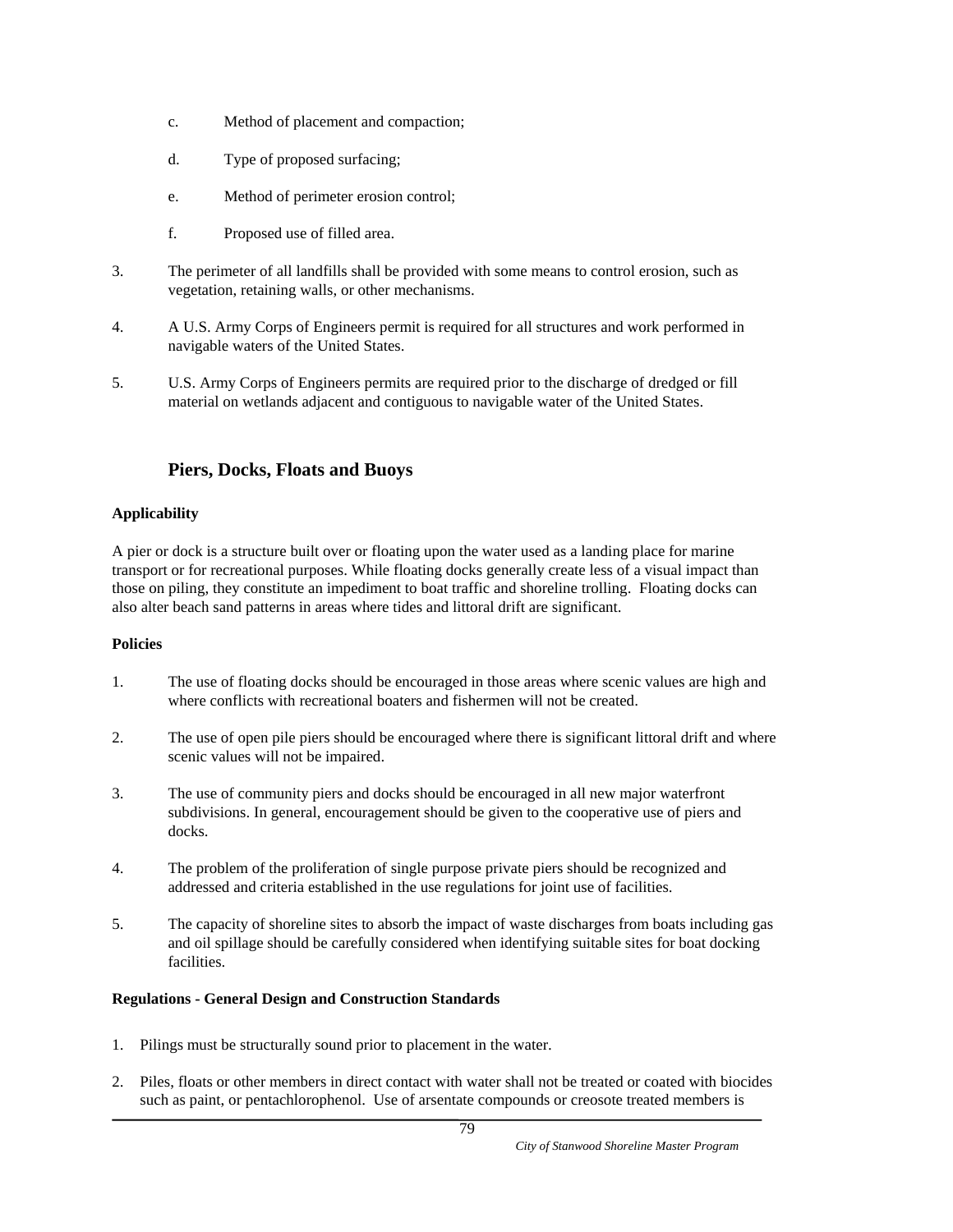c. Method of placement and compaction;

d. Type of proposed surfacing;

e. Method of perimeter erosion control;

f. Proposed use of filled area.

3. The perimeter of all landfills shall be provided with some means to control erosion, such as vegetation, retaining walls, or other mechanisms.

4. A U.S. Army Corps of Engineers permit is required for all structures and work performed in navigable waters of the United States.

5. U.S. Army Corps of Engineers permits are required prior to the discharge of dredged or fill material on wetlands adjacent and contiguous to navigable water of the United States.

## Piers, Docks, Floats and Buoys

**Applicability**

A pier or dock is a structure built over or floating upon the water used as a landing place for marine transport or for recreational purposes. While floating docks generally create less of a visual impact than those on piling, they constitute an impediment to boat traffic and shoreline trolling. Floating docks can also alter beach sand patterns in areas where tides and littoral drift are significant.

**Policies**

1. The use of floating docks should be encouraged in those areas where scenic values are high and where conflicts with recreational boaters and fishermen will not be created.

2. The use of open pile piers should be encouraged where there is significant littoral drift and where scenic values will not be impaired.

3. The use of community piers and docks should be encouraged in all new major waterfront subdivisions. In general, encouragement should be given to the cooperative use of piers and docks.

4. The problem of the proliferation of single purpose private piers should be recognized and addressed and criteria established in the use regulations for joint use of facilities.

5. The capacity of shoreline sites to absorb the impact of waste discharges from boats including gas and oil spillage should be carefully considered when identifying suitable sites for boat docking facilities.

**Regulations - General Design and Construction Standards**

1. Pilings must be structurally sound prior to placement in the water.

2. Piles, floats or other members in direct contact with water shall not be treated or coated with biocides such as paint, or pentachlorophenol. Use of arsentate compounds or creosote treated members is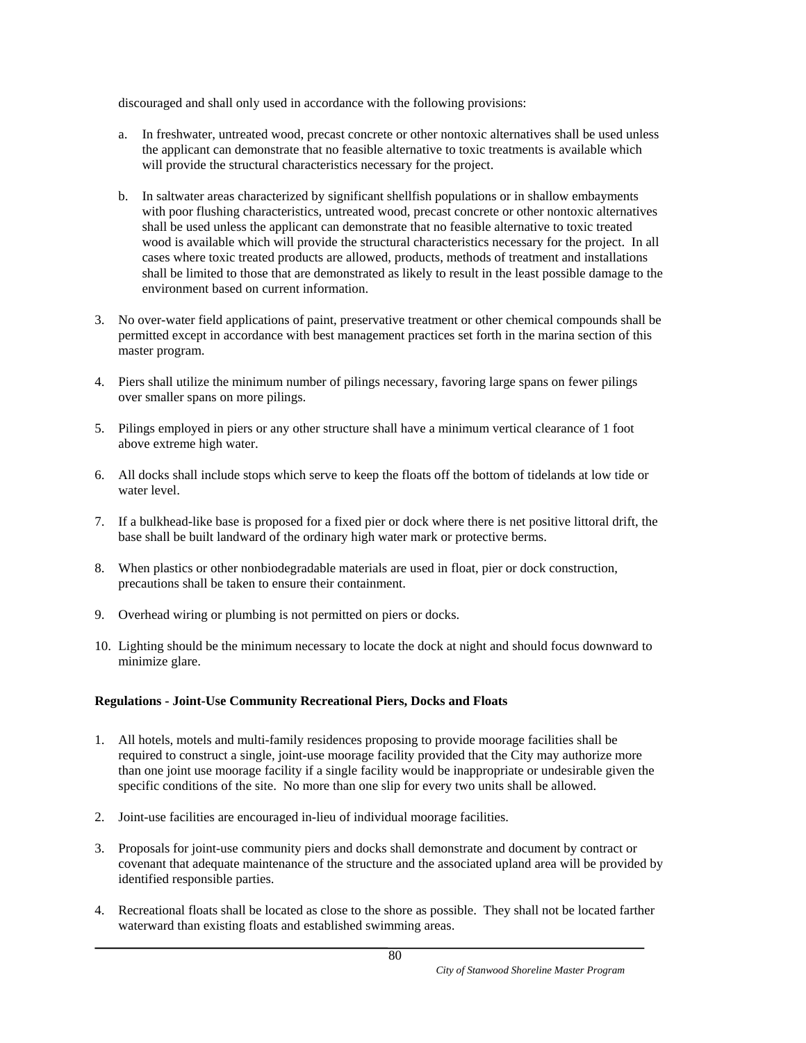discouraged and shall only used in accordance with the following provisions:

a. In freshwater, untreated wood, precast concrete or other nontoxic alternatives shall be used unless the applicant can demonstrate that no feasible alternative to toxic treatments is available which will provide the structural characteristics necessary for the project.

b. In saltwater areas characterized by significant shellfish populations or in shallow embayments with poor flushing characteristics, untreated wood, precast concrete or other nontoxic alternatives shall be used unless the applicant can demonstrate that no feasible alternative to toxic treated wood is available which will provide the structural characteristics necessary for the project. In all cases where toxic treated products are allowed, products, methods of treatment and installations shall be limited to those that are demonstrated as likely to result in the least possible damage to the environment based on current information.

3. No over-water field applications of paint, preservative treatment or other chemical compounds shall be permitted except in accordance with best management practices set forth in the marina section of this master program.

4. Piers shall utilize the minimum number of pilings necessary, favoring large spans on fewer pilings over smaller spans on more pilings.

5. Pilings employed in piers or any other structure shall have a minimum vertical clearance of 1 foot above extreme high water.

6. All docks shall include stops which serve to keep the floats off the bottom of tidelands at low tide or water level.

7. If a bulkhead-like base is proposed for a fixed pier or dock where there is net positive littoral drift, the base shall be built landward of the ordinary high water mark or protective berms.

8. When plastics or other nonbiodegradable materials are used in float, pier or dock construction, precautions shall be taken to ensure their containment.

9. Overhead wiring or plumbing is not permitted on piers or docks.

10. Lighting should be the minimum necessary to locate the dock at night and should focus downward to minimize glare.

**Regulations - Joint-Use Community Recreational Piers, Docks and Floats**

1. All hotels, motels and multi-family residences proposing to provide moorage facilities shall be required to construct a single, joint-use moorage facility provided that the City may authorize more than one joint use moorage facility if a single facility would be inappropriate or undesirable given the specific conditions of the site. No more than one slip for every two units shall be allowed.

2. Joint-use facilities are encouraged in-lieu of individual moorage facilities.

3. Proposals for joint-use community piers and docks shall demonstrate and document by contract or covenant that adequate maintenance of the structure and the associated upland area will be provided by identified responsible parties.

4. Recreational floats shall be located as close to the shore as possible. They shall not be located farther waterward than existing floats and established swimming areas.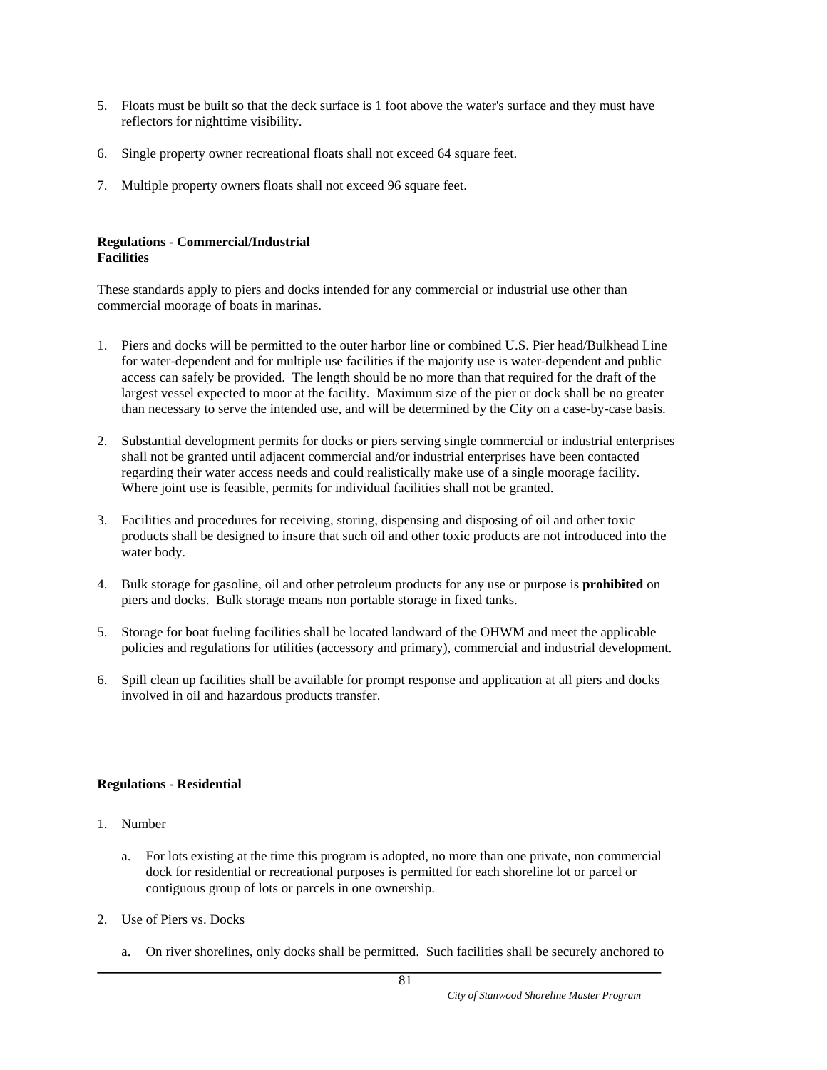5. Floats must be built so that the deck surface is 1 foot above the water's surface and they must have reflectors for nighttime visibility.

6. Single property owner recreational floats shall not exceed 64 square feet.

7. Multiple property owners floats shall not exceed 96 square feet.

**Regulations - Commercial/Industrial Facilities**

These standards apply to piers and docks intended for any commercial or industrial use other than commercial moorage of boats in marinas.

1. Piers and docks will be permitted to the outer harbor line or combined U.S. Pier head/Bulkhead Line for water-dependent and for multiple use facilities if the majority use is water-dependent and public access can safely be provided. The length should be no more than that required for the draft of the largest vessel expected to moor at the facility. Maximum size of the pier or dock shall be no greater than necessary to serve the intended use, and will be determined by the City on a case-by-case basis.

2. Substantial development permits for docks or piers serving single commercial or industrial enterprises shall not be granted until adjacent commercial and/or industrial enterprises have been contacted regarding their water access needs and could realistically make use of a single moorage facility. Where joint use is feasible, permits for individual facilities shall not be granted.

3. Facilities and procedures for receiving, storing, dispensing and disposing of oil and other toxic products shall be designed to insure that such oil and other toxic products are not introduced into the water body.

4. Bulk storage for gasoline, oil and other petroleum products for any use or purpose is **prohibited** on piers and docks. Bulk storage means non portable storage in fixed tanks.

5. Storage for boat fueling facilities shall be located landward of the OHWM and meet the applicable policies and regulations for utilities (accessory and primary), commercial and industrial development.

6. Spill clean up facilities shall be available for prompt response and application at all piers and docks involved in oil and hazardous products transfer.

**Regulations - Residential**

1. Number

   a. For lots existing at the time this program is adopted, no more than one private, non commercial dock for residential or recreational purposes is permitted for each shoreline lot or parcel or contiguous group of lots or parcels in one ownership.

2. Use of Piers vs. Docks

   a. On river shorelines, only docks shall be permitted. Such facilities shall be securely anchored to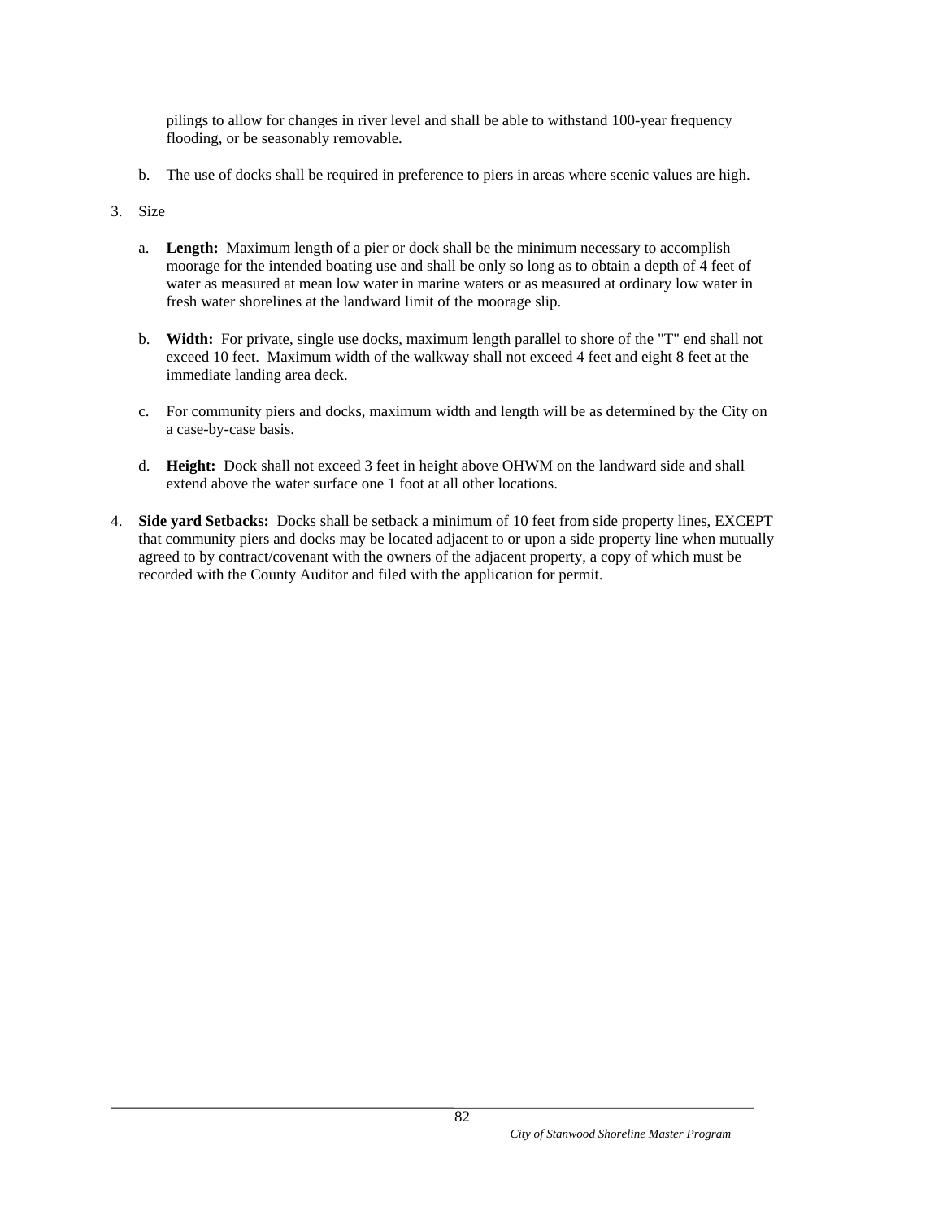pilings to allow for changes in river level and shall be able to withstand 100-year frequency flooding, or be seasonably removable.

b. The use of docks shall be required in preference to piers in areas where scenic values are high.

3. Size

   a. **Length:** Maximum length of a pier or dock shall be the minimum necessary to accomplish moorage for the intended boating use and shall be only so long as to obtain a depth of 4 feet of water as measured at mean low water in marine waters or as measured at ordinary low water in fresh water shorelines at the landward limit of the moorage slip.

   b. **Width:** For private, single use docks, maximum length parallel to shore of the "T" end shall not exceed 10 feet. Maximum width of the walkway shall not exceed 4 feet and eight 8 feet at the immediate landing area deck.

   c. For community piers and docks, maximum width and length will be as determined by the City on a case-by-case basis.

   d. **Height:** Dock shall not exceed 3 feet in height above OHWM on the landward side and shall extend above the water surface one 1 foot at all other locations.

4. **Side yard Setbacks:** Docks shall be setback a minimum of 10 feet from side property lines, EXCEPT that community piers and docks may be located adjacent to or upon a side property line when mutually agreed to by contract/covenant with the owners of the adjacent property, a copy of which must be recorded with the County Auditor and filed with the application for permit.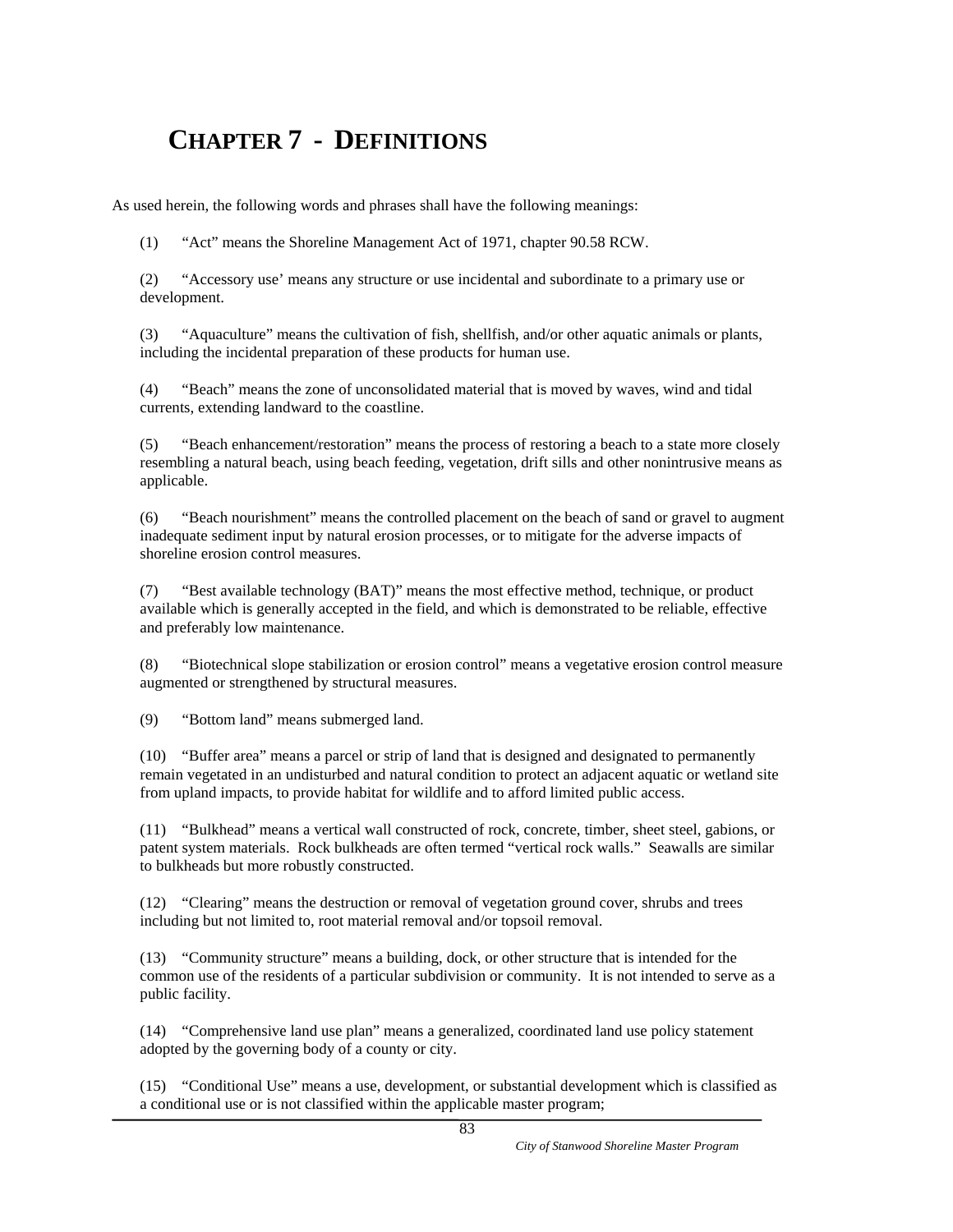# CHAPTER 7 - DEFINITIONS

As used herein, the following words and phrases shall have the following meanings:

(1) "Act" means the Shoreline Management Act of 1971, chapter 90.58 RCW.

(2) "Accessory use' means any structure or use incidental and subordinate to a primary use or development.

(3) "Aquaculture" means the cultivation of fish, shellfish, and/or other aquatic animals or plants, including the incidental preparation of these products for human use.

(4) "Beach" means the zone of unconsolidated material that is moved by waves, wind and tidal currents, extending landward to the coastline.

(5) "Beach enhancement/restoration" means the process of restoring a beach to a state more closely resembling a natural beach, using beach feeding, vegetation, drift sills and other nonintrusive means as applicable.

(6) "Beach nourishment" means the controlled placement on the beach of sand or gravel to augment inadequate sediment input by natural erosion processes, or to mitigate for the adverse impacts of shoreline erosion control measures.

(7) "Best available technology (BAT)" means the most effective method, technique, or product available which is generally accepted in the field, and which is demonstrated to be reliable, effective and preferably low maintenance.

(8) "Biotechnical slope stabilization or erosion control" means a vegetative erosion control measure augmented or strengthened by structural measures.

(9) "Bottom land" means submerged land.

(10) "Buffer area" means a parcel or strip of land that is designed and designated to permanently remain vegetated in an undisturbed and natural condition to protect an adjacent aquatic or wetland site from upland impacts, to provide habitat for wildlife and to afford limited public access.

(11) "Bulkhead" means a vertical wall constructed of rock, concrete, timber, sheet steel, gabions, or patent system materials. Rock bulkheads are often termed "vertical rock walls." Seawalls are similar to bulkheads but more robustly constructed.

(12) "Clearing" means the destruction or removal of vegetation ground cover, shrubs and trees including but not limited to, root material removal and/or topsoil removal.

(13) "Community structure" means a building, dock, or other structure that is intended for the common use of the residents of a particular subdivision or community. It is not intended to serve as a public facility.

(14) "Comprehensive land use plan" means a generalized, coordinated land use policy statement adopted by the governing body of a county or city.

(15) "Conditional Use" means a use, development, or substantial development which is classified as a conditional use or is not classified within the applicable master program;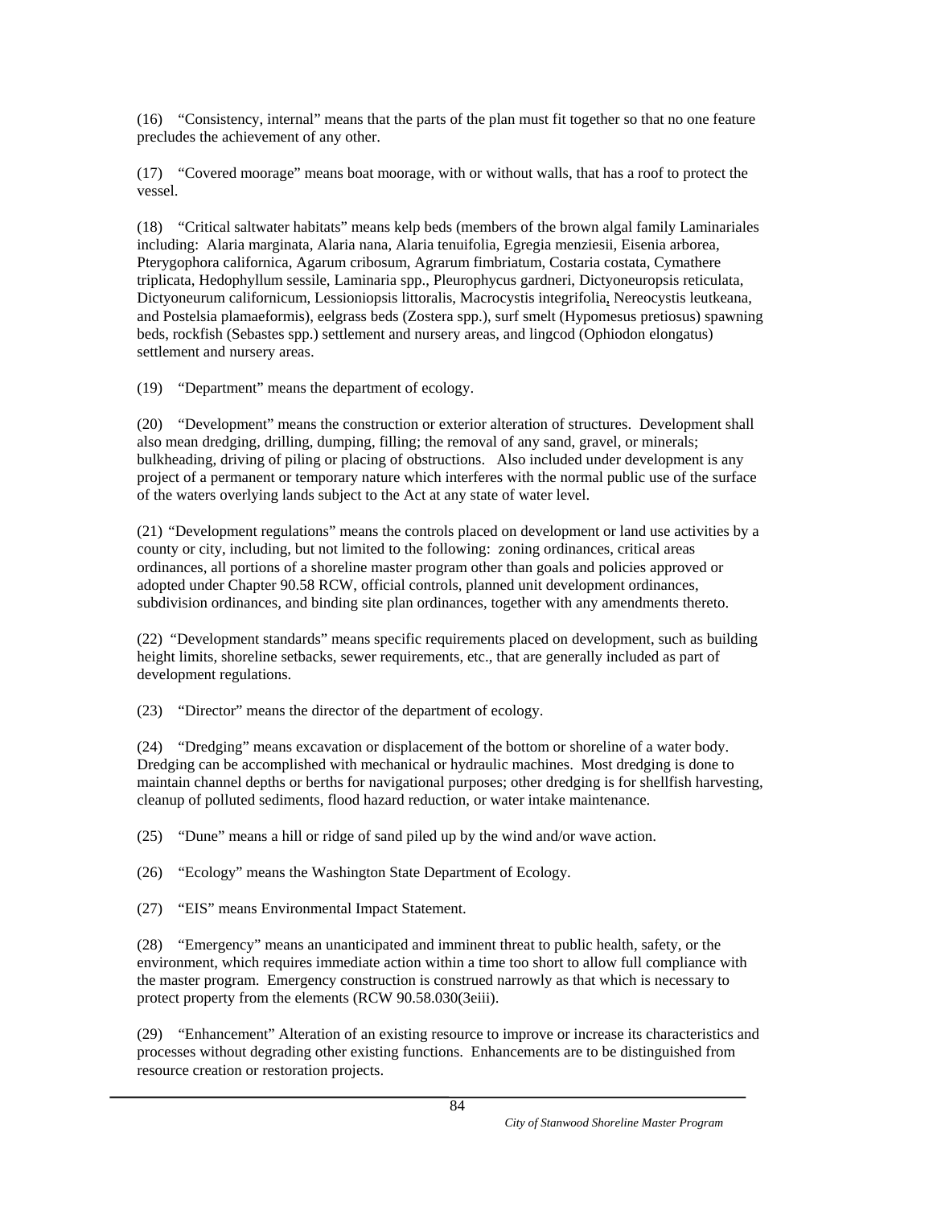(16) "Consistency, internal" means that the parts of the plan must fit together so that no one feature precludes the achievement of any other.

(17) "Covered moorage" means boat moorage, with or without walls, that has a roof to protect the vessel.

(18) "Critical saltwater habitats" means kelp beds (members of the brown algal family Laminariales including: Alaria marginata, Alaria nana, Alaria tenuifolia, Egregia menziesii, Eisenia arborea, Pterygophora californica, Agarum cribosum, Agrarum fimbriatum, Costaria costata, Cymathere triplicata, Hedophyllum sessile, Laminaria spp., Pleurophycus gardneri, Dictyoneuropsis reticulata, Dictyoneurum californicum, Lessioniopsis littoralis, Macrocystis integrifolia, Nereocystis leutkeana, and Postelsia plamaeformis), eelgrass beds (Zostera spp.), surf smelt (Hypomesus pretiosus) spawning beds, rockfish (Sebastes spp.) settlement and nursery areas, and lingcod (Ophiodon elongatus) settlement and nursery areas.

(19) "Department" means the department of ecology.

(20) "Development" means the construction or exterior alteration of structures. Development shall also mean dredging, drilling, dumping, filling; the removal of any sand, gravel, or minerals; bulkheading, driving of piling or placing of obstructions. Also included under development is any project of a permanent or temporary nature which interferes with the normal public use of the surface of the waters overlying lands subject to the Act at any state of water level.

(21) "Development regulations" means the controls placed on development or land use activities by a county or city, including, but not limited to the following: zoning ordinances, critical areas ordinances, all portions of a shoreline master program other than goals and policies approved or adopted under Chapter 90.58 RCW, official controls, planned unit development ordinances, subdivision ordinances, and binding site plan ordinances, together with any amendments thereto.

(22) "Development standards" means specific requirements placed on development, such as building height limits, shoreline setbacks, sewer requirements, etc., that are generally included as part of development regulations.

(23) "Director" means the director of the department of ecology.

(24) "Dredging" means excavation or displacement of the bottom or shoreline of a water body. Dredging can be accomplished with mechanical or hydraulic machines. Most dredging is done to maintain channel depths or berths for navigational purposes; other dredging is for shellfish harvesting, cleanup of polluted sediments, flood hazard reduction, or water intake maintenance.

(25) "Dune" means a hill or ridge of sand piled up by the wind and/or wave action.

(26) "Ecology" means the Washington State Department of Ecology.

(27) "EIS" means Environmental Impact Statement.

(28) "Emergency" means an unanticipated and imminent threat to public health, safety, or the environment, which requires immediate action within a time too short to allow full compliance with the master program. Emergency construction is construed narrowly as that which is necessary to protect property from the elements (RCW 90.58.030(3eiii).

(29) "Enhancement" Alteration of an existing resource to improve or increase its characteristics and processes without degrading other existing functions. Enhancements are to be distinguished from resource creation or restoration projects.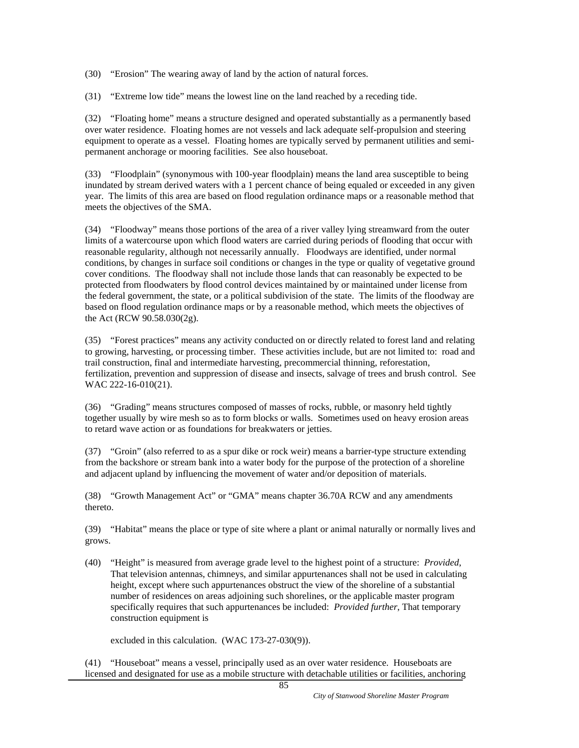(30) "Erosion" The wearing away of land by the action of natural forces.

(31) "Extreme low tide" means the lowest line on the land reached by a receding tide.

(32) "Floating home" means a structure designed and operated substantially as a permanently based over water residence. Floating homes are not vessels and lack adequate self-propulsion and steering equipment to operate as a vessel. Floating homes are typically served by permanent utilities and semi-permanent anchorage or mooring facilities. See also houseboat.

(33) "Floodplain" (synonymous with 100-year floodplain) means the land area susceptible to being inundated by stream derived waters with a 1 percent chance of being equaled or exceeded in any given year. The limits of this area are based on flood regulation ordinance maps or a reasonable method that meets the objectives of the SMA.

(34) "Floodway" means those portions of the area of a river valley lying streamward from the outer limits of a watercourse upon which flood waters are carried during periods of flooding that occur with reasonable regularity, although not necessarily annually. Floodways are identified, under normal conditions, by changes in surface soil conditions or changes in the type or quality of vegetative ground cover conditions. The floodway shall not include those lands that can reasonably be expected to be protected from floodwaters by flood control devices maintained by or maintained under license from the federal government, the state, or a political subdivision of the state. The limits of the floodway are based on flood regulation ordinance maps or by a reasonable method, which meets the objectives of the Act (RCW 90.58.030(2g).

(35) "Forest practices" means any activity conducted on or directly related to forest land and relating to growing, harvesting, or processing timber. These activities include, but are not limited to: road and trail construction, final and intermediate harvesting, precommercial thinning, reforestation, fertilization, prevention and suppression of disease and insects, salvage of trees and brush control. See WAC 222-16-010(21).

(36) "Grading" means structures composed of masses of rocks, rubble, or masonry held tightly together usually by wire mesh so as to form blocks or walls. Sometimes used on heavy erosion areas to retard wave action or as foundations for breakwaters or jetties.

(37) "Groin" (also referred to as a spur dike or rock weir) means a barrier-type structure extending from the backshore or stream bank into a water body for the purpose of the protection of a shoreline and adjacent upland by influencing the movement of water and/or deposition of materials.

(38) "Growth Management Act" or "GMA" means chapter 36.70A RCW and any amendments thereto.

(39) "Habitat" means the place or type of site where a plant or animal naturally or normally lives and grows.

(40) "Height" is measured from average grade level to the highest point of a structure: *Provided*, That television antennas, chimneys, and similar appurtenances shall not be used in calculating height, except where such appurtenances obstruct the view of the shoreline of a substantial number of residences on areas adjoining such shorelines, or the applicable master program specifically requires that such appurtenances be included: *Provided further*, That temporary construction equipment is

excluded in this calculation. (WAC 173-27-030(9)).

(41) "Houseboat" means a vessel, principally used as an over water residence. Houseboats are licensed and designated for use as a mobile structure with detachable utilities or facilities, anchoring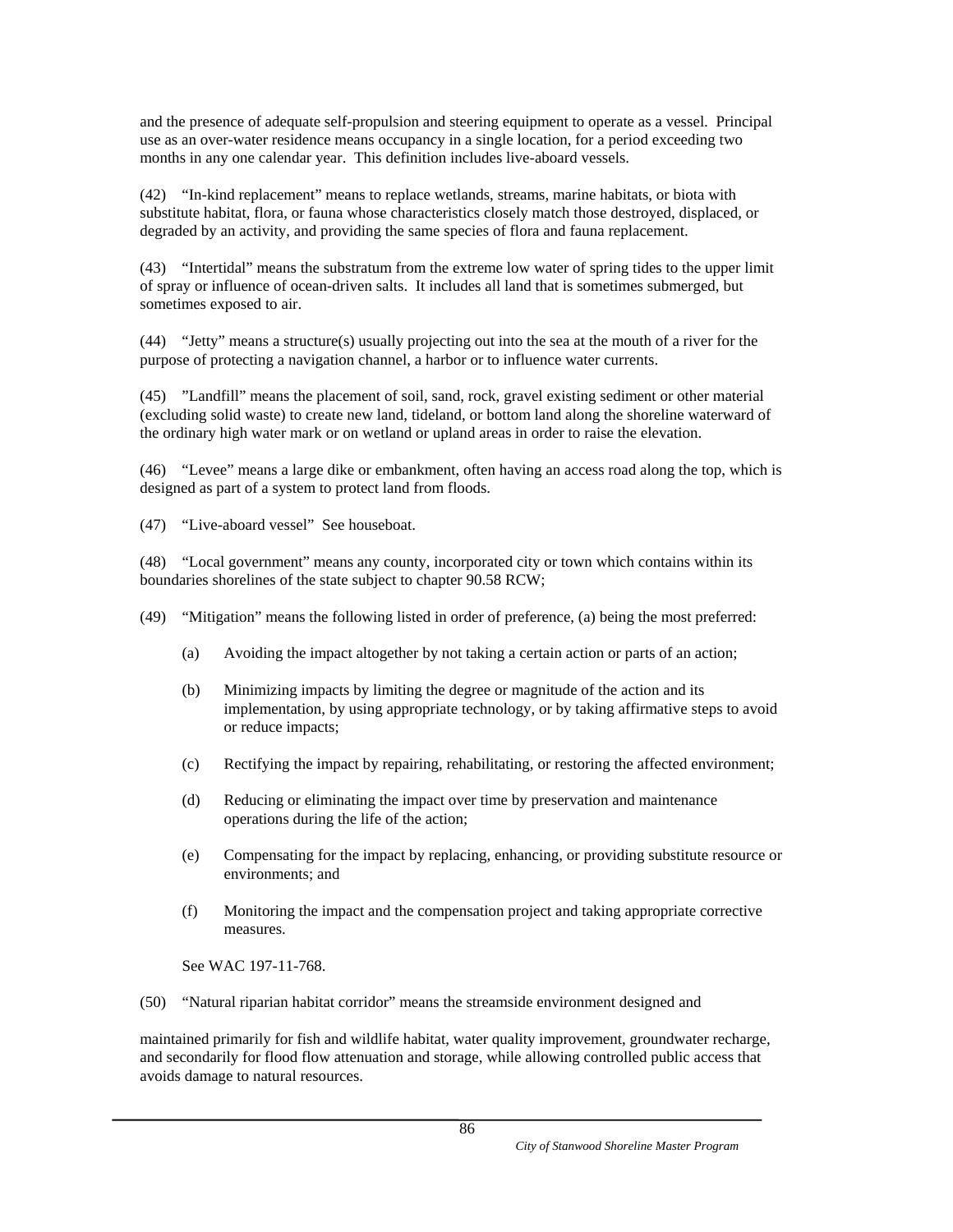and the presence of adequate self-propulsion and steering equipment to operate as a vessel. Principal use as an over-water residence means occupancy in a single location, for a period exceeding two months in any one calendar year. This definition includes live-aboard vessels.

(42) "In-kind replacement" means to replace wetlands, streams, marine habitats, or biota with substitute habitat, flora, or fauna whose characteristics closely match those destroyed, displaced, or degraded by an activity, and providing the same species of flora and fauna replacement.

(43) "Intertidal" means the substratum from the extreme low water of spring tides to the upper limit of spray or influence of ocean-driven salts. It includes all land that is sometimes submerged, but sometimes exposed to air.

(44) "Jetty" means a structure(s) usually projecting out into the sea at the mouth of a river for the purpose of protecting a navigation channel, a harbor or to influence water currents.

(45) "Landfill" means the placement of soil, sand, rock, gravel existing sediment or other material (excluding solid waste) to create new land, tideland, or bottom land along the shoreline waterward of the ordinary high water mark or on wetland or upland areas in order to raise the elevation.

(46) "Levee" means a large dike or embankment, often having an access road along the top, which is designed as part of a system to protect land from floods.

(47) "Live-aboard vessel" See houseboat.

(48) "Local government" means any county, incorporated city or town which contains within its boundaries shorelines of the state subject to chapter 90.58 RCW;

(49) "Mitigation" means the following listed in order of preference, (a) being the most preferred:

- (a) Avoiding the impact altogether by not taking a certain action or parts of an action;
- (b) Minimizing impacts by limiting the degree or magnitude of the action and its implementation, by using appropriate technology, or by taking affirmative steps to avoid or reduce impacts;
- (c) Rectifying the impact by repairing, rehabilitating, or restoring the affected environment;
- (d) Reducing or eliminating the impact over time by preservation and maintenance operations during the life of the action;
- (e) Compensating for the impact by replacing, enhancing, or providing substitute resource or environments; and
- (f) Monitoring the impact and the compensation project and taking appropriate corrective measures.

See WAC 197-11-768.

(50) "Natural riparian habitat corridor" means the streamside environment designed and

maintained primarily for fish and wildlife habitat, water quality improvement, groundwater recharge, and secondarily for flood flow attenuation and storage, while allowing controlled public access that avoids damage to natural resources.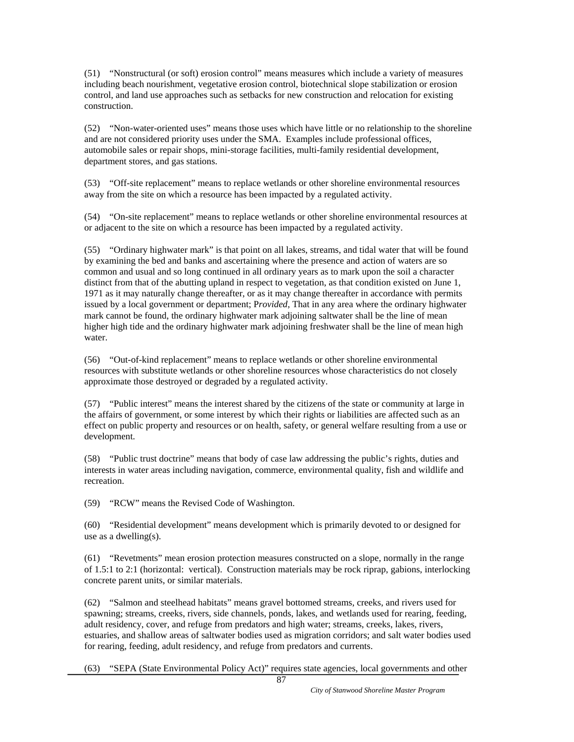(51) "Nonstructural (or soft) erosion control" means measures which include a variety of measures including beach nourishment, vegetative erosion control, biotechnical slope stabilization or erosion control, and land use approaches such as setbacks for new construction and relocation for existing construction.

(52) "Non-water-oriented uses" means those uses which have little or no relationship to the shoreline and are not considered priority uses under the SMA. Examples include professional offices, automobile sales or repair shops, mini-storage facilities, multi-family residential development, department stores, and gas stations.

(53) "Off-site replacement" means to replace wetlands or other shoreline environmental resources away from the site on which a resource has been impacted by a regulated activity.

(54) "On-site replacement" means to replace wetlands or other shoreline environmental resources at or adjacent to the site on which a resource has been impacted by a regulated activity.

(55) "Ordinary highwater mark" is that point on all lakes, streams, and tidal water that will be found by examining the bed and banks and ascertaining where the presence and action of waters are so common and usual and so long continued in all ordinary years as to mark upon the soil a character distinct from that of the abutting upland in respect to vegetation, as that condition existed on June 1, 1971 as it may naturally change thereafter, or as it may change thereafter in accordance with permits issued by a local government or department; P*rovided*, That in any area where the ordinary highwater mark cannot be found, the ordinary highwater mark adjoining saltwater shall be the line of mean higher high tide and the ordinary highwater mark adjoining freshwater shall be the line of mean high water.

(56) "Out-of-kind replacement" means to replace wetlands or other shoreline environmental resources with substitute wetlands or other shoreline resources whose characteristics do not closely approximate those destroyed or degraded by a regulated activity.

(57) "Public interest" means the interest shared by the citizens of the state or community at large in the affairs of government, or some interest by which their rights or liabilities are affected such as an effect on public property and resources or on health, safety, or general welfare resulting from a use or development.

(58) "Public trust doctrine" means that body of case law addressing the public's rights, duties and interests in water areas including navigation, commerce, environmental quality, fish and wildlife and recreation.

(59) "RCW" means the Revised Code of Washington.

(60) "Residential development" means development which is primarily devoted to or designed for use as a dwelling(s).

(61) "Revetments" mean erosion protection measures constructed on a slope, normally in the range of 1.5:1 to 2:1 (horizontal: vertical). Construction materials may be rock riprap, gabions, interlocking concrete parent units, or similar materials.

(62) "Salmon and steelhead habitats" means gravel bottomed streams, creeks, and rivers used for spawning; streams, creeks, rivers, side channels, ponds, lakes, and wetlands used for rearing, feeding, adult residency, cover, and refuge from predators and high water; streams, creeks, lakes, rivers, estuaries, and shallow areas of saltwater bodies used as migration corridors; and salt water bodies used for rearing, feeding, adult residency, and refuge from predators and currents.

(63) "SEPA (State Environmental Policy Act)" requires state agencies, local governments and other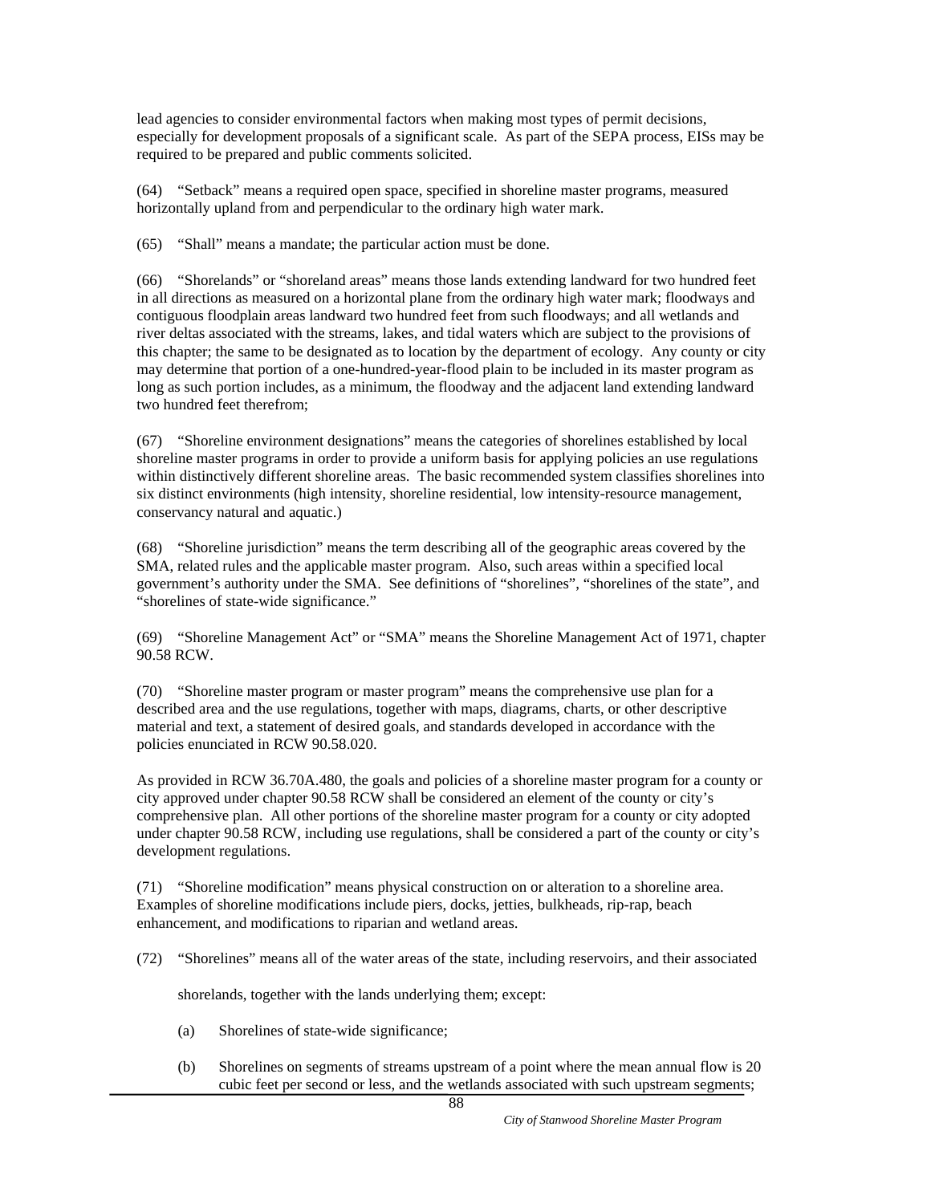lead agencies to consider environmental factors when making most types of permit decisions, especially for development proposals of a significant scale. As part of the SEPA process, EISs may be required to be prepared and public comments solicited.

(64) "Setback" means a required open space, specified in shoreline master programs, measured horizontally upland from and perpendicular to the ordinary high water mark.

(65) "Shall" means a mandate; the particular action must be done.

(66) "Shorelands" or "shoreland areas" means those lands extending landward for two hundred feet in all directions as measured on a horizontal plane from the ordinary high water mark; floodways and contiguous floodplain areas landward two hundred feet from such floodways; and all wetlands and river deltas associated with the streams, lakes, and tidal waters which are subject to the provisions of this chapter; the same to be designated as to location by the department of ecology. Any county or city may determine that portion of a one-hundred-year-flood plain to be included in its master program as long as such portion includes, as a minimum, the floodway and the adjacent land extending landward two hundred feet therefrom;

(67) "Shoreline environment designations" means the categories of shorelines established by local shoreline master programs in order to provide a uniform basis for applying policies an use regulations within distinctively different shoreline areas. The basic recommended system classifies shorelines into six distinct environments (high intensity, shoreline residential, low intensity-resource management, conservancy natural and aquatic.)

(68) "Shoreline jurisdiction" means the term describing all of the geographic areas covered by the SMA, related rules and the applicable master program. Also, such areas within a specified local government's authority under the SMA. See definitions of "shorelines", "shorelines of the state", and "shorelines of state-wide significance."

(69) "Shoreline Management Act" or "SMA" means the Shoreline Management Act of 1971, chapter 90.58 RCW.

(70) "Shoreline master program or master program" means the comprehensive use plan for a described area and the use regulations, together with maps, diagrams, charts, or other descriptive material and text, a statement of desired goals, and standards developed in accordance with the policies enunciated in RCW 90.58.020.

As provided in RCW 36.70A.480, the goals and policies of a shoreline master program for a county or city approved under chapter 90.58 RCW shall be considered an element of the county or city's comprehensive plan. All other portions of the shoreline master program for a county or city adopted under chapter 90.58 RCW, including use regulations, shall be considered a part of the county or city's development regulations.

(71) "Shoreline modification" means physical construction on or alteration to a shoreline area. Examples of shoreline modifications include piers, docks, jetties, bulkheads, rip-rap, beach enhancement, and modifications to riparian and wetland areas.

(72) "Shorelines" means all of the water areas of the state, including reservoirs, and their associated shorelands, together with the lands underlying them; except:

(a) Shorelines of state-wide significance;

(b) Shorelines on segments of streams upstream of a point where the mean annual flow is 20 cubic feet per second or less, and the wetlands associated with such upstream segments;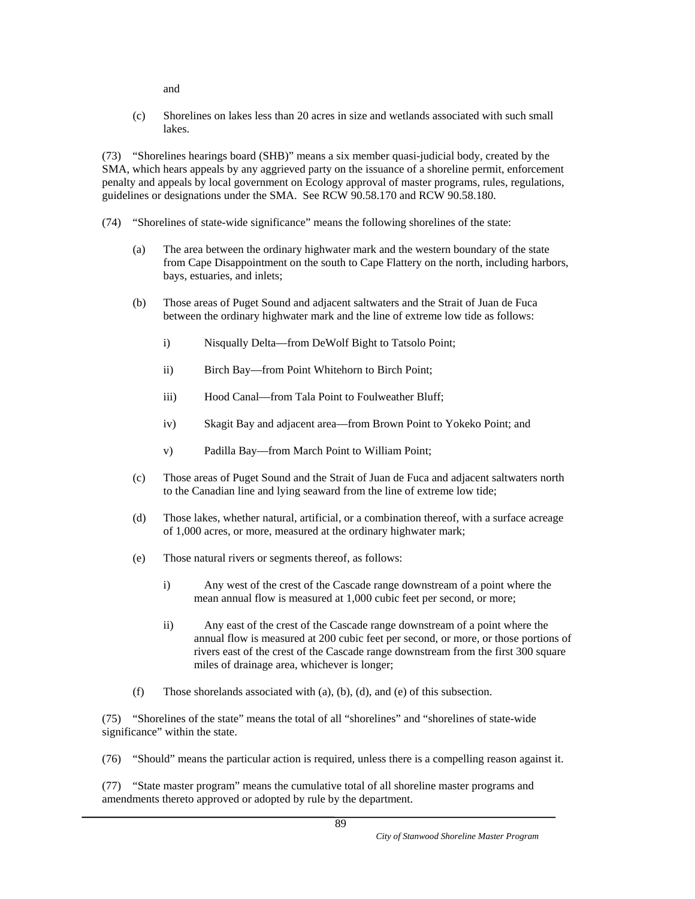and

(c) Shorelines on lakes less than 20 acres in size and wetlands associated with such small lakes.

(73) "Shorelines hearings board (SHB)" means a six member quasi-judicial body, created by the SMA, which hears appeals by any aggrieved party on the issuance of a shoreline permit, enforcement penalty and appeals by local government on Ecology approval of master programs, rules, regulations, guidelines or designations under the SMA. See RCW 90.58.170 and RCW 90.58.180.

(74) "Shorelines of state-wide significance" means the following shorelines of the state:

(a) The area between the ordinary highwater mark and the western boundary of the state from Cape Disappointment on the south to Cape Flattery on the north, including harbors, bays, estuaries, and inlets;

(b) Those areas of Puget Sound and adjacent saltwaters and the Strait of Juan de Fuca between the ordinary highwater mark and the line of extreme low tide as follows:

i) Nisqually Delta—from DeWolf Bight to Tatsolo Point;

ii) Birch Bay—from Point Whitehorn to Birch Point;

iii) Hood Canal—from Tala Point to Foulweather Bluff;

iv) Skagit Bay and adjacent area—from Brown Point to Yokeko Point; and

v) Padilla Bay—from March Point to William Point;

(c) Those areas of Puget Sound and the Strait of Juan de Fuca and adjacent saltwaters north to the Canadian line and lying seaward from the line of extreme low tide;

(d) Those lakes, whether natural, artificial, or a combination thereof, with a surface acreage of 1,000 acres, or more, measured at the ordinary highwater mark;

(e) Those natural rivers or segments thereof, as follows:

i) Any west of the crest of the Cascade range downstream of a point where the mean annual flow is measured at 1,000 cubic feet per second, or more;

ii) Any east of the crest of the Cascade range downstream of a point where the annual flow is measured at 200 cubic feet per second, or more, or those portions of rivers east of the crest of the Cascade range downstream from the first 300 square miles of drainage area, whichever is longer;

(f) Those shorelands associated with (a), (b), (d), and (e) of this subsection.

(75) "Shorelines of the state" means the total of all "shorelines" and "shorelines of state-wide significance" within the state.

(76) "Should" means the particular action is required, unless there is a compelling reason against it.

(77) "State master program" means the cumulative total of all shoreline master programs and amendments thereto approved or adopted by rule by the department.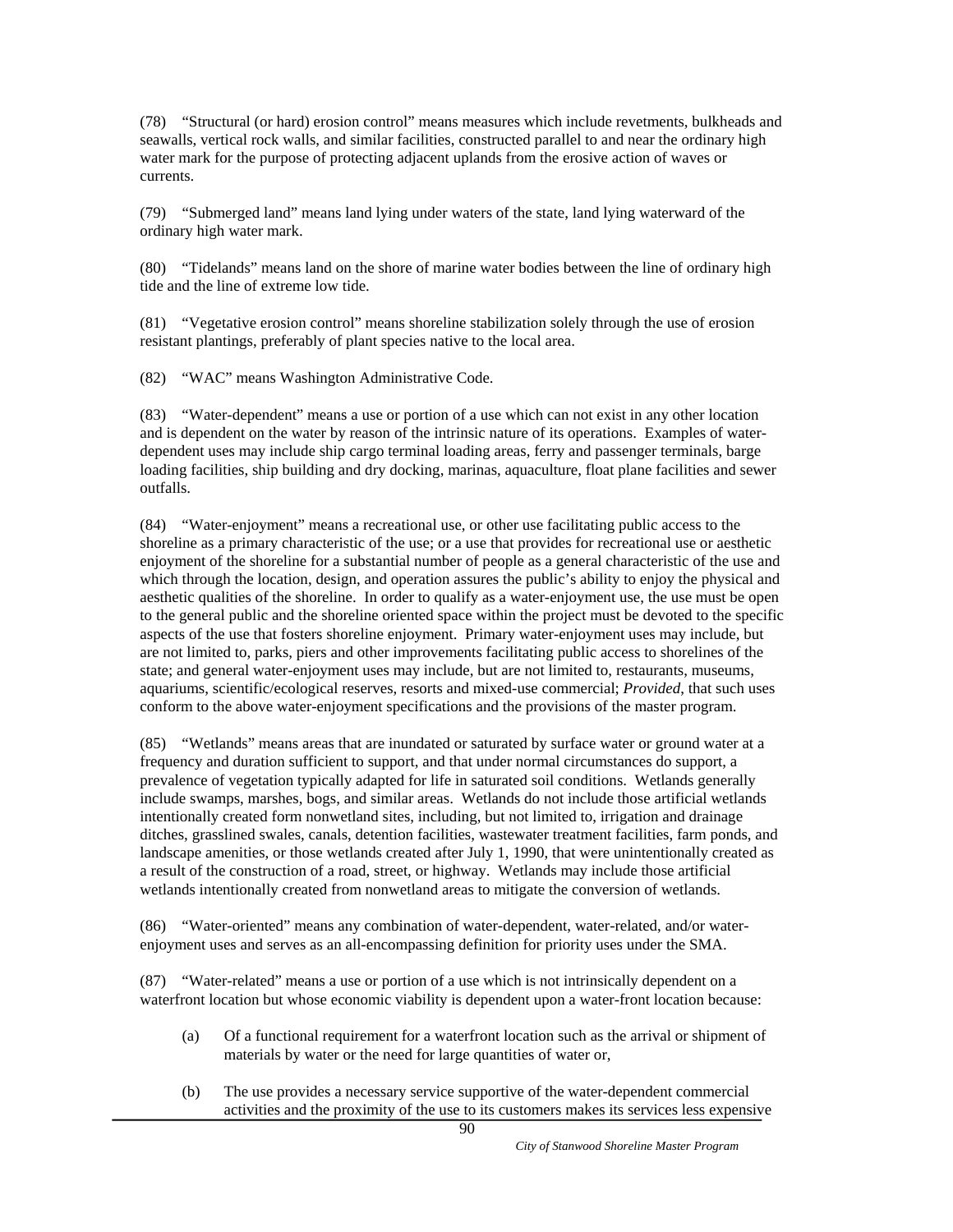(78) “Structural (or hard) erosion control” means measures which include revetments, bulkheads and seawalls, vertical rock walls, and similar facilities, constructed parallel to and near the ordinary high water mark for the purpose of protecting adjacent uplands from the erosive action of waves or currents.

(79) “Submerged land” means land lying under waters of the state, land lying waterward of the ordinary high water mark.

(80) “Tidelands” means land on the shore of marine water bodies between the line of ordinary high tide and the line of extreme low tide.

(81) “Vegetative erosion control” means shoreline stabilization solely through the use of erosion resistant plantings, preferably of plant species native to the local area.

(82) “WAC” means Washington Administrative Code.

(83) “Water-dependent” means a use or portion of a use which can not exist in any other location and is dependent on the water by reason of the intrinsic nature of its operations. Examples of water-dependent uses may include ship cargo terminal loading areas, ferry and passenger terminals, barge loading facilities, ship building and dry docking, marinas, aquaculture, float plane facilities and sewer outfalls.

(84) “Water-enjoyment” means a recreational use, or other use facilitating public access to the shoreline as a primary characteristic of the use; or a use that provides for recreational use or aesthetic enjoyment of the shoreline for a substantial number of people as a general characteristic of the use and which through the location, design, and operation assures the public’s ability to enjoy the physical and aesthetic qualities of the shoreline. In order to qualify as a water-enjoyment use, the use must be open to the general public and the shoreline oriented space within the project must be devoted to the specific aspects of the use that fosters shoreline enjoyment. Primary water-enjoyment uses may include, but are not limited to, parks, piers and other improvements facilitating public access to shorelines of the state; and general water-enjoyment uses may include, but are not limited to, restaurants, museums, aquariums, scientific/ecological reserves, resorts and mixed-use commercial; *Provided*, that such uses conform to the above water-enjoyment specifications and the provisions of the master program.

(85) “Wetlands” means areas that are inundated or saturated by surface water or ground water at a frequency and duration sufficient to support, and that under normal circumstances do support, a prevalence of vegetation typically adapted for life in saturated soil conditions. Wetlands generally include swamps, marshes, bogs, and similar areas. Wetlands do not include those artificial wetlands intentionally created form nonwetland sites, including, but not limited to, irrigation and drainage ditches, grasslined swales, canals, detention facilities, wastewater treatment facilities, farm ponds, and landscape amenities, or those wetlands created after July 1, 1990, that were unintentionally created as a result of the construction of a road, street, or highway. Wetlands may include those artificial wetlands intentionally created from nonwetland areas to mitigate the conversion of wetlands.

(86) “Water-oriented” means any combination of water-dependent, water-related, and/or water-enjoyment uses and serves as an all-encompassing definition for priority uses under the SMA.

(87) “Water-related” means a use or portion of a use which is not intrinsically dependent on a waterfront location but whose economic viability is dependent upon a water-front location because:

(a) Of a functional requirement for a waterfront location such as the arrival or shipment of materials by water or the need for large quantities of water or,

(b) The use provides a necessary service supportive of the water-dependent commercial activities and the proximity of the use to its customers makes its services less expensive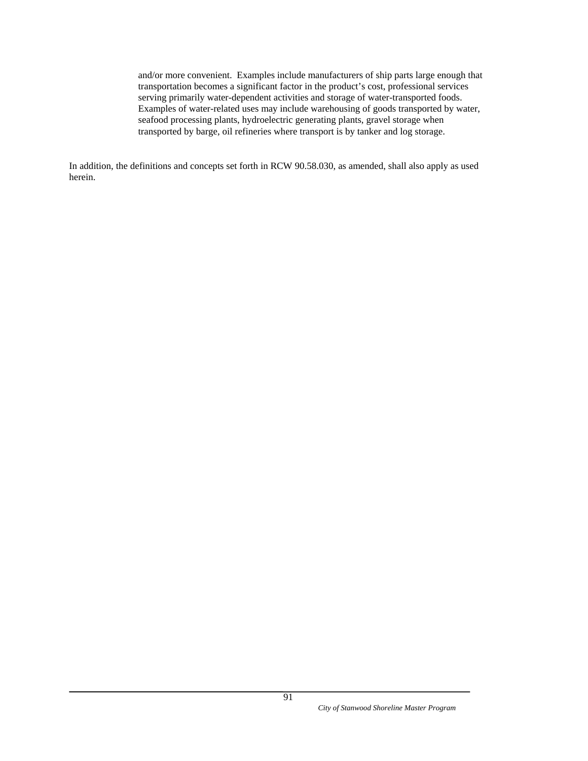and/or more convenient. Examples include manufacturers of ship parts large enough that transportation becomes a significant factor in the product's cost, professional services serving primarily water-dependent activities and storage of water-transported foods. Examples of water-related uses may include warehousing of goods transported by water, seafood processing plants, hydroelectric generating plants, gravel storage when transported by barge, oil refineries where transport is by tanker and log storage.

In addition, the definitions and concepts set forth in RCW 90.58.030, as amended, shall also apply as used herein.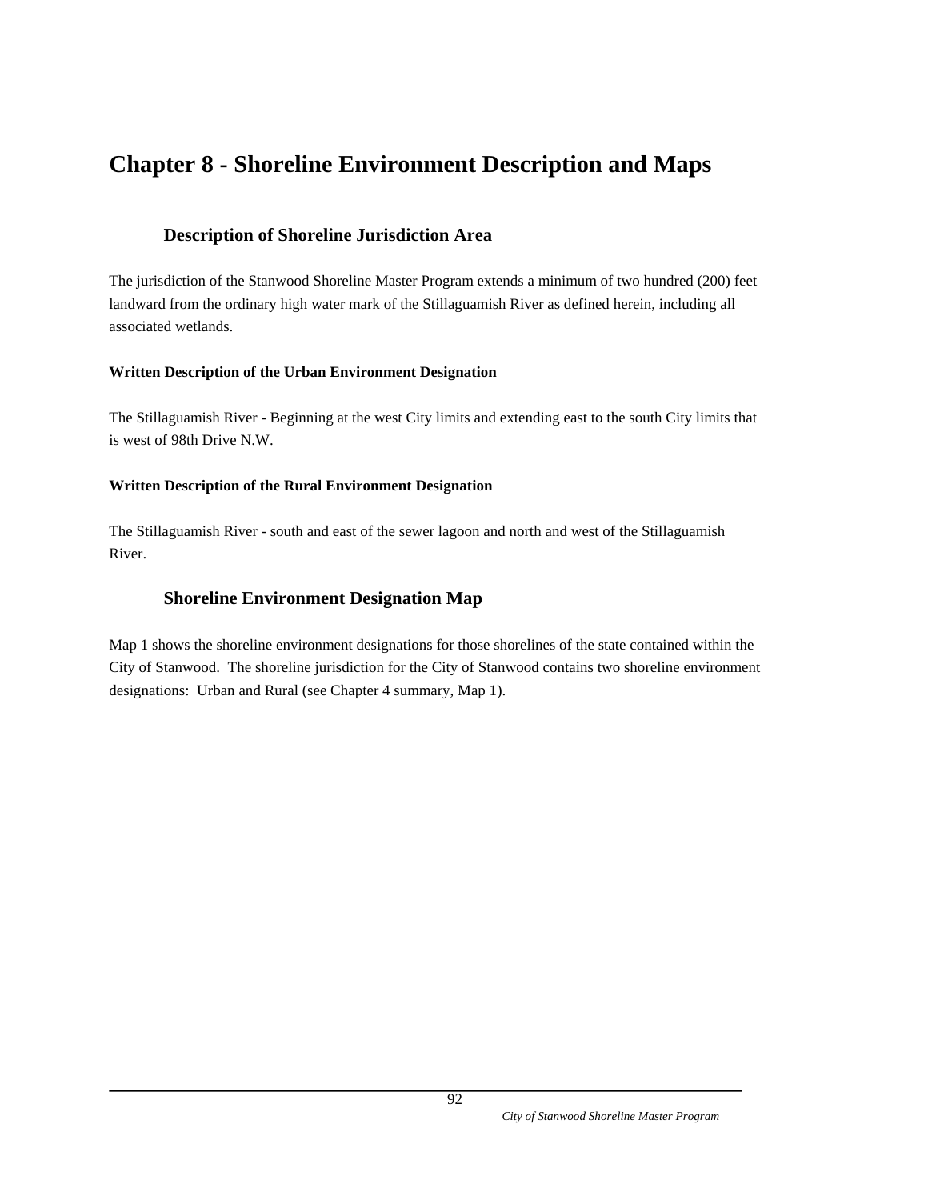# Chapter 8 - Shoreline Environment Description and Maps

## Description of Shoreline Jurisdiction Area

The jurisdiction of the Stanwood Shoreline Master Program extends a minimum of two hundred (200) feet landward from the ordinary high water mark of the Stillaguamish River as defined herein, including all associated wetlands.

**Written Description of the Urban Environment Designation**

The Stillaguamish River - Beginning at the west City limits and extending east to the south City limits that is west of 98th Drive N.W.

**Written Description of the Rural Environment Designation**

The Stillaguamish River - south and east of the sewer lagoon and north and west of the Stillaguamish River.

## Shoreline Environment Designation Map

Map 1 shows the shoreline environment designations for those shorelines of the state contained within the City of Stanwood. The shoreline jurisdiction for the City of Stanwood contains two shoreline environment designations: Urban and Rural (see Chapter 4 summary, Map 1).